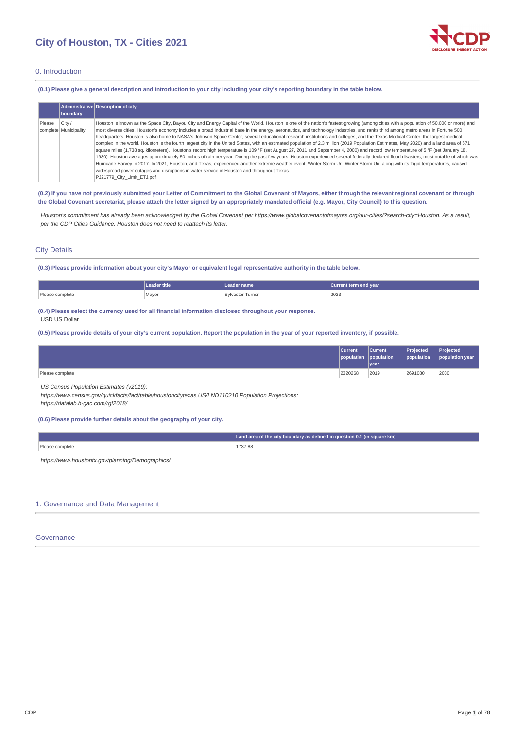# City of Houston, TX - Cities 2021

## 0. Introduction

**(0.1) Please give a general description and introduction to your city including your city's reporting boundary in the table below.**

| | Administrative boundary | Description of city |
|---|---|---|
| Please complete | City / Municipality | Houston is known as the Space City, Bayou City and Energy Capital of the World. Houston is one of the nation's fastest-growing (among cities with a population of 50,000 or more) and most diverse cities. Houston's economy includes a broad industrial base in the energy, aeronautics, and technology industries, and ranks third among metro areas in Fortune 500 headquarters. Houston is also home to NASA's Johnson Space Center, several educational research institutions and colleges, and the Texas Medical Center, the largest medical complex in the world. Houston is the fourth largest city in the United States, with an estimated population of 2.3 million (2019 Population Estimates, May 2020) and a land area of 671 square miles (1,738 sq. kilometers). Houston's record high temperature is 109 °F (set August 27, 2011 and September 4, 2000) and record low temperature of 5 °F (set January 18, 1930). Houston averages approximately 50 inches of rain per year. During the past few years, Houston experienced several federally declared flood disasters, most notable of which was Hurricane Harvey in 2017. In 2021, Houston, and Texas, experienced another extreme weather event, Winter Storm Uri. Winter Storm Uri, along with its frigid temperatures, caused widespread power outages and disruptions in water service in Houston and throughout Texas.<br>PJ21779_City_Limit_ETJ.pdf |

**(0.2) If you have not previously submitted your Letter of Commitment to the Global Covenant of Mayors, either through the relevant regional covenant or through the Global Covenant secretariat, please attach the letter signed by an appropriately mandated official (e.g. Mayor, City Council) to this question.**

*Houston's commitment has already been acknowledged by the Global Covenant per https://www.globalcovenantofmayors.org/our-cities/?search-city=Houston. As a result, per the CDP Cities Guidance, Houston does not need to reattach its letter.*

## City Details

**(0.3) Please provide information about your city's Mayor or equivalent legal representative authority in the table below.**

| | Leader title | Leader name | Current term end year |
|---|---|---|---|
| Please complete | Mayor | Sylvester Turner | 2023 |

**(0.4) Please select the currency used for all financial information disclosed throughout your response.**

USD US Dollar

**(0.5) Please provide details of your city's current population. Report the population in the year of your reported inventory, if possible.**

| | Current population | Current population year | Projected population | Projected population year |
|---|---|---|---|---|
| Please complete | 2320268 | 2019 | 2691080 | 2030 |

*US Census Population Estimates (v2019):*
*https://www.census.gov/quickfacts/fact/table/houstoncitytexas,US/LND110210 Population Projections:*
*https://datalab.h-gac.com/rgf2018/*

**(0.6) Please provide further details about the geography of your city.**

| | Land area of the city boundary as defined in question 0.1 (in square km) |
|---|---|
| Please complete | 1737.88 |

*https://www.houstontx.gov/planning/Demographics/*

## 1. Governance and Data Management

## Governance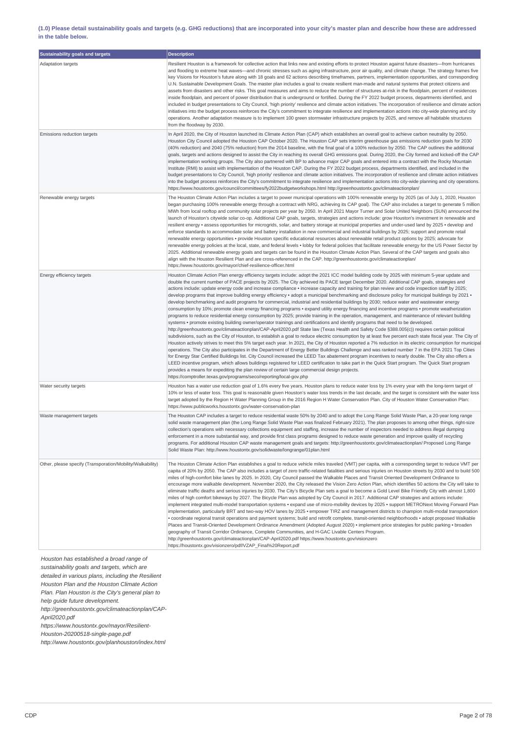**(1.0) Please detail sustainability goals and targets (e.g. GHG reductions) that are incorporated into your city's master plan and describe how these are addressed in the table below.**

| Sustainability goals and targets | Description |
| --- | --- |
| Adaptation targets | Resilient Houston is a framework for collective action that links new and existing efforts to protect Houston against future disasters—from hurricanes and flooding to extreme heat waves—and chronic stresses such as aging infrastructure, poor air quality, and climate change. The strategy frames five key Visions for Houston's future along with 18 goals and 62 actions describing timeframes, partners, implementation opportunities, and corresponding U.N. Sustainable Development Goals. The master plan includes a goal to create resilient man-made and natural systems that protect citizens and assets from disasters and other risks. This goal measures and aims to reduce the number of structures at-risk in the floodplain, percent of residences inside floodplain, and percent of power distribution that is underground or fortified. During the FY 2022 budget process, departments identified, and included in budget presentations to City Council, 'high priority' resilience and climate action initiatives. The incorporation of resilience and climate action initiatives into the budget process reinforces the City's commitment to integrate resilience and implementation actions into city-wide planning and city operations. Another adaptation measure is to implement 100 green stormwater infrastructure projects by 2025, and remove all habitable structures from the floodway by 2030. |
| Emissions reduction targets | In April 2020, the City of Houston launched its Climate Action Plan (CAP) which establishes an overall goal to achieve carbon neutrality by 2050. Houston City Council adopted the Houston CAP October 2020. The Houston CAP sets interim greenhouse gas emissions reduction goals for 2030 (40% reduction) and 2040 (75% reduction) from the 2014 baseline, with the final goal of a 100% reduction by 2050. The CAP outlines the additional goals, targets and actions designed to assist the City in reaching its overall GHG emissions goal. During 2020, the City formed and kicked-off the CAP implementation working groups. The City also partnered with BP to advance major CAP goals and entered into a contract with the Rocky Mountain Institute (RMI) to assist with implementation of the Houston CAP. During the FY 2022 budget process, departments identified, and included in the budget presentations to City Council, 'high priority' resilience and climate action initiatives. The incorporation of resilience and climate action initiatives into the budget process reinforces the City's commitment to integrate resilience and implementation actions into city-wide planning and city operations. https://www.houstontx.gov/council/committees/fy2022budgetworkshops.html http://greenhoustontx.gov/climateactionplan/ |
| Renewable energy targets | The Houston Climate Action Plan includes a target to power municipal operations with 100% renewable energy by 2025 (as of July 1, 2020, Houston began purchasing 100% renewable energy through a contract with NRG, achieving its CAP goal). The CAP also includes a target to generate 5 million MWh from local rooftop and community solar projects per year by 2050. In April 2021 Mayor Turner and Solar United Neighbors (SUN) announced the launch of Houston's citywide solar co-op. Additional CAP goals, targets, strategies and actions include: grow Houston's investment in renewable and resilient energy • assess opportunities for microgrids, solar, and battery storage at municipal properties and under-used land by 2025 • develop and enforce standards to accommodate solar and battery installation in new commercial and industrial buildings by 2025; support and promote retail renewable energy opportunities • provide Houston specific educational resources about renewable retail product options by 2025; advocate for renewable energy policies at the local, state, and federal levels • lobby for federal policies that facilitate renewable energy for the US Power Sector by 2025. Additional renewable energy goals and targets can be found in the Houston Climate Action Plan. Several of the CAP targets and goals also align with the Houston Resilient Plan and are cross-referenced in the CAP. http://greenhoustontx.gov/climateactionplan/ https://www.houstontx.gov/mayor/chief-resilience-officer.html |
| Energy efficiency targets | Houston Climate Action Plan energy efficiency targets include: adopt the 2021 ICC model building code by 2025 with minimum 5-year update and double the current number of PACE projects by 2025. The City achieved its PACE target December 2020. Additional CAP goals, strategies and actions include: update energy code and increase compliance • increase capacity and training for plan review and code inspection staff by 2025; develop programs that improve building energy efficiency • adopt a municipal benchmarking and disclosure policy for municipal buildings by 2021 • develop benchmarking and audit programs for commercial, industrial and residential buildings by 2030; reduce water and wastewater energy consumption by 10%; promote clean energy financing programs • expand utility energy financing and incentive programs • promote weatherization programs to reduce residential energy consumption by 2025; provide training in the operation, management, and maintenance of relevant building systems • promote existing building owner/operator trainings and certifications and identify programs that need to be developed. http://greenhoustontx.gov/climateactionplan/CAP-April2020.pdf State law (Texas Health and Safety Code §388.005(c)) requires certain political subdivisions, such as the City of Houston, to establish a goal to reduce electric consumption by at least five percent each state fiscal year. The City of Houston actively strives to meet this 5% target each year. In 2021, the City of Houston reported a 7% reduction in its electric consumption for municipal operations. The City also participates in the Department of Energy Better Buildings Challenge and was ranked number 7 in the EPA 2021 Top Cities for Energy Star Certified Buildings list. City Council increased the LEED Tax abatement program incentives to nearly double. The City also offers a LEED incentive program, which allows buildings registered for LEED certification to take part in the Quick Start program. The Quick Start program provides a means for expediting the plan review of certain large commercial design projects. https://comptroller.texas.gov/programs/seco/reporting/local-gov.php |
| Water security targets | Houston has a water use reduction goal of 1.6% every five years. Houston plans to reduce water loss by 1% every year with the long-term target of 10% or less of water loss. This goal is reasonable given Houston's water loss trends in the last decade, and the target is consistent with the water loss target adopted by the Region H Water Planning Group in the 2016 Region H Water Conservation Plan. City of Houston Water Conservation Plan: https://www.publicworks.houstontx.gov/water-conservation-plan |
| Waste management targets | The Houston CAP includes a target to reduce residential waste 50% by 2040 and to adopt the Long Range Solid Waste Plan, a 20-year long range solid waste management plan (the Long Range Solid Waste Plan was finalized February 2021). The plan proposes to among other things, right-size collection's operations with necessary collections equipment and staffing, increase the number of inspectors needed to address illegal dumping enforcement in a more substantial way, and provide first class programs designed to reduce waste generation and improve quality of recycling programs. For additional Houston CAP waste management goals and targets: http://greenhoustontx.gov/climateactionplan/ Proposed Long Range Solid Waste Plan: http://www.houstontx.gov/solidwaste/longrange/01plan.html |
| Other, please specify (Transporation/Mobility/Walkability) | The Houston Climate Action Plan establishes a goal to reduce vehicle miles traveled (VMT) per capita, with a corresponding target to reduce VMT per capita of 20% by 2050. The CAP also includes a target of zero traffic-related fatalities and serious injuries on Houston streets by 2030 and to build 500 miles of high-comfort bike lanes by 2025. In 2020, City Council passed the Walkable Places and Transit Oriented Development Ordinance to encourage more walkable development. November 2020, the City released the Vision Zero Action Plan, which identifies 50 actions the City will take to eliminate traffic deaths and serious injuries by 2030. The City's Bicycle Plan sets a goal to become a Gold Level Bike Friendly City with almost 1,800 miles of high comfort bikeways by 2027. The Bicycle Plan was adopted by City Council in 2017. Additional CAP strategies and actions include: implement integrated multi-model transportation systems • expand use of micro-mobility devices by 2025 • support METRONext Moving Forward Plan implementation, particularly BRT and two-way HOV lanes by 2025 • empower TIRZ and management districts to champion multi-modal transportation • coordinate regional transit operations and payment systems; build and retrofit complete, transit-oriented neighborhoods • adopt proposed Walkable Places and Transit-Oriented Development Ordinance Amendment (Adopted August 2020) • implement price strategies for public parking • broaden geography of Transit Corridor Ordinance, Complete Communities, and H-GAC Livable Centers Program. http://greenhoustontx.gov/climateactionplan/CAP-April2020.pdf https://www.houstontx.gov/visionzero https://houstontx.gov/visionzero/pdf/VZAP_Final%20Report.pdf |

*Houston has established a broad range of sustainability goals and targets, which are detailed in various plans, including the Resilient Houston Plan and the Houston Climate Action Plan. Plan Houston is the City's general plan to help guide future development.*
*http://greenhoustontx.gov/climateactionplan/CAP-April2020.pdf*
*https://www.houstontx.gov/mayor/Resilient-Houston-20200518-single-page.pdf*
*http://www.houstontx.gov/planhouston/index.html*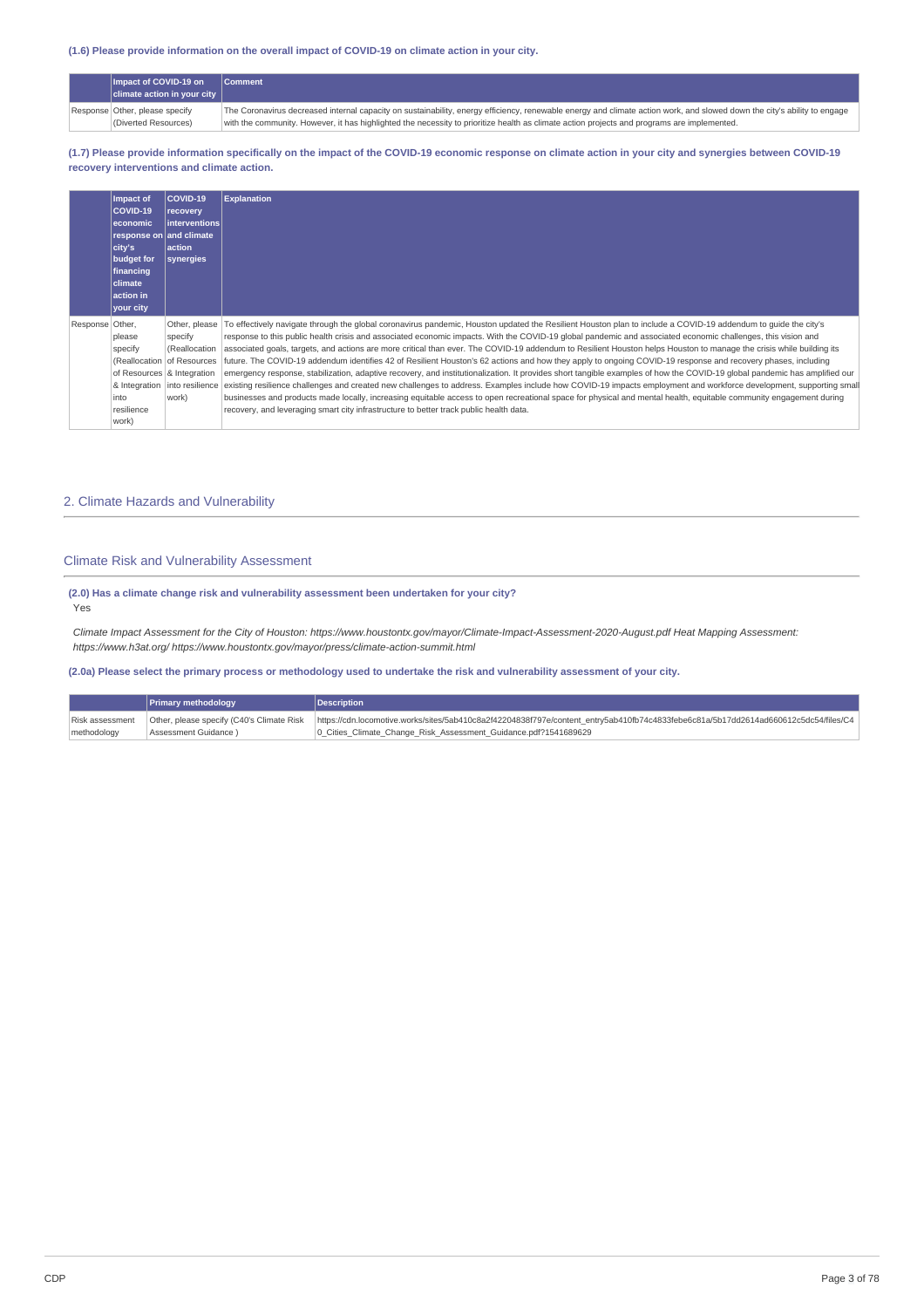**(1.6) Please provide information on the overall impact of COVID-19 on climate action in your city.**

| | Impact of COVID-19 on climate action in your city | Comment |
|---|---|---|
| Response | Other, please specify (Diverted Resources) | The Coronavirus decreased internal capacity on sustainability, energy efficiency, renewable energy and climate action work, and slowed down the city's ability to engage with the community. However, it has highlighted the necessity to prioritize health as climate action projects and programs are implemented. |

**(1.7) Please provide information specifically on the impact of the COVID-19 economic response on climate action in your city and synergies between COVID-19 recovery interventions and climate action.**

| | Impact of COVID-19 economic response on city's budget for financing climate action in your city | COVID-19 recovery interventions and climate action synergies | Explanation |
|---|---|---|---|
| Response | Other, please specify (Reallocation of Resources & Integration into resilience work) | Other, please specify (Reallocation of Resources & Integration into resilience work) | To effectively navigate through the global coronavirus pandemic, Houston updated the Resilient Houston plan to include a COVID-19 addendum to guide the city's response to this public health crisis and associated economic impacts. With the COVID-19 global pandemic and associated economic challenges, this vision and associated goals, targets, and actions are more critical than ever. The COVID-19 addendum to Resilient Houston helps Houston to manage the crisis while building its future. The COVID-19 addendum identifies 42 of Resilient Houston's 62 actions and how they apply to ongoing COVID-19 response and recovery phases, including emergency response, stabilization, adaptive recovery, and institutionalization. It provides short tangible examples of how the COVID-19 global pandemic has amplified our existing resilience challenges and created new challenges to address. Examples include how COVID-19 impacts employment and workforce development, supporting small businesses and products made locally, increasing equitable access to open recreational space for physical and mental health, equitable community engagement during recovery, and leveraging smart city infrastructure to better track public health data. |

## 2. Climate Hazards and Vulnerability

### Climate Risk and Vulnerability Assessment

**(2.0) Has a climate change risk and vulnerability assessment been undertaken for your city?**

Yes

*Climate Impact Assessment for the City of Houston: https://www.houstontx.gov/mayor/Climate-Impact-Assessment-2020-August.pdf Heat Mapping Assessment: https://www.h3at.org/ https://www.houstontx.gov/mayor/press/climate-action-summit.html*

**(2.0a) Please select the primary process or methodology used to undertake the risk and vulnerability assessment of your city.**

| | Primary methodology | Description |
|---|---|---|
| Risk assessment methodology | Other, please specify (C40's Climate Risk Assessment Guidance ) | https://cdn.locomotive.works/sites/5ab410c8a2f42204838f797e/content_entry5ab410fb74c4833febe6c81a/5b17dd2614ad660612c5dc54/files/C40_Cities_Climate_Change_Risk_Assessment_Guidance.pdf?1541689629 |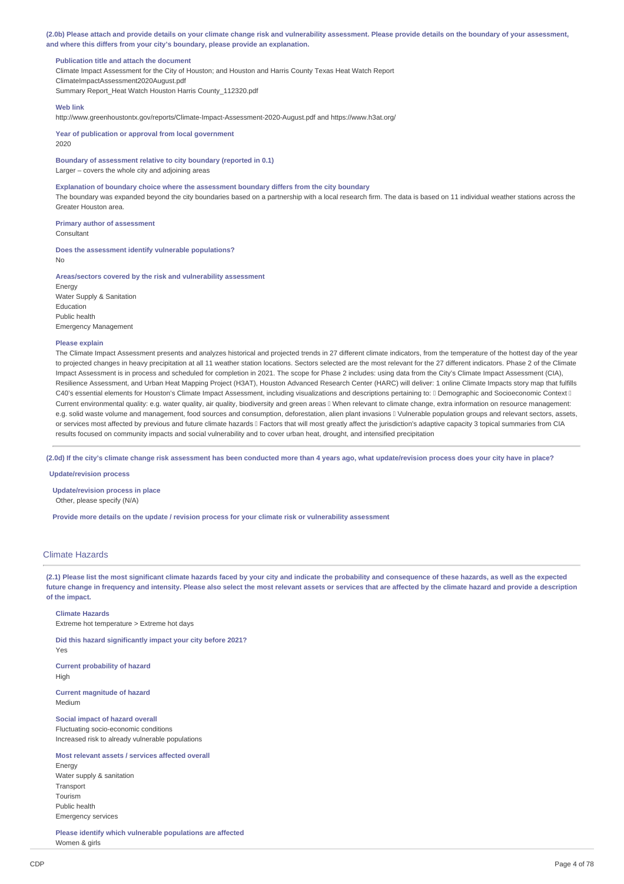**(2.0b) Please attach and provide details on your climate change risk and vulnerability assessment. Please provide details on the boundary of your assessment, and where this differs from your city's boundary, please provide an explanation.**

**Publication title and attach the document**

Climate Impact Assessment for the City of Houston; and Houston and Harris County Texas Heat Watch Report
ClimateImpactAssessment2020August.pdf
Summary Report_Heat Watch Houston Harris County_112320.pdf

**Web link**

http://www.greenhoustontx.gov/reports/Climate-Impact-Assessment-2020-August.pdf and https://www.h3at.org/

**Year of publication or approval from local government**

2020

**Boundary of assessment relative to city boundary (reported in 0.1)**

Larger – covers the whole city and adjoining areas

**Explanation of boundary choice where the assessment boundary differs from the city boundary**

The boundary was expanded beyond the city boundaries based on a partnership with a local research firm. The data is based on 11 individual weather stations across the Greater Houston area.

**Primary author of assessment**

Consultant

**Does the assessment identify vulnerable populations?**

No

**Areas/sectors covered by the risk and vulnerability assessment**

Energy
Water Supply & Sanitation
Education
Public health
Emergency Management

**Please explain**

The Climate Impact Assessment presents and analyzes historical and projected trends in 27 different climate indicators, from the temperature of the hottest day of the year to projected changes in heavy precipitation at all 11 weather station locations. Sectors selected are the most relevant for the 27 different indicators. Phase 2 of the Climate Impact Assessment is in process and scheduled for completion in 2021. The scope for Phase 2 includes: using data from the City's Climate Impact Assessment (CIA), Resilience Assessment, and Urban Heat Mapping Project (H3AT), Houston Advanced Research Center (HARC) will deliver: 1 online Climate Impacts story map that fulfills C40's essential elements for Houston's Climate Impact Assessment, including visualizations and descriptions pertaining to:  Demographic and Socioeconomic Context  Current environmental quality: e.g. water quality, air quality, biodiversity and green areas  When relevant to climate change, extra information on resource management: e.g. solid waste volume and management, food sources and consumption, deforestation, alien plant invasions  Vulnerable population groups and relevant sectors, assets, or services most affected by previous and future climate hazards  Factors that will most greatly affect the jurisdiction's adaptive capacity 3 topical summaries from CIA results focused on community impacts and social vulnerability and to cover urban heat, drought, and intensified precipitation

**(2.0d) If the city's climate change risk assessment has been conducted more than 4 years ago, what update/revision process does your city have in place?**

**Update/revision process**

**Update/revision process in place**

Other, please specify (N/A)

**Provide more details on the update / revision process for your climate risk or vulnerability assessment**

## Climate Hazards

**(2.1) Please list the most significant climate hazards faced by your city and indicate the probability and consequence of these hazards, as well as the expected future change in frequency and intensity. Please also select the most relevant assets or services that are affected by the climate hazard and provide a description of the impact.**

**Climate Hazards**

Extreme hot temperature > Extreme hot days

**Did this hazard significantly impact your city before 2021?**

Yes

**Current probability of hazard**

High

**Current magnitude of hazard**

Medium

**Social impact of hazard overall**

Fluctuating socio-economic conditions
Increased risk to already vulnerable populations

**Most relevant assets / services affected overall**

Energy
Water supply & sanitation
Transport
Tourism
Public health
Emergency services

**Please identify which vulnerable populations are affected**

Women & girls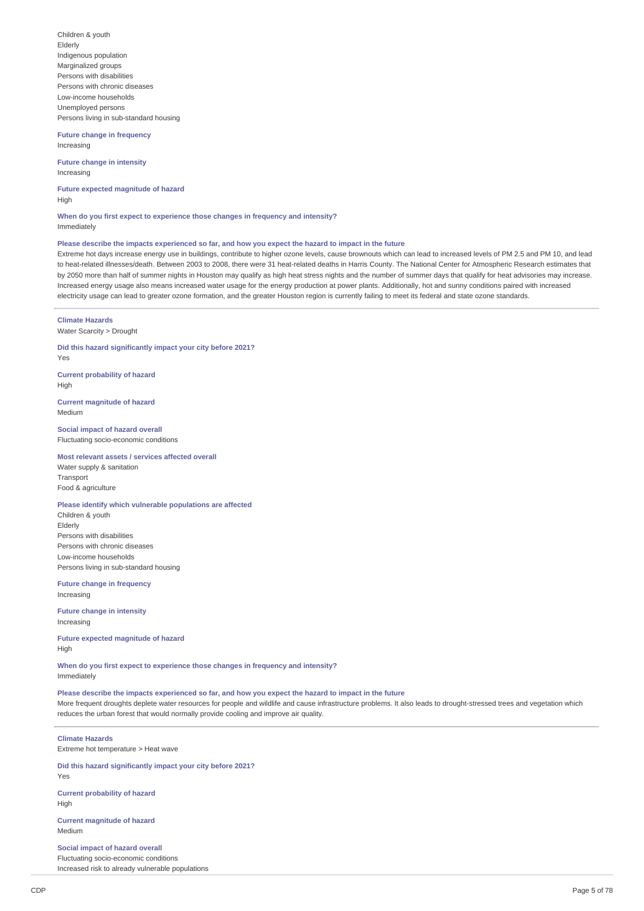Children & youth
Elderly
Indigenous population
Marginalized groups
Persons with disabilities
Persons with chronic diseases
Low-income households
Unemployed persons
Persons living in sub-standard housing

**Future change in frequency**
Increasing

**Future change in intensity**
Increasing

**Future expected magnitude of hazard**
High

**When do you first expect to experience those changes in frequency and intensity?**
Immediately

**Please describe the impacts experienced so far, and how you expect the hazard to impact in the future**
Extreme hot days increase energy use in buildings, contribute to higher ozone levels, cause brownouts which can lead to increased levels of PM 2.5 and PM 10, and lead to heat-related illnesses/death. Between 2003 to 2008, there were 31 heat-related deaths in Harris County. The National Center for Atmospheric Research estimates that by 2050 more than half of summer nights in Houston may qualify as high heat stress nights and the number of summer days that qualify for heat advisories may increase. Increased energy usage also means increased water usage for the energy production at power plants. Additionally, hot and sunny conditions paired with increased electricity usage can lead to greater ozone formation, and the greater Houston region is currently failing to meet its federal and state ozone standards.

---

**Climate Hazards**
Water Scarcity > Drought

**Did this hazard significantly impact your city before 2021?**
Yes

**Current probability of hazard**
High

**Current magnitude of hazard**
Medium

**Social impact of hazard overall**
Fluctuating socio-economic conditions

**Most relevant assets / services affected overall**
Water supply & sanitation
Transport
Food & agriculture

**Please identify which vulnerable populations are affected**
Children & youth
Elderly
Persons with disabilities
Persons with chronic diseases
Low-income households
Persons living in sub-standard housing

**Future change in frequency**
Increasing

**Future change in intensity**
Increasing

**Future expected magnitude of hazard**
High

**When do you first expect to experience those changes in frequency and intensity?**
Immediately

**Please describe the impacts experienced so far, and how you expect the hazard to impact in the future**
More frequent droughts deplete water resources for people and wildlife and cause infrastructure problems. It also leads to drought-stressed trees and vegetation which reduces the urban forest that would normally provide cooling and improve air quality.

---

**Climate Hazards**
Extreme hot temperature > Heat wave

**Did this hazard significantly impact your city before 2021?**
Yes

**Current probability of hazard**
High

**Current magnitude of hazard**
Medium

**Social impact of hazard overall**
Fluctuating socio-economic conditions
Increased risk to already vulnerable populations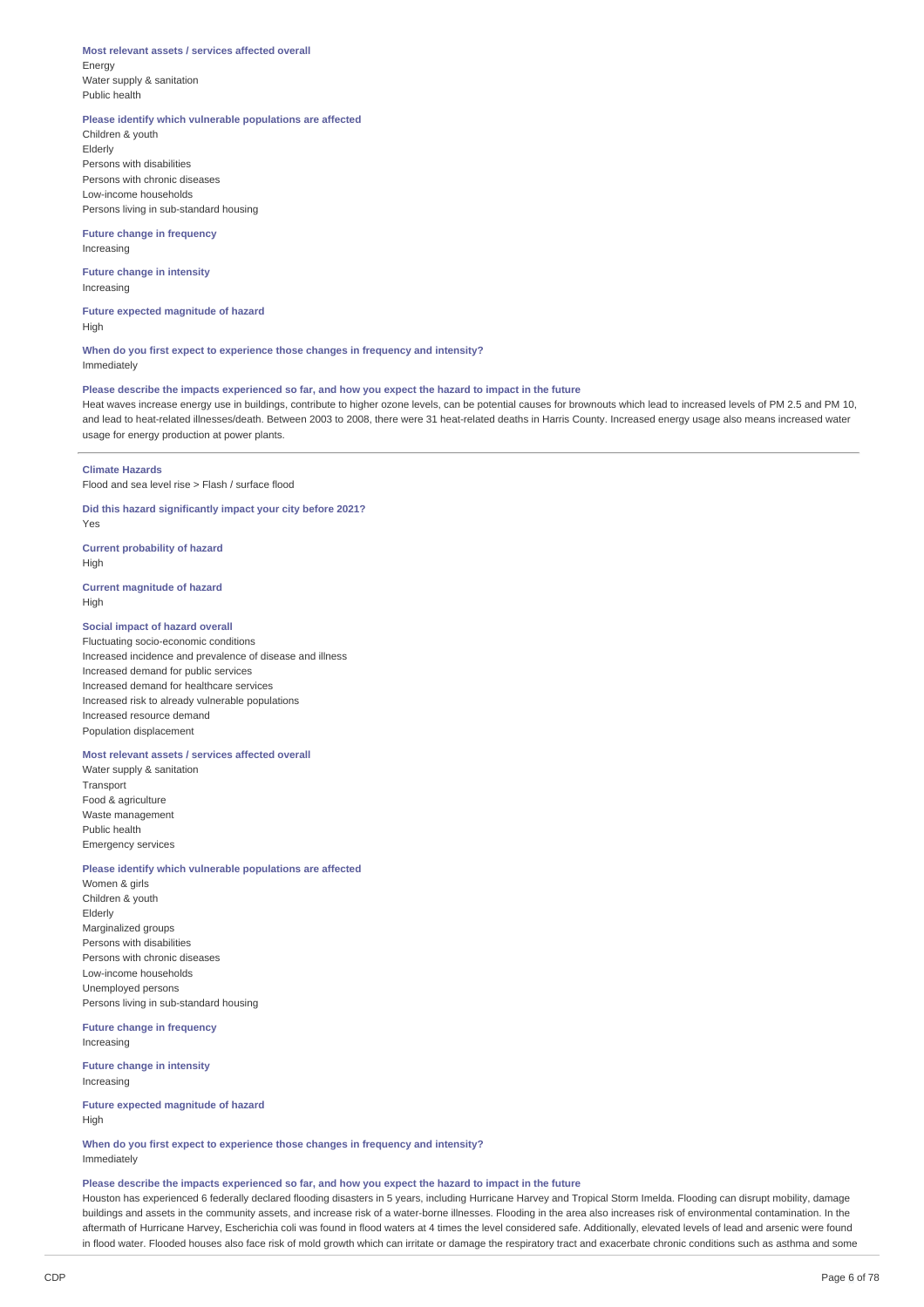**Most relevant assets / services affected overall**

Energy
Water supply & sanitation
Public health

**Please identify which vulnerable populations are affected**

Children & youth
Elderly
Persons with disabilities
Persons with chronic diseases
Low-income households
Persons living in sub-standard housing

**Future change in frequency**

Increasing

**Future change in intensity**

Increasing

**Future expected magnitude of hazard**

High

**When do you first expect to experience those changes in frequency and intensity?**

Immediately

**Please describe the impacts experienced so far, and how you expect the hazard to impact in the future**

Heat waves increase energy use in buildings, contribute to higher ozone levels, can be potential causes for brownouts which lead to increased levels of PM 2.5 and PM 10, and lead to heat-related illnesses/death. Between 2003 to 2008, there were 31 heat-related deaths in Harris County. Increased energy usage also means increased water usage for energy production at power plants.

---

**Climate Hazards**

Flood and sea level rise > Flash / surface flood

**Did this hazard significantly impact your city before 2021?**

Yes

**Current probability of hazard**

High

**Current magnitude of hazard**

High

**Social impact of hazard overall**

Fluctuating socio-economic conditions
Increased incidence and prevalence of disease and illness
Increased demand for public services
Increased demand for healthcare services
Increased risk to already vulnerable populations
Increased resource demand
Population displacement

**Most relevant assets / services affected overall**

Water supply & sanitation
Transport
Food & agriculture
Waste management
Public health
Emergency services

**Please identify which vulnerable populations are affected**

Women & girls
Children & youth
Elderly
Marginalized groups
Persons with disabilities
Persons with chronic diseases
Low-income households
Unemployed persons
Persons living in sub-standard housing

**Future change in frequency**

Increasing

**Future change in intensity**

Increasing

**Future expected magnitude of hazard**

High

**When do you first expect to experience those changes in frequency and intensity?**

Immediately

**Please describe the impacts experienced so far, and how you expect the hazard to impact in the future**

Houston has experienced 6 federally declared flooding disasters in 5 years, including Hurricane Harvey and Tropical Storm Imelda. Flooding can disrupt mobility, damage buildings and assets in the community assets, and increase risk of a water-borne illnesses. Flooding in the area also increases risk of environmental contamination. In the aftermath of Hurricane Harvey, Escherichia coli was found in flood waters at 4 times the level considered safe. Additionally, elevated levels of lead and arsenic were found in flood water. Flooded houses also face risk of mold growth which can irritate or damage the respiratory tract and exacerbate chronic conditions such as asthma and some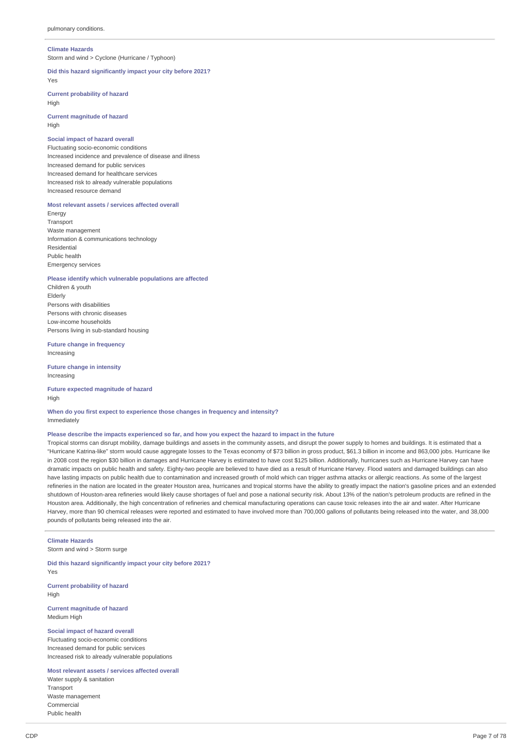pulmonary conditions.

---

**Climate Hazards**
Storm and wind > Cyclone (Hurricane / Typhoon)

**Did this hazard significantly impact your city before 2021?**
Yes

**Current probability of hazard**
High

**Current magnitude of hazard**
High

**Social impact of hazard overall**
Fluctuating socio-economic conditions
Increased incidence and prevalence of disease and illness
Increased demand for public services
Increased demand for healthcare services
Increased risk to already vulnerable populations
Increased resource demand

**Most relevant assets / services affected overall**
Energy
Transport
Waste management
Information & communications technology
Residential
Public health
Emergency services

**Please identify which vulnerable populations are affected**
Children & youth
Elderly
Persons with disabilities
Persons with chronic diseases
Low-income households
Persons living in sub-standard housing

**Future change in frequency**
Increasing

**Future change in intensity**
Increasing

**Future expected magnitude of hazard**
High

**When do you first expect to experience those changes in frequency and intensity?**
Immediately

**Please describe the impacts experienced so far, and how you expect the hazard to impact in the future**
Tropical storms can disrupt mobility, damage buildings and assets in the community assets, and disrupt the power supply to homes and buildings. It is estimated that a "Hurricane Katrina-like" storm would cause aggregate losses to the Texas economy of $73 billion in gross product, $61.3 billion in income and 863,000 jobs. Hurricane Ike in 2008 cost the region $30 billion in damages and Hurricane Harvey is estimated to have cost $125 billion. Additionally, hurricanes such as Hurricane Harvey can have dramatic impacts on public health and safety. Eighty-two people are believed to have died as a result of Hurricane Harvey. Flood waters and damaged buildings can also have lasting impacts on public health due to contamination and increased growth of mold which can trigger asthma attacks or allergic reactions. As some of the largest refineries in the nation are located in the greater Houston area, hurricanes and tropical storms have the ability to greatly impact the nation's gasoline prices and an extended shutdown of Houston-area refineries would likely cause shortages of fuel and pose a national security risk. About 13% of the nation's petroleum products are refined in the Houston area. Additionally, the high concentration of refineries and chemical manufacturing operations can cause toxic releases into the air and water. After Hurricane Harvey, more than 90 chemical releases were reported and estimated to have involved more than 700,000 gallons of pollutants being released into the water, and 38,000 pounds of pollutants being released into the air.

---

**Climate Hazards**
Storm and wind > Storm surge

**Did this hazard significantly impact your city before 2021?**
Yes

**Current probability of hazard**
High

**Current magnitude of hazard**
Medium High

**Social impact of hazard overall**
Fluctuating socio-economic conditions
Increased demand for public services
Increased risk to already vulnerable populations

**Most relevant assets / services affected overall**
Water supply & sanitation
Transport
Waste management
Commercial
Public health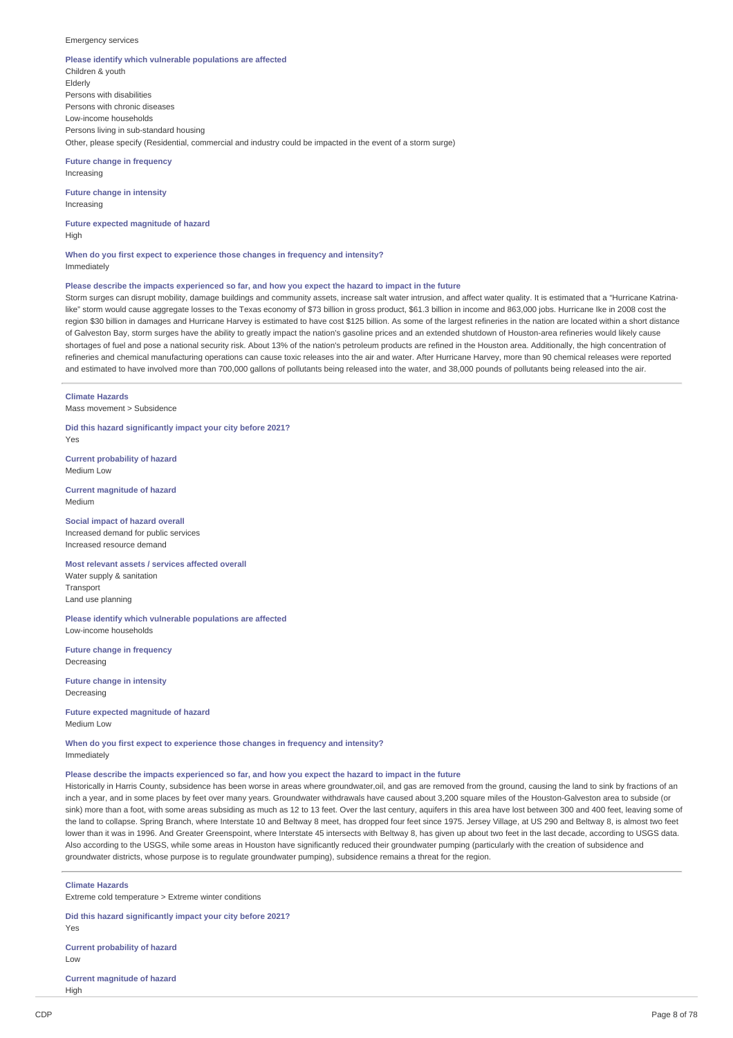Emergency services

**Please identify which vulnerable populations are affected**

Children & youth
Elderly
Persons with disabilities
Persons with chronic diseases
Low-income households
Persons living in sub-standard housing
Other, please specify (Residential, commercial and industry could be impacted in the event of a storm surge)

**Future change in frequency**

Increasing

**Future change in intensity**

Increasing

**Future expected magnitude of hazard**

High

**When do you first expect to experience those changes in frequency and intensity?**

Immediately

**Please describe the impacts experienced so far, and how you expect the hazard to impact in the future**

Storm surges can disrupt mobility, damage buildings and community assets, increase salt water intrusion, and affect water quality. It is estimated that a "Hurricane Katrina-like" storm would cause aggregate losses to the Texas economy of $73 billion in gross product, $61.3 billion in income and 863,000 jobs. Hurricane Ike in 2008 cost the region $30 billion in damages and Hurricane Harvey is estimated to have cost $125 billion. As some of the largest refineries in the nation are located within a short distance of Galveston Bay, storm surges have the ability to greatly impact the nation's gasoline prices and an extended shutdown of Houston-area refineries would likely cause shortages of fuel and pose a national security risk. About 13% of the nation's petroleum products are refined in the Houston area. Additionally, the high concentration of refineries and chemical manufacturing operations can cause toxic releases into the air and water. After Hurricane Harvey, more than 90 chemical releases were reported and estimated to have involved more than 700,000 gallons of pollutants being released into the water, and 38,000 pounds of pollutants being released into the air.

---

**Climate Hazards**

Mass movement > Subsidence

**Did this hazard significantly impact your city before 2021?**

Yes

**Current probability of hazard**

Medium Low

**Current magnitude of hazard**

Medium

**Social impact of hazard overall**

Increased demand for public services
Increased resource demand

**Most relevant assets / services affected overall**

Water supply & sanitation
Transport
Land use planning

**Please identify which vulnerable populations are affected**

Low-income households

**Future change in frequency**

Decreasing

**Future change in intensity**

Decreasing

**Future expected magnitude of hazard**

Medium Low

**When do you first expect to experience those changes in frequency and intensity?**

Immediately

**Please describe the impacts experienced so far, and how you expect the hazard to impact in the future**

Historically in Harris County, subsidence has been worse in areas where groundwater,oil, and gas are removed from the ground, causing the land to sink by fractions of an inch a year, and in some places by feet over many years. Groundwater withdrawals have caused about 3,200 square miles of the Houston-Galveston area to subside (or sink) more than a foot, with some areas subsiding as much as 12 to 13 feet. Over the last century, aquifers in this area have lost between 300 and 400 feet, leaving some of the land to collapse. Spring Branch, where Interstate 10 and Beltway 8 meet, has dropped four feet since 1975. Jersey Village, at US 290 and Beltway 8, is almost two feet lower than it was in 1996. And Greater Greenspoint, where Interstate 45 intersects with Beltway 8, has given up about two feet in the last decade, according to USGS data. Also according to the USGS, while some areas in Houston have significantly reduced their groundwater pumping (particularly with the creation of subsidence and groundwater districts, whose purpose is to regulate groundwater pumping), subsidence remains a threat for the region.

---

**Climate Hazards**

Extreme cold temperature > Extreme winter conditions

**Did this hazard significantly impact your city before 2021?**

Yes

**Current probability of hazard**

Low

**Current magnitude of hazard**

High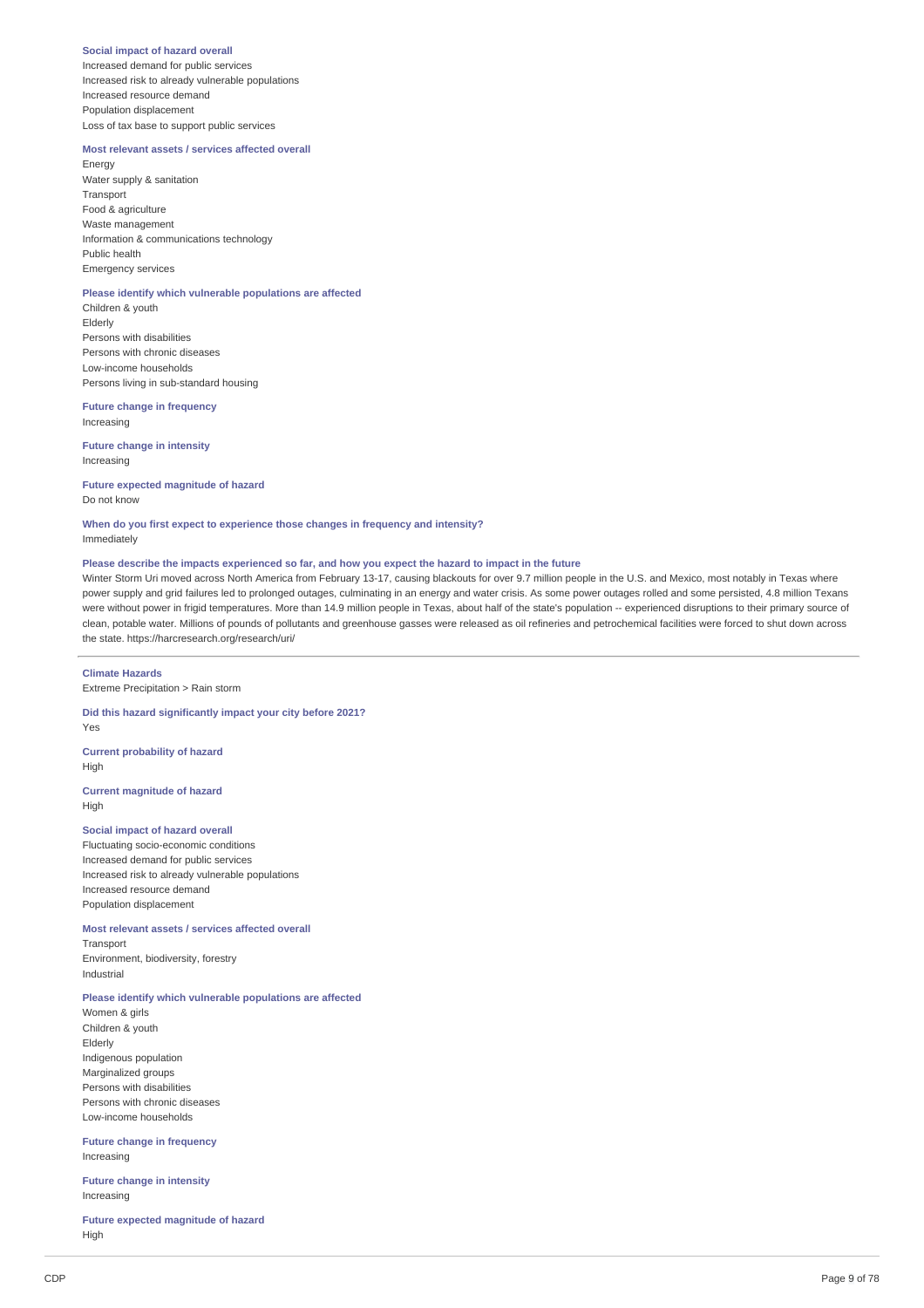**Social impact of hazard overall**
Increased demand for public services
Increased risk to already vulnerable populations
Increased resource demand
Population displacement
Loss of tax base to support public services

**Most relevant assets / services affected overall**
Energy
Water supply & sanitation
Transport
Food & agriculture
Waste management
Information & communications technology
Public health
Emergency services

**Please identify which vulnerable populations are affected**
Children & youth
Elderly
Persons with disabilities
Persons with chronic diseases
Low-income households
Persons living in sub-standard housing

**Future change in frequency**
Increasing

**Future change in intensity**
Increasing

**Future expected magnitude of hazard**
Do not know

**When do you first expect to experience those changes in frequency and intensity?**
Immediately

**Please describe the impacts experienced so far, and how you expect the hazard to impact in the future**
Winter Storm Uri moved across North America from February 13-17, causing blackouts for over 9.7 million people in the U.S. and Mexico, most notably in Texas where power supply and grid failures led to prolonged outages, culminating in an energy and water crisis. As some power outages rolled and some persisted, 4.8 million Texans were without power in frigid temperatures. More than 14.9 million people in Texas, about half of the state's population -- experienced disruptions to their primary source of clean, potable water. Millions of pounds of pollutants and greenhouse gasses were released as oil refineries and petrochemical facilities were forced to shut down across the state. https://harcresearch.org/research/uri/

---

**Climate Hazards**
Extreme Precipitation > Rain storm

**Did this hazard significantly impact your city before 2021?**
Yes

**Current probability of hazard**
High

**Current magnitude of hazard**
High

**Social impact of hazard overall**
Fluctuating socio-economic conditions
Increased demand for public services
Increased risk to already vulnerable populations
Increased resource demand
Population displacement

**Most relevant assets / services affected overall**
Transport
Environment, biodiversity, forestry
Industrial

**Please identify which vulnerable populations are affected**
Women & girls
Children & youth
Elderly
Indigenous population
Marginalized groups
Persons with disabilities
Persons with chronic diseases
Low-income households

**Future change in frequency**
Increasing

**Future change in intensity**
Increasing

**Future expected magnitude of hazard**
High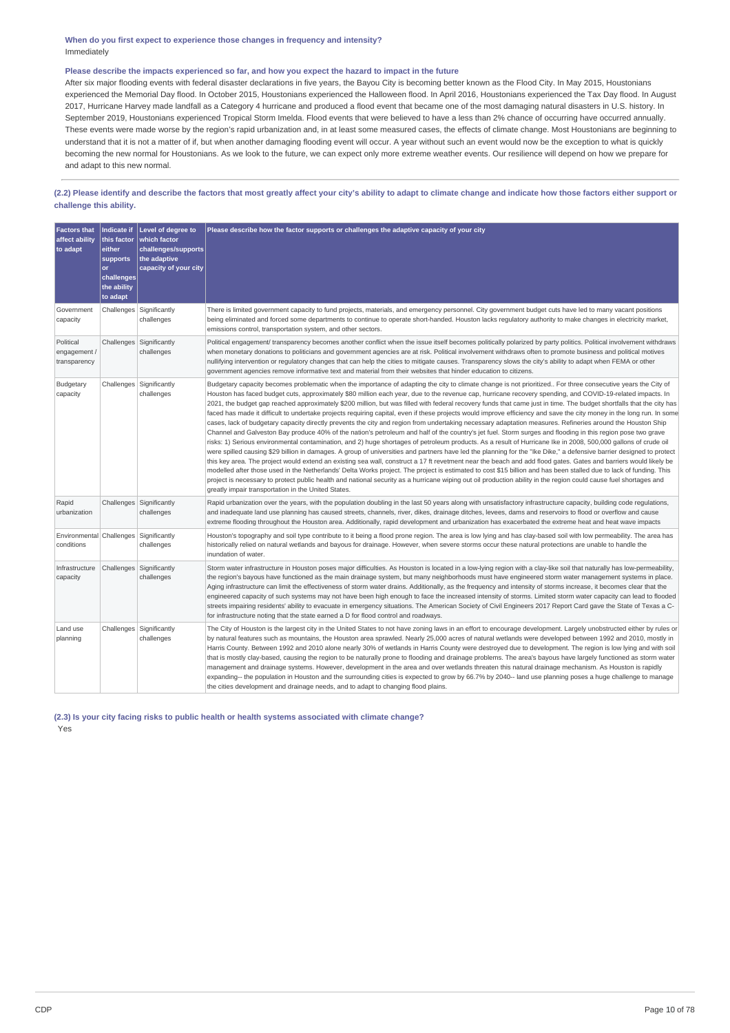**When do you first expect to experience those changes in frequency and intensity?**
Immediately

**Please describe the impacts experienced so far, and how you expect the hazard to impact in the future**
After six major flooding events with federal disaster declarations in five years, the Bayou City is becoming better known as the Flood City. In May 2015, Houstonians experienced the Memorial Day flood. In October 2015, Houstonians experienced the Halloween flood. In April 2016, Houstonians experienced the Tax Day flood. In August 2017, Hurricane Harvey made landfall as a Category 4 hurricane and produced a flood event that became one of the most damaging natural disasters in U.S. history. In September 2019, Houstonians experienced Tropical Storm Imelda. Flood events that were believed to have a less than 2% chance of occurring have occurred annually. These events were made worse by the region's rapid urbanization and, in at least some measured cases, the effects of climate change. Most Houstonians are beginning to understand that it is not a matter of if, but when another damaging flooding event will occur. A year without such an event would now be the exception to what is quickly becoming the new normal for Houstonians. As we look to the future, we can expect only more extreme weather events. Our resilience will depend on how we prepare for and adapt to this new normal.

**(2.2) Please identify and describe the factors that most greatly affect your city's ability to adapt to climate change and indicate how those factors either support or challenge this ability.**

| Factors that affect ability to adapt | Indicate if this factor either supports or challenges the ability to adapt | Level of degree to which factor challenges/supports the adaptive capacity of your city | Please describe how the factor supports or challenges the adaptive capacity of your city |
|---|---|---|---|
| Government capacity | Challenges | Significantly challenges | There is limited government capacity to fund projects, materials, and emergency personnel. City government budget cuts have led to many vacant positions being eliminated and forced some departments to continue to operate short-handed. Houston lacks regulatory authority to make changes in electricity market, emissions control, transportation system, and other sectors. |
| Political engagement / transparency | Challenges | Significantly challenges | Political engagement/ transparency becomes another conflict when the issue itself becomes politically polarized by party politics. Political involvement withdraws when monetary donations to politicians and government agencies are at risk. Political involvement withdraws often to promote business and political motives nullifying intervention or regulatory changes that can help the cities to mitigate causes. Transparency slows the city's ability to adapt when FEMA or other government agencies remove informative text and material from their websites that hinder education to citizens. |
| Budgetary capacity | Challenges | Significantly challenges | Budgetary capacity becomes problematic when the importance of adapting the city to climate change is not prioritized.. For three consecutive years the City of Houston has faced budget cuts, approximately $80 million each year, due to the revenue cap, hurricane recovery spending, and COVID-19-related impacts. In 2021, the budget gap reached approximately $200 million, but was filled with federal recovery funds that came just in time. The budget shortfalls that the city has faced has made it difficult to undertake projects requiring capital, even if these projects would improve efficiency and save the city money in the long run. In some cases, lack of budgetary capacity directly prevents the city and region from undertaking necessary adaptation measures. Refineries around the Houston Ship Channel and Galveston Bay produce 40% of the nation's petroleum and half of the country's jet fuel. Storm surges and flooding in this region pose two grave risks: 1) Serious environmental contamination, and 2) huge shortages of petroleum products. As a result of Hurricane Ike in 2008, 500,000 gallons of crude oil were spilled causing $29 billion in damages. A group of universities and partners have led the planning for the "Ike Dike," a defensive barrier designed to protect this key area. The project would extend an existing sea wall, construct a 17 ft revetment near the beach and add flood gates. Gates and barriers would likely be modelled after those used in the Netherlands' Delta Works project. The project is estimated to cost $15 billion and has been stalled due to lack of funding. This project is necessary to protect public health and national security as a hurricane wiping out oil production ability in the region could cause fuel shortages and greatly impair transportation in the United States. |
| Rapid urbanization | Challenges | Significantly challenges | Rapid urbanization over the years, with the population doubling in the last 50 years along with unsatisfactory infrastructure capacity, building code regulations, and inadequate land use planning has caused streets, channels, river, dikes, drainage ditches, levees, dams and reservoirs to flood or overflow and cause extreme flooding throughout the Houston area. Additionally, rapid development and urbanization has exacerbated the extreme heat and heat wave impacts |
| Environmental conditions | Challenges | Significantly challenges | Houston's topography and soil type contribute to it being a flood prone region. The area is low lying and has clay-based soil with low permeability. The area has historically relied on natural wetlands and bayous for drainage. However, when severe storms occur these natural protections are unable to handle the inundation of water. |
| Infrastructure capacity | Challenges | Significantly challenges | Storm water infrastructure in Houston poses major difficulties. As Houston is located in a low-lying region with a clay-like soil that naturally has low-permeability, the region's bayous have functioned as the main drainage system, but many neighborhoods must have engineered storm water management systems in place. Aging infrastructure can limit the effectiveness of storm water drains. Additionally, as the frequency and intensity of storms increase, it becomes clear that the engineered capacity of such systems may not have been high enough to face the increased intensity of storms. Limited storm water capacity can lead to flooded streets impairing residents' ability to evacuate in emergency situations. The American Society of Civil Engineers 2017 Report Card gave the State of Texas a C- for infrastructure noting that the state earned a D for flood control and roadways. |
| Land use planning | Challenges | Significantly challenges | The City of Houston is the largest city in the United States to not have zoning laws in an effort to encourage development. Largely unobstructed either by rules or by natural features such as mountains, the Houston area sprawled. Nearly 25,000 acres of natural wetlands were developed between 1992 and 2010, mostly in Harris County. Between 1992 and 2010 alone nearly 30% of wetlands in Harris County were destroyed due to development. The region is low lying and with soil that is mostly clay-based, causing the region to be naturally prone to flooding and drainage problems. The area's bayous have largely functioned as storm water management and drainage systems. However, development in the area and over wetlands threaten this natural drainage mechanism. As Houston is rapidly expanding-- the population in Houston and the surrounding cities is expected to grow by 66.7% by 2040-- land use planning poses a huge challenge to manage the cities development and drainage needs, and to adapt to changing flood plains. |

**(2.3) Is your city facing risks to public health or health systems associated with climate change?**
Yes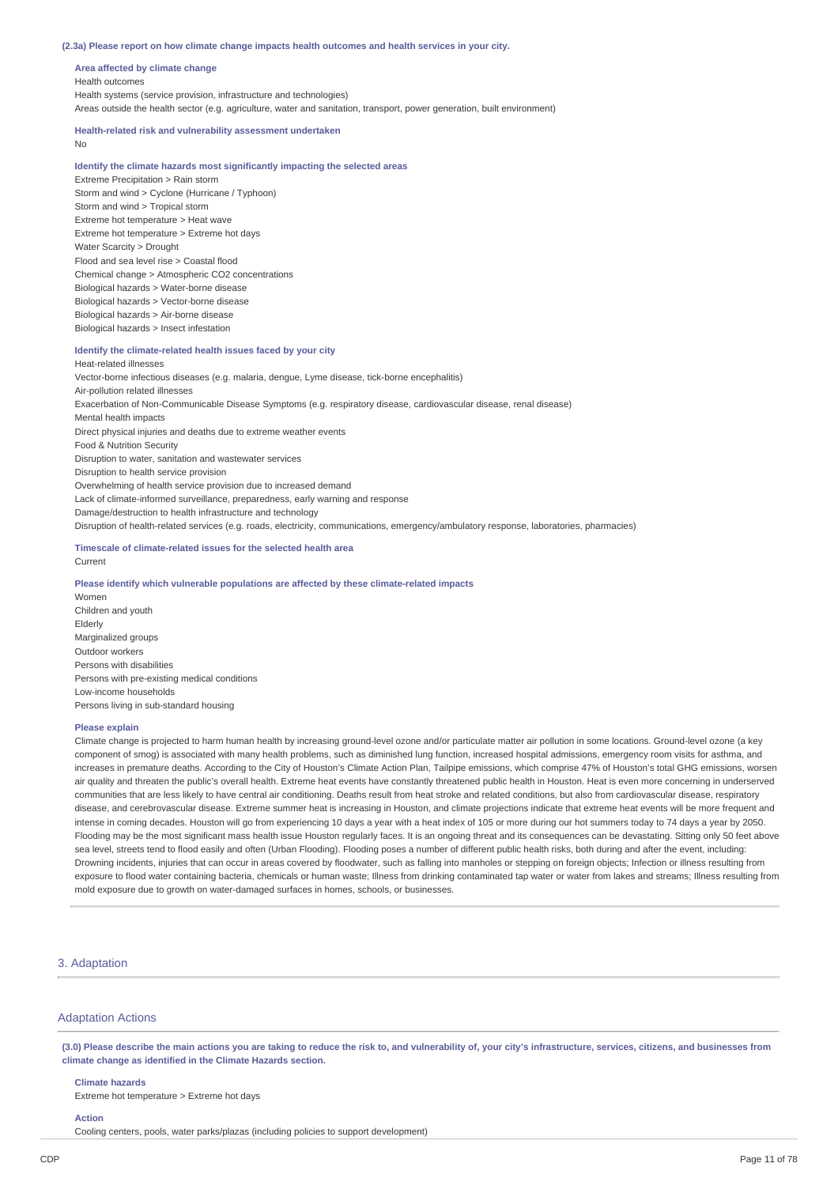**(2.3a) Please report on how climate change impacts health outcomes and health services in your city.**

**Area affected by climate change**

Health outcomes
Health systems (service provision, infrastructure and technologies)
Areas outside the health sector (e.g. agriculture, water and sanitation, transport, power generation, built environment)

**Health-related risk and vulnerability assessment undertaken**

No

**Identify the climate hazards most significantly impacting the selected areas**

Extreme Precipitation > Rain storm
Storm and wind > Cyclone (Hurricane / Typhoon)
Storm and wind > Tropical storm
Extreme hot temperature > Heat wave
Extreme hot temperature > Extreme hot days
Water Scarcity > Drought
Flood and sea level rise > Coastal flood
Chemical change > Atmospheric CO2 concentrations
Biological hazards > Water-borne disease
Biological hazards > Vector-borne disease
Biological hazards > Air-borne disease
Biological hazards > Insect infestation

**Identify the climate-related health issues faced by your city**

Heat-related illnesses
Vector-borne infectious diseases (e.g. malaria, dengue, Lyme disease, tick-borne encephalitis)
Air-pollution related illnesses
Exacerbation of Non-Communicable Disease Symptoms (e.g. respiratory disease, cardiovascular disease, renal disease)
Mental health impacts
Direct physical injuries and deaths due to extreme weather events
Food & Nutrition Security
Disruption to water, sanitation and wastewater services
Disruption to health service provision
Overwhelming of health service provision due to increased demand
Lack of climate-informed surveillance, preparedness, early warning and response
Damage/destruction to health infrastructure and technology
Disruption of health-related services (e.g. roads, electricity, communications, emergency/ambulatory response, laboratories, pharmacies)

**Timescale of climate-related issues for the selected health area**

Current

**Please identify which vulnerable populations are affected by these climate-related impacts**

Women
Children and youth
Elderly
Marginalized groups
Outdoor workers
Persons with disabilities
Persons with pre-existing medical conditions
Low-income households
Persons living in sub-standard housing

**Please explain**

Climate change is projected to harm human health by increasing ground-level ozone and/or particulate matter air pollution in some locations. Ground-level ozone (a key component of smog) is associated with many health problems, such as diminished lung function, increased hospital admissions, emergency room visits for asthma, and increases in premature deaths. According to the City of Houston's Climate Action Plan, Tailpipe emissions, which comprise 47% of Houston's total GHG emissions, worsen air quality and threaten the public's overall health. Extreme heat events have constantly threatened public health in Houston. Heat is even more concerning in underserved communities that are less likely to have central air conditioning. Deaths result from heat stroke and related conditions, but also from cardiovascular disease, respiratory disease, and cerebrovascular disease. Extreme summer heat is increasing in Houston, and climate projections indicate that extreme heat events will be more frequent and intense in coming decades. Houston will go from experiencing 10 days a year with a heat index of 105 or more during our hot summers today to 74 days a year by 2050. Flooding may be the most significant mass health issue Houston regularly faces. It is an ongoing threat and its consequences can be devastating. Sitting only 50 feet above sea level, streets tend to flood easily and often (Urban Flooding). Flooding poses a number of different public health risks, both during and after the event, including: Drowning incidents, injuries that can occur in areas covered by floodwater, such as falling into manholes or stepping on foreign objects; Infection or illness resulting from exposure to flood water containing bacteria, chemicals or human waste; Illness from drinking contaminated tap water or water from lakes and streams; Illness resulting from mold exposure due to growth on water-damaged surfaces in homes, schools, or businesses.

## 3. Adaptation

### Adaptation Actions

**(3.0) Please describe the main actions you are taking to reduce the risk to, and vulnerability of, your city's infrastructure, services, citizens, and businesses from climate change as identified in the Climate Hazards section.**

**Climate hazards**

Extreme hot temperature > Extreme hot days

**Action**

Cooling centers, pools, water parks/plazas (including policies to support development)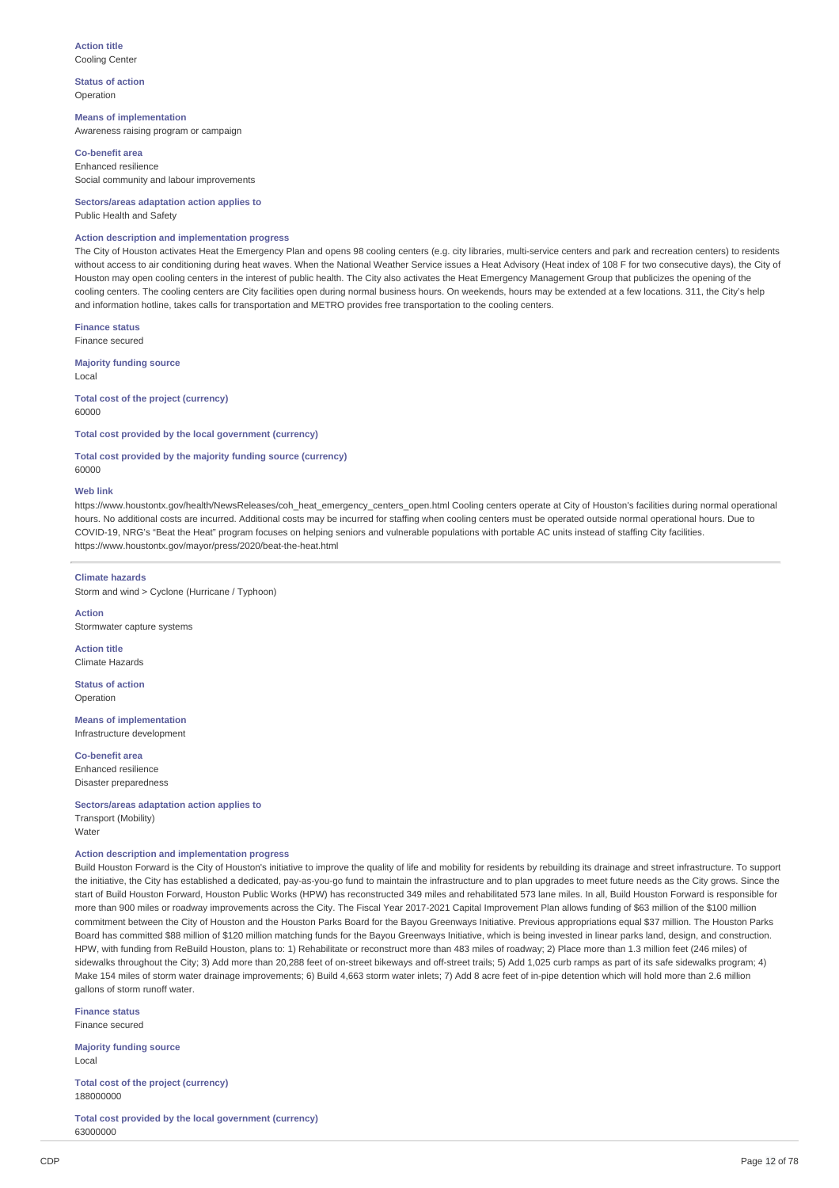**Action title**
Cooling Center

**Status of action**
Operation

**Means of implementation**
Awareness raising program or campaign

**Co-benefit area**
Enhanced resilience
Social community and labour improvements

**Sectors/areas adaptation action applies to**
Public Health and Safety

**Action description and implementation progress**
The City of Houston activates Heat the Emergency Plan and opens 98 cooling centers (e.g. city libraries, multi-service centers and park and recreation centers) to residents without access to air conditioning during heat waves. When the National Weather Service issues a Heat Advisory (Heat index of 108 F for two consecutive days), the City of Houston may open cooling centers in the interest of public health. The City also activates the Heat Emergency Management Group that publicizes the opening of the cooling centers. The cooling centers are City facilities open during normal business hours. On weekends, hours may be extended at a few locations. 311, the City's help and information hotline, takes calls for transportation and METRO provides free transportation to the cooling centers.

**Finance status**
Finance secured

**Majority funding source**
Local

**Total cost of the project (currency)**
60000

**Total cost provided by the local government (currency)**

**Total cost provided by the majority funding source (currency)**
60000

**Web link**
https://www.houstontx.gov/health/NewsReleases/coh_heat_emergency_centers_open.html Cooling centers operate at City of Houston's facilities during normal operational hours. No additional costs are incurred. Additional costs may be incurred for staffing when cooling centers must be operated outside normal operational hours. Due to COVID-19, NRG's "Beat the Heat" program focuses on helping seniors and vulnerable populations with portable AC units instead of staffing City facilities. https://www.houstontx.gov/mayor/press/2020/beat-the-heat.html

---

**Climate hazards**
Storm and wind > Cyclone (Hurricane / Typhoon)

**Action**
Stormwater capture systems

**Action title**
Climate Hazards

**Status of action**
Operation

**Means of implementation**
Infrastructure development

**Co-benefit area**
Enhanced resilience
Disaster preparedness

**Sectors/areas adaptation action applies to**
Transport (Mobility)
Water

**Action description and implementation progress**
Build Houston Forward is the City of Houston's initiative to improve the quality of life and mobility for residents by rebuilding its drainage and street infrastructure. To support the initiative, the City has established a dedicated, pay-as-you-go fund to maintain the infrastructure and to plan upgrades to meet future needs as the City grows. Since the start of Build Houston Forward, Houston Public Works (HPW) has reconstructed 349 miles and rehabilitated 573 lane miles. In all, Build Houston Forward is responsible for more than 900 miles or roadway improvements across the City. The Fiscal Year 2017-2021 Capital Improvement Plan allows funding of $63 million of the $100 million commitment between the City of Houston and the Houston Parks Board for the Bayou Greenways Initiative. Previous appropriations equal $37 million. The Houston Parks Board has committed $88 million of $120 million matching funds for the Bayou Greenways Initiative, which is being invested in linear parks land, design, and construction. HPW, with funding from ReBuild Houston, plans to: 1) Rehabilitate or reconstruct more than 483 miles of roadway; 2) Place more than 1.3 million feet (246 miles) of sidewalks throughout the City; 3) Add more than 20,288 feet of on-street bikeways and off-street trails; 5) Add 1,025 curb ramps as part of its safe sidewalks program; 4) Make 154 miles of storm water drainage improvements; 6) Build 4,663 storm water inlets; 7) Add 8 acre feet of in-pipe detention which will hold more than 2.6 million gallons of storm runoff water.

**Finance status**
Finance secured

**Majority funding source**
Local

**Total cost of the project (currency)**
188000000

**Total cost provided by the local government (currency)**
63000000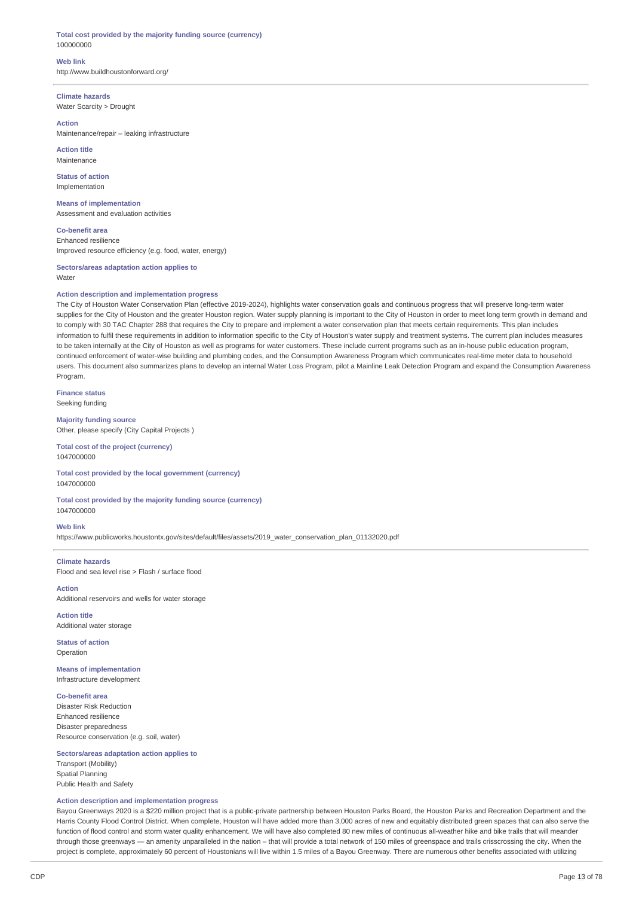**Total cost provided by the majority funding source (currency)**
100000000

**Web link**
http://www.buildhoustonforward.org/

---

**Climate hazards**
Water Scarcity > Drought

**Action**
Maintenance/repair – leaking infrastructure

**Action title**
Maintenance

**Status of action**
Implementation

**Means of implementation**
Assessment and evaluation activities

**Co-benefit area**
Enhanced resilience
Improved resource efficiency (e.g. food, water, energy)

**Sectors/areas adaptation action applies to**
Water

**Action description and implementation progress**
The City of Houston Water Conservation Plan (effective 2019-2024), highlights water conservation goals and continuous progress that will preserve long-term water supplies for the City of Houston and the greater Houston region. Water supply planning is important to the City of Houston in order to meet long term growth in demand and to comply with 30 TAC Chapter 288 that requires the City to prepare and implement a water conservation plan that meets certain requirements. This plan includes information to fulfil these requirements in addition to information specific to the City of Houston's water supply and treatment systems. The current plan includes measures to be taken internally at the City of Houston as well as programs for water customers. These include current programs such as an in-house public education program, continued enforcement of water-wise building and plumbing codes, and the Consumption Awareness Program which communicates real-time meter data to household users. This document also summarizes plans to develop an internal Water Loss Program, pilot a Mainline Leak Detection Program and expand the Consumption Awareness Program.

**Finance status**
Seeking funding

**Majority funding source**
Other, please specify (City Capital Projects )

**Total cost of the project (currency)**
1047000000

**Total cost provided by the local government (currency)**
1047000000

**Total cost provided by the majority funding source (currency)**
1047000000

**Web link**
https://www.publicworks.houstontx.gov/sites/default/files/assets/2019_water_conservation_plan_01132020.pdf

---

**Climate hazards**
Flood and sea level rise > Flash / surface flood

**Action**
Additional reservoirs and wells for water storage

**Action title**
Additional water storage

**Status of action**
Operation

**Means of implementation**
Infrastructure development

**Co-benefit area**
Disaster Risk Reduction
Enhanced resilience
Disaster preparedness
Resource conservation (e.g. soil, water)

**Sectors/areas adaptation action applies to**
Transport (Mobility)
Spatial Planning
Public Health and Safety

**Action description and implementation progress**
Bayou Greenways 2020 is a $220 million project that is a public-private partnership between Houston Parks Board, the Houston Parks and Recreation Department and the Harris County Flood Control District. When complete, Houston will have added more than 3,000 acres of new and equitably distributed green spaces that can also serve the function of flood control and storm water quality enhancement. We will have also completed 80 new miles of continuous all-weather hike and bike trails that will meander through those greenways — an amenity unparalleled in the nation – that will provide a total network of 150 miles of greenspace and trails crisscrossing the city. When the project is complete, approximately 60 percent of Houstonians will live within 1.5 miles of a Bayou Greenway. There are numerous other benefits associated with utilizing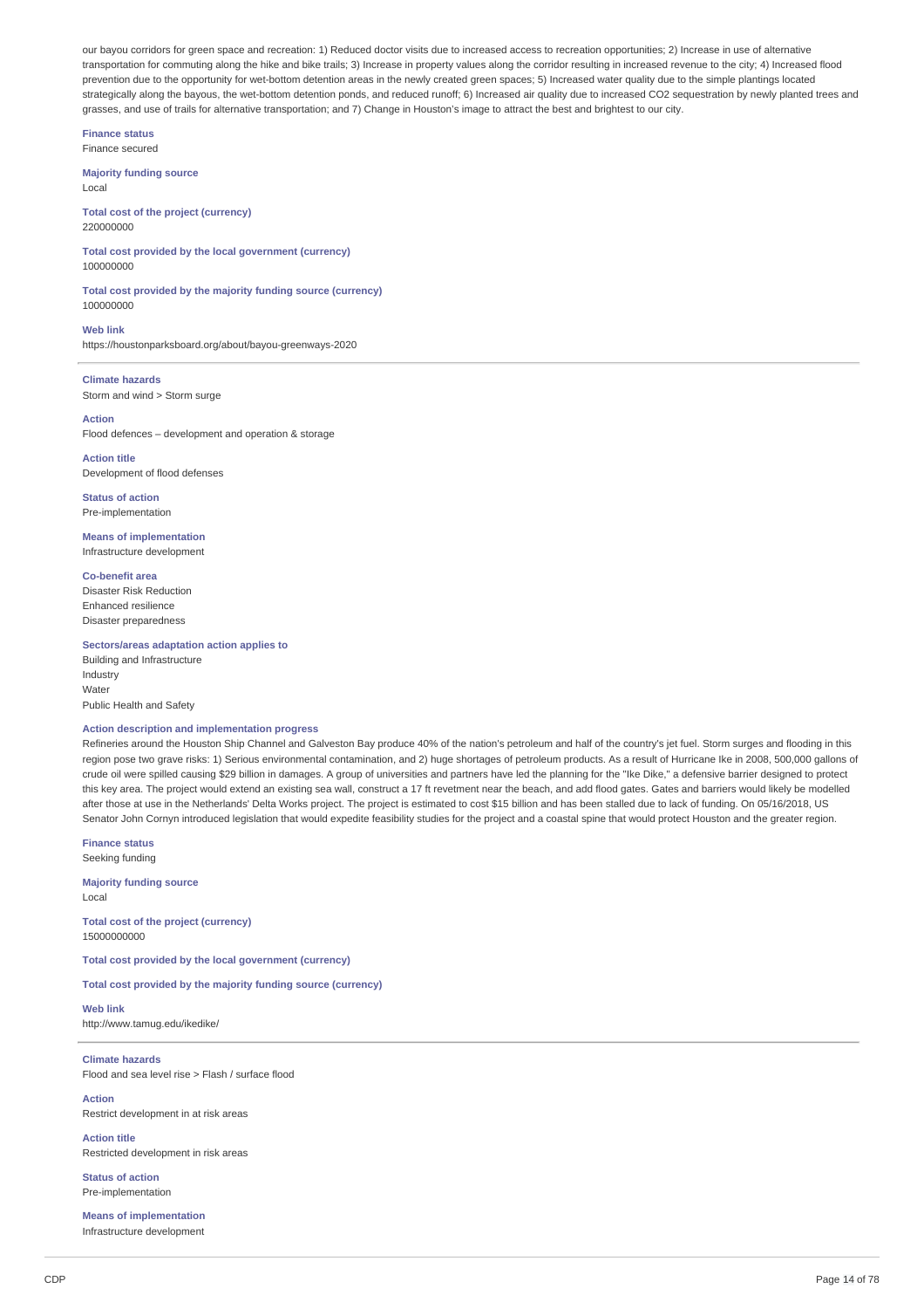our bayou corridors for green space and recreation: 1) Reduced doctor visits due to increased access to recreation opportunities; 2) Increase in use of alternative transportation for commuting along the hike and bike trails; 3) Increase in property values along the corridor resulting in increased revenue to the city; 4) Increased flood prevention due to the opportunity for wet-bottom detention areas in the newly created green spaces; 5) Increased water quality due to the simple plantings located strategically along the bayous, the wet-bottom detention ponds, and reduced runoff; 6) Increased air quality due to increased CO2 sequestration by newly planted trees and grasses, and use of trails for alternative transportation; and 7) Change in Houston's image to attract the best and brightest to our city.

**Finance status**
Finance secured

**Majority funding source**
Local

**Total cost of the project (currency)**
220000000

**Total cost provided by the local government (currency)**
100000000

**Total cost provided by the majority funding source (currency)**
100000000

**Web link**
https://houstonparksboard.org/about/bayou-greenways-2020

---

**Climate hazards**
Storm and wind > Storm surge

**Action**
Flood defences – development and operation & storage

**Action title**
Development of flood defenses

**Status of action**
Pre-implementation

**Means of implementation**
Infrastructure development

**Co-benefit area**
Disaster Risk Reduction
Enhanced resilience
Disaster preparedness

**Sectors/areas adaptation action applies to**
Building and Infrastructure
Industry
Water
Public Health and Safety

**Action description and implementation progress**
Refineries around the Houston Ship Channel and Galveston Bay produce 40% of the nation's petroleum and half of the country's jet fuel. Storm surges and flooding in this region pose two grave risks: 1) Serious environmental contamination, and 2) huge shortages of petroleum products. As a result of Hurricane Ike in 2008, 500,000 gallons of crude oil were spilled causing $29 billion in damages. A group of universities and partners have led the planning for the "Ike Dike," a defensive barrier designed to protect this key area. The project would extend an existing sea wall, construct a 17 ft revetment near the beach, and add flood gates. Gates and barriers would likely be modelled after those at use in the Netherlands' Delta Works project. The project is estimated to cost $15 billion and has been stalled due to lack of funding. On 05/16/2018, US Senator John Cornyn introduced legislation that would expedite feasibility studies for the project and a coastal spine that would protect Houston and the greater region.

**Finance status**
Seeking funding

**Majority funding source**
Local

**Total cost of the project (currency)**
15000000000

**Total cost provided by the local government (currency)**

**Total cost provided by the majority funding source (currency)**

**Web link**
http://www.tamug.edu/ikedike/

---

**Climate hazards**
Flood and sea level rise > Flash / surface flood

**Action**
Restrict development in at risk areas

**Action title**
Restricted development in risk areas

**Status of action**
Pre-implementation

**Means of implementation**
Infrastructure development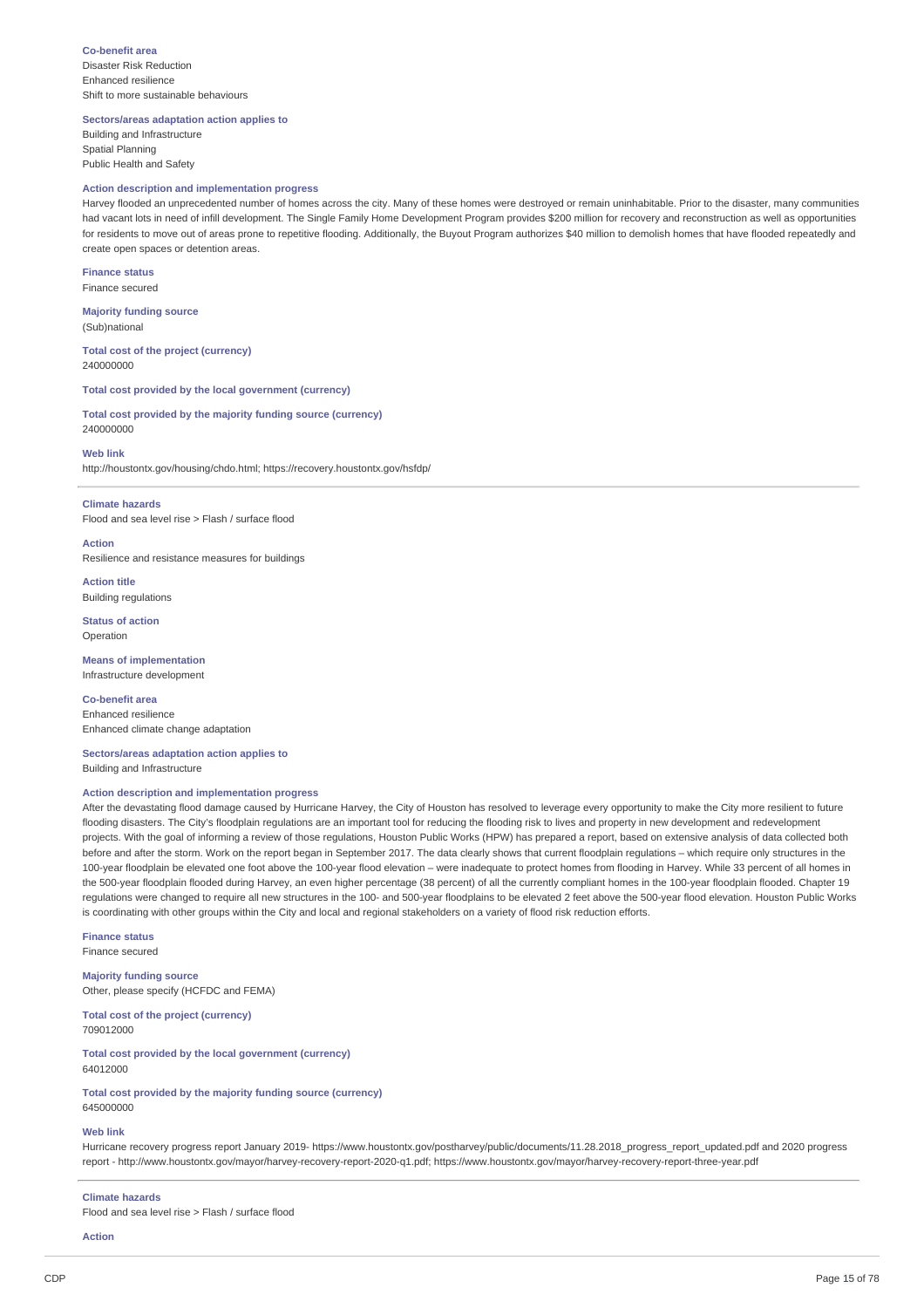**Co-benefit area**
Disaster Risk Reduction
Enhanced resilience
Shift to more sustainable behaviours

**Sectors/areas adaptation action applies to**
Building and Infrastructure
Spatial Planning
Public Health and Safety

**Action description and implementation progress**
Harvey flooded an unprecedented number of homes across the city. Many of these homes were destroyed or remain uninhabitable. Prior to the disaster, many communities had vacant lots in need of infill development. The Single Family Home Development Program provides $200 million for recovery and reconstruction as well as opportunities for residents to move out of areas prone to repetitive flooding. Additionally, the Buyout Program authorizes $40 million to demolish homes that have flooded repeatedly and create open spaces or detention areas.

**Finance status**
Finance secured

**Majority funding source**
(Sub)national

**Total cost of the project (currency)**
240000000

**Total cost provided by the local government (currency)**

**Total cost provided by the majority funding source (currency)**
240000000

**Web link**
http://houstontx.gov/housing/chdo.html; https://recovery.houstontx.gov/hsfdp/

---

**Climate hazards**
Flood and sea level rise > Flash / surface flood

**Action**
Resilience and resistance measures for buildings

**Action title**
Building regulations

**Status of action**
Operation

**Means of implementation**
Infrastructure development

**Co-benefit area**
Enhanced resilience
Enhanced climate change adaptation

**Sectors/areas adaptation action applies to**
Building and Infrastructure

**Action description and implementation progress**
After the devastating flood damage caused by Hurricane Harvey, the City of Houston has resolved to leverage every opportunity to make the City more resilient to future flooding disasters. The City's floodplain regulations are an important tool for reducing the flooding risk to lives and property in new development and redevelopment projects. With the goal of informing a review of those regulations, Houston Public Works (HPW) has prepared a report, based on extensive analysis of data collected both before and after the storm. Work on the report began in September 2017. The data clearly shows that current floodplain regulations – which require only structures in the 100-year floodplain be elevated one foot above the 100-year flood elevation – were inadequate to protect homes from flooding in Harvey. While 33 percent of all homes in the 500-year floodplain flooded during Harvey, an even higher percentage (38 percent) of all the currently compliant homes in the 100-year floodplain flooded. Chapter 19 regulations were changed to require all new structures in the 100- and 500-year floodplains to be elevated 2 feet above the 500-year flood elevation. Houston Public Works is coordinating with other groups within the City and local and regional stakeholders on a variety of flood risk reduction efforts.

**Finance status**
Finance secured

**Majority funding source**
Other, please specify (HCFDC and FEMA)

**Total cost of the project (currency)**
709012000

**Total cost provided by the local government (currency)**
64012000

**Total cost provided by the majority funding source (currency)**
645000000

**Web link**
Hurricane recovery progress report January 2019- https://www.houstontx.gov/postharvey/public/documents/11.28.2018_progress_report_updated.pdf and 2020 progress report - http://www.houstontx.gov/mayor/harvey-recovery-report-2020-q1.pdf; https://www.houstontx.gov/mayor/harvey-recovery-report-three-year.pdf

---

**Climate hazards**
Flood and sea level rise > Flash / surface flood

**Action**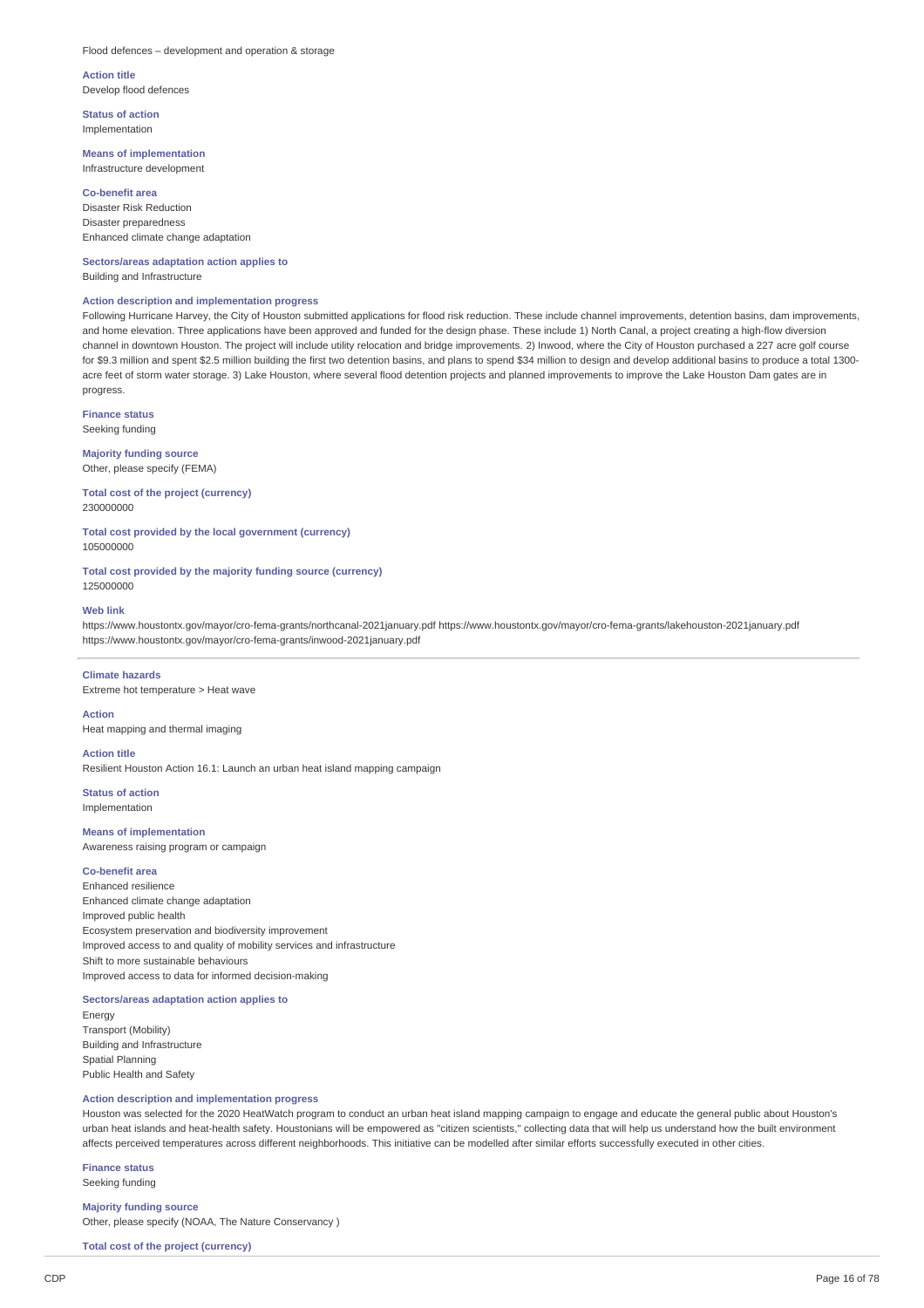Flood defences – development and operation & storage

**Action title**
Develop flood defences

**Status of action**
Implementation

**Means of implementation**
Infrastructure development

**Co-benefit area**
Disaster Risk Reduction
Disaster preparedness
Enhanced climate change adaptation

**Sectors/areas adaptation action applies to**
Building and Infrastructure

**Action description and implementation progress**
Following Hurricane Harvey, the City of Houston submitted applications for flood risk reduction. These include channel improvements, detention basins, dam improvements, and home elevation. Three applications have been approved and funded for the design phase. These include 1) North Canal, a project creating a high-flow diversion channel in downtown Houston. The project will include utility relocation and bridge improvements. 2) Inwood, where the City of Houston purchased a 227 acre golf course for $9.3 million and spent $2.5 million building the first two detention basins, and plans to spend $34 million to design and develop additional basins to produce a total 1300-acre feet of storm water storage. 3) Lake Houston, where several flood detention projects and planned improvements to improve the Lake Houston Dam gates are in progress.

**Finance status**
Seeking funding

**Majority funding source**
Other, please specify (FEMA)

**Total cost of the project (currency)**
230000000

**Total cost provided by the local government (currency)**
105000000

**Total cost provided by the majority funding source (currency)**
125000000

**Web link**
https://www.houstontx.gov/mayor/cro-fema-grants/northcanal-2021january.pdf https://www.houstontx.gov/mayor/cro-fema-grants/lakehouston-2021january.pdf https://www.houstontx.gov/mayor/cro-fema-grants/inwood-2021january.pdf

---

**Climate hazards**
Extreme hot temperature > Heat wave

**Action**
Heat mapping and thermal imaging

**Action title**
Resilient Houston Action 16.1: Launch an urban heat island mapping campaign

**Status of action**
Implementation

**Means of implementation**
Awareness raising program or campaign

**Co-benefit area**
Enhanced resilience
Enhanced climate change adaptation
Improved public health
Ecosystem preservation and biodiversity improvement
Improved access to and quality of mobility services and infrastructure
Shift to more sustainable behaviours
Improved access to data for informed decision-making

**Sectors/areas adaptation action applies to**
Energy
Transport (Mobility)
Building and Infrastructure
Spatial Planning
Public Health and Safety

**Action description and implementation progress**
Houston was selected for the 2020 HeatWatch program to conduct an urban heat island mapping campaign to engage and educate the general public about Houston's urban heat islands and heat-health safety. Houstonians will be empowered as "citizen scientists," collecting data that will help us understand how the built environment affects perceived temperatures across different neighborhoods. This initiative can be modelled after similar efforts successfully executed in other cities.

**Finance status**
Seeking funding

**Majority funding source**
Other, please specify (NOAA, The Nature Conservancy )

**Total cost of the project (currency)**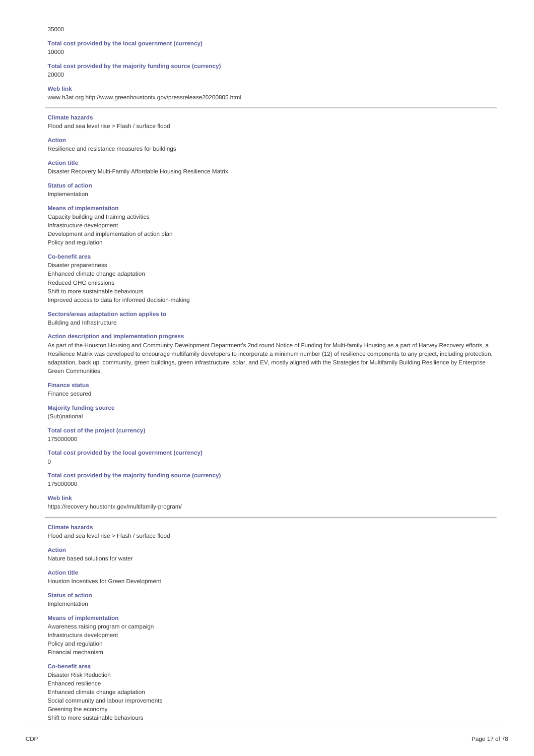35000

**Total cost provided by the local government (currency)**
10000

**Total cost provided by the majority funding source (currency)**
20000

**Web link**
www.h3at.org http://www.greenhoustontx.gov/pressrelease20200805.html

---

**Climate hazards**
Flood and sea level rise > Flash / surface flood

**Action**
Resilience and resistance measures for buildings

**Action title**
Disaster Recovery Multi-Family Affordable Housing Resilience Matrix

**Status of action**
Implementation

**Means of implementation**
Capacity building and training activities
Infrastructure development
Development and implementation of action plan
Policy and regulation

**Co-benefit area**
Disaster preparedness
Enhanced climate change adaptation
Reduced GHG emissions
Shift to more sustainable behaviours
Improved access to data for informed decision-making

**Sectors/areas adaptation action applies to**
Building and Infrastructure

**Action description and implementation progress**
As part of the Houston Housing and Community Development Department's 2nd round Notice of Funding for Multi-family Housing as a part of Harvey Recovery efforts, a Resilience Matrix was developed to encourage multifamily developers to incorporate a minimum number (12) of resilience components to any project, including protection, adaptation, back up, community, green buildings, green infrastructure, solar, and EV, mostly aligned with the Strategies for Multifamily Building Resilience by Enterprise Green Communities.

**Finance status**
Finance secured

**Majority funding source**
(Sub)national

**Total cost of the project (currency)**
175000000

**Total cost provided by the local government (currency)**
0

**Total cost provided by the majority funding source (currency)**
175000000

**Web link**
https://recovery.houstontx.gov/multifamily-program/

---

**Climate hazards**
Flood and sea level rise > Flash / surface flood

**Action**
Nature based solutions for water

**Action title**
Houston Incentives for Green Development

**Status of action**
Implementation

**Means of implementation**
Awareness raising program or campaign
Infrastructure development
Policy and regulation
Financial mechanism

**Co-benefit area**
Disaster Risk Reduction
Enhanced resilience
Enhanced climate change adaptation
Social community and labour improvements
Greening the economy
Shift to more sustainable behaviours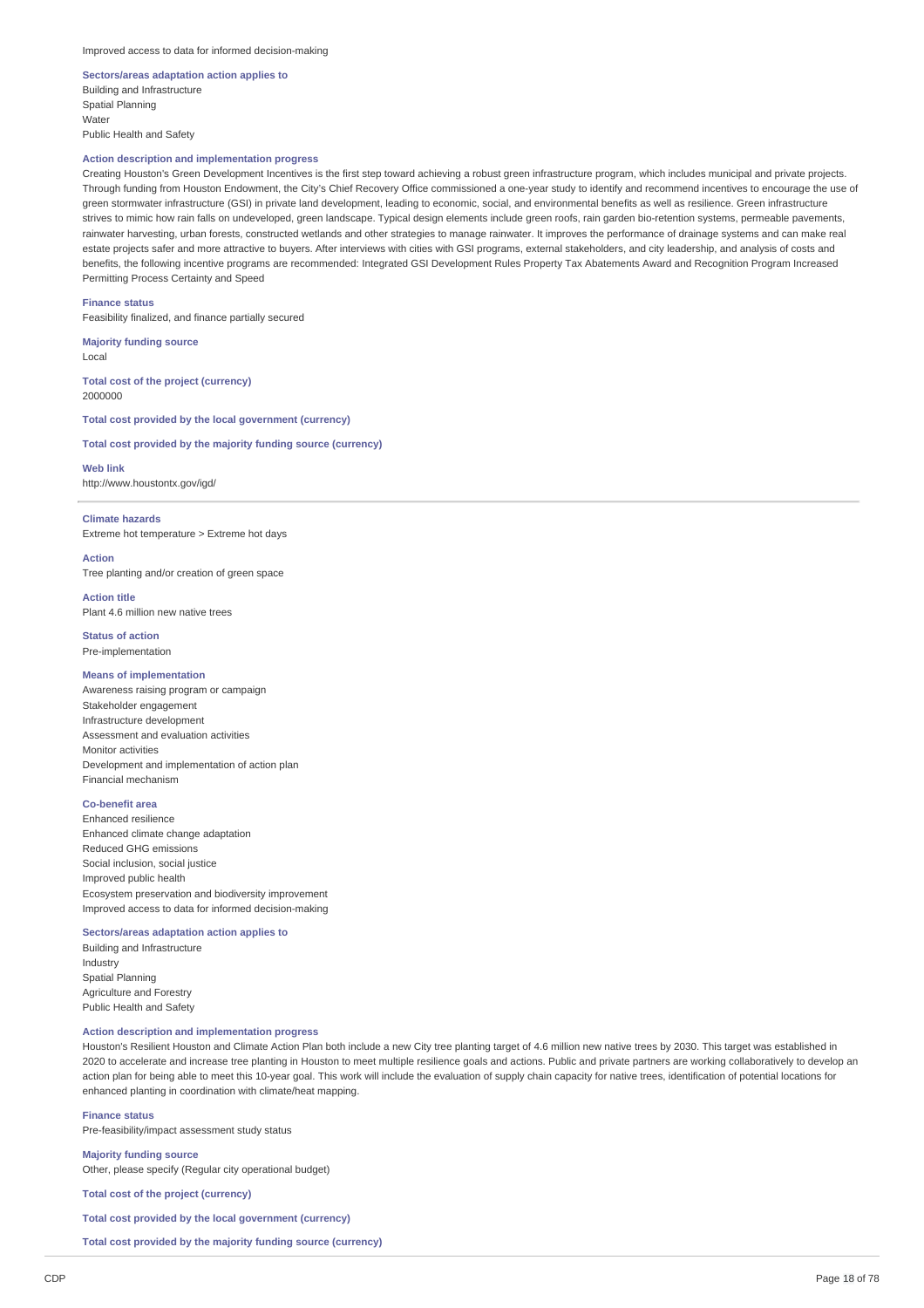Improved access to data for informed decision-making

**Sectors/areas adaptation action applies to**

Building and Infrastructure
Spatial Planning
Water
Public Health and Safety

**Action description and implementation progress**

Creating Houston's Green Development Incentives is the first step toward achieving a robust green infrastructure program, which includes municipal and private projects. Through funding from Houston Endowment, the City's Chief Recovery Office commissioned a one-year study to identify and recommend incentives to encourage the use of green stormwater infrastructure (GSI) in private land development, leading to economic, social, and environmental benefits as well as resilience. Green infrastructure strives to mimic how rain falls on undeveloped, green landscape. Typical design elements include green roofs, rain garden bio-retention systems, permeable pavements, rainwater harvesting, urban forests, constructed wetlands and other strategies to manage rainwater. It improves the performance of drainage systems and can make real estate projects safer and more attractive to buyers. After interviews with cities with GSI programs, external stakeholders, and city leadership, and analysis of costs and benefits, the following incentive programs are recommended: Integrated GSI Development Rules Property Tax Abatements Award and Recognition Program Increased Permitting Process Certainty and Speed

**Finance status**

Feasibility finalized, and finance partially secured

**Majority funding source**

Local

**Total cost of the project (currency)**

2000000

**Total cost provided by the local government (currency)**

**Total cost provided by the majority funding source (currency)**

**Web link**

http://www.houstontx.gov/igd/

---

**Climate hazards**

Extreme hot temperature > Extreme hot days

**Action**

Tree planting and/or creation of green space

**Action title**

Plant 4.6 million new native trees

**Status of action**

Pre-implementation

**Means of implementation**

Awareness raising program or campaign
Stakeholder engagement
Infrastructure development
Assessment and evaluation activities
Monitor activities
Development and implementation of action plan
Financial mechanism

**Co-benefit area**

Enhanced resilience
Enhanced climate change adaptation
Reduced GHG emissions
Social inclusion, social justice
Improved public health
Ecosystem preservation and biodiversity improvement
Improved access to data for informed decision-making

**Sectors/areas adaptation action applies to**

Building and Infrastructure
Industry
Spatial Planning
Agriculture and Forestry
Public Health and Safety

**Action description and implementation progress**

Houston's Resilient Houston and Climate Action Plan both include a new City tree planting target of 4.6 million new native trees by 2030. This target was established in 2020 to accelerate and increase tree planting in Houston to meet multiple resilience goals and actions. Public and private partners are working collaboratively to develop an action plan for being able to meet this 10-year goal. This work will include the evaluation of supply chain capacity for native trees, identification of potential locations for enhanced planting in coordination with climate/heat mapping.

**Finance status**

Pre-feasibility/impact assessment study status

**Majority funding source**

Other, please specify (Regular city operational budget)

**Total cost of the project (currency)**

**Total cost provided by the local government (currency)**

**Total cost provided by the majority funding source (currency)**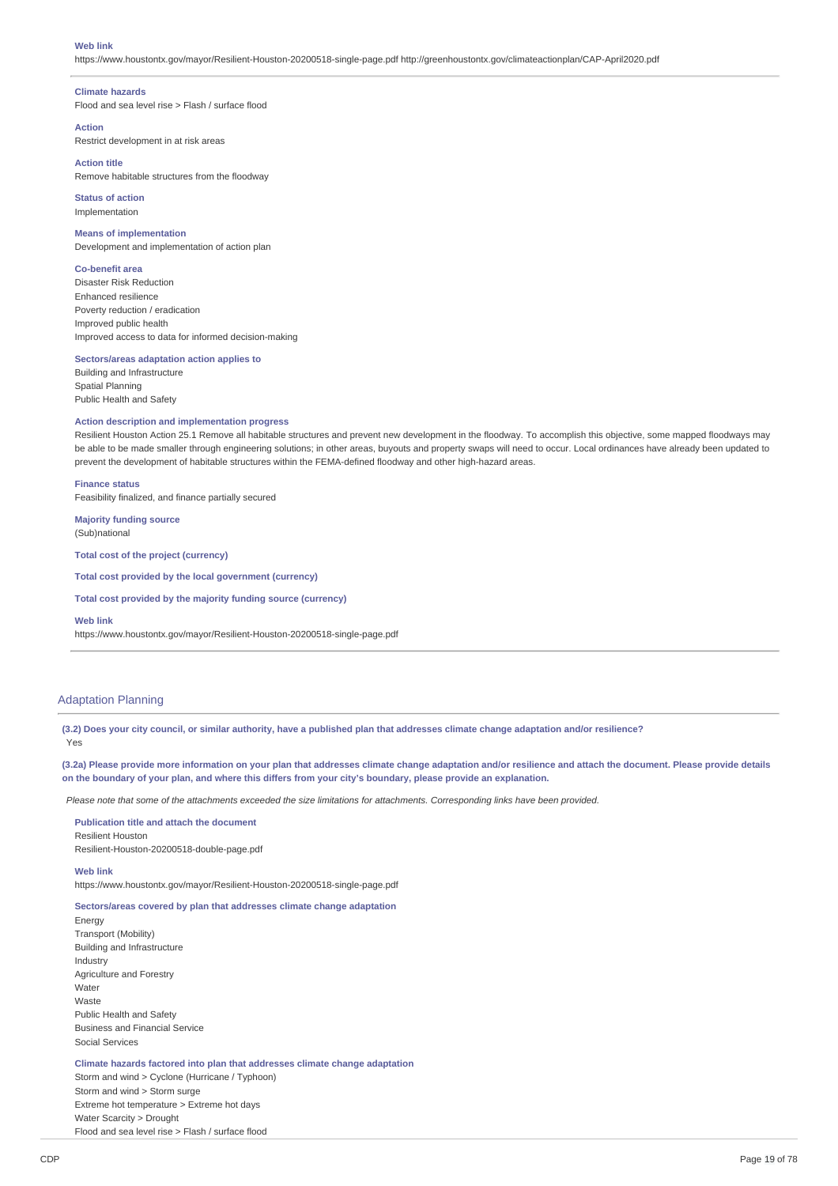**Web link**
https://www.houstontx.gov/mayor/Resilient-Houston-20200518-single-page.pdf http://greenhoustontx.gov/climateactionplan/CAP-April2020.pdf

---

**Climate hazards**
Flood and sea level rise > Flash / surface flood

**Action**
Restrict development in at risk areas

**Action title**
Remove habitable structures from the floodway

**Status of action**
Implementation

**Means of implementation**
Development and implementation of action plan

**Co-benefit area**
Disaster Risk Reduction
Enhanced resilience
Poverty reduction / eradication
Improved public health
Improved access to data for informed decision-making

**Sectors/areas adaptation action applies to**
Building and Infrastructure
Spatial Planning
Public Health and Safety

**Action description and implementation progress**
Resilient Houston Action 25.1 Remove all habitable structures and prevent new development in the floodway. To accomplish this objective, some mapped floodways may be able to be made smaller through engineering solutions; in other areas, buyouts and property swaps will need to occur. Local ordinances have already been updated to prevent the development of habitable structures within the FEMA-defined floodway and other high-hazard areas.

**Finance status**
Feasibility finalized, and finance partially secured

**Majority funding source**
(Sub)national

**Total cost of the project (currency)**

**Total cost provided by the local government (currency)**

**Total cost provided by the majority funding source (currency)**

**Web link**
https://www.houstontx.gov/mayor/Resilient-Houston-20200518-single-page.pdf

---

## Adaptation Planning

**(3.2) Does your city council, or similar authority, have a published plan that addresses climate change adaptation and/or resilience?**
Yes

**(3.2a) Please provide more information on your plan that addresses climate change adaptation and/or resilience and attach the document. Please provide details on the boundary of your plan, and where this differs from your city's boundary, please provide an explanation.**

*Please note that some of the attachments exceeded the size limitations for attachments. Corresponding links have been provided.*

**Publication title and attach the document**
Resilient Houston
Resilient-Houston-20200518-double-page.pdf

**Web link**
https://www.houstontx.gov/mayor/Resilient-Houston-20200518-single-page.pdf

**Sectors/areas covered by plan that addresses climate change adaptation**
Energy
Transport (Mobility)
Building and Infrastructure
Industry
Agriculture and Forestry
Water
Waste
Public Health and Safety
Business and Financial Service
Social Services

**Climate hazards factored into plan that addresses climate change adaptation**
Storm and wind > Cyclone (Hurricane / Typhoon)
Storm and wind > Storm surge
Extreme hot temperature > Extreme hot days
Water Scarcity > Drought
Flood and sea level rise > Flash / surface flood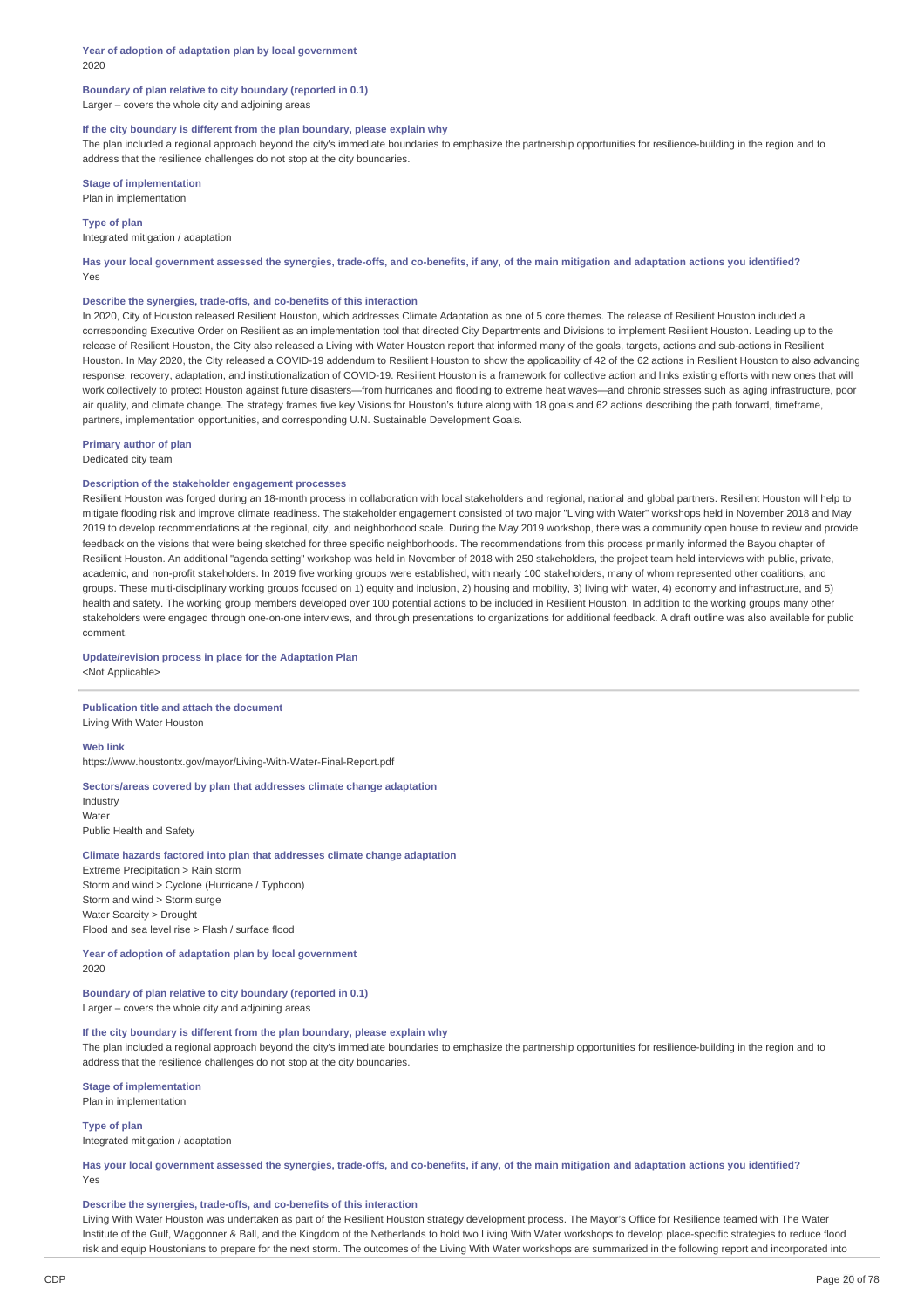**Year of adoption of adaptation plan by local government**
2020

**Boundary of plan relative to city boundary (reported in 0.1)**
Larger – covers the whole city and adjoining areas

**If the city boundary is different from the plan boundary, please explain why**
The plan included a regional approach beyond the city's immediate boundaries to emphasize the partnership opportunities for resilience-building in the region and to address that the resilience challenges do not stop at the city boundaries.

**Stage of implementation**
Plan in implementation

**Type of plan**
Integrated mitigation / adaptation

**Has your local government assessed the synergies, trade-offs, and co-benefits, if any, of the main mitigation and adaptation actions you identified?**
Yes

**Describe the synergies, trade-offs, and co-benefits of this interaction**
In 2020, City of Houston released Resilient Houston, which addresses Climate Adaptation as one of 5 core themes. The release of Resilient Houston included a corresponding Executive Order on Resilient as an implementation tool that directed City Departments and Divisions to implement Resilient Houston. Leading up to the release of Resilient Houston, the City also released a Living with Water Houston report that informed many of the goals, targets, actions and sub-actions in Resilient Houston. In May 2020, the City released a COVID-19 addendum to Resilient Houston to show the applicability of 42 of the 62 actions in Resilient Houston to also advancing response, recovery, adaptation, and institutionalization of COVID-19. Resilient Houston is a framework for collective action and links existing efforts with new ones that will work collectively to protect Houston against future disasters—from hurricanes and flooding to extreme heat waves—and chronic stresses such as aging infrastructure, poor air quality, and climate change. The strategy frames five key Visions for Houston's future along with 18 goals and 62 actions describing the path forward, timeframe, partners, implementation opportunities, and corresponding U.N. Sustainable Development Goals.

**Primary author of plan**
Dedicated city team

**Description of the stakeholder engagement processes**
Resilient Houston was forged during an 18-month process in collaboration with local stakeholders and regional, national and global partners. Resilient Houston will help to mitigate flooding risk and improve climate readiness. The stakeholder engagement consisted of two major "Living with Water" workshops held in November 2018 and May 2019 to develop recommendations at the regional, city, and neighborhood scale. During the May 2019 workshop, there was a community open house to review and provide feedback on the visions that were being sketched for three specific neighborhoods. The recommendations from this process primarily informed the Bayou chapter of Resilient Houston. An additional "agenda setting" workshop was held in November of 2018 with 250 stakeholders, the project team held interviews with public, private, academic, and non-profit stakeholders. In 2019 five working groups were established, with nearly 100 stakeholders, many of whom represented other coalitions, and groups. These multi-disciplinary working groups focused on 1) equity and inclusion, 2) housing and mobility, 3) living with water, 4) economy and infrastructure, and 5) health and safety. The working group members developed over 100 potential actions to be included in Resilient Houston. In addition to the working groups many other stakeholders were engaged through one-on-one interviews, and through presentations to organizations for additional feedback. A draft outline was also available for public comment.

**Update/revision process in place for the Adaptation Plan**
<Not Applicable>

---

**Publication title and attach the document**
Living With Water Houston

**Web link**
https://www.houstontx.gov/mayor/Living-With-Water-Final-Report.pdf

**Sectors/areas covered by plan that addresses climate change adaptation**
Industry
Water
Public Health and Safety

**Climate hazards factored into plan that addresses climate change adaptation**
Extreme Precipitation > Rain storm
Storm and wind > Cyclone (Hurricane / Typhoon)
Storm and wind > Storm surge
Water Scarcity > Drought
Flood and sea level rise > Flash / surface flood

**Year of adoption of adaptation plan by local government**
2020

**Boundary of plan relative to city boundary (reported in 0.1)**
Larger – covers the whole city and adjoining areas

**If the city boundary is different from the plan boundary, please explain why**
The plan included a regional approach beyond the city's immediate boundaries to emphasize the partnership opportunities for resilience-building in the region and to address that the resilience challenges do not stop at the city boundaries.

**Stage of implementation**
Plan in implementation

**Type of plan**
Integrated mitigation / adaptation

**Has your local government assessed the synergies, trade-offs, and co-benefits, if any, of the main mitigation and adaptation actions you identified?**
Yes

**Describe the synergies, trade-offs, and co-benefits of this interaction**
Living With Water Houston was undertaken as part of the Resilient Houston strategy development process. The Mayor's Office for Resilience teamed with The Water Institute of the Gulf, Waggonner & Ball, and the Kingdom of the Netherlands to hold two Living With Water workshops to develop place-specific strategies to reduce flood risk and equip Houstonians to prepare for the next storm. The outcomes of the Living With Water workshops are summarized in the following report and incorporated into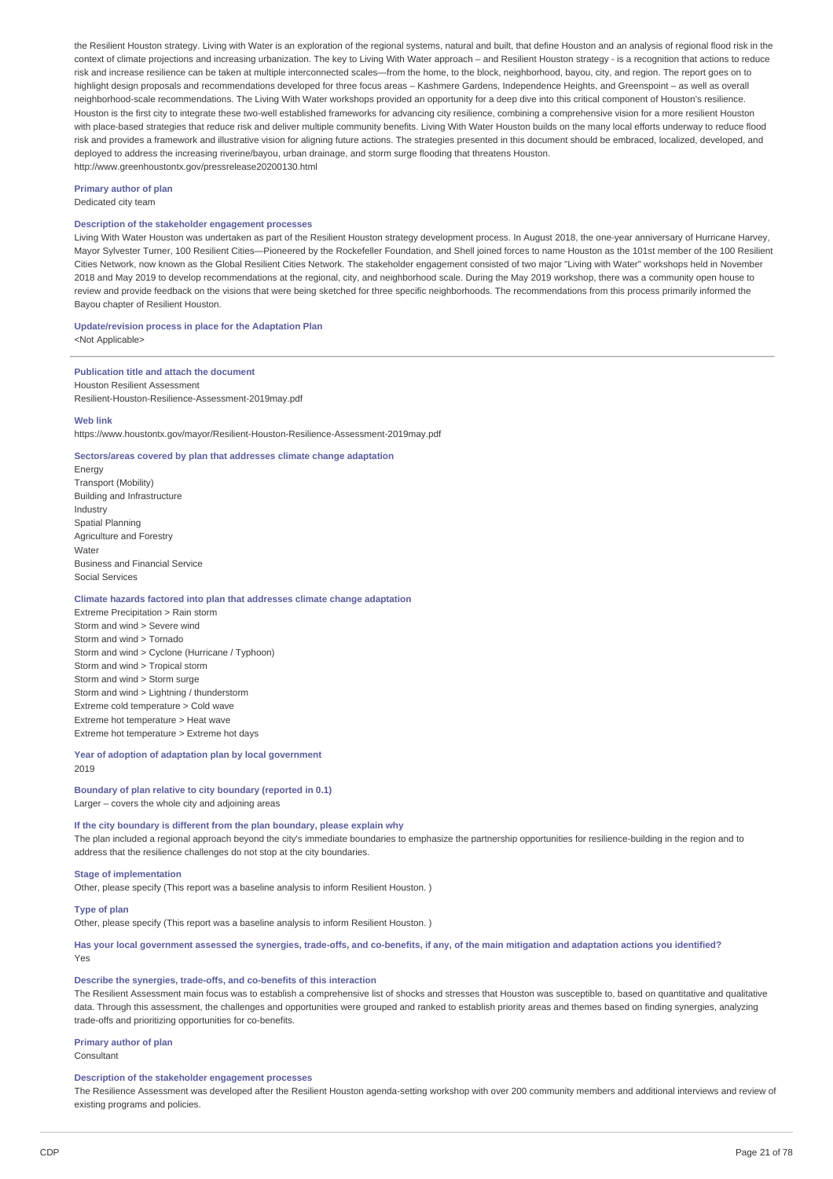the Resilient Houston strategy. Living with Water is an exploration of the regional systems, natural and built, that define Houston and an analysis of regional flood risk in the context of climate projections and increasing urbanization. The key to Living With Water approach – and Resilient Houston strategy - is a recognition that actions to reduce risk and increase resilience can be taken at multiple interconnected scales—from the home, to the block, neighborhood, bayou, city, and region. The report goes on to highlight design proposals and recommendations developed for three focus areas – Kashmere Gardens, Independence Heights, and Greenspoint – as well as overall neighborhood-scale recommendations. The Living With Water workshops provided an opportunity for a deep dive into this critical component of Houston's resilience. Houston is the first city to integrate these two-well established frameworks for advancing city resilience, combining a comprehensive vision for a more resilient Houston with place-based strategies that reduce risk and deliver multiple community benefits. Living With Water Houston builds on the many local efforts underway to reduce flood risk and provides a framework and illustrative vision for aligning future actions. The strategies presented in this document should be embraced, localized, developed, and deployed to address the increasing riverine/bayou, urban drainage, and storm surge flooding that threatens Houston.
http://www.greenhoustontx.gov/pressrelease20200130.html

**Primary author of plan**
Dedicated city team

**Description of the stakeholder engagement processes**
Living With Water Houston was undertaken as part of the Resilient Houston strategy development process. In August 2018, the one-year anniversary of Hurricane Harvey, Mayor Sylvester Turner, 100 Resilient Cities—Pioneered by the Rockefeller Foundation, and Shell joined forces to name Houston as the 101st member of the 100 Resilient Cities Network, now known as the Global Resilient Cities Network. The stakeholder engagement consisted of two major "Living with Water" workshops held in November 2018 and May 2019 to develop recommendations at the regional, city, and neighborhood scale. During the May 2019 workshop, there was a community open house to review and provide feedback on the visions that were being sketched for three specific neighborhoods. The recommendations from this process primarily informed the Bayou chapter of Resilient Houston.

**Update/revision process in place for the Adaptation Plan**
<Not Applicable>

---

**Publication title and attach the document**
Houston Resilient Assessment
Resilient-Houston-Resilience-Assessment-2019may.pdf

**Web link**
https://www.houstontx.gov/mayor/Resilient-Houston-Resilience-Assessment-2019may.pdf

**Sectors/areas covered by plan that addresses climate change adaptation**
Energy
Transport (Mobility)
Building and Infrastructure
Industry
Spatial Planning
Agriculture and Forestry
Water
Business and Financial Service
Social Services

**Climate hazards factored into plan that addresses climate change adaptation**
Extreme Precipitation > Rain storm
Storm and wind > Severe wind
Storm and wind > Tornado
Storm and wind > Cyclone (Hurricane / Typhoon)
Storm and wind > Tropical storm
Storm and wind > Storm surge
Storm and wind > Lightning / thunderstorm
Extreme cold temperature > Cold wave
Extreme hot temperature > Heat wave
Extreme hot temperature > Extreme hot days

**Year of adoption of adaptation plan by local government**
2019

**Boundary of plan relative to city boundary (reported in 0.1)**
Larger – covers the whole city and adjoining areas

**If the city boundary is different from the plan boundary, please explain why**
The plan included a regional approach beyond the city's immediate boundaries to emphasize the partnership opportunities for resilience-building in the region and to address that the resilience challenges do not stop at the city boundaries.

**Stage of implementation**
Other, please specify (This report was a baseline analysis to inform Resilient Houston. )

**Type of plan**
Other, please specify (This report was a baseline analysis to inform Resilient Houston. )

**Has your local government assessed the synergies, trade-offs, and co-benefits, if any, of the main mitigation and adaptation actions you identified?**
Yes

**Describe the synergies, trade-offs, and co-benefits of this interaction**
The Resilient Assessment main focus was to establish a comprehensive list of shocks and stresses that Houston was susceptible to, based on quantitative and qualitative data. Through this assessment, the challenges and opportunities were grouped and ranked to establish priority areas and themes based on finding synergies, analyzing trade-offs and prioritizing opportunities for co-benefits.

**Primary author of plan**
Consultant

**Description of the stakeholder engagement processes**
The Resilience Assessment was developed after the Resilient Houston agenda-setting workshop with over 200 community members and additional interviews and review of existing programs and policies.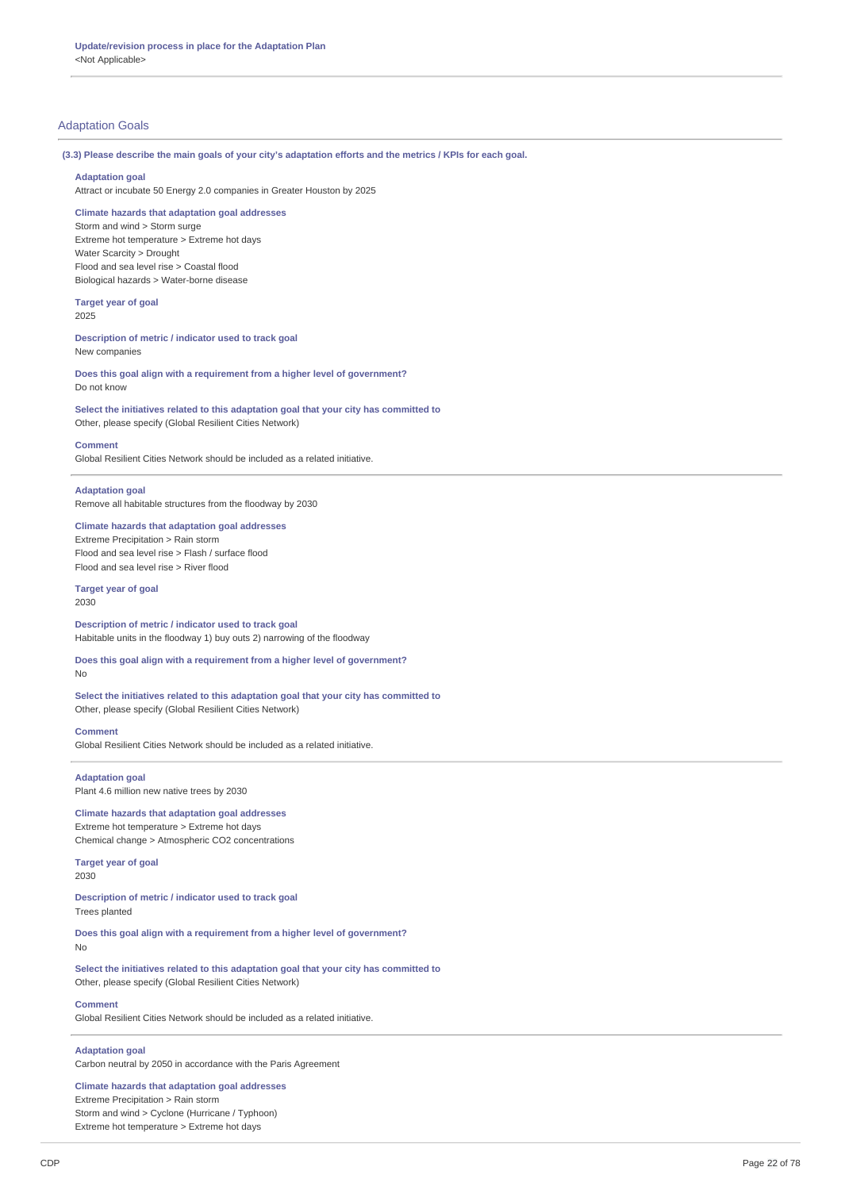**Update/revision process in place for the Adaptation Plan**

<Not Applicable>

## Adaptation Goals

**(3.3) Please describe the main goals of your city's adaptation efforts and the metrics / KPIs for each goal.**

**Adaptation goal**

Attract or incubate 50 Energy 2.0 companies in Greater Houston by 2025

**Climate hazards that adaptation goal addresses**

Storm and wind > Storm surge
Extreme hot temperature > Extreme hot days
Water Scarcity > Drought
Flood and sea level rise > Coastal flood
Biological hazards > Water-borne disease

**Target year of goal**

2025

**Description of metric / indicator used to track goal**

New companies

**Does this goal align with a requirement from a higher level of government?**

Do not know

**Select the initiatives related to this adaptation goal that your city has committed to**

Other, please specify (Global Resilient Cities Network)

**Comment**

Global Resilient Cities Network should be included as a related initiative.

---

**Adaptation goal**

Remove all habitable structures from the floodway by 2030

**Climate hazards that adaptation goal addresses**

Extreme Precipitation > Rain storm
Flood and sea level rise > Flash / surface flood
Flood and sea level rise > River flood

**Target year of goal**

2030

**Description of metric / indicator used to track goal**

Habitable units in the floodway 1) buy outs 2) narrowing of the floodway

**Does this goal align with a requirement from a higher level of government?**

No

**Select the initiatives related to this adaptation goal that your city has committed to**

Other, please specify (Global Resilient Cities Network)

**Comment**

Global Resilient Cities Network should be included as a related initiative.

---

**Adaptation goal**

Plant 4.6 million new native trees by 2030

**Climate hazards that adaptation goal addresses**

Extreme hot temperature > Extreme hot days
Chemical change > Atmospheric CO2 concentrations

**Target year of goal**

2030

**Description of metric / indicator used to track goal**

Trees planted

**Does this goal align with a requirement from a higher level of government?**

No

**Select the initiatives related to this adaptation goal that your city has committed to**

Other, please specify (Global Resilient Cities Network)

**Comment**

Global Resilient Cities Network should be included as a related initiative.

---

**Adaptation goal**

Carbon neutral by 2050 in accordance with the Paris Agreement

**Climate hazards that adaptation goal addresses**

Extreme Precipitation > Rain storm
Storm and wind > Cyclone (Hurricane / Typhoon)
Extreme hot temperature > Extreme hot days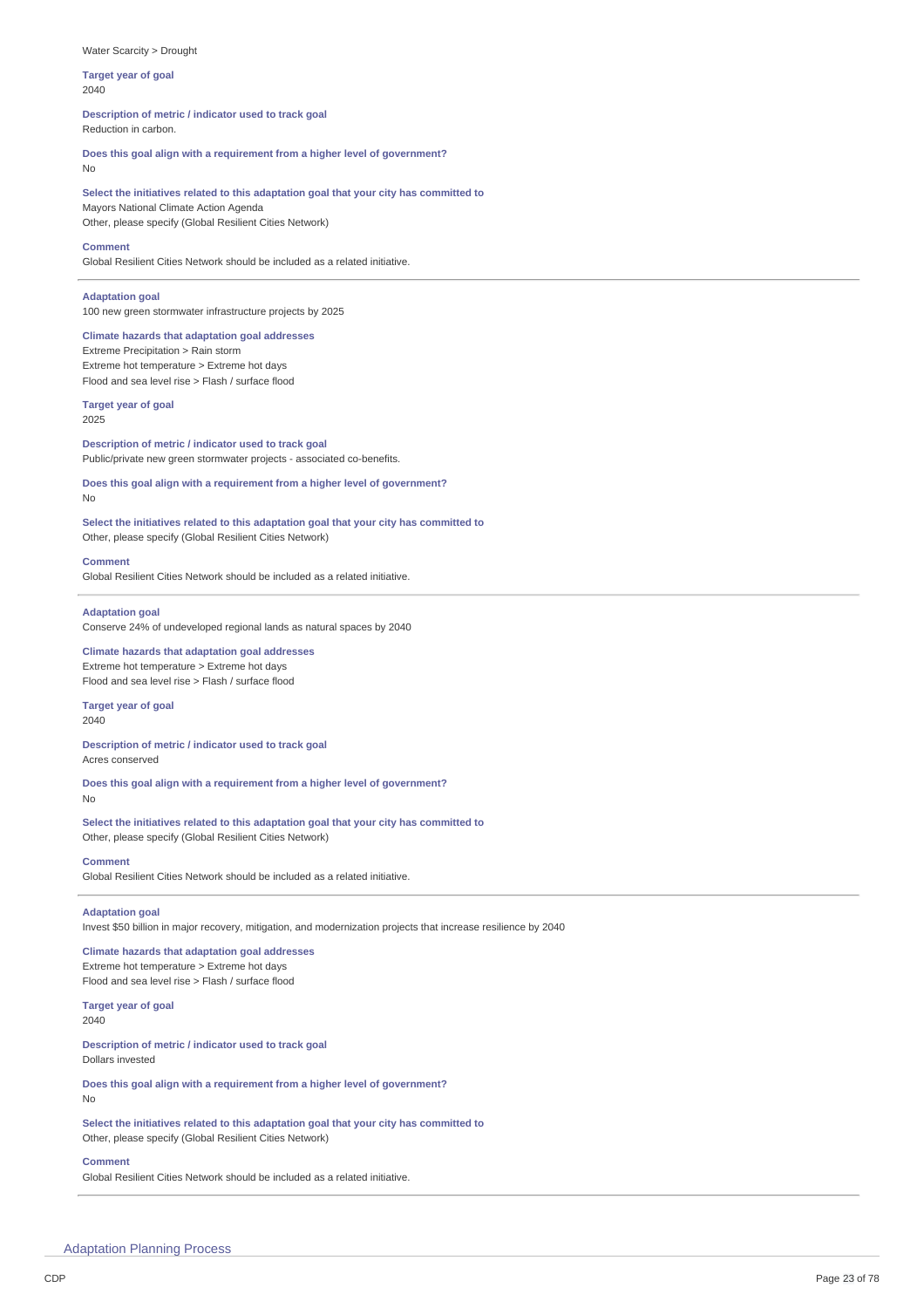Water Scarcity > Drought

**Target year of goal**
2040

**Description of metric / indicator used to track goal**
Reduction in carbon.

**Does this goal align with a requirement from a higher level of government?**
No

**Select the initiatives related to this adaptation goal that your city has committed to**
Mayors National Climate Action Agenda
Other, please specify (Global Resilient Cities Network)

**Comment**
Global Resilient Cities Network should be included as a related initiative.

---

**Adaptation goal**
100 new green stormwater infrastructure projects by 2025

**Climate hazards that adaptation goal addresses**
Extreme Precipitation > Rain storm
Extreme hot temperature > Extreme hot days
Flood and sea level rise > Flash / surface flood

**Target year of goal**
2025

**Description of metric / indicator used to track goal**
Public/private new green stormwater projects - associated co-benefits.

**Does this goal align with a requirement from a higher level of government?**
No

**Select the initiatives related to this adaptation goal that your city has committed to**
Other, please specify (Global Resilient Cities Network)

**Comment**
Global Resilient Cities Network should be included as a related initiative.

---

**Adaptation goal**
Conserve 24% of undeveloped regional lands as natural spaces by 2040

**Climate hazards that adaptation goal addresses**
Extreme hot temperature > Extreme hot days
Flood and sea level rise > Flash / surface flood

**Target year of goal**
2040

**Description of metric / indicator used to track goal**
Acres conserved

**Does this goal align with a requirement from a higher level of government?**
No

**Select the initiatives related to this adaptation goal that your city has committed to**
Other, please specify (Global Resilient Cities Network)

**Comment**
Global Resilient Cities Network should be included as a related initiative.

---

**Adaptation goal**
Invest $50 billion in major recovery, mitigation, and modernization projects that increase resilience by 2040

**Climate hazards that adaptation goal addresses**
Extreme hot temperature > Extreme hot days
Flood and sea level rise > Flash / surface flood

**Target year of goal**
2040

**Description of metric / indicator used to track goal**
Dollars invested

**Does this goal align with a requirement from a higher level of government?**
No

**Select the initiatives related to this adaptation goal that your city has committed to**
Other, please specify (Global Resilient Cities Network)

**Comment**
Global Resilient Cities Network should be included as a related initiative.

---

## Adaptation Planning Process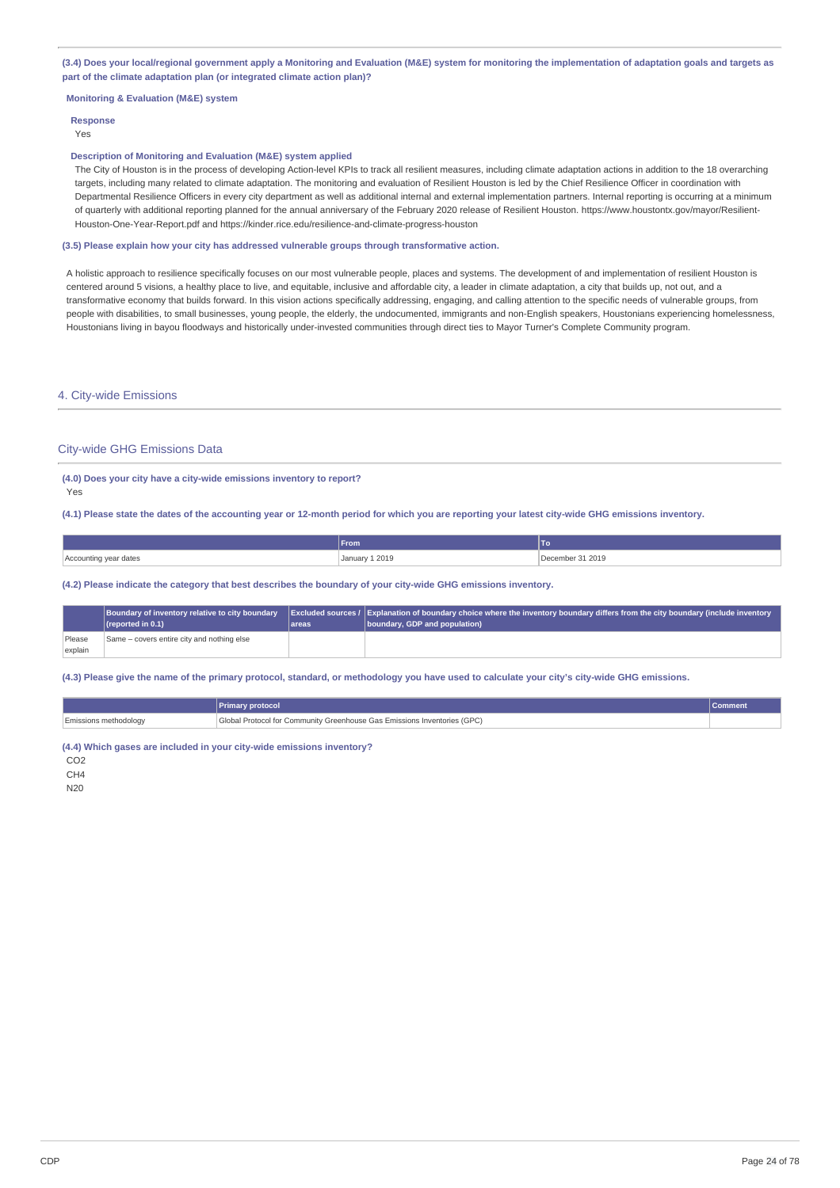**(3.4) Does your local/regional government apply a Monitoring and Evaluation (M&E) system for monitoring the implementation of adaptation goals and targets as part of the climate adaptation plan (or integrated climate action plan)?**

**Monitoring & Evaluation (M&E) system**

**Response**

Yes

**Description of Monitoring and Evaluation (M&E) system applied**

The City of Houston is in the process of developing Action-level KPIs to track all resilient measures, including climate adaptation actions in addition to the 18 overarching targets, including many related to climate adaptation. The monitoring and evaluation of Resilient Houston is led by the Chief Resilience Officer in coordination with Departmental Resilience Officers in every city department as well as additional internal and external implementation partners. Internal reporting is occurring at a minimum of quarterly with additional reporting planned for the annual anniversary of the February 2020 release of Resilient Houston. https://www.houstontx.gov/mayor/Resilient-Houston-One-Year-Report.pdf and https://kinder.rice.edu/resilience-and-climate-progress-houston

**(3.5) Please explain how your city has addressed vulnerable groups through transformative action.**

A holistic approach to resilience specifically focuses on our most vulnerable people, places and systems. The development of and implementation of resilient Houston is centered around 5 visions, a healthy place to live, and equitable, inclusive and affordable city, a leader in climate adaptation, a city that builds up, not out, and a transformative economy that builds forward. In this vision actions specifically addressing, engaging, and calling attention to the specific needs of vulnerable groups, from people with disabilities, to small businesses, young people, the elderly, the undocumented, immigrants and non-English speakers, Houstonians experiencing homelessness, Houstonians living in bayou floodways and historically under-invested communities through direct ties to Mayor Turner's Complete Community program.

## 4. City-wide Emissions

### City-wide GHG Emissions Data

**(4.0) Does your city have a city-wide emissions inventory to report?**

Yes

**(4.1) Please state the dates of the accounting year or 12-month period for which you are reporting your latest city-wide GHG emissions inventory.**

| | From | To |
|---|---|---|
| Accounting year dates | January 1 2019 | December 31 2019 |

**(4.2) Please indicate the category that best describes the boundary of your city-wide GHG emissions inventory.**

| | Boundary of inventory relative to city boundary (reported in 0.1) | Excluded sources / areas | Explanation of boundary choice where the inventory boundary differs from the city boundary (include inventory boundary, GDP and population) |
|---|---|---|---|
| Please explain | Same – covers entire city and nothing else | | |

**(4.3) Please give the name of the primary protocol, standard, or methodology you have used to calculate your city's city-wide GHG emissions.**

| | Primary protocol | Comment |
|---|---|---|
| Emissions methodology | Global Protocol for Community Greenhouse Gas Emissions Inventories (GPC) | |

**(4.4) Which gases are included in your city-wide emissions inventory?**

CO2

CH4

N20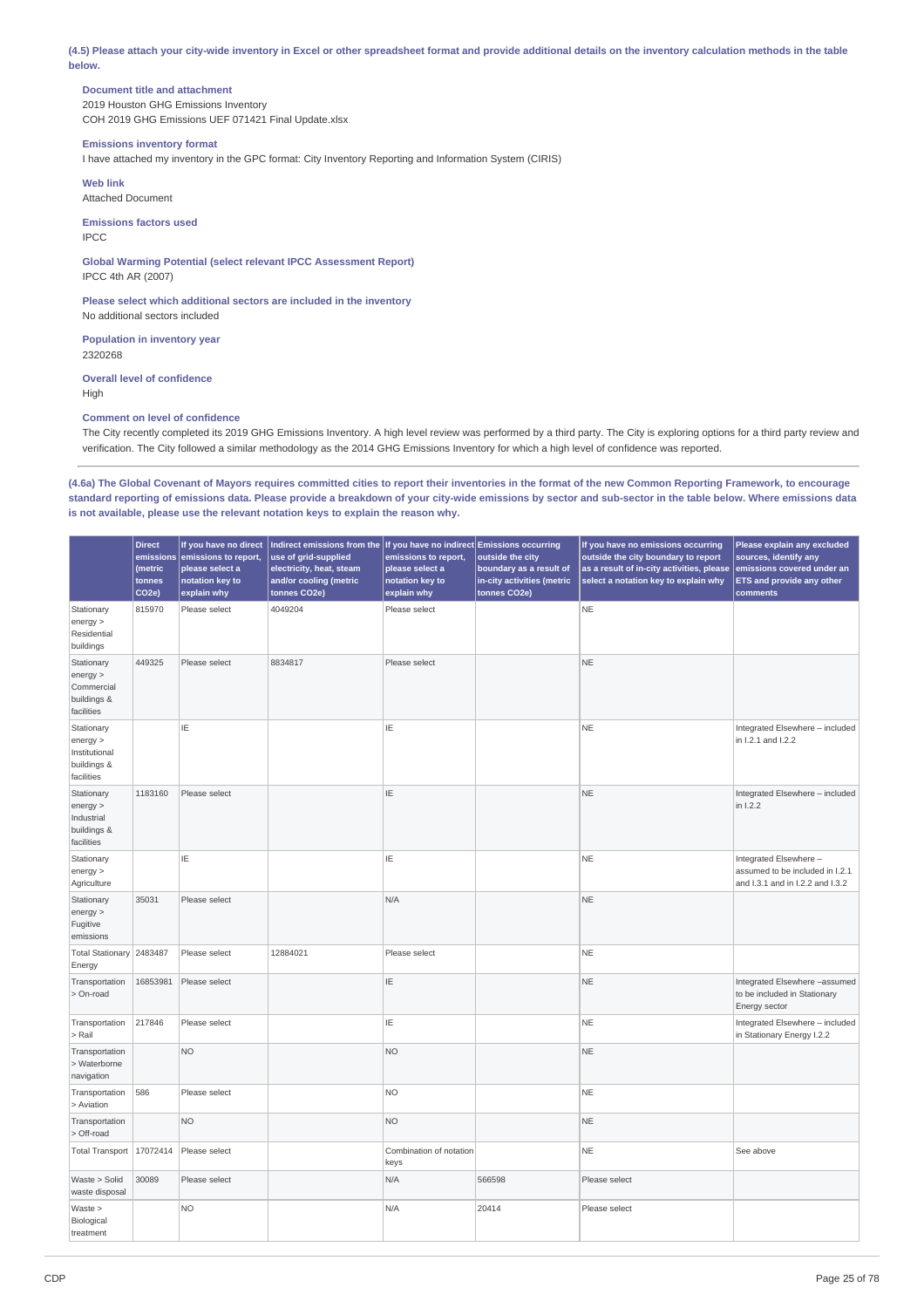**(4.5) Please attach your city-wide inventory in Excel or other spreadsheet format and provide additional details on the inventory calculation methods in the table below.**

**Document title and attachment**
2019 Houston GHG Emissions Inventory
COH 2019 GHG Emissions UEF 071421 Final Update.xlsx

**Emissions inventory format**
I have attached my inventory in the GPC format: City Inventory Reporting and Information System (CIRIS)

**Web link**
Attached Document

**Emissions factors used**
IPCC

**Global Warming Potential (select relevant IPCC Assessment Report)**
IPCC 4th AR (2007)

**Please select which additional sectors are included in the inventory**
No additional sectors included

**Population in inventory year**
2320268

**Overall level of confidence**
High

**Comment on level of confidence**
The City recently completed its 2019 GHG Emissions Inventory. A high level review was performed by a third party. The City is exploring options for a third party review and verification. The City followed a similar methodology as the 2014 GHG Emissions Inventory for which a high level of confidence was reported.

**(4.6a) The Global Covenant of Mayors requires committed cities to report their inventories in the format of the new Common Reporting Framework, to encourage standard reporting of emissions data. Please provide a breakdown of your city-wide emissions by sector and sub-sector in the table below. Where emissions data is not available, please use the relevant notation keys to explain the reason why.**

| | Direct emissions (metric tonnes CO2e) | If you have no direct emissions to report, please select a notation key to explain why | Indirect emissions from the use of grid-supplied electricity, heat, steam and/or cooling (metric tonnes CO2e) | If you have no indirect emissions to report, please select a notation key to explain why | Emissions occurring outside the city boundary as a result of in-city activities (metric tonnes CO2e) | If you have no emissions occurring outside the city boundary to report as a result of in-city activities, please select a notation key to explain why | Please explain any excluded sources, identify any emissions covered under an ETS and provide any other comments |
|---|---|---|---|---|---|---|---|
| Stationary energy > Residential buildings | 815970 | Please select | 4049204 | Please select | | NE | |
| Stationary energy > Commercial buildings & facilities | 449325 | Please select | 8834817 | Please select | | NE | |
| Stationary energy > Institutional buildings & facilities | | IE | | IE | | NE | Integrated Elsewhere – included in I.2.1 and I.2.2 |
| Stationary energy > Industrial buildings & facilities | 1183160 | Please select | | IE | | NE | Integrated Elsewhere – included in I.2.2 |
| Stationary energy > Agriculture | | IE | | IE | | NE | Integrated Elsewhere – assumed to be included in I.2.1 and I.3.1 and in I.2.2 and I.3.2 |
| Stationary energy > Fugitive emissions | 35031 | Please select | | N/A | | NE | |
| Total Stationary Energy | 2483487 | Please select | 12884021 | Please select | | NE | |
| Transportation > On-road | 16853981 | Please select | | IE | | NE | Integrated Elsewhere –assumed to be included in Stationary Energy sector |
| Transportation > Rail | 217846 | Please select | | IE | | NE | Integrated Elsewhere – included in Stationary Energy I.2.2 |
| Transportation > Waterborne navigation | | NO | | NO | | NE | |
| Transportation > Aviation | 586 | Please select | | NO | | NE | |
| Transportation > Off-road | | NO | | NO | | NE | |
| Total Transport | 17072414 | Please select | | Combination of notation keys | | NE | See above |
| Waste > Solid waste disposal | 30089 | Please select | | N/A | 566598 | Please select | |
| Waste > Biological treatment | | NO | | N/A | 20414 | Please select | |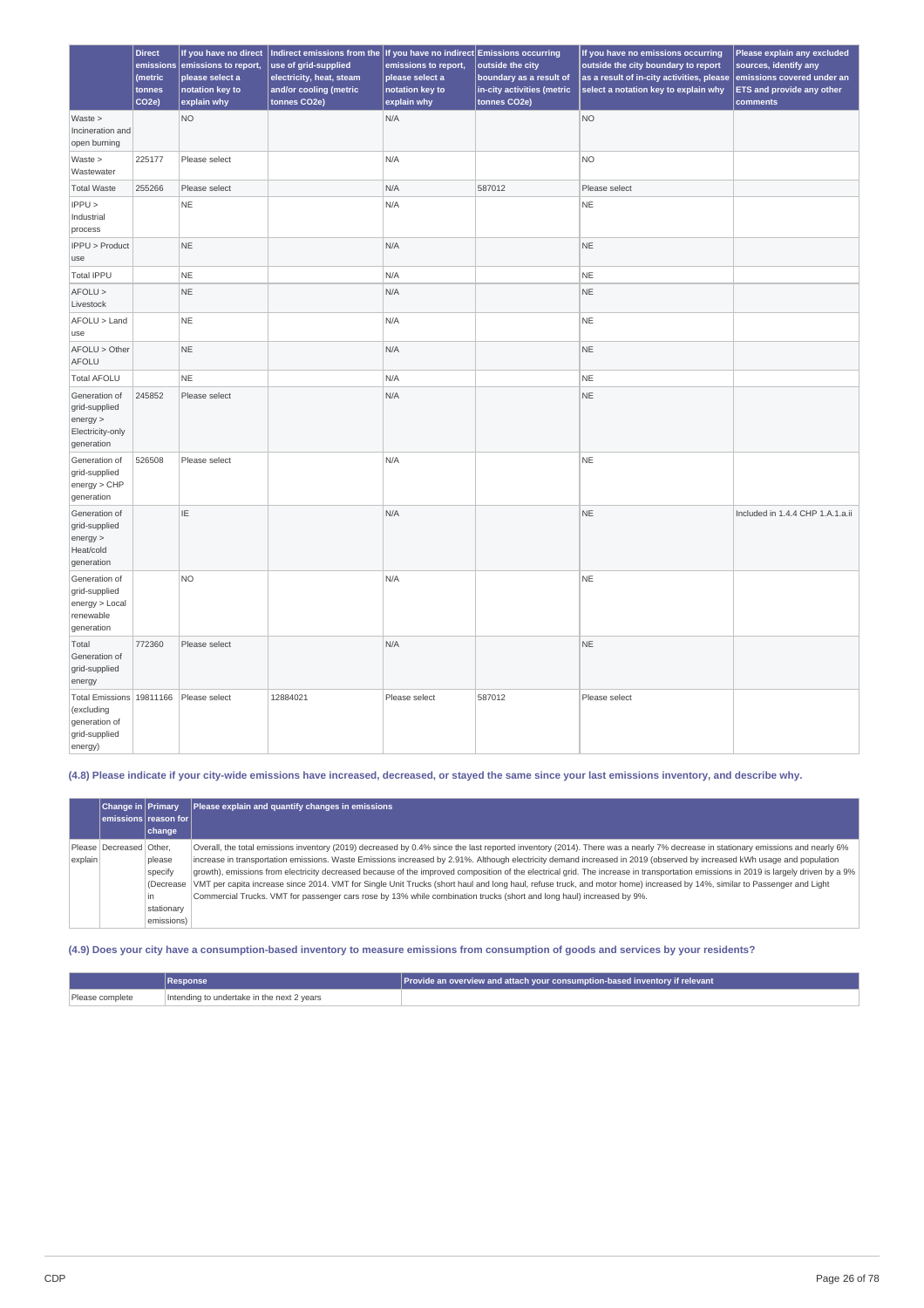| | Direct emissions (metric tonnes CO2e) | If you have no direct emissions to report, please select a notation key to explain why | Indirect emissions from the use of grid-supplied electricity, heat, steam and/or cooling (metric tonnes CO2e) | If you have no indirect emissions to report, please select a notation key to explain why | Emissions occurring outside the city boundary as a result of in-city activities (metric tonnes CO2e) | If you have no emissions occurring outside the city boundary to report as a result of in-city activities, please select a notation key to explain why | Please explain any excluded sources, identify any emissions covered under an ETS and provide any other comments |
|---|---|---|---|---|---|---|---|
| Waste > Incineration and open burning | | NO | | N/A | | NO | |
| Waste > Wastewater | 225177 | Please select | | N/A | | NO | |
| Total Waste | 255266 | Please select | | N/A | 587012 | Please select | |
| IPPU > Industrial process | | NE | | N/A | | NE | |
| IPPU > Product use | | NE | | N/A | | NE | |
| Total IPPU | | NE | | N/A | | NE | |
| AFOLU > Livestock | | NE | | N/A | | NE | |
| AFOLU > Land use | | NE | | N/A | | NE | |
| AFOLU > Other AFOLU | | NE | | N/A | | NE | |
| Total AFOLU | | NE | | N/A | | NE | |
| Generation of grid-supplied energy > Electricity-only generation | 245852 | Please select | | N/A | | NE | |
| Generation of grid-supplied energy > CHP generation | 526508 | Please select | | N/A | | NE | |
| Generation of grid-supplied energy > Heat/cold generation | | IE | | N/A | | NE | Included in 1.4.4 CHP 1.A.1.a.ii |
| Generation of grid-supplied energy > Local renewable generation | | NO | | N/A | | NE | |
| Total Generation of grid-supplied energy | 772360 | Please select | | N/A | | NE | |
| Total Emissions (excluding generation of grid-supplied energy) | 19811166 | Please select | 12884021 | Please select | 587012 | Please select | |

### (4.8) Please indicate if your city-wide emissions have increased, decreased, or stayed the same since your last emissions inventory, and describe why.

| | Change in emissions | Primary reason for change | Please explain and quantify changes in emissions |
|---|---|---|---|
| Please explain | Decreased | Other, please specify (Decrease in stationary emissions) | Overall, the total emissions inventory (2019) decreased by 0.4% since the last reported inventory (2014). There was a nearly 7% decrease in stationary emissions and nearly 6% increase in transportation emissions. Waste Emissions increased by 2.91%. Although electricity demand increased in 2019 (observed by increased kWh usage and population growth), emissions from electricity decreased because of the improved composition of the electrical grid. The increase in transportation emissions in 2019 is largely driven by a 9% VMT per capita increase since 2014. VMT for Single Unit Trucks (short haul and long haul, refuse truck, and motor home) increased by 14%, similar to Passenger and Light Commercial Trucks. VMT for passenger cars rose by 13% while combination trucks (short and long haul) increased by 9%. |

### (4.9) Does your city have a consumption-based inventory to measure emissions from consumption of goods and services by your residents?

| | Response | Provide an overview and attach your consumption-based inventory if relevant |
|---|---|---|
| Please complete | Intending to undertake in the next 2 years | |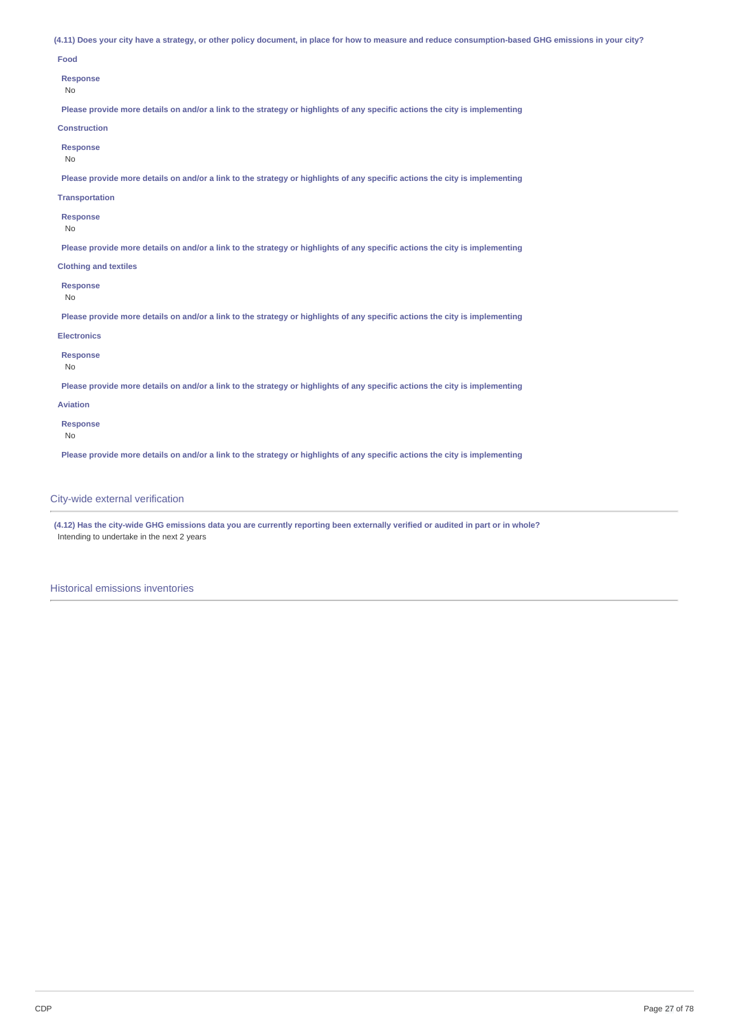**(4.11) Does your city have a strategy, or other policy document, in place for how to measure and reduce consumption-based GHG emissions in your city?**

**Food**

**Response**

No

**Please provide more details on and/or a link to the strategy or highlights of any specific actions the city is implementing**

**Construction**

**Response**

No

**Please provide more details on and/or a link to the strategy or highlights of any specific actions the city is implementing**

**Transportation**

**Response**

No

**Please provide more details on and/or a link to the strategy or highlights of any specific actions the city is implementing**

**Clothing and textiles**

**Response**

No

**Please provide more details on and/or a link to the strategy or highlights of any specific actions the city is implementing**

**Electronics**

**Response**

No

**Please provide more details on and/or a link to the strategy or highlights of any specific actions the city is implementing**

**Aviation**

**Response**

No

**Please provide more details on and/or a link to the strategy or highlights of any specific actions the city is implementing**

## City-wide external verification

**(4.12) Has the city-wide GHG emissions data you are currently reporting been externally verified or audited in part or in whole?**

Intending to undertake in the next 2 years

## Historical emissions inventories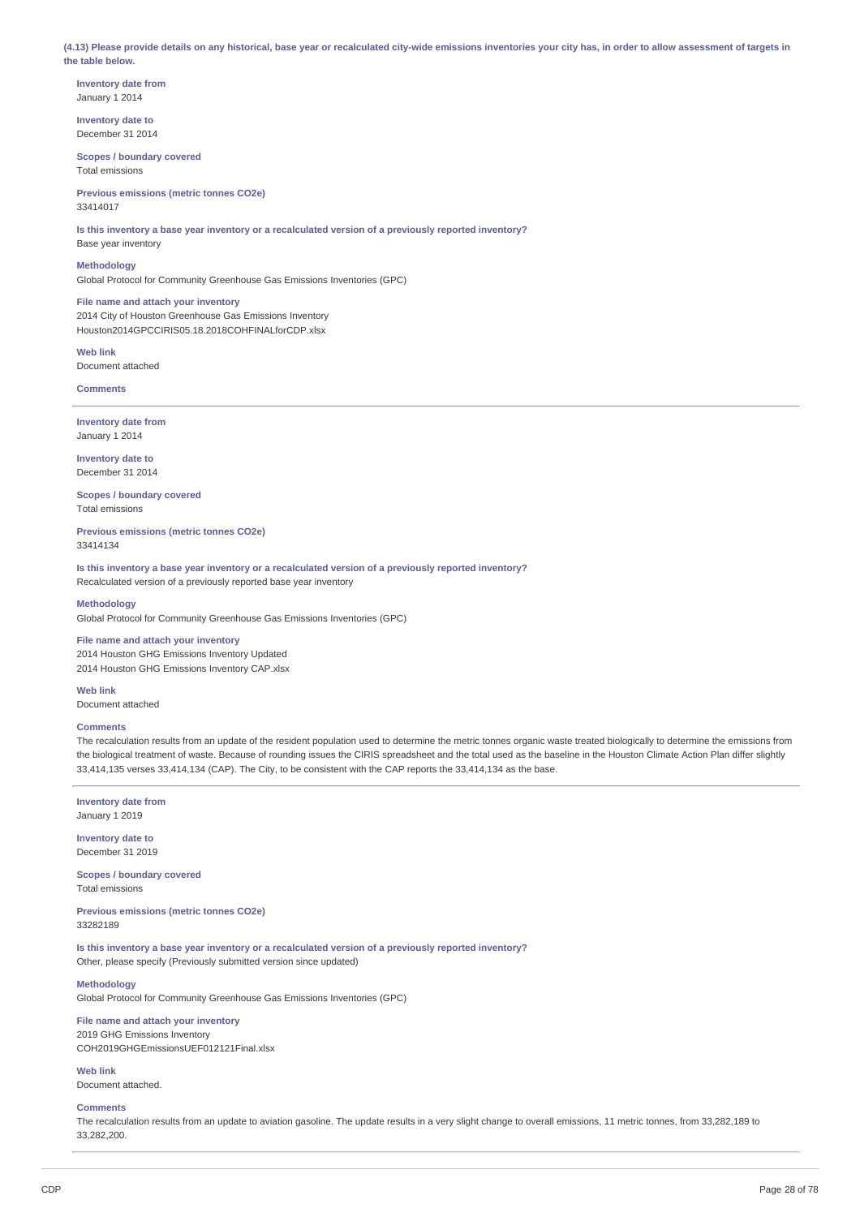**(4.13) Please provide details on any historical, base year or recalculated city-wide emissions inventories your city has, in order to allow assessment of targets in the table below.**

**Inventory date from**
January 1 2014

**Inventory date to**
December 31 2014

**Scopes / boundary covered**
Total emissions

**Previous emissions (metric tonnes CO2e)**
33414017

**Is this inventory a base year inventory or a recalculated version of a previously reported inventory?**
Base year inventory

**Methodology**
Global Protocol for Community Greenhouse Gas Emissions Inventories (GPC)

**File name and attach your inventory**
2014 City of Houston Greenhouse Gas Emissions Inventory
Houston2014GPCCIRIS05.18.2018COHFINALforCDP.xlsx

**Web link**
Document attached

**Comments**

---

**Inventory date from**
January 1 2014

**Inventory date to**
December 31 2014

**Scopes / boundary covered**
Total emissions

**Previous emissions (metric tonnes CO2e)**
33414134

**Is this inventory a base year inventory or a recalculated version of a previously reported inventory?**
Recalculated version of a previously reported base year inventory

**Methodology**
Global Protocol for Community Greenhouse Gas Emissions Inventories (GPC)

**File name and attach your inventory**
2014 Houston GHG Emissions Inventory Updated
2014 Houston GHG Emissions Inventory CAP.xlsx

**Web link**
Document attached

**Comments**
The recalculation results from an update of the resident population used to determine the metric tonnes organic waste treated biologically to determine the emissions from the biological treatment of waste. Because of rounding issues the CIRIS spreadsheet and the total used as the baseline in the Houston Climate Action Plan differ slightly 33,414,135 verses 33,414,134 (CAP). The City, to be consistent with the CAP reports the 33,414,134 as the base.

---

**Inventory date from**
January 1 2019

**Inventory date to**
December 31 2019

**Scopes / boundary covered**
Total emissions

**Previous emissions (metric tonnes CO2e)**
33282189

**Is this inventory a base year inventory or a recalculated version of a previously reported inventory?**
Other, please specify (Previously submitted version since updated)

**Methodology**
Global Protocol for Community Greenhouse Gas Emissions Inventories (GPC)

**File name and attach your inventory**
2019 GHG Emissions Inventory
COH2019GHGEmissionsUEF012121Final.xlsx

**Web link**
Document attached.

**Comments**
The recalculation results from an update to aviation gasoline. The update results in a very slight change to overall emissions, 11 metric tonnes, from 33,282,189 to 33,282,200.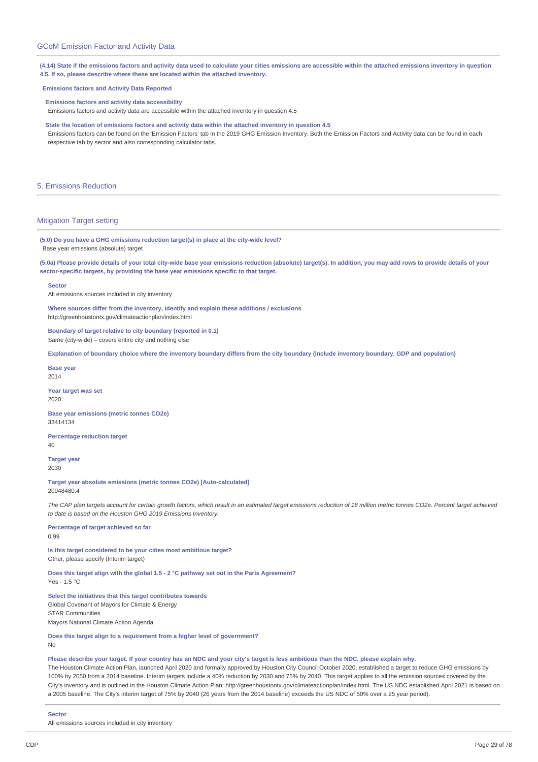## GCoM Emission Factor and Activity Data

**(4.14) State if the emissions factors and activity data used to calculate your cities emissions are accessible within the attached emissions inventory in question 4.5. If so, please describe where these are located within the attached inventory.**

**Emissions factors and Activity Data Reported**

**Emissions factors and activity data accessibility**
Emissions factors and activity data are accessible within the attached inventory in question 4.5

**State the location of emissions factors and activity data within the attached inventory in question 4.5**
Emissions factors can be found on the 'Emission Factors' tab in the 2019 GHG Emission Inventory. Both the Emission Factors and Activity data can be found in each respective tab by sector and also corresponding calculator tabs.

# 5. Emissions Reduction

## Mitigation Target setting

**(5.0) Do you have a GHG emissions reduction target(s) in place at the city-wide level?**
Base year emissions (absolute) target

**(5.0a) Please provide details of your total city-wide base year emissions reduction (absolute) target(s). In addition, you may add rows to provide details of your sector-specific targets, by providing the base year emissions specific to that target.**

**Sector**
All emissions sources included in city inventory

**Where sources differ from the inventory, identify and explain these additions / exclusions**
http://greenhoustontx.gov/climateactionplan/index.html

**Boundary of target relative to city boundary (reported in 0.1)**
Same (city-wide) – covers entire city and nothing else

**Explanation of boundary choice where the inventory boundary differs from the city boundary (include inventory boundary, GDP and population)**

**Base year**
2014

**Year target was set**
2020

**Base year emissions (metric tonnes CO2e)**
33414134

**Percentage reduction target**
40

**Target year**
2030

**Target year absolute emissions (metric tonnes CO2e) [Auto-calculated]**
20048480.4

*The CAP plan targets account for certain growth factors, which result in an estimated target emissions reduction of 18 million metric tonnes CO2e. Percent target achieved to date is based on the Houston GHG 2019 Emissions Inventory.*

**Percentage of target achieved so far**
0.99

**Is this target considered to be your cities most ambitious target?**
Other, please specify (Interim target)

**Does this target align with the global 1.5 - 2 °C pathway set out in the Paris Agreement?**
Yes - 1.5 °C

**Select the initiatives that this target contributes towards**
Global Covenant of Mayors for Climate & Energy
STAR Communities
Mayors National Climate Action Agenda

**Does this target align to a requirement from a higher level of government?**
No

**Please describe your target. If your country has an NDC and your city's target is less ambitious than the NDC, please explain why.**
The Houston Climate Action Plan, launched April 2020 and formally approved by Houston City Council October 2020, established a target to reduce GHG emissions by 100% by 2050 from a 2014 baseline. Interim targets include a 40% reduction by 2030 and 75% by 2040. This target applies to all the emission sources covered by the City's inventory and is outlined in the Houston Climate Action Plan: http://greenhoustontx.gov/climateactionplan/index.html. The US NDC established April 2021 is based on a 2005 baseline. The City's interim target of 75% by 2040 (26 years from the 2014 baseline) exceeds the US NDC of 50% over a 25 year period).

---

**Sector**
All emissions sources included in city inventory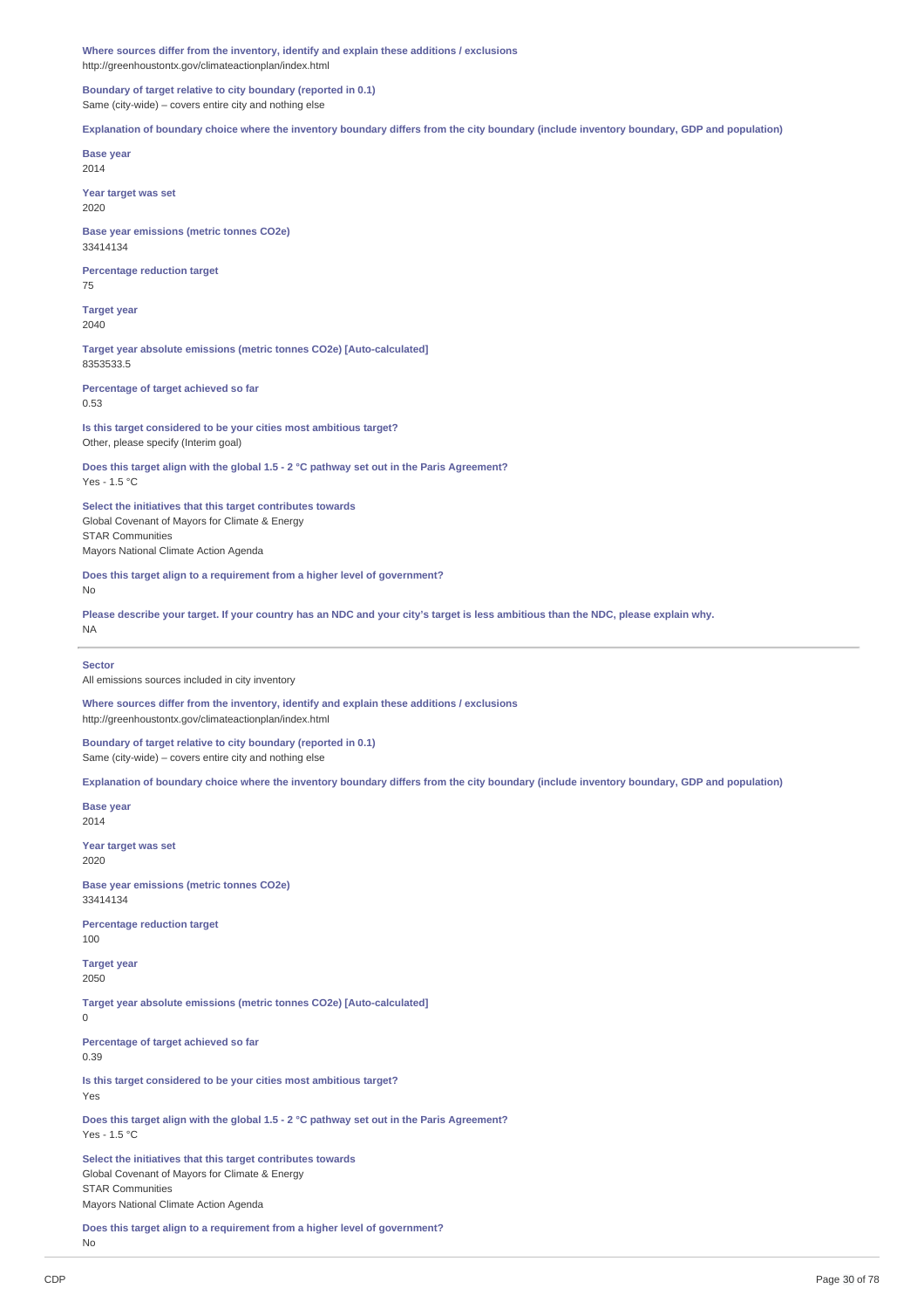**Where sources differ from the inventory, identify and explain these additions / exclusions**
http://greenhoustontx.gov/climateactionplan/index.html

**Boundary of target relative to city boundary (reported in 0.1)**
Same (city-wide) – covers entire city and nothing else

**Explanation of boundary choice where the inventory boundary differs from the city boundary (include inventory boundary, GDP and population)**

**Base year**
2014

**Year target was set**
2020

**Base year emissions (metric tonnes CO2e)**
33414134

**Percentage reduction target**
75

**Target year**
2040

**Target year absolute emissions (metric tonnes CO2e) [Auto-calculated]**
8353533.5

**Percentage of target achieved so far**
0.53

**Is this target considered to be your cities most ambitious target?**
Other, please specify (Interim goal)

**Does this target align with the global 1.5 - 2 °C pathway set out in the Paris Agreement?**
Yes - 1.5 °C

**Select the initiatives that this target contributes towards**
Global Covenant of Mayors for Climate & Energy
STAR Communities
Mayors National Climate Action Agenda

**Does this target align to a requirement from a higher level of government?**
No

**Please describe your target. If your country has an NDC and your city's target is less ambitious than the NDC, please explain why.**
NA

---

**Sector**
All emissions sources included in city inventory

**Where sources differ from the inventory, identify and explain these additions / exclusions**
http://greenhoustontx.gov/climateactionplan/index.html

**Boundary of target relative to city boundary (reported in 0.1)**
Same (city-wide) – covers entire city and nothing else

**Explanation of boundary choice where the inventory boundary differs from the city boundary (include inventory boundary, GDP and population)**

**Base year**
2014

**Year target was set**
2020

**Base year emissions (metric tonnes CO2e)**
33414134

**Percentage reduction target**
100

**Target year**
2050

**Target year absolute emissions (metric tonnes CO2e) [Auto-calculated]**
0

**Percentage of target achieved so far**
0.39

**Is this target considered to be your cities most ambitious target?**
Yes

**Does this target align with the global 1.5 - 2 °C pathway set out in the Paris Agreement?**
Yes - 1.5 °C

**Select the initiatives that this target contributes towards**
Global Covenant of Mayors for Climate & Energy
STAR Communities
Mayors National Climate Action Agenda

**Does this target align to a requirement from a higher level of government?**
No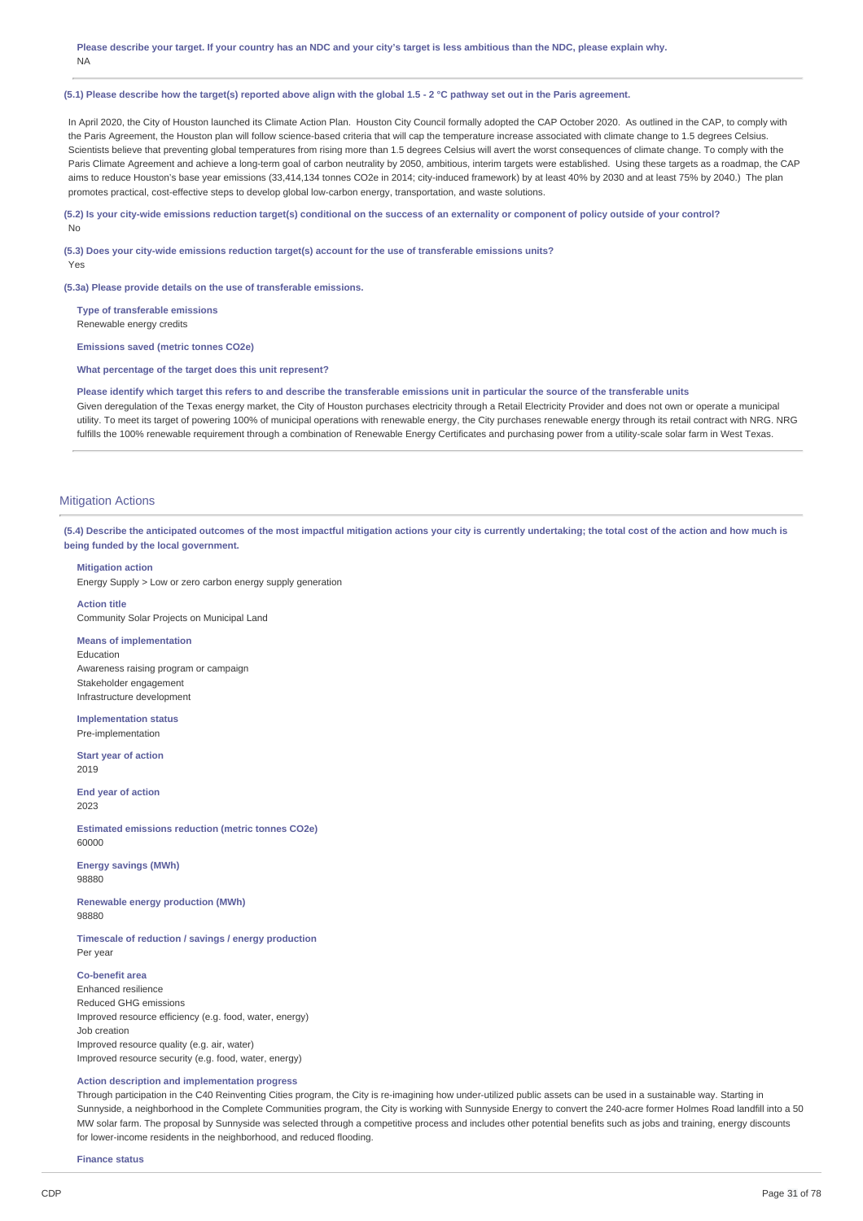**Please describe your target. If your country has an NDC and your city's target is less ambitious than the NDC, please explain why.**
NA

**(5.1) Please describe how the target(s) reported above align with the global 1.5 - 2 °C pathway set out in the Paris agreement.**

In April 2020, the City of Houston launched its Climate Action Plan. Houston City Council formally adopted the CAP October 2020. As outlined in the CAP, to comply with the Paris Agreement, the Houston plan will follow science-based criteria that will cap the temperature increase associated with climate change to 1.5 degrees Celsius. Scientists believe that preventing global temperatures from rising more than 1.5 degrees Celsius will avert the worst consequences of climate change. To comply with the Paris Climate Agreement and achieve a long-term goal of carbon neutrality by 2050, ambitious, interim targets were established. Using these targets as a roadmap, the CAP aims to reduce Houston's base year emissions (33,414,134 tonnes CO2e in 2014; city-induced framework) by at least 40% by 2030 and at least 75% by 2040.) The plan promotes practical, cost-effective steps to develop global low-carbon energy, transportation, and waste solutions.

**(5.2) Is your city-wide emissions reduction target(s) conditional on the success of an externality or component of policy outside of your control?**
No

**(5.3) Does your city-wide emissions reduction target(s) account for the use of transferable emissions units?**
Yes

**(5.3a) Please provide details on the use of transferable emissions.**

**Type of transferable emissions**
Renewable energy credits

**Emissions saved (metric tonnes CO2e)**

**What percentage of the target does this unit represent?**

**Please identify which target this refers to and describe the transferable emissions unit in particular the source of the transferable units**
Given deregulation of the Texas energy market, the City of Houston purchases electricity through a Retail Electricity Provider and does not own or operate a municipal utility. To meet its target of powering 100% of municipal operations with renewable energy, the City purchases renewable energy through its retail contract with NRG. NRG fulfills the 100% renewable requirement through a combination of Renewable Energy Certificates and purchasing power from a utility-scale solar farm in West Texas.

## Mitigation Actions

**(5.4) Describe the anticipated outcomes of the most impactful mitigation actions your city is currently undertaking; the total cost of the action and how much is being funded by the local government.**

**Mitigation action**
Energy Supply > Low or zero carbon energy supply generation

**Action title**
Community Solar Projects on Municipal Land

**Means of implementation**
Education
Awareness raising program or campaign
Stakeholder engagement
Infrastructure development

**Implementation status**
Pre-implementation

**Start year of action**
2019

**End year of action**
2023

**Estimated emissions reduction (metric tonnes CO2e)**
60000

**Energy savings (MWh)**
98880

**Renewable energy production (MWh)**
98880

**Timescale of reduction / savings / energy production**
Per year

**Co-benefit area**
Enhanced resilience
Reduced GHG emissions
Improved resource efficiency (e.g. food, water, energy)
Job creation
Improved resource quality (e.g. air, water)
Improved resource security (e.g. food, water, energy)

**Action description and implementation progress**
Through participation in the C40 Reinventing Cities program, the City is re-imagining how under-utilized public assets can be used in a sustainable way. Starting in Sunnyside, a neighborhood in the Complete Communities program, the City is working with Sunnyside Energy to convert the 240-acre former Holmes Road landfill into a 50 MW solar farm. The proposal by Sunnyside was selected through a competitive process and includes other potential benefits such as jobs and training, energy discounts for lower-income residents in the neighborhood, and reduced flooding.

**Finance status**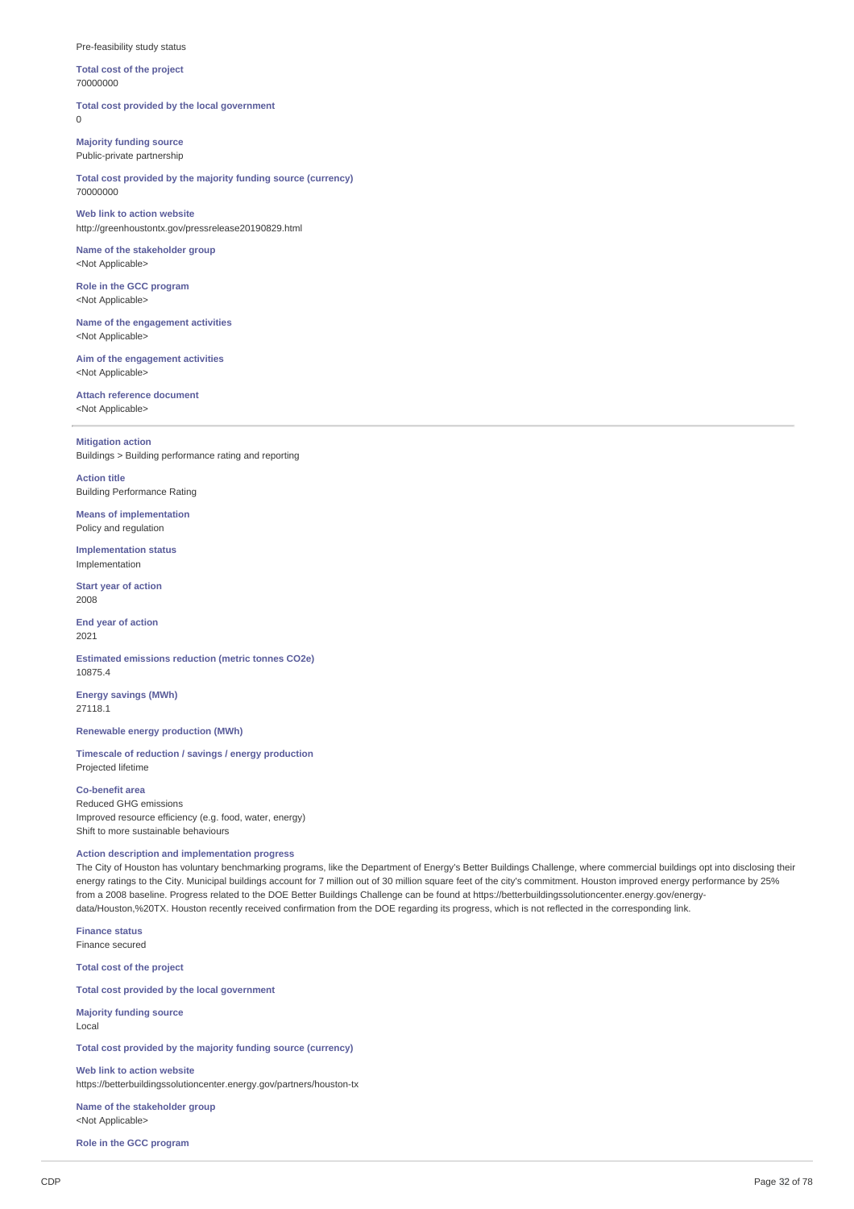Pre-feasibility study status

**Total cost of the project**
70000000

**Total cost provided by the local government**
0

**Majority funding source**
Public-private partnership

**Total cost provided by the majority funding source (currency)**
70000000

**Web link to action website**
http://greenhoustontx.gov/pressrelease20190829.html

**Name of the stakeholder group**
<Not Applicable>

**Role in the GCC program**
<Not Applicable>

**Name of the engagement activities**
<Not Applicable>

**Aim of the engagement activities**
<Not Applicable>

**Attach reference document**
<Not Applicable>

---

**Mitigation action**
Buildings > Building performance rating and reporting

**Action title**
Building Performance Rating

**Means of implementation**
Policy and regulation

**Implementation status**
Implementation

**Start year of action**
2008

**End year of action**
2021

**Estimated emissions reduction (metric tonnes CO2e)**
10875.4

**Energy savings (MWh)**
27118.1

**Renewable energy production (MWh)**

**Timescale of reduction / savings / energy production**
Projected lifetime

**Co-benefit area**
Reduced GHG emissions
Improved resource efficiency (e.g. food, water, energy)
Shift to more sustainable behaviours

**Action description and implementation progress**
The City of Houston has voluntary benchmarking programs, like the Department of Energy's Better Buildings Challenge, where commercial buildings opt into disclosing their energy ratings to the City. Municipal buildings account for 7 million out of 30 million square feet of the city's commitment. Houston improved energy performance by 25% from a 2008 baseline. Progress related to the DOE Better Buildings Challenge can be found at https://betterbuildingssolutioncenter.energy.gov/energy-data/Houston,%20TX. Houston recently received confirmation from the DOE regarding its progress, which is not reflected in the corresponding link.

**Finance status**
Finance secured

**Total cost of the project**

**Total cost provided by the local government**

**Majority funding source**
Local

**Total cost provided by the majority funding source (currency)**

**Web link to action website**
https://betterbuildingssolutioncenter.energy.gov/partners/houston-tx

**Name of the stakeholder group**
<Not Applicable>

**Role in the GCC program**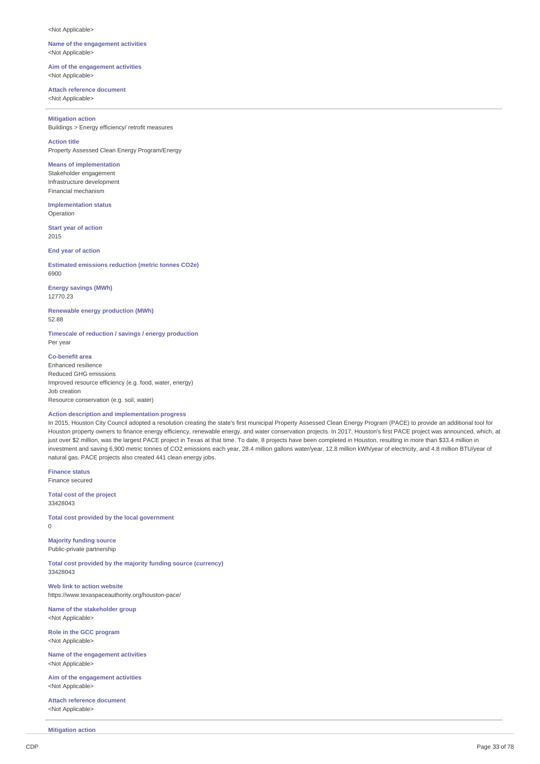<Not Applicable>

**Name of the engagement activities**
<Not Applicable>

**Aim of the engagement activities**
<Not Applicable>

**Attach reference document**
<Not Applicable>

---

**Mitigation action**
Buildings > Energy efficiency/ retrofit measures

**Action title**
Property Assessed Clean Energy Program/Energy

**Means of implementation**
Stakeholder engagement
Infrastructure development
Financial mechanism

**Implementation status**
Operation

**Start year of action**
2015

**End year of action**

**Estimated emissions reduction (metric tonnes CO2e)**
6900

**Energy savings (MWh)**
12770.23

**Renewable energy production (MWh)**
52.88

**Timescale of reduction / savings / energy production**
Per year

**Co-benefit area**
Enhanced resilience
Reduced GHG emissions
Improved resource efficiency (e.g. food, water, energy)
Job creation
Resource conservation (e.g. soil, water)

**Action description and implementation progress**
In 2015, Houston City Council adopted a resolution creating the state's first municipal Property Assessed Clean Energy Program (PACE) to provide an additional tool for Houston property owners to finance energy efficiency, renewable energy, and water conservation projects. In 2017, Houston's first PACE project was announced, which, at just over $2 million, was the largest PACE project in Texas at that time. To date, 8 projects have been completed in Houston, resulting in more than $33.4 million in investment and saving 6,900 metric tonnes of CO2 emissions each year, 28.4 million gallons water/year, 12.8 million kWh/year of electricity, and 4.8 million BTU/year of natural gas. PACE projects also created 441 clean energy jobs.

**Finance status**
Finance secured

**Total cost of the project**
33428043

**Total cost provided by the local government**
0

**Majority funding source**
Public-private partnership

**Total cost provided by the majority funding source (currency)**
33428043

**Web link to action website**
https://www.texaspaceauthority.org/houston-pace/

**Name of the stakeholder group**
<Not Applicable>

**Role in the GCC program**
<Not Applicable>

**Name of the engagement activities**
<Not Applicable>

**Aim of the engagement activities**
<Not Applicable>

**Attach reference document**
<Not Applicable>

---

**Mitigation action**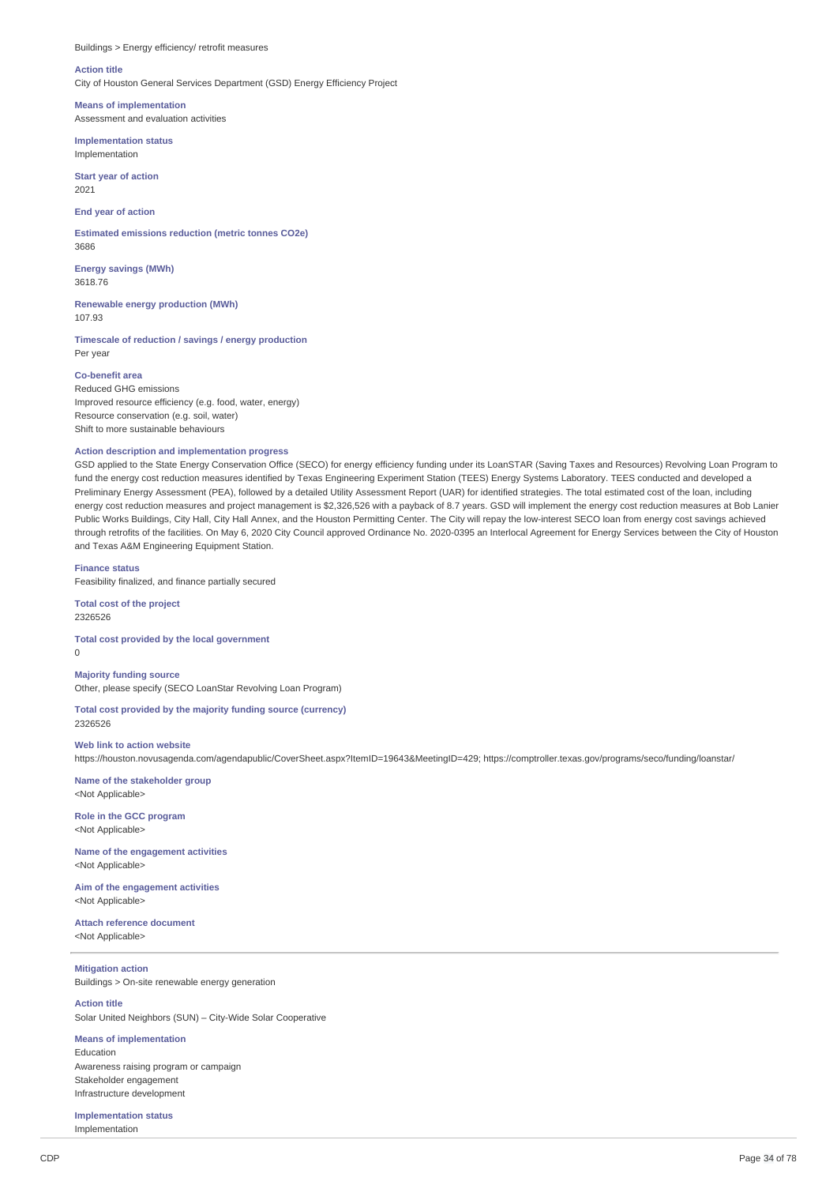Buildings > Energy efficiency/ retrofit measures

**Action title**
City of Houston General Services Department (GSD) Energy Efficiency Project

**Means of implementation**
Assessment and evaluation activities

**Implementation status**
Implementation

**Start year of action**
2021

**End year of action**

**Estimated emissions reduction (metric tonnes CO2e)**
3686

**Energy savings (MWh)**
3618.76

**Renewable energy production (MWh)**
107.93

**Timescale of reduction / savings / energy production**
Per year

**Co-benefit area**
Reduced GHG emissions
Improved resource efficiency (e.g. food, water, energy)
Resource conservation (e.g. soil, water)
Shift to more sustainable behaviours

**Action description and implementation progress**
GSD applied to the State Energy Conservation Office (SECO) for energy efficiency funding under its LoanSTAR (Saving Taxes and Resources) Revolving Loan Program to fund the energy cost reduction measures identified by Texas Engineering Experiment Station (TEES) Energy Systems Laboratory. TEES conducted and developed a Preliminary Energy Assessment (PEA), followed by a detailed Utility Assessment Report (UAR) for identified strategies. The total estimated cost of the loan, including energy cost reduction measures and project management is $2,326,526 with a payback of 8.7 years. GSD will implement the energy cost reduction measures at Bob Lanier Public Works Buildings, City Hall, City Hall Annex, and the Houston Permitting Center. The City will repay the low-interest SECO loan from energy cost savings achieved through retrofits of the facilities. On May 6, 2020 City Council approved Ordinance No. 2020-0395 an Interlocal Agreement for Energy Services between the City of Houston and Texas A&M Engineering Equipment Station.

**Finance status**
Feasibility finalized, and finance partially secured

**Total cost of the project**
2326526

**Total cost provided by the local government**
0

**Majority funding source**
Other, please specify (SECO LoanStar Revolving Loan Program)

**Total cost provided by the majority funding source (currency)**
2326526

**Web link to action website**
https://houston.novusagenda.com/agendapublic/CoverSheet.aspx?ItemID=19643&MeetingID=429; https://comptroller.texas.gov/programs/seco/funding/loanstar/

**Name of the stakeholder group**
<Not Applicable>

**Role in the GCC program**
<Not Applicable>

**Name of the engagement activities**
<Not Applicable>

**Aim of the engagement activities**
<Not Applicable>

**Attach reference document**
<Not Applicable>

---

**Mitigation action**
Buildings > On-site renewable energy generation

**Action title**
Solar United Neighbors (SUN) – City-Wide Solar Cooperative

**Means of implementation**
Education
Awareness raising program or campaign
Stakeholder engagement
Infrastructure development

**Implementation status**
Implementation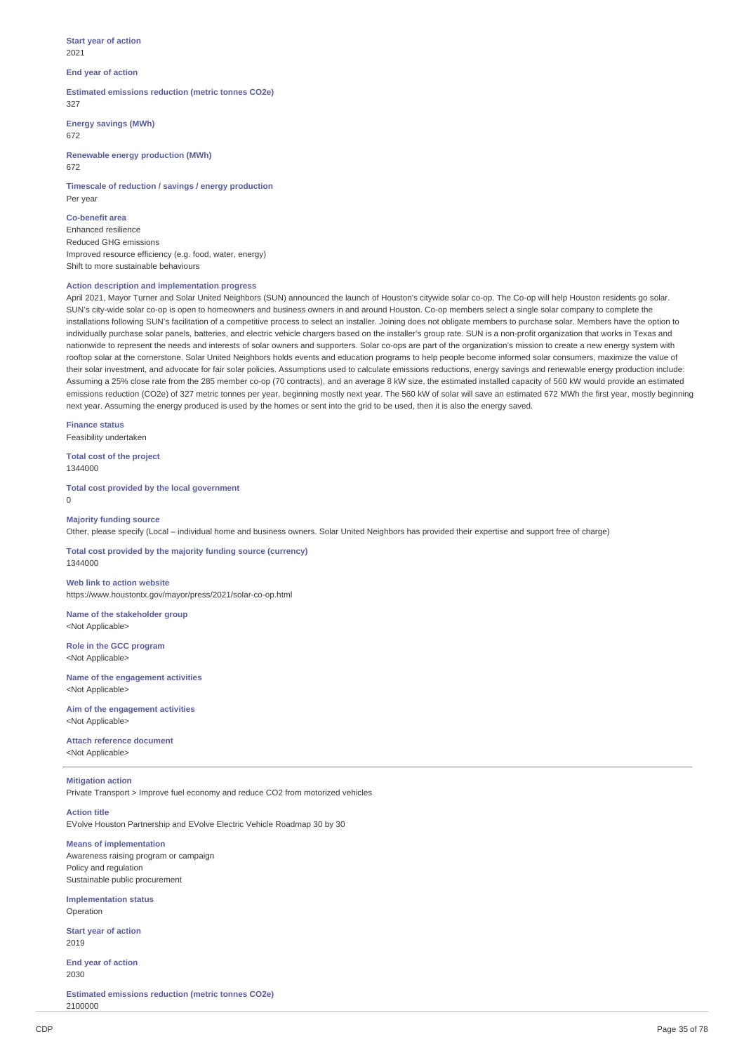**Start year of action**
2021

**End year of action**

**Estimated emissions reduction (metric tonnes CO2e)**
327

**Energy savings (MWh)**
672

**Renewable energy production (MWh)**
672

**Timescale of reduction / savings / energy production**
Per year

**Co-benefit area**
Enhanced resilience
Reduced GHG emissions
Improved resource efficiency (e.g. food, water, energy)
Shift to more sustainable behaviours

**Action description and implementation progress**
April 2021, Mayor Turner and Solar United Neighbors (SUN) announced the launch of Houston's citywide solar co-op. The Co-op will help Houston residents go solar. SUN's city-wide solar co-op is open to homeowners and business owners in and around Houston. Co-op members select a single solar company to complete the installations following SUN's facilitation of a competitive process to select an installer. Joining does not obligate members to purchase solar. Members have the option to individually purchase solar panels, batteries, and electric vehicle chargers based on the installer's group rate. SUN is a non-profit organization that works in Texas and nationwide to represent the needs and interests of solar owners and supporters. Solar co-ops are part of the organization's mission to create a new energy system with rooftop solar at the cornerstone. Solar United Neighbors holds events and education programs to help people become informed solar consumers, maximize the value of their solar investment, and advocate for fair solar policies. Assumptions used to calculate emissions reductions, energy savings and renewable energy production include: Assuming a 25% close rate from the 285 member co-op (70 contracts), and an average 8 kW size, the estimated installed capacity of 560 kW would provide an estimated emissions reduction (CO2e) of 327 metric tonnes per year, beginning mostly next year. The 560 kW of solar will save an estimated 672 MWh the first year, mostly beginning next year. Assuming the energy produced is used by the homes or sent into the grid to be used, then it is also the energy saved.

**Finance status**
Feasibility undertaken

**Total cost of the project**
1344000

**Total cost provided by the local government**
0

**Majority funding source**
Other, please specify (Local – individual home and business owners. Solar United Neighbors has provided their expertise and support free of charge)

**Total cost provided by the majority funding source (currency)**
1344000

**Web link to action website**
https://www.houstontx.gov/mayor/press/2021/solar-co-op.html

**Name of the stakeholder group**
<Not Applicable>

**Role in the GCC program**
<Not Applicable>

**Name of the engagement activities**
<Not Applicable>

**Aim of the engagement activities**
<Not Applicable>

**Attach reference document**
<Not Applicable>

---

**Mitigation action**
Private Transport > Improve fuel economy and reduce CO2 from motorized vehicles

**Action title**
EVolve Houston Partnership and EVolve Electric Vehicle Roadmap 30 by 30

**Means of implementation**
Awareness raising program or campaign
Policy and regulation
Sustainable public procurement

**Implementation status**
Operation

**Start year of action**
2019

**End year of action**
2030

**Estimated emissions reduction (metric tonnes CO2e)**
2100000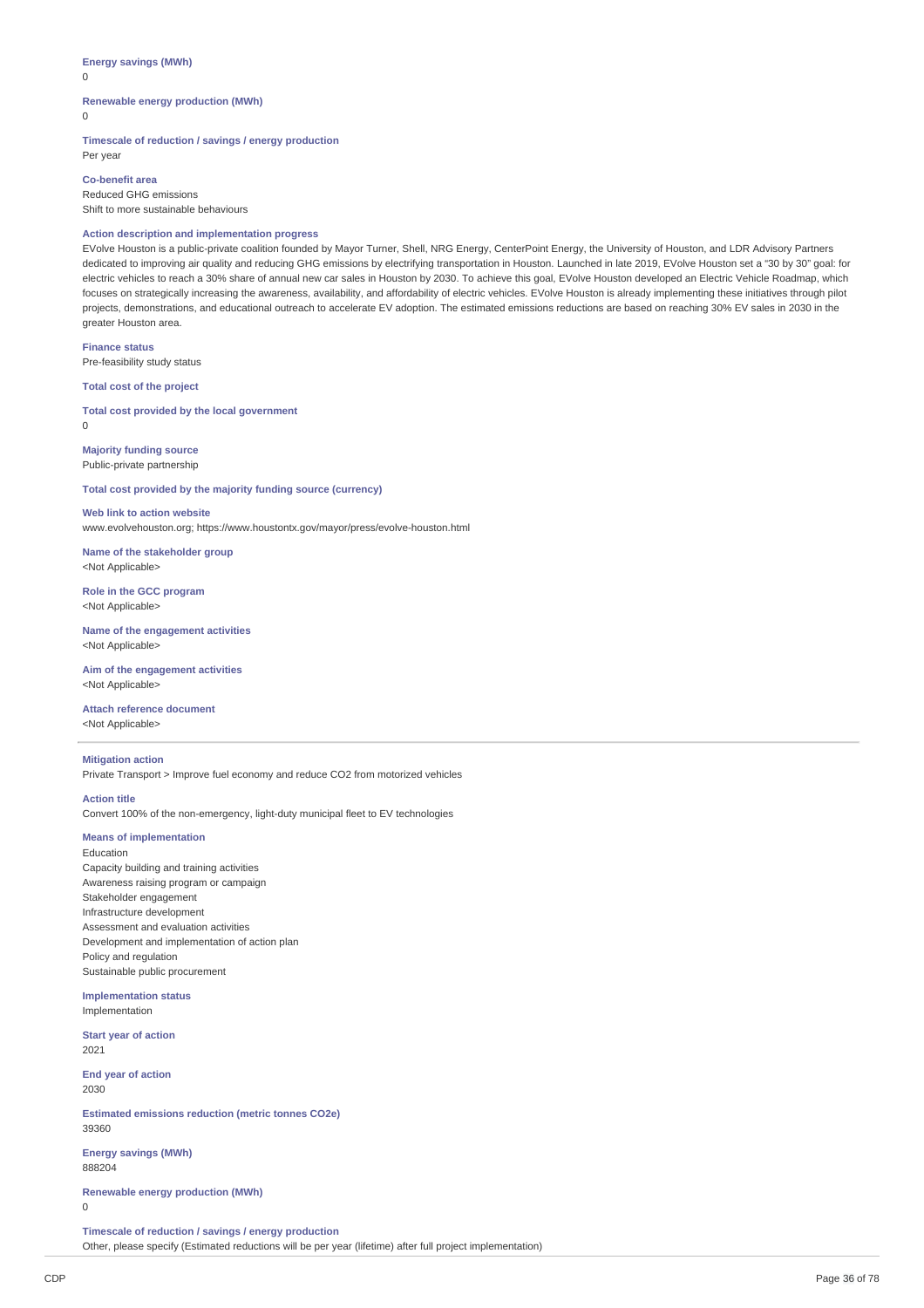**Energy savings (MWh)**
0

**Renewable energy production (MWh)**
0

**Timescale of reduction / savings / energy production**
Per year

**Co-benefit area**
Reduced GHG emissions
Shift to more sustainable behaviours

**Action description and implementation progress**
EVolve Houston is a public-private coalition founded by Mayor Turner, Shell, NRG Energy, CenterPoint Energy, the University of Houston, and LDR Advisory Partners dedicated to improving air quality and reducing GHG emissions by electrifying transportation in Houston. Launched in late 2019, EVolve Houston set a "30 by 30" goal: for electric vehicles to reach a 30% share of annual new car sales in Houston by 2030. To achieve this goal, EVolve Houston developed an Electric Vehicle Roadmap, which focuses on strategically increasing the awareness, availability, and affordability of electric vehicles. EVolve Houston is already implementing these initiatives through pilot projects, demonstrations, and educational outreach to accelerate EV adoption. The estimated emissions reductions are based on reaching 30% EV sales in 2030 in the greater Houston area.

**Finance status**
Pre-feasibility study status

**Total cost of the project**

**Total cost provided by the local government**
0

**Majority funding source**
Public-private partnership

**Total cost provided by the majority funding source (currency)**

**Web link to action website**
www.evolvehouston.org; https://www.houstontx.gov/mayor/press/evolve-houston.html

**Name of the stakeholder group**
<Not Applicable>

**Role in the GCC program**
<Not Applicable>

**Name of the engagement activities**
<Not Applicable>

**Aim of the engagement activities**
<Not Applicable>

**Attach reference document**
<Not Applicable>

---

**Mitigation action**
Private Transport > Improve fuel economy and reduce CO2 from motorized vehicles

**Action title**
Convert 100% of the non-emergency, light-duty municipal fleet to EV technologies

**Means of implementation**
Education
Capacity building and training activities
Awareness raising program or campaign
Stakeholder engagement
Infrastructure development
Assessment and evaluation activities
Development and implementation of action plan
Policy and regulation
Sustainable public procurement

**Implementation status**
Implementation

**Start year of action**
2021

**End year of action**
2030

**Estimated emissions reduction (metric tonnes CO2e)**
39360

**Energy savings (MWh)**
888204

**Renewable energy production (MWh)**
0

**Timescale of reduction / savings / energy production**
Other, please specify (Estimated reductions will be per year (lifetime) after full project implementation)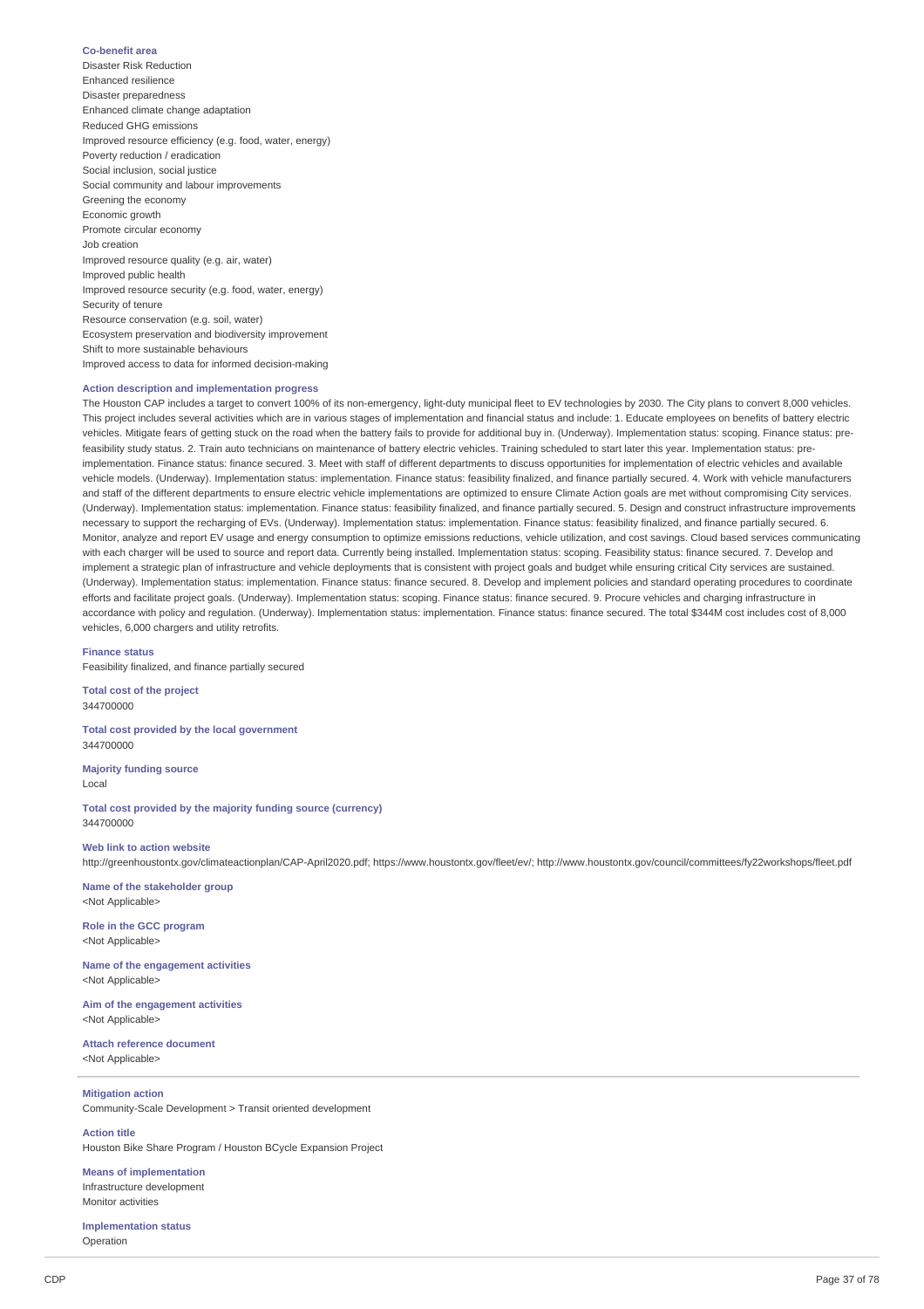**Co-benefit area**
Disaster Risk Reduction
Enhanced resilience
Disaster preparedness
Enhanced climate change adaptation
Reduced GHG emissions
Improved resource efficiency (e.g. food, water, energy)
Poverty reduction / eradication
Social inclusion, social justice
Social community and labour improvements
Greening the economy
Economic growth
Promote circular economy
Job creation
Improved resource quality (e.g. air, water)
Improved public health
Improved resource security (e.g. food, water, energy)
Security of tenure
Resource conservation (e.g. soil, water)
Ecosystem preservation and biodiversity improvement
Shift to more sustainable behaviours
Improved access to data for informed decision-making

**Action description and implementation progress**
The Houston CAP includes a target to convert 100% of its non-emergency, light-duty municipal fleet to EV technologies by 2030. The City plans to convert 8,000 vehicles. This project includes several activities which are in various stages of implementation and financial status and include: 1. Educate employees on benefits of battery electric vehicles. Mitigate fears of getting stuck on the road when the battery fails to provide for additional buy in. (Underway). Implementation status: scoping. Finance status: pre-feasibility study status. 2. Train auto technicians on maintenance of battery electric vehicles. Training scheduled to start later this year. Implementation status: pre-implementation. Finance status: finance secured. 3. Meet with staff of different departments to discuss opportunities for implementation of electric vehicles and available vehicle models. (Underway). Implementation status: implementation. Finance status: feasibility finalized, and finance partially secured. 4. Work with vehicle manufacturers and staff of the different departments to ensure electric vehicle implementations are optimized to ensure Climate Action goals are met without compromising City services. (Underway). Implementation status: implementation. Finance status: feasibility finalized, and finance partially secured. 5. Design and construct infrastructure improvements necessary to support the recharging of EVs. (Underway). Implementation status: implementation. Finance status: feasibility finalized, and finance partially secured. 6. Monitor, analyze and report EV usage and energy consumption to optimize emissions reductions, vehicle utilization, and cost savings. Cloud based services communicating with each charger will be used to source and report data. Currently being installed. Implementation status: scoping. Feasibility status: finance secured. 7. Develop and implement a strategic plan of infrastructure and vehicle deployments that is consistent with project goals and budget while ensuring critical City services are sustained. (Underway). Implementation status: implementation. Finance status: finance secured. 8. Develop and implement policies and standard operating procedures to coordinate efforts and facilitate project goals. (Underway). Implementation status: scoping. Finance status: finance secured. 9. Procure vehicles and charging infrastructure in accordance with policy and regulation. (Underway). Implementation status: implementation. Finance status: finance secured. The total $344M cost includes cost of 8,000 vehicles, 6,000 chargers and utility retrofits.

**Finance status**
Feasibility finalized, and finance partially secured

**Total cost of the project**
344700000

**Total cost provided by the local government**
344700000

**Majority funding source**
Local

**Total cost provided by the majority funding source (currency)**
344700000

**Web link to action website**
http://greenhoustontx.gov/climateactionplan/CAP-April2020.pdf; https://www.houstontx.gov/fleet/ev/; http://www.houstontx.gov/council/committees/fy22workshops/fleet.pdf

**Name of the stakeholder group**
<Not Applicable>

**Role in the GCC program**
<Not Applicable>

**Name of the engagement activities**
<Not Applicable>

**Aim of the engagement activities**
<Not Applicable>

**Attach reference document**
<Not Applicable>

---

**Mitigation action**
Community-Scale Development > Transit oriented development

**Action title**
Houston Bike Share Program / Houston BCycle Expansion Project

**Means of implementation**
Infrastructure development
Monitor activities

**Implementation status**
Operation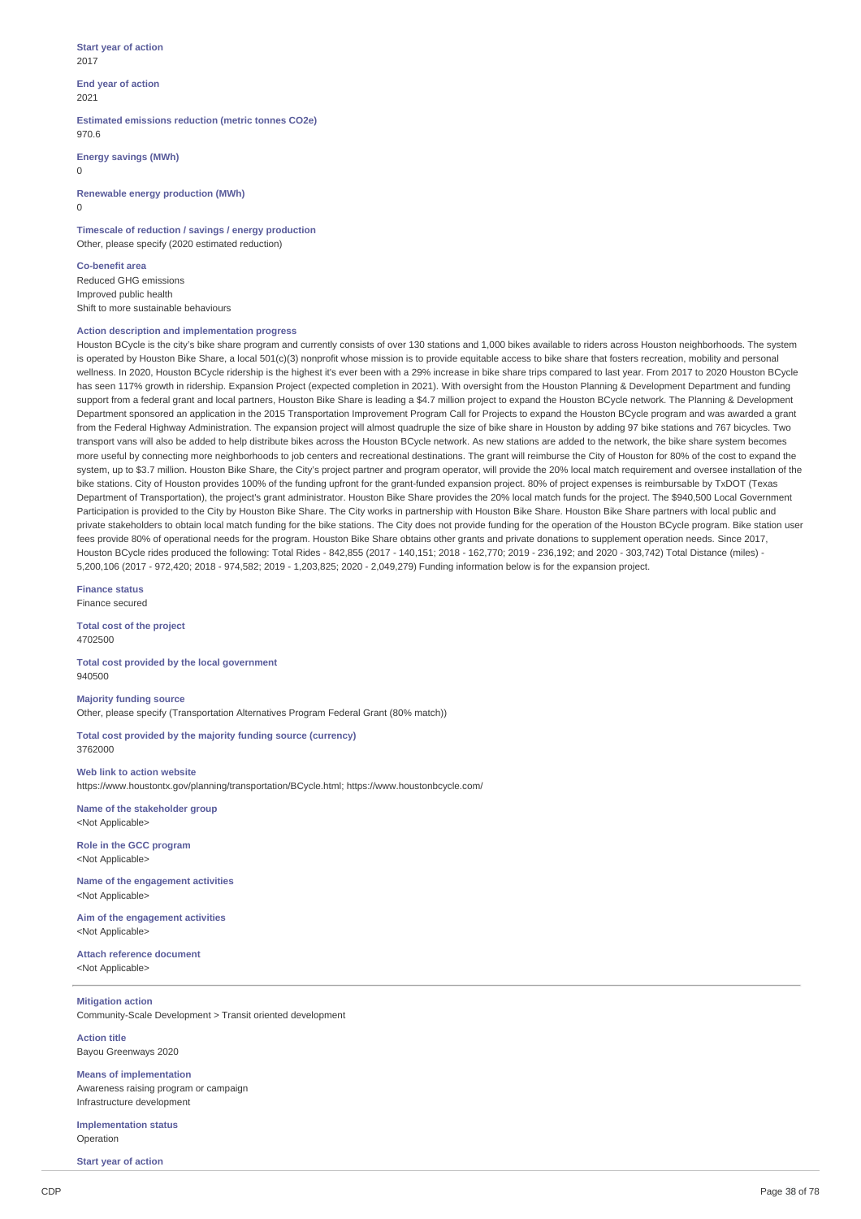**Start year of action**
2017

**End year of action**
2021

**Estimated emissions reduction (metric tonnes CO2e)**
970.6

**Energy savings (MWh)**
0

**Renewable energy production (MWh)**
0

**Timescale of reduction / savings / energy production**
Other, please specify (2020 estimated reduction)

**Co-benefit area**
Reduced GHG emissions
Improved public health
Shift to more sustainable behaviours

**Action description and implementation progress**
Houston BCycle is the city's bike share program and currently consists of over 130 stations and 1,000 bikes available to riders across Houston neighborhoods. The system is operated by Houston Bike Share, a local 501(c)(3) nonprofit whose mission is to provide equitable access to bike share that fosters recreation, mobility and personal wellness. In 2020, Houston BCycle ridership is the highest it's ever been with a 29% increase in bike share trips compared to last year. From 2017 to 2020 Houston BCycle has seen 117% growth in ridership. Expansion Project (expected completion in 2021). With oversight from the Houston Planning & Development Department and funding support from a federal grant and local partners, Houston Bike Share is leading a $4.7 million project to expand the Houston BCycle network. The Planning & Development Department sponsored an application in the 2015 Transportation Improvement Program Call for Projects to expand the Houston BCycle program and was awarded a grant from the Federal Highway Administration. The expansion project will almost quadruple the size of bike share in Houston by adding 97 bike stations and 767 bicycles. Two transport vans will also be added to help distribute bikes across the Houston BCycle network. As new stations are added to the network, the bike share system becomes more useful by connecting more neighborhoods to job centers and recreational destinations. The grant will reimburse the City of Houston for 80% of the cost to expand the system, up to $3.7 million. Houston Bike Share, the City's project partner and program operator, will provide the 20% local match requirement and oversee installation of the bike stations. City of Houston provides 100% of the funding upfront for the grant-funded expansion project. 80% of project expenses is reimbursable by TxDOT (Texas Department of Transportation), the project's grant administrator. Houston Bike Share provides the 20% local match funds for the project. The $940,500 Local Government Participation is provided to the City by Houston Bike Share. The City works in partnership with Houston Bike Share. Houston Bike Share partners with local public and private stakeholders to obtain local match funding for the bike stations. The City does not provide funding for the operation of the Houston BCycle program. Bike station user fees provide 80% of operational needs for the program. Houston Bike Share obtains other grants and private donations to supplement operation needs. Since 2017, Houston BCycle rides produced the following: Total Rides - 842,855 (2017 - 140,151; 2018 - 162,770; 2019 - 236,192; and 2020 - 303,742) Total Distance (miles) - 5,200,106 (2017 - 972,420; 2018 - 974,582; 2019 - 1,203,825; 2020 - 2,049,279) Funding information below is for the expansion project.

**Finance status**
Finance secured

**Total cost of the project**
4702500

**Total cost provided by the local government**
940500

**Majority funding source**
Other, please specify (Transportation Alternatives Program Federal Grant (80% match))

**Total cost provided by the majority funding source (currency)**
3762000

**Web link to action website**
https://www.houstontx.gov/planning/transportation/BCycle.html; https://www.houstonbcycle.com/

**Name of the stakeholder group**
<Not Applicable>

**Role in the GCC program**
<Not Applicable>

**Name of the engagement activities**
<Not Applicable>

**Aim of the engagement activities**
<Not Applicable>

**Attach reference document**
<Not Applicable>

---

**Mitigation action**
Community-Scale Development > Transit oriented development

**Action title**
Bayou Greenways 2020

**Means of implementation**
Awareness raising program or campaign
Infrastructure development

**Implementation status**
Operation

**Start year of action**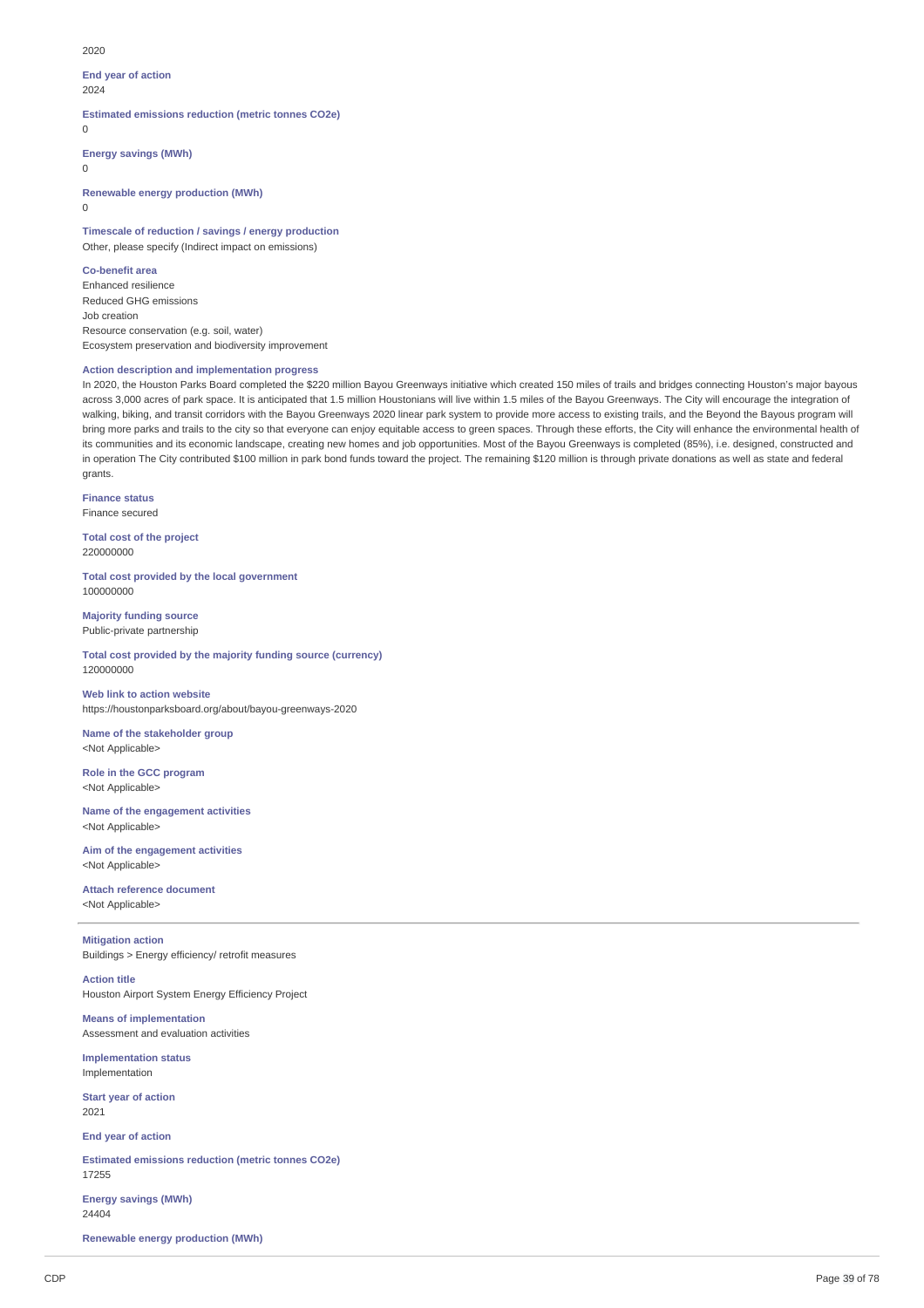2020

**End year of action**
2024

**Estimated emissions reduction (metric tonnes CO2e)**
0

**Energy savings (MWh)**
0

**Renewable energy production (MWh)**
0

**Timescale of reduction / savings / energy production**
Other, please specify (Indirect impact on emissions)

**Co-benefit area**
Enhanced resilience
Reduced GHG emissions
Job creation
Resource conservation (e.g. soil, water)
Ecosystem preservation and biodiversity improvement

**Action description and implementation progress**
In 2020, the Houston Parks Board completed the $220 million Bayou Greenways initiative which created 150 miles of trails and bridges connecting Houston's major bayous across 3,000 acres of park space. It is anticipated that 1.5 million Houstonians will live within 1.5 miles of the Bayou Greenways. The City will encourage the integration of walking, biking, and transit corridors with the Bayou Greenways 2020 linear park system to provide more access to existing trails, and the Beyond the Bayous program will bring more parks and trails to the city so that everyone can enjoy equitable access to green spaces. Through these efforts, the City will enhance the environmental health of its communities and its economic landscape, creating new homes and job opportunities. Most of the Bayou Greenways is completed (85%), i.e. designed, constructed and in operation The City contributed $100 million in park bond funds toward the project. The remaining $120 million is through private donations as well as state and federal grants.

**Finance status**
Finance secured

**Total cost of the project**
220000000

**Total cost provided by the local government**
100000000

**Majority funding source**
Public-private partnership

**Total cost provided by the majority funding source (currency)**
120000000

**Web link to action website**
https://houstonparksboard.org/about/bayou-greenways-2020

**Name of the stakeholder group**
<Not Applicable>

**Role in the GCC program**
<Not Applicable>

**Name of the engagement activities**
<Not Applicable>

**Aim of the engagement activities**
<Not Applicable>

**Attach reference document**
<Not Applicable>

---

**Mitigation action**
Buildings > Energy efficiency/ retrofit measures

**Action title**
Houston Airport System Energy Efficiency Project

**Means of implementation**
Assessment and evaluation activities

**Implementation status**
Implementation

**Start year of action**
2021

**End year of action**

**Estimated emissions reduction (metric tonnes CO2e)**
17255

**Energy savings (MWh)**
24404

**Renewable energy production (MWh)**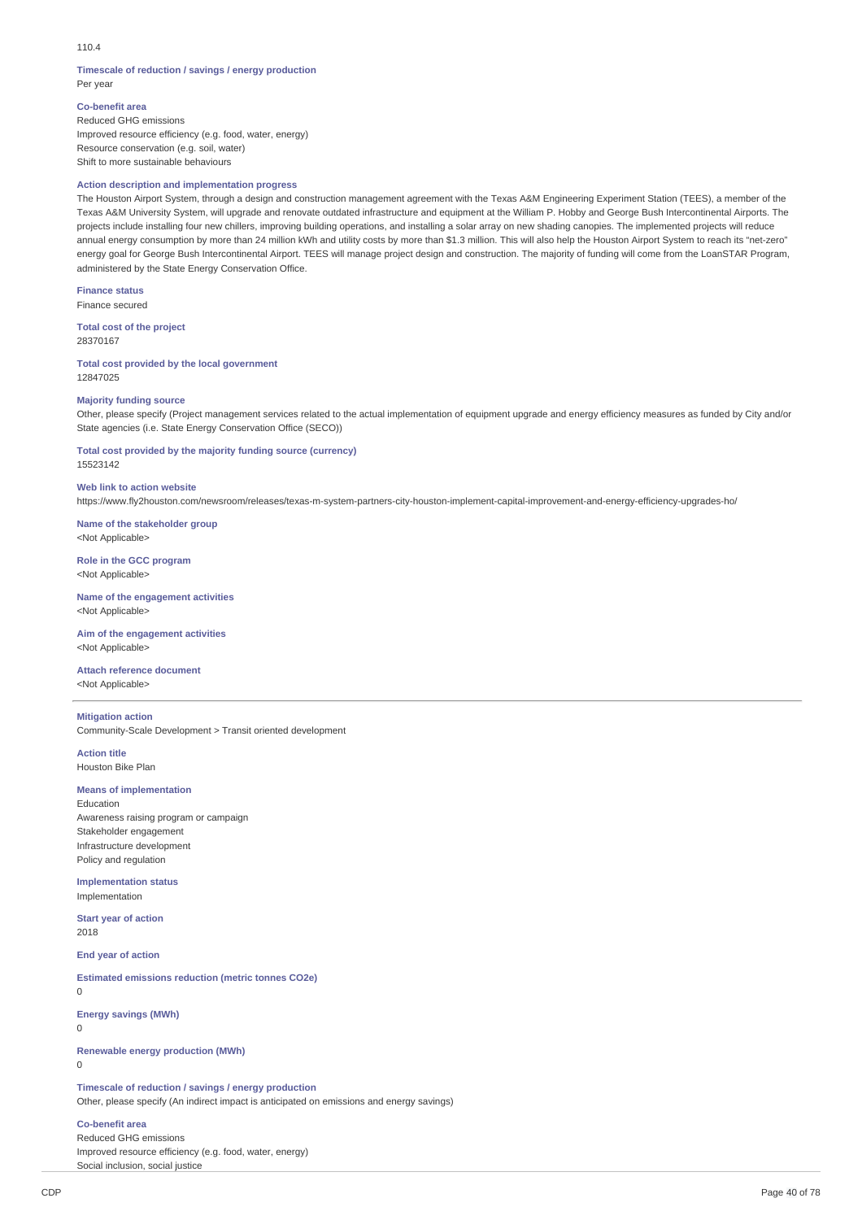110.4

**Timescale of reduction / savings / energy production**
Per year

**Co-benefit area**
Reduced GHG emissions
Improved resource efficiency (e.g. food, water, energy)
Resource conservation (e.g. soil, water)
Shift to more sustainable behaviours

**Action description and implementation progress**
The Houston Airport System, through a design and construction management agreement with the Texas A&M Engineering Experiment Station (TEES), a member of the Texas A&M University System, will upgrade and renovate outdated infrastructure and equipment at the William P. Hobby and George Bush Intercontinental Airports. The projects include installing four new chillers, improving building operations, and installing a solar array on new shading canopies. The implemented projects will reduce annual energy consumption by more than 24 million kWh and utility costs by more than $1.3 million. This will also help the Houston Airport System to reach its "net-zero" energy goal for George Bush Intercontinental Airport. TEES will manage project design and construction. The majority of funding will come from the LoanSTAR Program, administered by the State Energy Conservation Office.

**Finance status**
Finance secured

**Total cost of the project**
28370167

**Total cost provided by the local government**
12847025

**Majority funding source**
Other, please specify (Project management services related to the actual implementation of equipment upgrade and energy efficiency measures as funded by City and/or State agencies (i.e. State Energy Conservation Office (SECO))

**Total cost provided by the majority funding source (currency)**
15523142

**Web link to action website**
https://www.fly2houston.com/newsroom/releases/texas-m-system-partners-city-houston-implement-capital-improvement-and-energy-efficiency-upgrades-ho/

**Name of the stakeholder group**
<Not Applicable>

**Role in the GCC program**
<Not Applicable>

**Name of the engagement activities**
<Not Applicable>

**Aim of the engagement activities**
<Not Applicable>

**Attach reference document**
<Not Applicable>

---

**Mitigation action**
Community-Scale Development > Transit oriented development

**Action title**
Houston Bike Plan

**Means of implementation**
Education
Awareness raising program or campaign
Stakeholder engagement
Infrastructure development
Policy and regulation

**Implementation status**
Implementation

**Start year of action**
2018

**End year of action**

**Estimated emissions reduction (metric tonnes CO2e)**
0

**Energy savings (MWh)**
0

**Renewable energy production (MWh)**
0

**Timescale of reduction / savings / energy production**
Other, please specify (An indirect impact is anticipated on emissions and energy savings)

**Co-benefit area**
Reduced GHG emissions
Improved resource efficiency (e.g. food, water, energy)
Social inclusion, social justice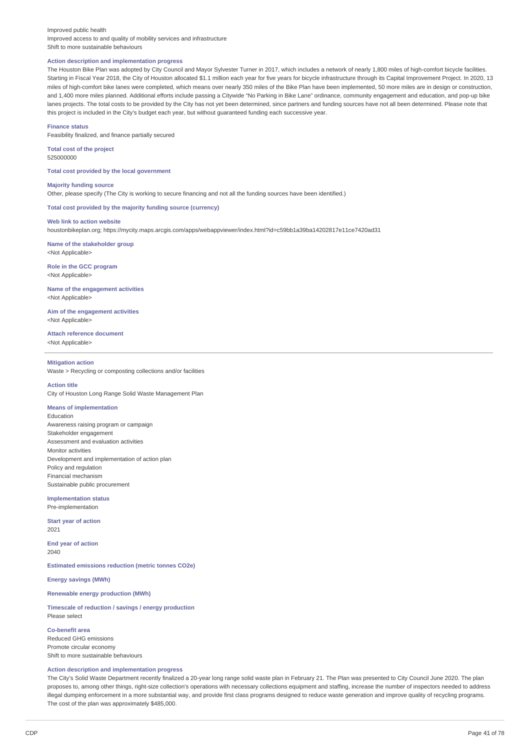Improved public health
Improved access to and quality of mobility services and infrastructure
Shift to more sustainable behaviours

**Action description and implementation progress**
The Houston Bike Plan was adopted by City Council and Mayor Sylvester Turner in 2017, which includes a network of nearly 1,800 miles of high-comfort bicycle facilities. Starting in Fiscal Year 2018, the City of Houston allocated $1.1 million each year for five years for bicycle infrastructure through its Capital Improvement Project. In 2020, 13 miles of high-comfort bike lanes were completed, which means over nearly 350 miles of the Bike Plan have been implemented, 50 more miles are in design or construction, and 1,400 more miles planned. Additional efforts include passing a Citywide "No Parking in Bike Lane" ordinance, community engagement and education, and pop-up bike lanes projects. The total costs to be provided by the City has not yet been determined, since partners and funding sources have not all been determined. Please note that this project is included in the City's budget each year, but without guaranteed funding each successive year.

**Finance status**
Feasibility finalized, and finance partially secured

**Total cost of the project**
525000000

**Total cost provided by the local government**

**Majority funding source**
Other, please specify (The City is working to secure financing and not all the funding sources have been identified.)

**Total cost provided by the majority funding source (currency)**

**Web link to action website**
houstonbikeplan.org; https://mycity.maps.arcgis.com/apps/webappviewer/index.html?id=c59bb1a39ba14202817e11ce7420ad31

**Name of the stakeholder group**
<Not Applicable>

**Role in the GCC program**
<Not Applicable>

**Name of the engagement activities**
<Not Applicable>

**Aim of the engagement activities**
<Not Applicable>

**Attach reference document**
<Not Applicable>

---

**Mitigation action**
Waste > Recycling or composting collections and/or facilities

**Action title**
City of Houston Long Range Solid Waste Management Plan

**Means of implementation**
Education
Awareness raising program or campaign
Stakeholder engagement
Assessment and evaluation activities
Monitor activities
Development and implementation of action plan
Policy and regulation
Financial mechanism
Sustainable public procurement

**Implementation status**
Pre-implementation

**Start year of action**
2021

**End year of action**
2040

**Estimated emissions reduction (metric tonnes CO2e)**

**Energy savings (MWh)**

**Renewable energy production (MWh)**

**Timescale of reduction / savings / energy production**
Please select

**Co-benefit area**
Reduced GHG emissions
Promote circular economy
Shift to more sustainable behaviours

**Action description and implementation progress**
The City's Solid Waste Department recently finalized a 20-year long range solid waste plan in February 21. The Plan was presented to City Council June 2020. The plan proposes to, among other things, right-size collection's operations with necessary collections equipment and staffing, increase the number of inspectors needed to address illegal dumping enforcement in a more substantial way, and provide first class programs designed to reduce waste generation and improve quality of recycling programs. The cost of the plan was approximately $485,000.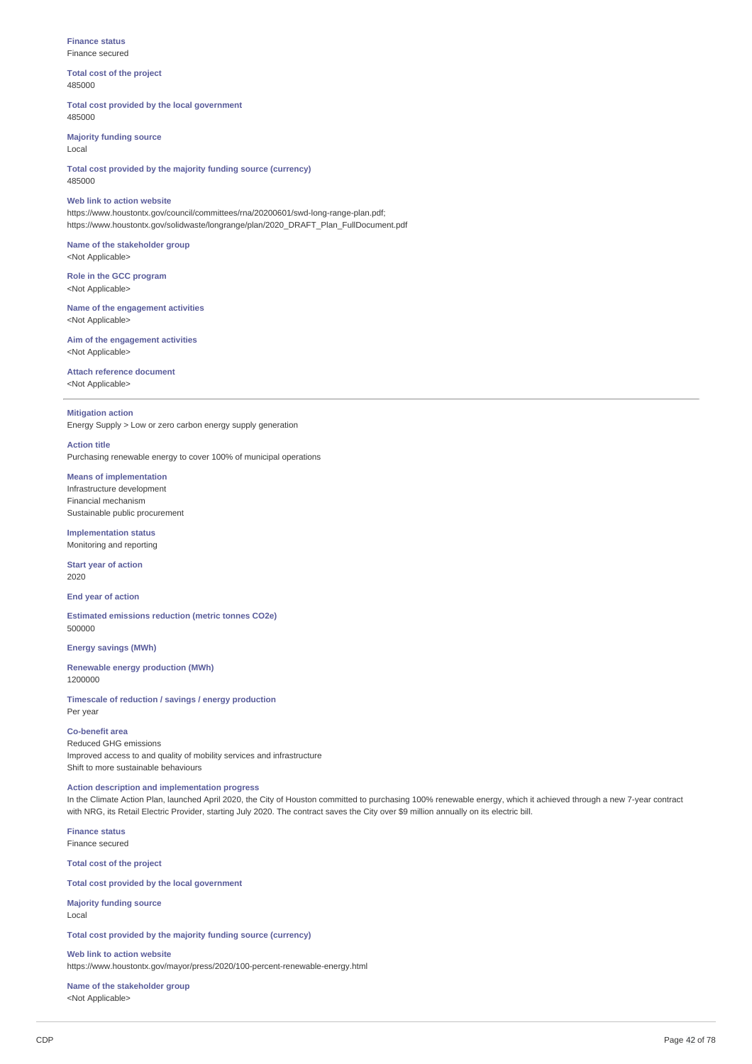**Finance status**
Finance secured

**Total cost of the project**
485000

**Total cost provided by the local government**
485000

**Majority funding source**
Local

**Total cost provided by the majority funding source (currency)**
485000

**Web link to action website**
https://www.houstontx.gov/council/committees/rna/20200601/swd-long-range-plan.pdf; https://www.houstontx.gov/solidwaste/longrange/plan/2020_DRAFT_Plan_FullDocument.pdf

**Name of the stakeholder group**
<Not Applicable>

**Role in the GCC program**
<Not Applicable>

**Name of the engagement activities**
<Not Applicable>

**Aim of the engagement activities**
<Not Applicable>

**Attach reference document**
<Not Applicable>

---

**Mitigation action**
Energy Supply > Low or zero carbon energy supply generation

**Action title**
Purchasing renewable energy to cover 100% of municipal operations

**Means of implementation**
Infrastructure development
Financial mechanism
Sustainable public procurement

**Implementation status**
Monitoring and reporting

**Start year of action**
2020

**End year of action**

**Estimated emissions reduction (metric tonnes CO2e)**
500000

**Energy savings (MWh)**

**Renewable energy production (MWh)**
1200000

**Timescale of reduction / savings / energy production**
Per year

**Co-benefit area**
Reduced GHG emissions
Improved access to and quality of mobility services and infrastructure
Shift to more sustainable behaviours

**Action description and implementation progress**
In the Climate Action Plan, launched April 2020, the City of Houston committed to purchasing 100% renewable energy, which it achieved through a new 7-year contract with NRG, its Retail Electric Provider, starting July 2020. The contract saves the City over $9 million annually on its electric bill.

**Finance status**
Finance secured

**Total cost of the project**

**Total cost provided by the local government**

**Majority funding source**
Local

**Total cost provided by the majority funding source (currency)**

**Web link to action website**
https://www.houstontx.gov/mayor/press/2020/100-percent-renewable-energy.html

**Name of the stakeholder group**
<Not Applicable>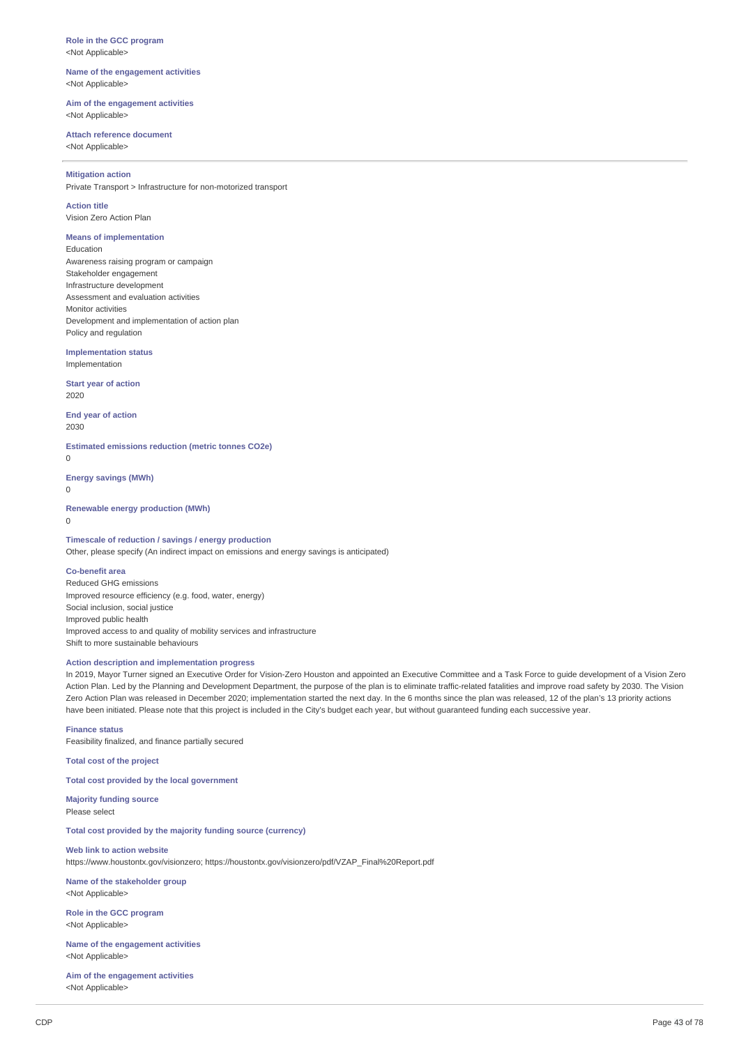**Role in the GCC program**
<Not Applicable>

**Name of the engagement activities**
<Not Applicable>

**Aim of the engagement activities**
<Not Applicable>

**Attach reference document**
<Not Applicable>

---

**Mitigation action**
Private Transport > Infrastructure for non-motorized transport

**Action title**
Vision Zero Action Plan

**Means of implementation**
Education
Awareness raising program or campaign
Stakeholder engagement
Infrastructure development
Assessment and evaluation activities
Monitor activities
Development and implementation of action plan
Policy and regulation

**Implementation status**
Implementation

**Start year of action**
2020

**End year of action**
2030

**Estimated emissions reduction (metric tonnes CO2e)**
0

**Energy savings (MWh)**
0

**Renewable energy production (MWh)**
0

**Timescale of reduction / savings / energy production**
Other, please specify (An indirect impact on emissions and energy savings is anticipated)

**Co-benefit area**
Reduced GHG emissions
Improved resource efficiency (e.g. food, water, energy)
Social inclusion, social justice
Improved public health
Improved access to and quality of mobility services and infrastructure
Shift to more sustainable behaviours

**Action description and implementation progress**
In 2019, Mayor Turner signed an Executive Order for Vision-Zero Houston and appointed an Executive Committee and a Task Force to guide development of a Vision Zero Action Plan. Led by the Planning and Development Department, the purpose of the plan is to eliminate traffic-related fatalities and improve road safety by 2030. The Vision Zero Action Plan was released in December 2020; implementation started the next day. In the 6 months since the plan was released, 12 of the plan's 13 priority actions have been initiated. Please note that this project is included in the City's budget each year, but without guaranteed funding each successive year.

**Finance status**
Feasibility finalized, and finance partially secured

**Total cost of the project**

**Total cost provided by the local government**

**Majority funding source**
Please select

**Total cost provided by the majority funding source (currency)**

**Web link to action website**
https://www.houstontx.gov/visionzero; https://houstontx.gov/visionzero/pdf/VZAP_Final%20Report.pdf

**Name of the stakeholder group**
<Not Applicable>

**Role in the GCC program**
<Not Applicable>

**Name of the engagement activities**
<Not Applicable>

**Aim of the engagement activities**
<Not Applicable>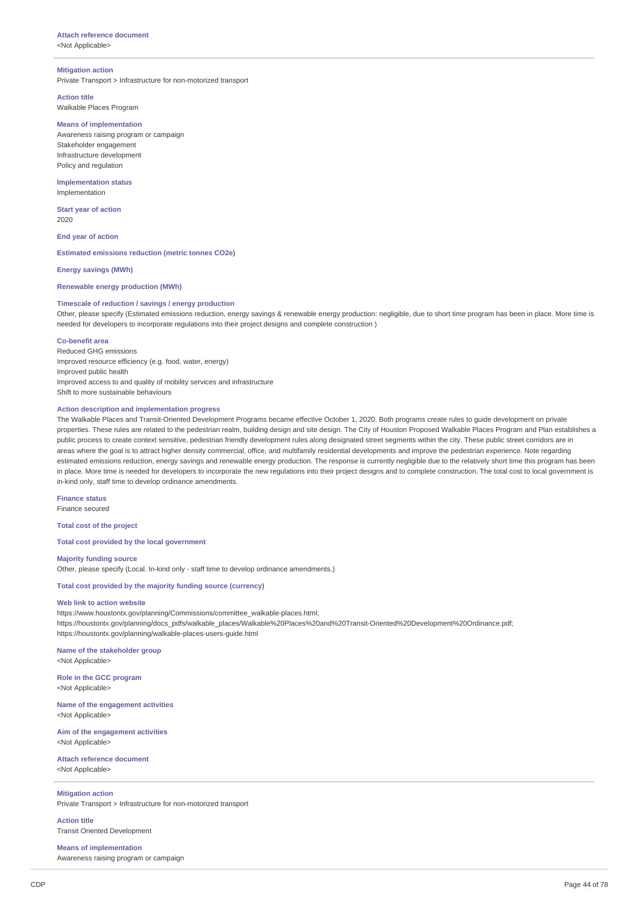**Attach reference document**
<Not Applicable>

---

**Mitigation action**
Private Transport > Infrastructure for non-motorized transport

**Action title**
Walkable Places Program

**Means of implementation**
Awareness raising program or campaign
Stakeholder engagement
Infrastructure development
Policy and regulation

**Implementation status**
Implementation

**Start year of action**
2020

**End year of action**

**Estimated emissions reduction (metric tonnes CO2e)**

**Energy savings (MWh)**

**Renewable energy production (MWh)**

**Timescale of reduction / savings / energy production**
Other, please specify (Estimated emissions reduction, energy savings & renewable energy production: negligible, due to short time program has been in place. More time is needed for developers to incorporate regulations into their project designs and complete construction )

**Co-benefit area**
Reduced GHG emissions
Improved resource efficiency (e.g. food, water, energy)
Improved public health
Improved access to and quality of mobility services and infrastructure
Shift to more sustainable behaviours

**Action description and implementation progress**
The Walkable Places and Transit-Oriented Development Programs became effective October 1, 2020. Both programs create rules to guide development on private properties. These rules are related to the pedestrian realm, building design and site design. The City of Houston Proposed Walkable Places Program and Plan establishes a public process to create context sensitive, pedestrian friendly development rules along designated street segments within the city. These public street corridors are in areas where the goal is to attract higher density commercial, office, and multifamily residential developments and improve the pedestrian experience. Note regarding estimated emissions reduction, energy savings and renewable energy production. The response is currently negligible due to the relatively short time this program has been in place. More time is needed for developers to incorporate the new regulations into their project designs and to complete construction. The total cost to local government is in-kind only, staff time to develop ordinance amendments.

**Finance status**
Finance secured

**Total cost of the project**

**Total cost provided by the local government**

**Majority funding source**
Other, please specify (Local. In-kind only - staff time to develop ordinance amendments.)

**Total cost provided by the majority funding source (currency)**

**Web link to action website**
https://www.houstontx.gov/planning/Commissions/committee_walkable-places.html;
https://houstontx.gov/planning/docs_pdfs/walkable_places/Walkable%20Places%20and%20Transit-Oriented%20Development%20Ordinance.pdf;
https://houstontx.gov/planning/walkable-places-users-guide.html

**Name of the stakeholder group**
<Not Applicable>

**Role in the GCC program**
<Not Applicable>

**Name of the engagement activities**
<Not Applicable>

**Aim of the engagement activities**
<Not Applicable>

**Attach reference document**
<Not Applicable>

---

**Mitigation action**
Private Transport > Infrastructure for non-motorized transport

**Action title**
Transit Oriented Development

**Means of implementation**
Awareness raising program or campaign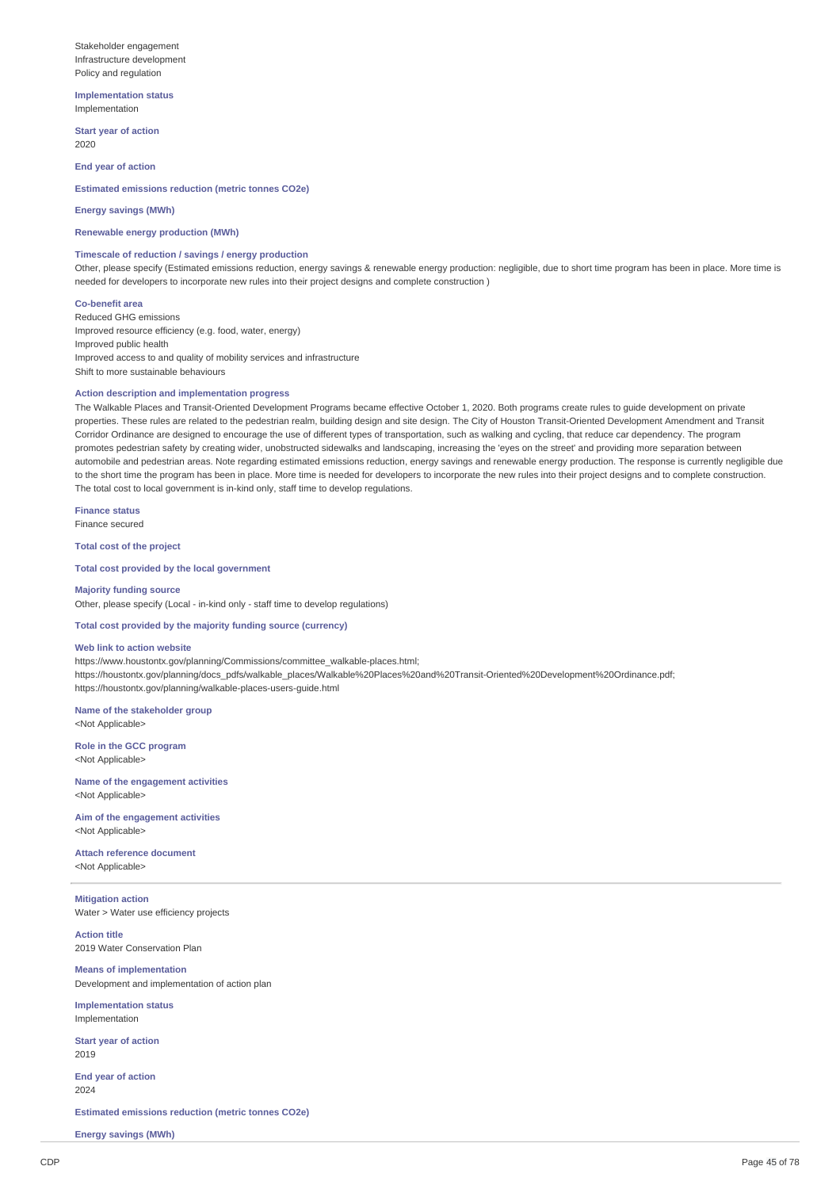Stakeholder engagement
Infrastructure development
Policy and regulation

**Implementation status**
Implementation

**Start year of action**
2020

**End year of action**

**Estimated emissions reduction (metric tonnes CO2e)**

**Energy savings (MWh)**

**Renewable energy production (MWh)**

**Timescale of reduction / savings / energy production**
Other, please specify (Estimated emissions reduction, energy savings & renewable energy production: negligible, due to short time program has been in place. More time is needed for developers to incorporate new rules into their project designs and complete construction )

**Co-benefit area**
Reduced GHG emissions
Improved resource efficiency (e.g. food, water, energy)
Improved public health
Improved access to and quality of mobility services and infrastructure
Shift to more sustainable behaviours

**Action description and implementation progress**
The Walkable Places and Transit-Oriented Development Programs became effective October 1, 2020. Both programs create rules to guide development on private properties. These rules are related to the pedestrian realm, building design and site design. The City of Houston Transit-Oriented Development Amendment and Transit Corridor Ordinance are designed to encourage the use of different types of transportation, such as walking and cycling, that reduce car dependency. The program promotes pedestrian safety by creating wider, unobstructed sidewalks and landscaping, increasing the 'eyes on the street' and providing more separation between automobile and pedestrian areas. Note regarding estimated emissions reduction, energy savings and renewable energy production. The response is currently negligible due to the short time the program has been in place. More time is needed for developers to incorporate the new rules into their project designs and to complete construction. The total cost to local government is in-kind only, staff time to develop regulations.

**Finance status**
Finance secured

**Total cost of the project**

**Total cost provided by the local government**

**Majority funding source**
Other, please specify (Local - in-kind only - staff time to develop regulations)

**Total cost provided by the majority funding source (currency)**

**Web link to action website**
https://www.houstontx.gov/planning/Commissions/committee_walkable-places.html;
https://houstontx.gov/planning/docs_pdfs/walkable_places/Walkable%20Places%20and%20Transit-Oriented%20Development%20Ordinance.pdf;
https://houstontx.gov/planning/walkable-places-users-guide.html

**Name of the stakeholder group**
<Not Applicable>

**Role in the GCC program**
<Not Applicable>

**Name of the engagement activities**
<Not Applicable>

**Aim of the engagement activities**
<Not Applicable>

**Attach reference document**
<Not Applicable>

---

**Mitigation action**
Water > Water use efficiency projects

**Action title**
2019 Water Conservation Plan

**Means of implementation**
Development and implementation of action plan

**Implementation status**
Implementation

**Start year of action**
2019

**End year of action**
2024

**Estimated emissions reduction (metric tonnes CO2e)**

**Energy savings (MWh)**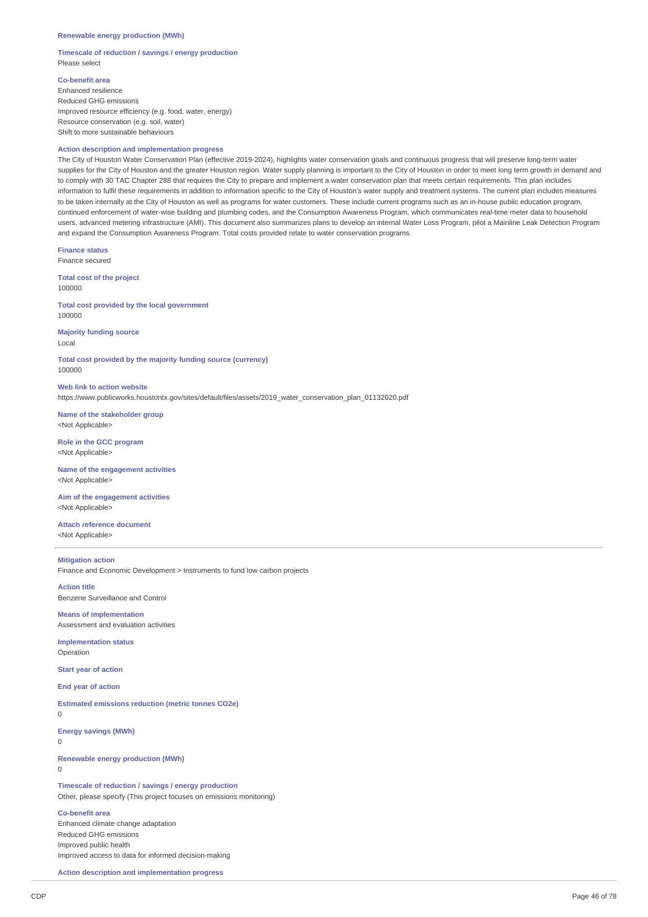**Renewable energy production (MWh)**

**Timescale of reduction / savings / energy production**
Please select

**Co-benefit area**
Enhanced resilience
Reduced GHG emissions
Improved resource efficiency (e.g. food, water, energy)
Resource conservation (e.g. soil, water)
Shift to more sustainable behaviours

**Action description and implementation progress**
The City of Houston Water Conservation Plan (effective 2019-2024), highlights water conservation goals and continuous progress that will preserve long-term water supplies for the City of Houston and the greater Houston region. Water supply planning is important to the City of Houston in order to meet long term growth in demand and to comply with 30 TAC Chapter 288 that requires the City to prepare and implement a water conservation plan that meets certain requirements. This plan includes information to fulfil these requirements in addition to information specific to the City of Houston's water supply and treatment systems. The current plan includes measures to be taken internally at the City of Houston as well as programs for water customers. These include current programs such as an in-house public education program, continued enforcement of water-wise building and plumbing codes, and the Consumption Awareness Program, which communicates real-time meter data to household users, advanced metering infrastructure (AMI). This document also summarizes plans to develop an internal Water Loss Program, pilot a Mainline Leak Detection Program and expand the Consumption Awareness Program. Total costs provided relate to water conservation programs.

**Finance status**
Finance secured

**Total cost of the project**
100000

**Total cost provided by the local government**
100000

**Majority funding source**
Local

**Total cost provided by the majority funding source (currency)**
100000

**Web link to action website**
https://www.publicworks.houstontx.gov/sites/default/files/assets/2019_water_conservation_plan_01132020.pdf

**Name of the stakeholder group**
<Not Applicable>

**Role in the GCC program**
<Not Applicable>

**Name of the engagement activities**
<Not Applicable>

**Aim of the engagement activities**
<Not Applicable>

**Attach reference document**
<Not Applicable>

---

**Mitigation action**
Finance and Economic Development > Instruments to fund low carbon projects

**Action title**
Benzene Surveillance and Control

**Means of implementation**
Assessment and evaluation activities

**Implementation status**
Operation

**Start year of action**

**End year of action**

**Estimated emissions reduction (metric tonnes CO2e)**
0

**Energy savings (MWh)**
0

**Renewable energy production (MWh)**
0

**Timescale of reduction / savings / energy production**
Other, please specify (This project focuses on emissions monitoring)

**Co-benefit area**
Enhanced climate change adaptation
Reduced GHG emissions
Improved public health
Improved access to data for informed decision-making

**Action description and implementation progress**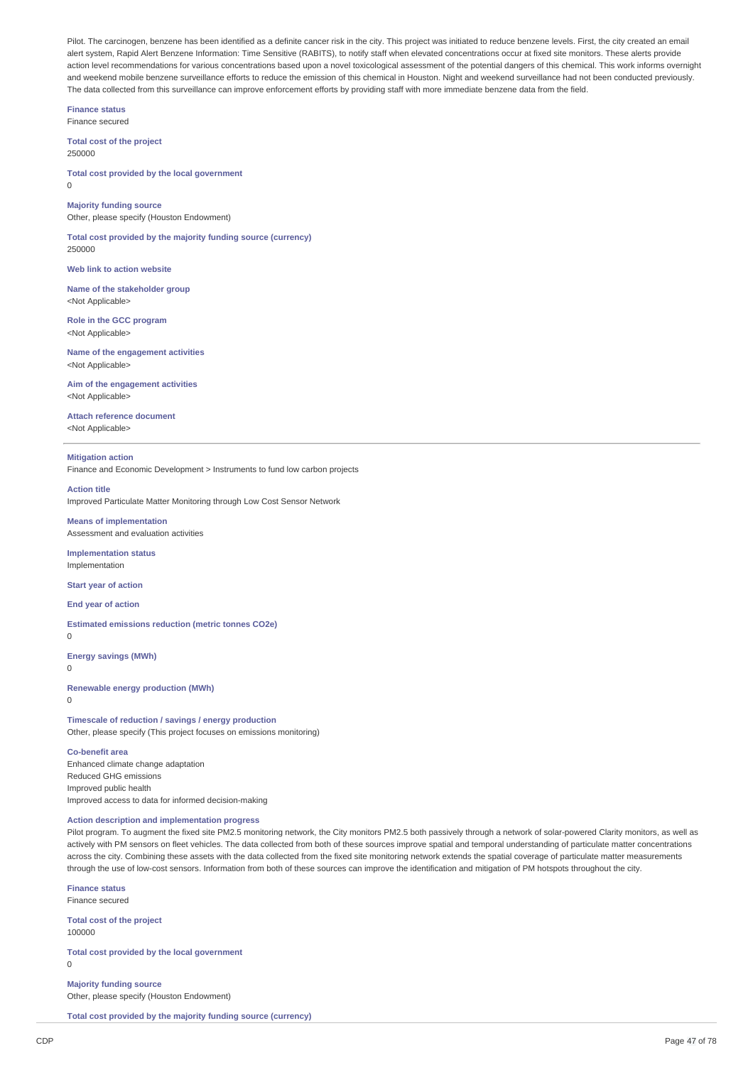Pilot. The carcinogen, benzene has been identified as a definite cancer risk in the city. This project was initiated to reduce benzene levels. First, the city created an email alert system, Rapid Alert Benzene Information: Time Sensitive (RABITS), to notify staff when elevated concentrations occur at fixed site monitors. These alerts provide action level recommendations for various concentrations based upon a novel toxicological assessment of the potential dangers of this chemical. This work informs overnight and weekend mobile benzene surveillance efforts to reduce the emission of this chemical in Houston. Night and weekend surveillance had not been conducted previously. The data collected from this surveillance can improve enforcement efforts by providing staff with more immediate benzene data from the field.

**Finance status**
Finance secured

**Total cost of the project**
250000

**Total cost provided by the local government**
0

**Majority funding source**
Other, please specify (Houston Endowment)

**Total cost provided by the majority funding source (currency)**
250000

**Web link to action website**

**Name of the stakeholder group**
<Not Applicable>

**Role in the GCC program**
<Not Applicable>

**Name of the engagement activities**
<Not Applicable>

**Aim of the engagement activities**
<Not Applicable>

**Attach reference document**
<Not Applicable>

---

**Mitigation action**
Finance and Economic Development > Instruments to fund low carbon projects

**Action title**
Improved Particulate Matter Monitoring through Low Cost Sensor Network

**Means of implementation**
Assessment and evaluation activities

**Implementation status**
Implementation

**Start year of action**

**End year of action**

**Estimated emissions reduction (metric tonnes CO2e)**
0

**Energy savings (MWh)**
0

**Renewable energy production (MWh)**
0

**Timescale of reduction / savings / energy production**
Other, please specify (This project focuses on emissions monitoring)

**Co-benefit area**
Enhanced climate change adaptation
Reduced GHG emissions
Improved public health
Improved access to data for informed decision-making

**Action description and implementation progress**
Pilot program. To augment the fixed site PM2.5 monitoring network, the City monitors PM2.5 both passively through a network of solar-powered Clarity monitors, as well as actively with PM sensors on fleet vehicles. The data collected from both of these sources improve spatial and temporal understanding of particulate matter concentrations across the city. Combining these assets with the data collected from the fixed site monitoring network extends the spatial coverage of particulate matter measurements through the use of low-cost sensors. Information from both of these sources can improve the identification and mitigation of PM hotspots throughout the city.

**Finance status**
Finance secured

**Total cost of the project**
100000

**Total cost provided by the local government**
0

**Majority funding source**
Other, please specify (Houston Endowment)

**Total cost provided by the majority funding source (currency)**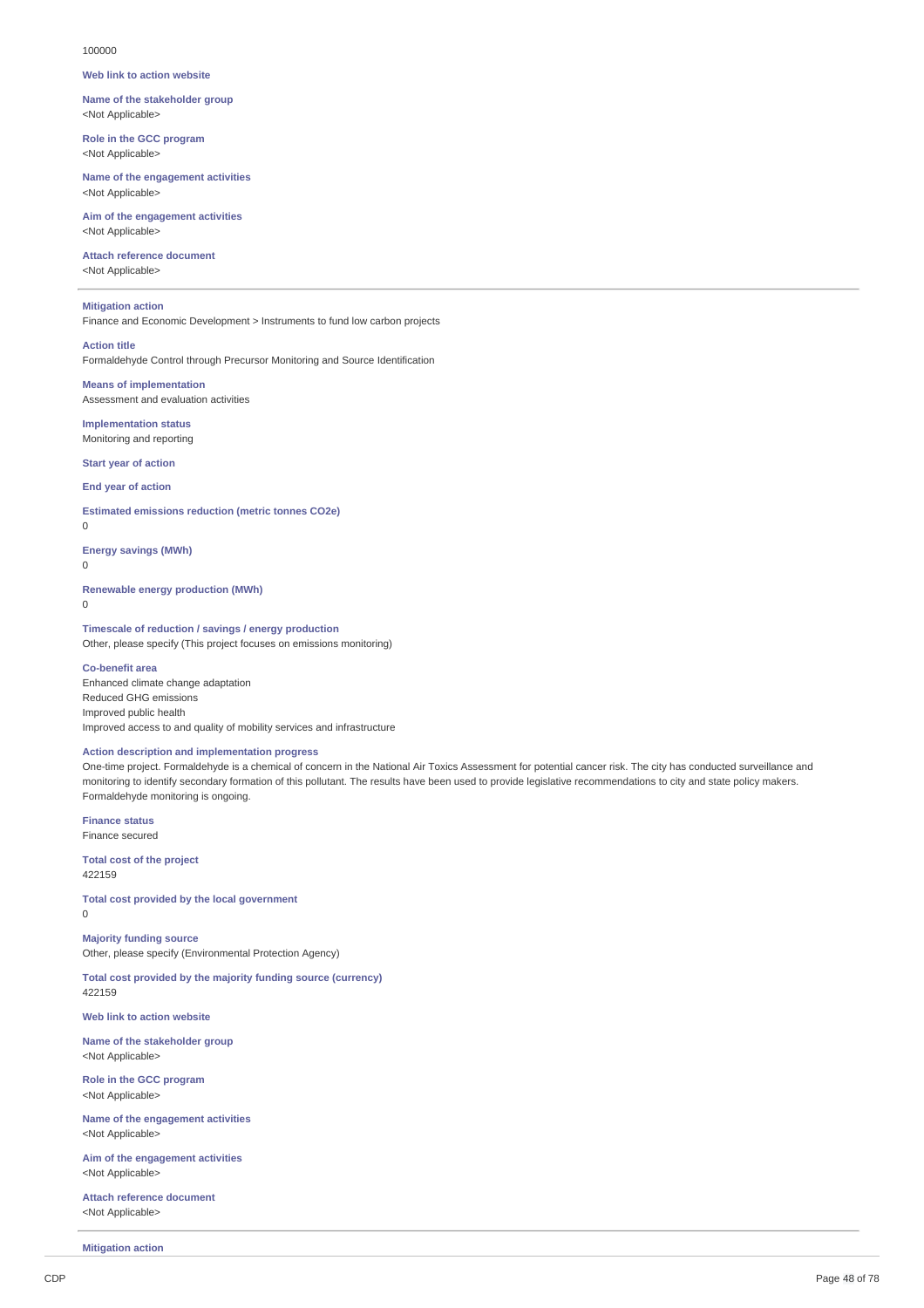100000

**Web link to action website**

**Name of the stakeholder group**
<Not Applicable>

**Role in the GCC program**
<Not Applicable>

**Name of the engagement activities**
<Not Applicable>

**Aim of the engagement activities**
<Not Applicable>

**Attach reference document**
<Not Applicable>

---

**Mitigation action**
Finance and Economic Development > Instruments to fund low carbon projects

**Action title**
Formaldehyde Control through Precursor Monitoring and Source Identification

**Means of implementation**
Assessment and evaluation activities

**Implementation status**
Monitoring and reporting

**Start year of action**

**End year of action**

**Estimated emissions reduction (metric tonnes CO2e)**
0

**Energy savings (MWh)**
0

**Renewable energy production (MWh)**
0

**Timescale of reduction / savings / energy production**
Other, please specify (This project focuses on emissions monitoring)

**Co-benefit area**
Enhanced climate change adaptation
Reduced GHG emissions
Improved public health
Improved access to and quality of mobility services and infrastructure

**Action description and implementation progress**
One-time project. Formaldehyde is a chemical of concern in the National Air Toxics Assessment for potential cancer risk. The city has conducted surveillance and monitoring to identify secondary formation of this pollutant. The results have been used to provide legislative recommendations to city and state policy makers. Formaldehyde monitoring is ongoing.

**Finance status**
Finance secured

**Total cost of the project**
422159

**Total cost provided by the local government**
0

**Majority funding source**
Other, please specify (Environmental Protection Agency)

**Total cost provided by the majority funding source (currency)**
422159

**Web link to action website**

**Name of the stakeholder group**
<Not Applicable>

**Role in the GCC program**
<Not Applicable>

**Name of the engagement activities**
<Not Applicable>

**Aim of the engagement activities**
<Not Applicable>

**Attach reference document**
<Not Applicable>

---

**Mitigation action**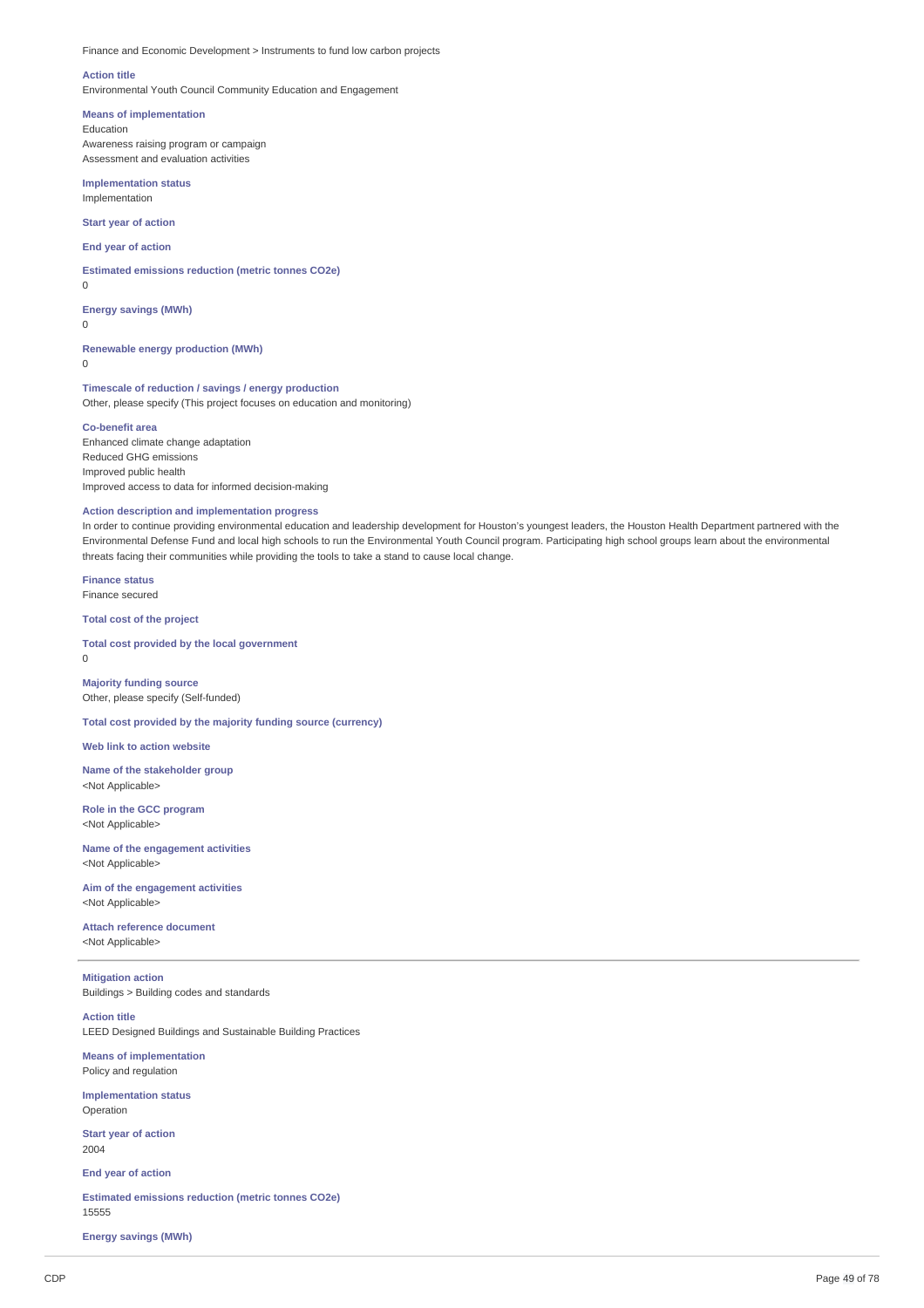Finance and Economic Development > Instruments to fund low carbon projects

**Action title**
Environmental Youth Council Community Education and Engagement

**Means of implementation**
Education
Awareness raising program or campaign
Assessment and evaluation activities

**Implementation status**
Implementation

**Start year of action**

**End year of action**

**Estimated emissions reduction (metric tonnes CO2e)**
0

**Energy savings (MWh)**
0

**Renewable energy production (MWh)**
0

**Timescale of reduction / savings / energy production**
Other, please specify (This project focuses on education and monitoring)

**Co-benefit area**
Enhanced climate change adaptation
Reduced GHG emissions
Improved public health
Improved access to data for informed decision-making

**Action description and implementation progress**
In order to continue providing environmental education and leadership development for Houston's youngest leaders, the Houston Health Department partnered with the Environmental Defense Fund and local high schools to run the Environmental Youth Council program. Participating high school groups learn about the environmental threats facing their communities while providing the tools to take a stand to cause local change.

**Finance status**
Finance secured

**Total cost of the project**

**Total cost provided by the local government**
0

**Majority funding source**
Other, please specify (Self-funded)

**Total cost provided by the majority funding source (currency)**

**Web link to action website**

**Name of the stakeholder group**
<Not Applicable>

**Role in the GCC program**
<Not Applicable>

**Name of the engagement activities**
<Not Applicable>

**Aim of the engagement activities**
<Not Applicable>

**Attach reference document**
<Not Applicable>

---

**Mitigation action**
Buildings > Building codes and standards

**Action title**
LEED Designed Buildings and Sustainable Building Practices

**Means of implementation**
Policy and regulation

**Implementation status**
Operation

**Start year of action**
2004

**End year of action**

**Estimated emissions reduction (metric tonnes CO2e)**
15555

**Energy savings (MWh)**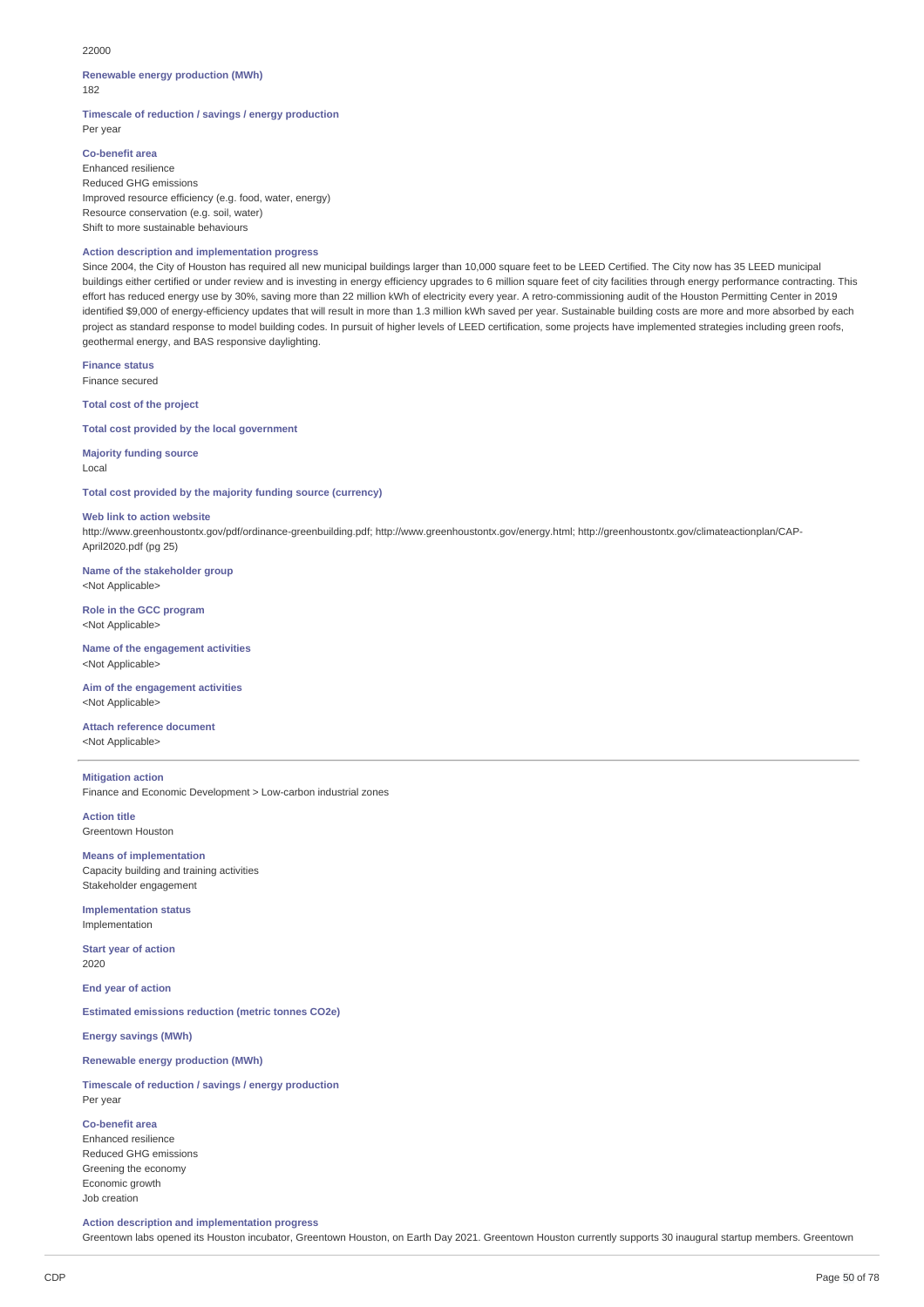22000

**Renewable energy production (MWh)**
182

**Timescale of reduction / savings / energy production**
Per year

**Co-benefit area**
Enhanced resilience
Reduced GHG emissions
Improved resource efficiency (e.g. food, water, energy)
Resource conservation (e.g. soil, water)
Shift to more sustainable behaviours

**Action description and implementation progress**
Since 2004, the City of Houston has required all new municipal buildings larger than 10,000 square feet to be LEED Certified. The City now has 35 LEED municipal buildings either certified or under review and is investing in energy efficiency upgrades to 6 million square feet of city facilities through energy performance contracting. This effort has reduced energy use by 30%, saving more than 22 million kWh of electricity every year. A retro-commissioning audit of the Houston Permitting Center in 2019 identified $9,000 of energy-efficiency updates that will result in more than 1.3 million kWh saved per year. Sustainable building costs are more and more absorbed by each project as standard response to model building codes. In pursuit of higher levels of LEED certification, some projects have implemented strategies including green roofs, geothermal energy, and BAS responsive daylighting.

**Finance status**
Finance secured

**Total cost of the project**

**Total cost provided by the local government**

**Majority funding source**
Local

**Total cost provided by the majority funding source (currency)**

**Web link to action website**
http://www.greenhoustontx.gov/pdf/ordinance-greenbuilding.pdf; http://www.greenhoustontx.gov/energy.html; http://greenhoustontx.gov/climateactionplan/CAP-April2020.pdf (pg 25)

**Name of the stakeholder group**
<Not Applicable>

**Role in the GCC program**
<Not Applicable>

**Name of the engagement activities**
<Not Applicable>

**Aim of the engagement activities**
<Not Applicable>

**Attach reference document**
<Not Applicable>

---

**Mitigation action**
Finance and Economic Development > Low-carbon industrial zones

**Action title**
Greentown Houston

**Means of implementation**
Capacity building and training activities
Stakeholder engagement

**Implementation status**
Implementation

**Start year of action**
2020

**End year of action**

**Estimated emissions reduction (metric tonnes CO2e)**

**Energy savings (MWh)**

**Renewable energy production (MWh)**

**Timescale of reduction / savings / energy production**
Per year

**Co-benefit area**
Enhanced resilience
Reduced GHG emissions
Greening the economy
Economic growth
Job creation

**Action description and implementation progress**
Greentown labs opened its Houston incubator, Greentown Houston, on Earth Day 2021. Greentown Houston currently supports 30 inaugural startup members. Greentown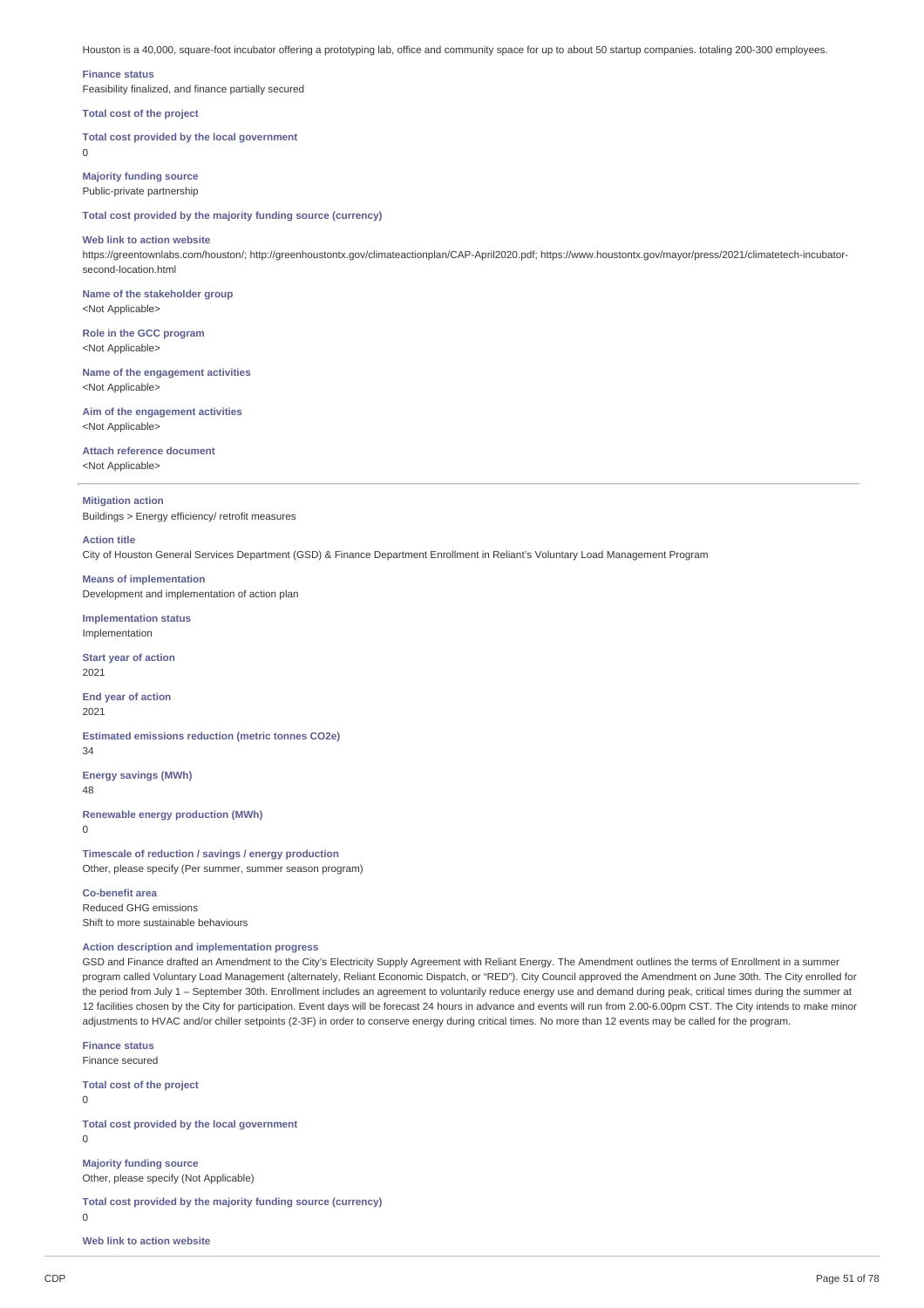Houston is a 40,000, square-foot incubator offering a prototyping lab, office and community space for up to about 50 startup companies. totaling 200-300 employees.

**Finance status**
Feasibility finalized, and finance partially secured

**Total cost of the project**

**Total cost provided by the local government**
0

**Majority funding source**
Public-private partnership

**Total cost provided by the majority funding source (currency)**

**Web link to action website**
https://greentownlabs.com/houston/; http://greenhoustontx.gov/climateactionplan/CAP-April2020.pdf; https://www.houstontx.gov/mayor/press/2021/climatetech-incubator-second-location.html

**Name of the stakeholder group**
<Not Applicable>

**Role in the GCC program**
<Not Applicable>

**Name of the engagement activities**
<Not Applicable>

**Aim of the engagement activities**
<Not Applicable>

**Attach reference document**
<Not Applicable>

---

**Mitigation action**
Buildings > Energy efficiency/ retrofit measures

**Action title**
City of Houston General Services Department (GSD) & Finance Department Enrollment in Reliant's Voluntary Load Management Program

**Means of implementation**
Development and implementation of action plan

**Implementation status**
Implementation

**Start year of action**
2021

**End year of action**
2021

**Estimated emissions reduction (metric tonnes CO2e)**
34

**Energy savings (MWh)**
48

**Renewable energy production (MWh)**
0

**Timescale of reduction / savings / energy production**
Other, please specify (Per summer, summer season program)

**Co-benefit area**
Reduced GHG emissions
Shift to more sustainable behaviours

**Action description and implementation progress**
GSD and Finance drafted an Amendment to the City's Electricity Supply Agreement with Reliant Energy. The Amendment outlines the terms of Enrollment in a summer program called Voluntary Load Management (alternately, Reliant Economic Dispatch, or "RED"). City Council approved the Amendment on June 30th. The City enrolled for the period from July 1 – September 30th. Enrollment includes an agreement to voluntarily reduce energy use and demand during peak, critical times during the summer at 12 facilities chosen by the City for participation. Event days will be forecast 24 hours in advance and events will run from 2.00-6.00pm CST. The City intends to make minor adjustments to HVAC and/or chiller setpoints (2-3F) in order to conserve energy during critical times. No more than 12 events may be called for the program.

**Finance status**
Finance secured

**Total cost of the project**
0

**Total cost provided by the local government**
0

**Majority funding source**
Other, please specify (Not Applicable)

**Total cost provided by the majority funding source (currency)**
0

**Web link to action website**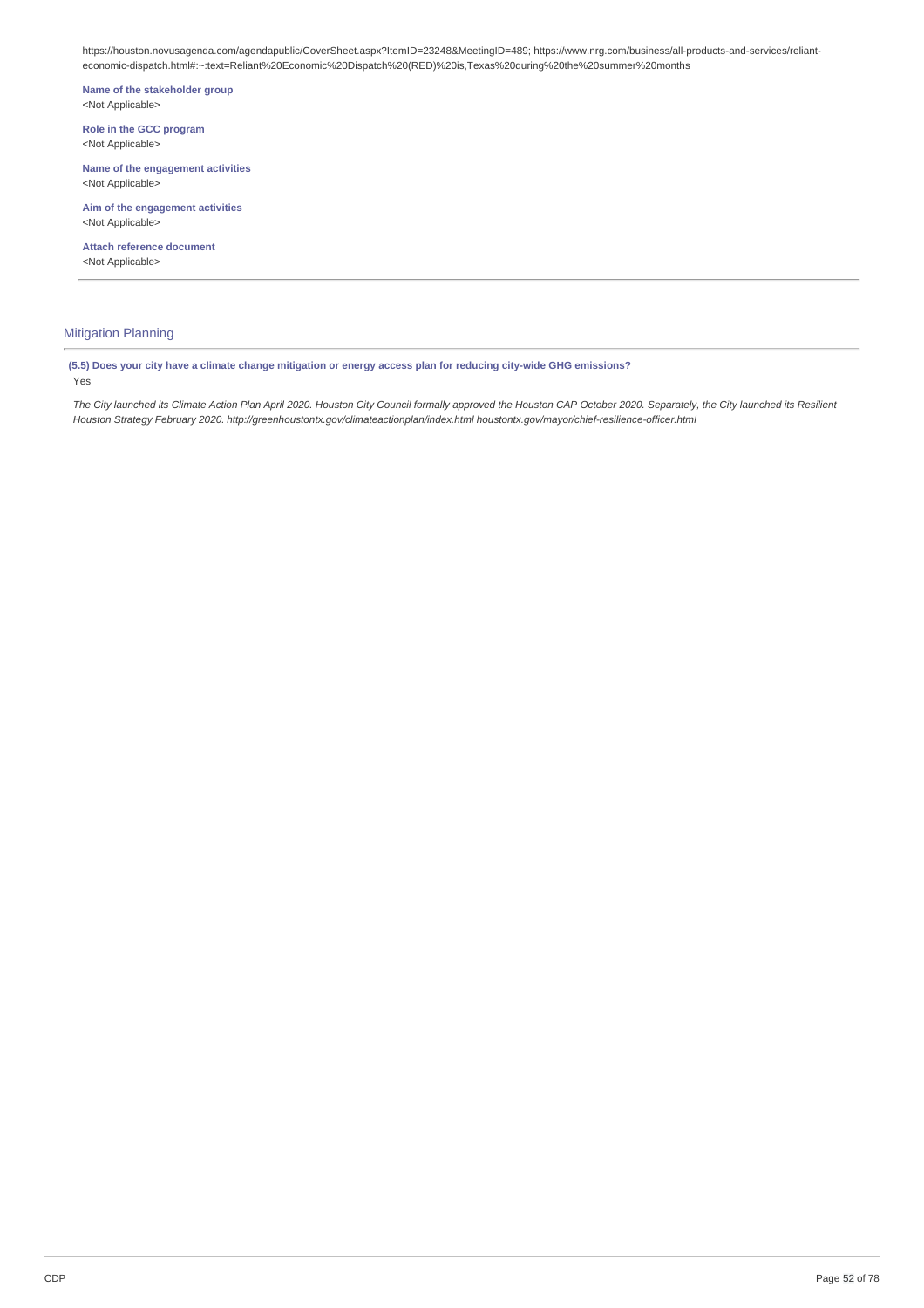https://houston.novusagenda.com/agendapublic/CoverSheet.aspx?ItemID=23248&MeetingID=489; https://www.nrg.com/business/all-products-and-services/reliant-economic-dispatch.html#:~:text=Reliant%20Economic%20Dispatch%20(RED)%20is,Texas%20during%20the%20summer%20months

**Name of the stakeholder group**
<Not Applicable>

**Role in the GCC program**
<Not Applicable>

**Name of the engagement activities**
<Not Applicable>

**Aim of the engagement activities**
<Not Applicable>

**Attach reference document**
<Not Applicable>

---

## Mitigation Planning

**(5.5) Does your city have a climate change mitigation or energy access plan for reducing city-wide GHG emissions?**

Yes

*The City launched its Climate Action Plan April 2020. Houston City Council formally approved the Houston CAP October 2020. Separately, the City launched its Resilient Houston Strategy February 2020. http://greenhoustontx.gov/climateactionplan/index.html houstontx.gov/mayor/chief-resilience-officer.html*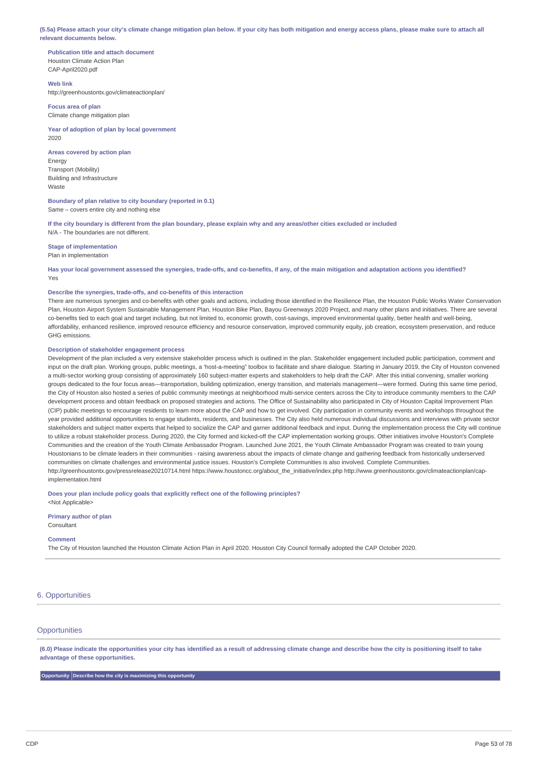**(5.5a) Please attach your city's climate change mitigation plan below. If your city has both mitigation and energy access plans, please make sure to attach all relevant documents below.**

**Publication title and attach document**
Houston Climate Action Plan
CAP-April2020.pdf

**Web link**
http://greenhoustontx.gov/climateactionplan/

**Focus area of plan**
Climate change mitigation plan

**Year of adoption of plan by local government**
2020

**Areas covered by action plan**
Energy
Transport (Mobility)
Building and Infrastructure
Waste

**Boundary of plan relative to city boundary (reported in 0.1)**
Same – covers entire city and nothing else

**If the city boundary is different from the plan boundary, please explain why and any areas/other cities excluded or included**
N/A - The boundaries are not different.

**Stage of implementation**
Plan in implementation

**Has your local government assessed the synergies, trade-offs, and co-benefits, if any, of the main mitigation and adaptation actions you identified?**
Yes

**Describe the synergies, trade-offs, and co-benefits of this interaction**
There are numerous synergies and co-benefits with other goals and actions, including those identified in the Resilience Plan, the Houston Public Works Water Conservation Plan, Houston Airport System Sustainable Management Plan, Houston Bike Plan, Bayou Greenways 2020 Project, and many other plans and initiatives. There are several co-benefits tied to each goal and target including, but not limited to, economic growth, cost-savings, improved environmental quality, better health and well-being, affordability, enhanced resilience, improved resource efficiency and resource conservation, improved community equity, job creation, ecosystem preservation, and reduce GHG emissions.

**Description of stakeholder engagement process**
Development of the plan included a very extensive stakeholder process which is outlined in the plan. Stakeholder engagement included public participation, comment and input on the draft plan. Working groups, public meetings, a 'host-a-meeting" toolbox to facilitate and share dialogue. Starting in January 2019, the City of Houston convened a multi-sector working group consisting of approximately 160 subject-matter experts and stakeholders to help draft the CAP. After this initial convening, smaller working groups dedicated to the four focus areas—transportation, building optimization, energy transition, and materials management—were formed. During this same time period, the City of Houston also hosted a series of public community meetings at neighborhood multi-service centers across the City to introduce community members to the CAP development process and obtain feedback on proposed strategies and actions. The Office of Sustainability also participated in City of Houston Capital Improvement Plan (CIP) public meetings to encourage residents to learn more about the CAP and how to get involved. City participation in community events and workshops throughout the year provided additional opportunities to engage students, residents, and businesses. The City also held numerous individual discussions and interviews with private sector stakeholders and subject matter experts that helped to socialize the CAP and garner additional feedback and input. During the implementation process the City will continue to utilize a robust stakeholder process. During 2020, the City formed and kicked-off the CAP implementation working groups. Other initiatives involve Houston's Complete Communities and the creation of the Youth Climate Ambassador Program. Launched June 2021, the Youth Climate Ambassador Program was created to train young Houstonians to be climate leaders in their communities - raising awareness about the impacts of climate change and gathering feedback from historically underserved communities on climate challenges and environmental justice issues. Houston's Complete Communities is also involved. Complete Communities. http://greenhoustontx.gov/pressrelease20210714.html https://www.houstoncc.org/about_the_initiative/index.php http://www.greenhoustontx.gov/climateactionplan/cap-implementation.html

**Does your plan include policy goals that explicitly reflect one of the following principles?**
<Not Applicable>

**Primary author of plan**
Consultant

**Comment**
The City of Houston launched the Houston Climate Action Plan in April 2020. Houston City Council formally adopted the CAP October 2020.

# 6. Opportunities

## Opportunities

**(6.0) Please indicate the opportunities your city has identified as a result of addressing climate change and describe how the city is positioning itself to take advantage of these opportunities.**

| Opportunity | Describe how the city is maximizing this opportunity |
| --- | --- |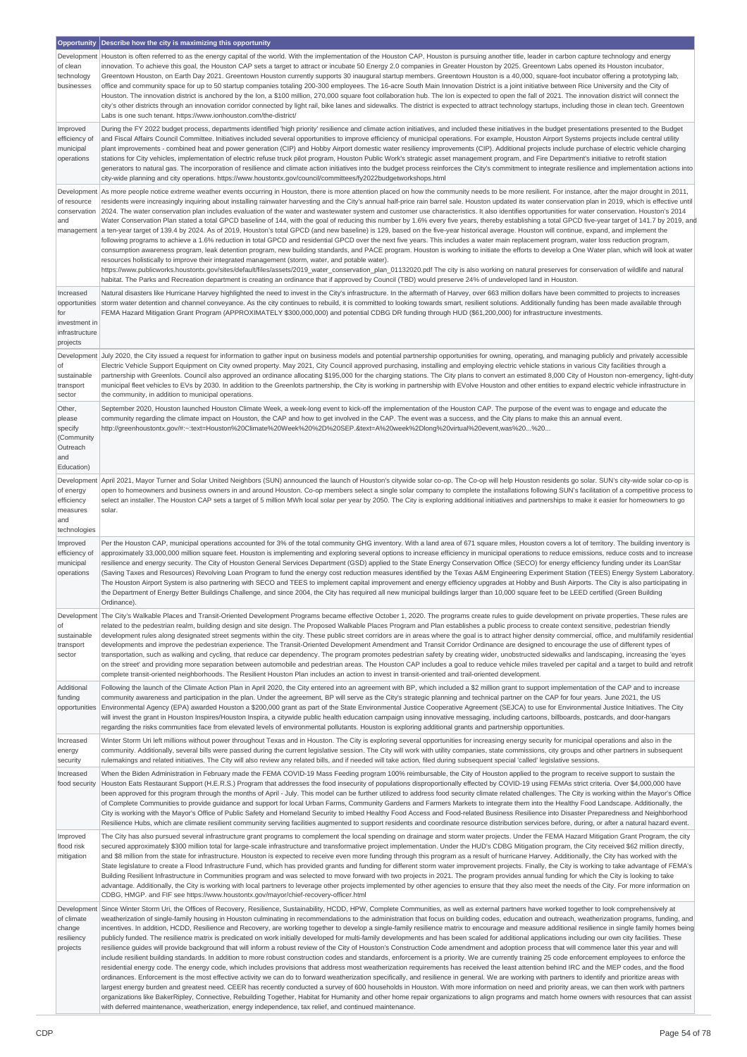| Opportunity | Describe how the city is maximizing this opportunity |
|---|---|
| Development of clean technology businesses | Houston is often referred to as the energy capital of the world. With the implementation of the Houston CAP, Houston is pursuing another title, leader in carbon capture technology and energy innovation. To achieve this goal, the Houston CAP sets a target to attract or incubate 50 Energy 2.0 companies in Greater Houston by 2025. Greentown Labs opened its Houston incubator, Greentown Houston, on Earth Day 2021. Greentown Houston currently supports 30 inaugural startup members. Greentown Houston is a 40,000, square-foot incubator offering a prototyping lab, office and community space for up to 50 startup companies totaling 200-300 employees. The 16-acre South Main Innovation District is a joint initiative between Rice University and the City of Houston. The innovation district is anchored by the Ion, a $100 million, 270,000 square foot collaboration hub. The Ion is expected to open the fall of 2021. The innovation district will connect the city's other districts through an innovation corridor connected by light rail, bike lanes and sidewalks. The district is expected to attract technology startups, including those in clean tech. Greentown Labs is one such tenant. https://www.ionhouston.com/the-district/ |
| Improved efficiency of municipal operations | During the FY 2022 budget process, departments identified 'high priority' resilience and climate action initiatives, and included these initiatives in the budget presentations presented to the Budget and Fiscal Affairs Council Committee. Initiatives included several opportunities to improve efficiency of municipal operations. For example, Houston Airport Systems projects include central utility plant improvements - combined heat and power generation (CIP) and Hobby Airport domestic water resiliency improvements (CIP). Additional projects include purchase of electric vehicle charging stations for City vehicles, implementation of electric refuse truck pilot program, Houston Public Work's strategic asset management program, and Fire Department's initiative to retrofit station generators to natural gas. The incorporation of resilience and climate action initiatives into the budget process reinforces the City's commitment to integrate resilience and implementation actions into city-wide planning and city operations. https://www.houstontx.gov/council/committees/fy2022budgetworkshops.html |
| Development of resource conservation and management | As more people notice extreme weather events occurring in Houston, there is more attention placed on how the community needs to be more resilient. For instance, after the major drought in 2011, residents were increasingly inquiring about installing rainwater harvesting and the City's annual half-price rain barrel sale. Houston updated its water conservation plan in 2019, which is effective until 2024. The water conservation plan includes evaluation of the water and wastewater system and customer use characteristics. It also identifies opportunities for water conservation. Houston's 2014 Water Conservation Plan stated a total GPCD baseline of 144, with the goal of reducing this number by 1.6% every five years, thereby establishing a total GPCD five-year target of 141.7 by 2019, and a ten-year target of 139.4 by 2024. As of 2019, Houston's total GPCD (and new baseline) is 129, based on the five-year historical average. Houston will continue, expand, and implement the following programs to achieve a 1.6% reduction in total GPCD and residential GPCD over the next five years. This includes a water main replacement program, water loss reduction program, consumption awareness program, leak detention program, new building standards, and PACE program. Houston is working to initiate the efforts to develop a One Water plan, which will look at water resources holistically to improve their integrated management (storm, water, and potable water). https://www.publicworks.houstontx.gov/sites/default/files/assets/2019_water_conservation_plan_01132020.pdf The city is also working on natural preserves for conservation of wildlife and natural habitat. The Parks and Recreation department is creating an ordinance that if approved by Council (TBD) would preserve 24% of undeveloped land in Houston. |
| Increased opportunities for investment in infrastructure projects | Natural disasters like Hurricane Harvey highlighted the need to invest in the City's infrastructure. In the aftermath of Harvey, over 663 million dollars have been committed to projects to increases storm water detention and channel conveyance. As the city continues to rebuild, it is committed to looking towards smart, resilient solutions. Additionally funding has been made available through FEMA Hazard Mitigation Grant Program (APPROXIMATELY $300,000,000) and potential CDBG DR funding through HUD ($61,200,000) for infrastructure investments. |
| Development of sustainable transport sector | July 2020, the City issued a request for information to gather input on business models and potential partnership opportunities for owning, operating, and managing publicly and privately accessible Electric Vehicle Support Equipment on City owned property. May 2021, City Council approved purchasing, installing and employing electric vehicle stations in various City facilities through a partnership with Greenlots. Council also approved an ordinance allocating $195,000 for the charging stations. The City plans to convert an estimated 8,000 City of Houston non-emergency, light-duty municipal fleet vehicles to EVs by 2030. In addition to the Greenlots partnership, the City is working in partnership with EVolve Houston and other entities to expand electric vehicle infrastructure in the community, in addition to municipal operations. |
| Other, please specify (Community Outreach and Education) | September 2020, Houston launched Houston Climate Week, a week-long event to kick-off the implementation of the Houston CAP. The purpose of the event was to engage and educate the community regarding the climate impact on Houston, the CAP and how to get involved in the CAP. The event was a success, and the City plans to make this an annual event. http://greenhoustontx.gov/#:~:text=Houston%20Climate%20Week%20%2D%20SEP.&text=A%20week%2Dlong%20virtual%20event,was%20...%20... |
| Development of energy efficiency measures and technologies | April 2021, Mayor Turner and Solar United Neighbors (SUN) announced the launch of Houston's citywide solar co-op. The Co-op will help Houston residents go solar. SUN's city-wide solar co-op is open to homeowners and business owners in and around Houston. Co-op members select a single solar company to complete the installations following SUN's facilitation of a competitive process to select an installer. The Houston CAP sets a target of 5 million MWh local solar per year by 2050. The City is exploring additional initiatives and partnerships to make it easier for homeowners to go solar. |
| Improved efficiency of municipal operations | Per the Houston CAP, municipal operations accounted for 3% of the total community GHG inventory. With a land area of 671 square miles, Houston covers a lot of territory. The building inventory is approximately 33,000,000 million square feet. Houston is implementing and exploring several options to increase efficiency in municipal operations to reduce emissions, reduce costs and to increase resilience and energy security. The City of Houston General Services Department (GSD) applied to the State Energy Conservation Office (SECO) for energy efficiency funding under its LoanStar (Saving Taxes and Resources) Revolving Loan Program to fund the energy cost reduction measures identified by the Texas A&M Engineering Experiment Station (TEES) Energy System Laboratory. The Houston Airport System is also partnering with SECO and TEES to implement capital improvement and energy efficiency upgrades at Hobby and Bush Airports. The City is also participating in the Department of Energy Better Buildings Challenge, and since 2004, the City has required all new municipal buildings larger than 10,000 square feet to be LEED certified (Green Building Ordinance). |
| Development of sustainable transport sector | The City's Walkable Places and Transit-Oriented Development Programs became effective October 1, 2020. The programs create rules to guide development on private properties. These rules are related to the pedestrian realm, building design and site design. The Proposed Walkable Places Program and Plan establishes a public process to create context sensitive, pedestrian friendly development rules along designated street segments within the city. These public street corridors are in areas where the goal is to attract higher density commercial, office, and multifamily residential developments and improve the pedestrian experience. The Transit-Oriented Development Amendment and Transit Corridor Ordinance are designed to encourage the use of different types of transportation, such as walking and cycling, that reduce car dependency. The program promotes pedestrian safety by creating wider, unobstructed sidewalks and landscaping, increasing the 'eyes on the street' and providing more separation between automobile and pedestrian areas. The Houston CAP includes a goal to reduce vehicle miles traveled per capital and a target to build and retrofit complete transit-oriented neighborhoods. The Resilient Houston Plan includes an action to invest in transit-oriented and trail-oriented development. |
| Additional funding opportunities | Following the launch of the Climate Action Plan in April 2020, the City entered into an agreement with BP, which included a $2 million grant to support implementation of the CAP and to increase community awareness and participation in the plan. Under the agreement, BP will serve as the City's strategic planning and technical partner on the CAP for four years. June 2021, the US Environmental Agency (EPA) awarded Houston a $200,000 grant as part of the State Environmental Justice Cooperative Agreement (SEJCA) to use for Environmental Justice Initiatives. The City will invest the grant in Houston Inspires/Houston Inspira, a citywide public health education campaign using innovative messaging, including cartoons, billboards, postcards, and door-hangars regarding the risks communities face from elevated levels of environmental pollutants. Houston is exploring additional grants and partnership opportunities. |
| Increased energy security | Winter Storm Uri left millions without power throughout Texas and in Houston. The City is exploring several opportunities for increasing energy security for municipal operations and also in the community. Additionally, several bills were passed during the current legislative session. The City will work with utility companies, state commissions, city groups and other partners in subsequent rulemakings and related initiatives. The City will also review any related bills, and if needed will take action, filed during subsequent special 'called' legislative sessions. |
| Increased food security | When the Biden Administration in February made the FEMA COVID-19 Mass Feeding program 100% reimbursable, the City of Houston applied to the program to receive support to sustain the Houston Eats Restaurant Support (H.E.R.S.) Program that addresses the food insecurity of populations disproportionally effected by COVID-19 using FEMAs strict criteria. Over $4,000,000 have been approved for this program through the months of April - July. This model can be further utilized to address food security climate related challenges. The City is working within the Mayor's Office of Complete Communities to provide guidance and support for local Urban Farms, Community Gardens and Farmers Markets to integrate them into the Healthy Food Landscape. Additionally, the City is working with the Mayor's Office of Public Safety and Homeland Security to imbed Healthy Food Access and Food-related Business Resilience into Disaster Preparedness and Neighborhood Resilience Hubs, which are climate resilient community serving facilities augmented to support residents and coordinate resource distribution services before, during, or after a natural hazard event. |
| Improved flood risk mitigation | The City has also pursued several infrastructure grant programs to complement the local spending on drainage and storm water projects. Under the FEMA Hazard Mitigation Grant Program, the city secured approximately $300 million total for large-scale infrastructure and transformative project implementation. Under the HUD's CDBG Mitigation program, the City received $62 million directly, and $8 million from the state for infrastructure. Houston is expected to receive even more funding through this program as a result of hurricane Harvey. Additionally, the City has worked with the State legislature to create a Flood Infrastructure Fund, which has provided grants and funding for different storm water improvement projects. Finally, the City is working to take advantage of FEMA's Building Resilient Infrastructure in Communities program and was selected to move forward with two projects in 2021. The program provides annual funding for which the City is looking to take advantage. Additionally, the City is working with local partners to leverage other projects implemented by other agencies to ensure that they also meet the needs of the City. For more information on CDBG, HMGP. and FIF see https://www.houstontx.gov/mayor/chief-recovery-officer.html |
| Development of climate change resiliency projects | Since Winter Storm Uri, the Offices of Recovery, Resilience, Sustainability, HCDD, HPW, Complete Communities, as well as external partners have worked together to look comprehensively at weatherization of single-family housing in Houston culminating in recommendations to the administration that focus on building codes, education and outreach, weatherization programs, funding, and incentives. In addition, HCDD, Resilience and Recovery, are working together to develop a single-family resilience matrix to encourage and measure additional resilience in single family homes being publicly funded. The resilience matrix is predicated on work initially developed for multi-family developments and has been scaled for additional applications including our own city facilities. These resilience guides will provide background that will inform a robust review of the City of Houston's Construction Code amendment and adoption process that will commence later this year and will include resilient building standards. In addition to more robust construction codes and standards, enforcement is a priority. We are currently training 25 code enforcement employees to enforce the residential energy code. The energy code, which includes provisions that address most weatherization requirements has received the least attention behind IRC and the MEP codes, and the flood ordinances. Enforcement is the most effective activity we can do to forward weatherization specifically, and resilience in general. We are working with partners to identify and prioritize areas with largest energy burden and greatest need. CEER has recently conducted a survey of 600 households in Houston. With more information on need and priority areas, we can then work with partners organizations like BakerRipley, Connective, Rebuilding Together, Habitat for Humanity and other home repair organizations to align programs and match home owners with resources that can assist with deferred maintenance, weatherization, energy independence, tax relief, and continued maintenance. |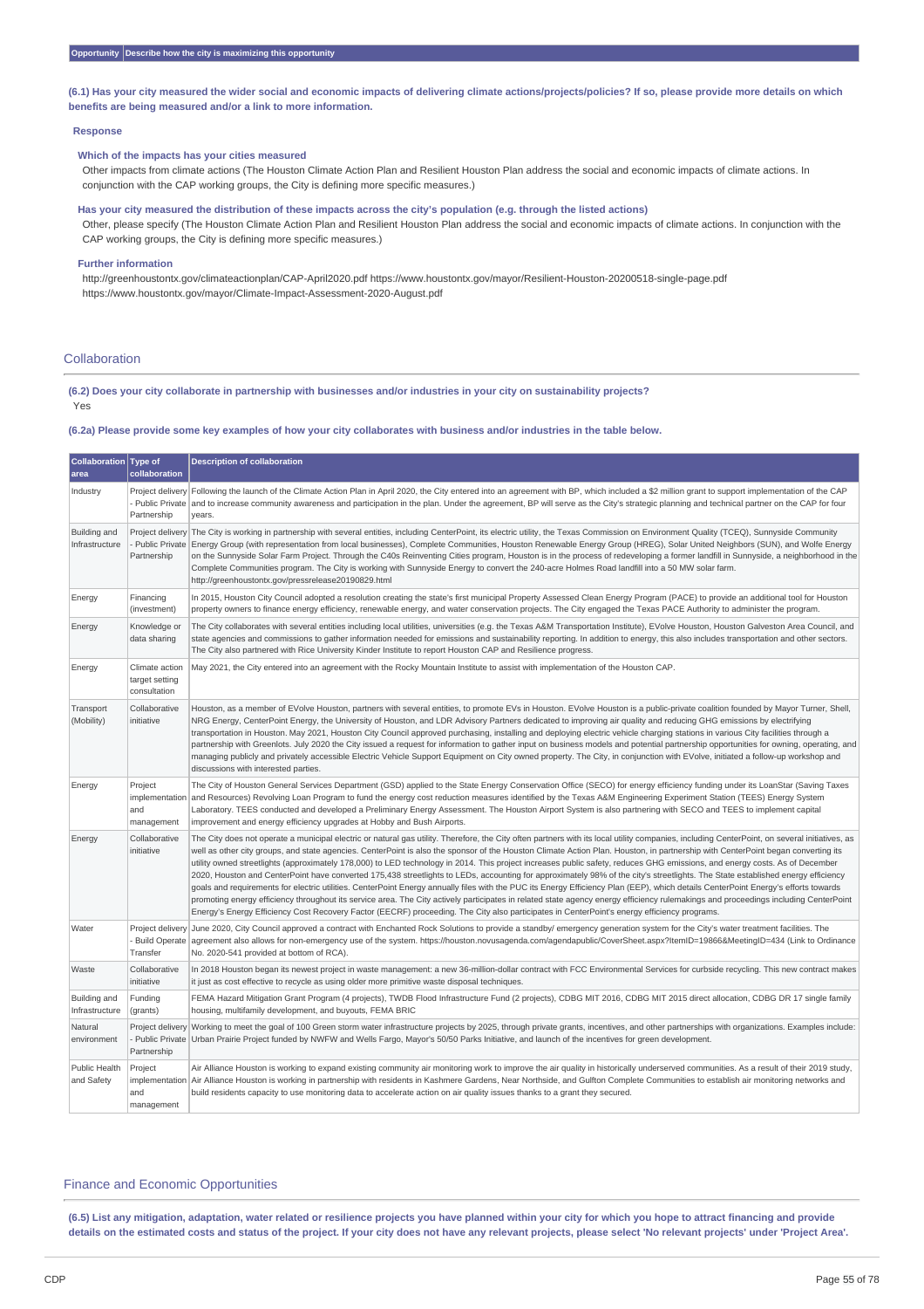| Opportunity | Describe how the city is maximizing this opportunity |
|---|---|

**(6.1) Has your city measured the wider social and economic impacts of delivering climate actions/projects/policies? If so, please provide more details on which benefits are being measured and/or a link to more information.**

**Response**

**Which of the impacts has your cities measured**

Other impacts from climate actions (The Houston Climate Action Plan and Resilient Houston Plan address the social and economic impacts of climate actions. In conjunction with the CAP working groups, the City is defining more specific measures.)

**Has your city measured the distribution of these impacts across the city's population (e.g. through the listed actions)**

Other, please specify (The Houston Climate Action Plan and Resilient Houston Plan address the social and economic impacts of climate actions. In conjunction with the CAP working groups, the City is defining more specific measures.)

**Further information**

http://greenhoustontx.gov/climateactionplan/CAP-April2020.pdf https://www.houstontx.gov/mayor/Resilient-Houston-20200518-single-page.pdf
https://www.houstontx.gov/mayor/Climate-Impact-Assessment-2020-August.pdf

## Collaboration

**(6.2) Does your city collaborate in partnership with businesses and/or industries in your city on sustainability projects?**

Yes

**(6.2a) Please provide some key examples of how your city collaborates with business and/or industries in the table below.**

| Collaboration area | Type of collaboration | Description of collaboration |
|---|---|---|
| Industry | Project delivery - Public Private Partnership | Following the launch of the Climate Action Plan in April 2020, the City entered into an agreement with BP, which included a $2 million grant to support implementation of the CAP and to increase community awareness and participation in the plan. Under the agreement, BP will serve as the City's strategic planning and technical partner on the CAP for four years. |
| Building and Infrastructure | Project delivery - Public Private Partnership | The City is working in partnership with several entities, including CenterPoint, its electric utility, the Texas Commission on Environment Quality (TCEQ), Sunnyside Community Energy Group (with representation from local businesses), Complete Communities, Houston Renewable Energy Group (HREG), Solar United Neighbors (SUN), and Wolfe Energy on the Sunnyside Solar Farm Project. Through the C40s Reinventing Cities program, Houston is in the process of redeveloping a former landfill in Sunnyside, a neighborhood in the Complete Communities program. The City is working with Sunnyside Energy to convert the 240-acre Holmes Road landfill into a 50 MW solar farm. http://greenhoustontx.gov/pressrelease20190829.html |
| Energy | Financing (investment) | In 2015, Houston City Council adopted a resolution creating the state's first municipal Property Assessed Clean Energy Program (PACE) to provide an additional tool for Houston property owners to finance energy efficiency, renewable energy, and water conservation projects. The City engaged the Texas PACE Authority to administer the program. |
| Energy | Knowledge or data sharing | The City collaborates with several entities including local utilities, universities (e.g. the Texas A&M Transportation Institute), EVolve Houston, Houston Galveston Area Council, and state agencies and commissions to gather information needed for emissions and sustainability reporting. In addition to energy, this also includes transportation and other sectors. The City also partnered with Rice University Kinder Institute to report Houston CAP and Resilience progress. |
| Energy | Climate action target setting consultation | May 2021, the City entered into an agreement with the Rocky Mountain Institute to assist with implementation of the Houston CAP. |
| Transport (Mobility) | Collaborative initiative | Houston, as a member of EVolve Houston, partners with several entities, to promote EVs in Houston. EVolve Houston is a public-private coalition founded by Mayor Turner, Shell, NRG Energy, CenterPoint Energy, the University of Houston, and LDR Advisory Partners dedicated to improving air quality and reducing GHG emissions by electrifying transportation in Houston. May 2021, Houston City Council approved purchasing, installing and deploying electric vehicle charging stations in various City facilities through a partnership with Greenlots. July 2020 the City issued a request for information to gather input on business models and potential partnership opportunities for owning, operating, and managing publicly and privately accessible Electric Vehicle Support Equipment on City owned property. The City, in conjunction with EVolve, initiated a follow-up workshop and discussions with interested parties. |
| Energy | Project implementation and management | The City of Houston General Services Department (GSD) applied to the State Energy Conservation Office (SECO) for energy efficiency funding under its LoanStar (Saving Taxes and Resources) Revolving Loan Program to fund the energy cost reduction measures identified by the Texas A&M Engineering Experiment Station (TEES) Energy System Laboratory. TEES conducted and developed a Preliminary Energy Assessment. The Houston Airport System is also partnering with SECO and TEES to implement capital improvement and energy efficiency upgrades at Hobby and Bush Airports. |
| Energy | Collaborative initiative | The City does not operate a municipal electric or natural gas utility. Therefore, the City often partners with its local utility companies, including CenterPoint, on several initiatives, as well as other city groups, and state agencies. CenterPoint is also the sponsor of the Houston Climate Action Plan. Houston, in partnership with CenterPoint began converting its utility owned streetlights (approximately 178,000) to LED technology in 2014. This project increases public safety, reduces GHG emissions, and energy costs. As of December 2020, Houston and CenterPoint have converted 175,438 streetlights to LEDs, accounting for approximately 98% of the city's streetlights. The State established energy efficiency goals and requirements for electric utilities. CenterPoint Energy annually files with the PUC its Energy Efficiency Plan (EEP), which details CenterPoint Energy's efforts towards promoting energy efficiency throughout its service area. The City actively participates in related state agency energy efficiency rulemakings and proceedings including CenterPoint Energy's Energy Efficiency Cost Recovery Factor (EECRF) proceeding. The City also participates in CenterPoint's energy efficiency programs. |
| Water | Project delivery - Build Operate Transfer | June 2020, City Council approved a contract with Enchanted Rock Solutions to provide a standby/ emergency generation system for the City's water treatment facilities. The agreement also allows for non-emergency use of the system. https://houston.novusagenda.com/agendapublic/CoverSheet.aspx?ItemID=19866&MeetingID=434 (Link to Ordinance No. 2020-541 provided at bottom of RCA). |
| Waste | Collaborative initiative | In 2018 Houston began its newest project in waste management: a new 36-million-dollar contract with FCC Environmental Services for curbside recycling. This new contract makes it just as cost effective to recycle as using older more primitive waste disposal techniques. |
| Building and Infrastructure | Funding (grants) | FEMA Hazard Mitigation Grant Program (4 projects), TWDB Flood Infrastructure Fund (2 projects), CDBG MIT 2016, CDBG MIT 2015 direct allocation, CDBG DR 17 single family housing, multifamily development, and buyouts, FEMA BRIC |
| Natural environment | Project delivery - Public Private Partnership | Working to meet the goal of 100 Green storm water infrastructure projects by 2025, through private grants, incentives, and other partnerships with organizations. Examples include: Urban Prairie Project funded by NWFW and Wells Fargo, Mayor's 50/50 Parks Initiative, and launch of the incentives for green development. |
| Public Health and Safety | Project implementation and management | Air Alliance Houston is working to expand existing community air monitoring work to improve the air quality in historically underserved communities. As a result of their 2019 study, Air Alliance Houston is working in partnership with residents in Kashmere Gardens, Near Northside, and Gulfton Complete Communities to establish air monitoring networks and build residents capacity to use monitoring data to accelerate action on air quality issues thanks to a grant they secured. |

## Finance and Economic Opportunities

**(6.5) List any mitigation, adaptation, water related or resilience projects you have planned within your city for which you hope to attract financing and provide details on the estimated costs and status of the project. If your city does not have any relevant projects, please select 'No relevant projects' under 'Project Area'.**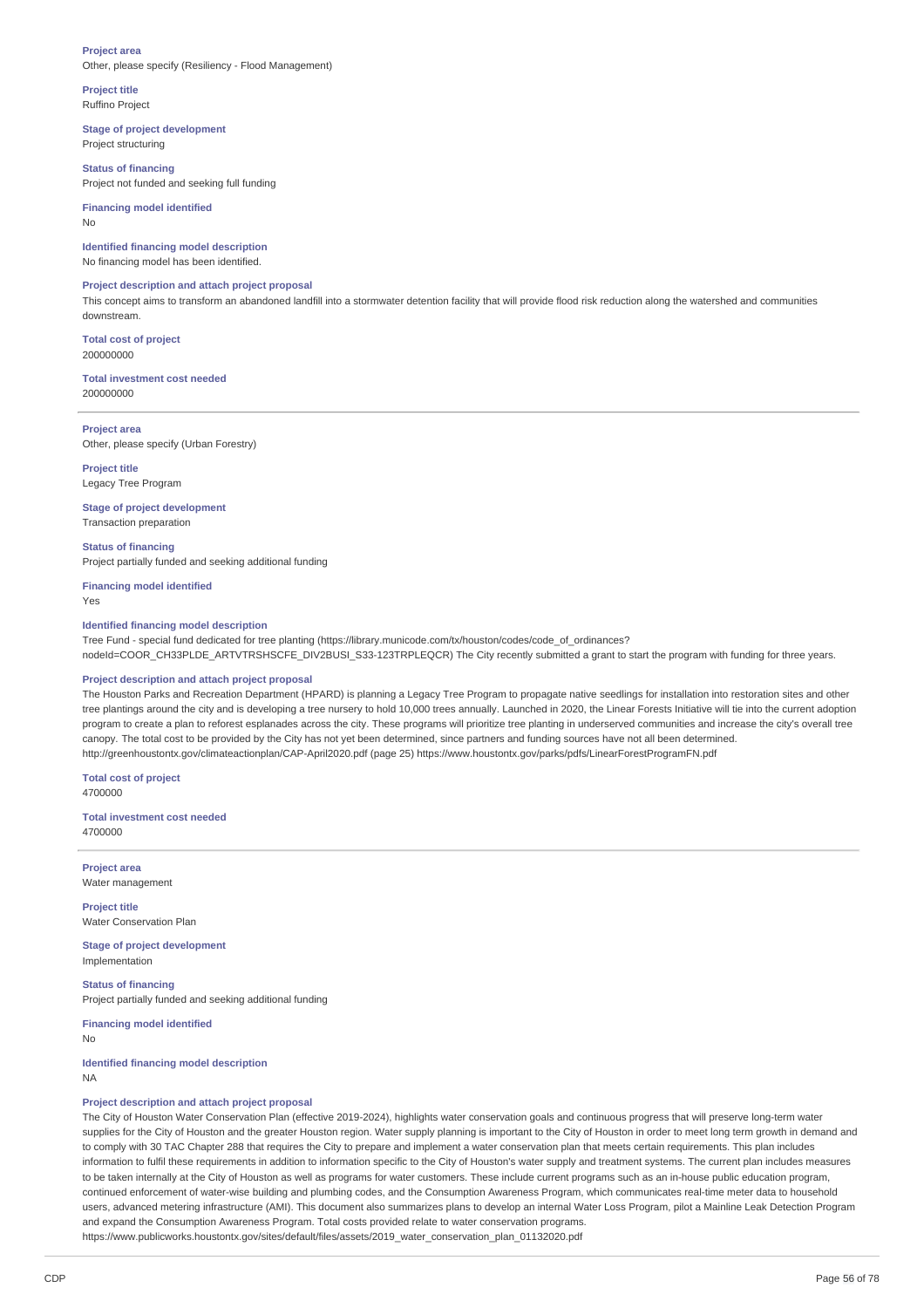**Project area**
Other, please specify (Resiliency - Flood Management)

**Project title**
Ruffino Project

**Stage of project development**
Project structuring

**Status of financing**
Project not funded and seeking full funding

**Financing model identified**
No

**Identified financing model description**
No financing model has been identified.

**Project description and attach project proposal**
This concept aims to transform an abandoned landfill into a stormwater detention facility that will provide flood risk reduction along the watershed and communities downstream.

**Total cost of project**
200000000

**Total investment cost needed**
200000000

---

**Project area**
Other, please specify (Urban Forestry)

**Project title**
Legacy Tree Program

**Stage of project development**
Transaction preparation

**Status of financing**
Project partially funded and seeking additional funding

**Financing model identified**
Yes

**Identified financing model description**
Tree Fund - special fund dedicated for tree planting (https://library.municode.com/tx/houston/codes/code_of_ordinances?nodeId=COOR_CH33PLDE_ARTVTRSHSCFE_DIV2BUSI_S33-123TRPLEQCR) The City recently submitted a grant to start the program with funding for three years.

**Project description and attach project proposal**
The Houston Parks and Recreation Department (HPARD) is planning a Legacy Tree Program to propagate native seedlings for installation into restoration sites and other tree plantings around the city and is developing a tree nursery to hold 10,000 trees annually. Launched in 2020, the Linear Forests Initiative will tie into the current adoption program to create a plan to reforest esplanades across the city. These programs will prioritize tree planting in underserved communities and increase the city's overall tree canopy. The total cost to be provided by the City has not yet been determined, since partners and funding sources have not all been determined.
http://greenhoustontx.gov/climateactionplan/CAP-April2020.pdf (page 25) https://www.houstontx.gov/parks/pdfs/LinearForestProgramFN.pdf

**Total cost of project**
4700000

**Total investment cost needed**
4700000

---

**Project area**
Water management

**Project title**
Water Conservation Plan

**Stage of project development**
Implementation

**Status of financing**
Project partially funded and seeking additional funding

**Financing model identified**
No

**Identified financing model description**
NA

**Project description and attach project proposal**
The City of Houston Water Conservation Plan (effective 2019-2024), highlights water conservation goals and continuous progress that will preserve long-term water supplies for the City of Houston and the greater Houston region. Water supply planning is important to the City of Houston in order to meet long term growth in demand and to comply with 30 TAC Chapter 288 that requires the City to prepare and implement a water conservation plan that meets certain requirements. This plan includes information to fulfil these requirements in addition to information specific to the City of Houston's water supply and treatment systems. The current plan includes measures to be taken internally at the City of Houston as well as programs for water customers. These include current programs such as an in-house public education program, continued enforcement of water-wise building and plumbing codes, and the Consumption Awareness Program, which communicates real-time meter data to household users, advanced metering infrastructure (AMI). This document also summarizes plans to develop an internal Water Loss Program, pilot a Mainline Leak Detection Program and expand the Consumption Awareness Program. Total costs provided relate to water conservation programs.
https://www.publicworks.houstontx.gov/sites/default/files/assets/2019_water_conservation_plan_01132020.pdf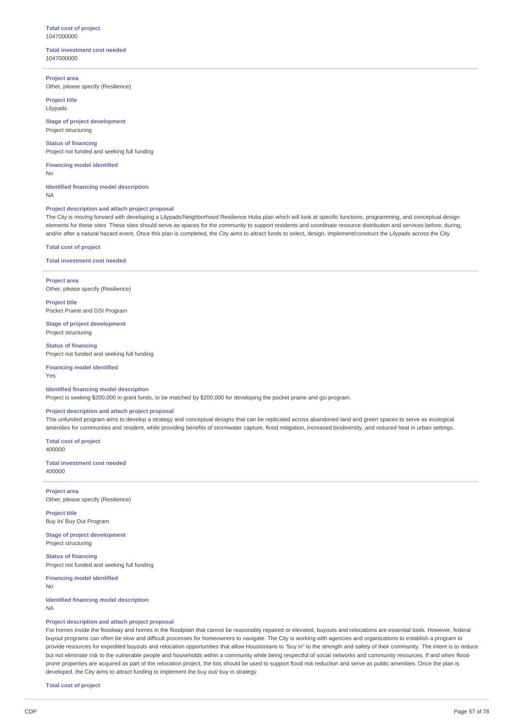**Total cost of project**
1047000000

**Total investment cost needed**
1047000000

---

**Project area**
Other, please specify (Resilience)

**Project title**
Lilypads

**Stage of project development**
Project structuring

**Status of financing**
Project not funded and seeking full funding

**Financing model identified**
No

**Identified financing model description**
NA

**Project description and attach project proposal**
The City is moving forward with developing a Lilypads/Neighborhood Resilience Hubs plan which will look at specific functions, programming, and conceptual design elements for these sites. These sites should serve as spaces for the community to support residents and coordinate resource distribution and services before, during, and/or after a natural hazard event. Once this plan is completed, the City aims to attract funds to select, design, implement/construct the Lilypads across the City

**Total cost of project**

**Total investment cost needed**

---

**Project area**
Other, please specify (Resilience)

**Project title**
Pocket Prairie and GSI Program

**Stage of project development**
Project structuring

**Status of financing**
Project not funded and seeking full funding

**Financing model identified**
Yes

**Identified financing model description**
Project is seeking $200,000 in grant funds, to be matched by $200,000 for developing the pocket prairie and gsi program.

**Project description and attach project proposal**
This unfunded program aims to develop a strategy and conceptual designs that can be replicated across abandoned land and green spaces to serve as ecological amenities for communties and resident, while providing benefits of stormwater capture, flood mitigation, increased biodiversity, and reduced heat in urban settings.

**Total cost of project**
400000

**Total investment cost needed**
400000

---

**Project area**
Other, please specify (Resilience)

**Project title**
Buy In/ Buy Out Program

**Stage of project development**
Project structuring

**Status of financing**
Project not funded and seeking full funding

**Financing model identified**
No

**Identified financing model description**
NA

**Project description and attach project proposal**
For homes inside the floodway and homes in the floodplain that cannot be reasonably repaired or elevated, buyouts and relocations are essential tools. However, federal buyout programs can often be slow and difficult processes for homeowners to navigate. The City is working with agencies and organizations to establish a program to provide resources for expedited buyouts and relocation opportunities that allow Houstonians to "buy in" to the strength and safety of their community. The intent is to reduce but not eliminate risk to the vulnerable people and households within a community while being respectful of social networks and community resources. If and when flood-prone properties are acquired as part of the relocation project, the lots should be used to support flood risk reduction and serve as public amenities. Once the plan is developed, the City aims to attract funding to implement the buy out/ buy in strategy.

**Total cost of project**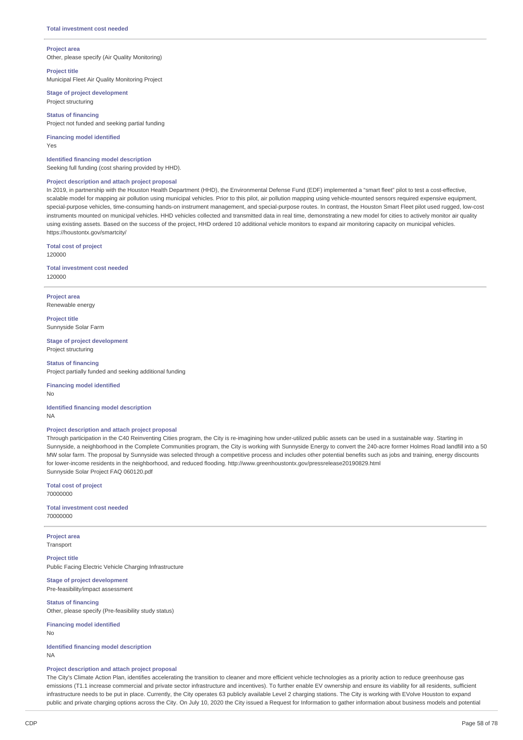**Total investment cost needed**

---

**Project area**
Other, please specify (Air Quality Monitoring)

**Project title**
Municipal Fleet Air Quality Monitoring Project

**Stage of project development**
Project structuring

**Status of financing**
Project not funded and seeking partial funding

**Financing model identified**
Yes

**Identified financing model description**
Seeking full funding (cost sharing provided by HHD).

**Project description and attach project proposal**
In 2019, in partnership with the Houston Health Department (HHD), the Environmental Defense Fund (EDF) implemented a "smart fleet" pilot to test a cost-effective, scalable model for mapping air pollution using municipal vehicles. Prior to this pilot, air pollution mapping using vehicle-mounted sensors required expensive equipment, special-purpose vehicles, time-consuming hands-on instrument management, and special-purpose routes. In contrast, the Houston Smart Fleet pilot used rugged, low-cost instruments mounted on municipal vehicles. HHD vehicles collected and transmitted data in real time, demonstrating a new model for cities to actively monitor air quality using existing assets. Based on the success of the project, HHD ordered 10 additional vehicle monitors to expand air monitoring capacity on municipal vehicles.
https://houstontx.gov/smartcity/

**Total cost of project**
120000

**Total investment cost needed**
120000

---

**Project area**
Renewable energy

**Project title**
Sunnyside Solar Farm

**Stage of project development**
Project structuring

**Status of financing**
Project partially funded and seeking additional funding

**Financing model identified**
No

**Identified financing model description**
NA

**Project description and attach project proposal**
Through participation in the C40 Reinventing Cities program, the City is re-imagining how under-utilized public assets can be used in a sustainable way. Starting in Sunnyside, a neighborhood in the Complete Communities program, the City is working with Sunnyside Energy to convert the 240-acre former Holmes Road landfill into a 50 MW solar farm. The proposal by Sunnyside was selected through a competitive process and includes other potential benefits such as jobs and training, energy discounts for lower-income residents in the neighborhood, and reduced flooding. http://www.greenhoustontx.gov/pressrelease20190829.html
Sunnyside Solar Project FAQ 060120.pdf

**Total cost of project**
70000000

**Total investment cost needed**
70000000

---

**Project area**
Transport

**Project title**
Public Facing Electric Vehicle Charging Infrastructure

**Stage of project development**
Pre-feasibility/impact assessment

**Status of financing**
Other, please specify (Pre-feasibility study status)

**Financing model identified**
No

**Identified financing model description**
NA

**Project description and attach project proposal**
The City's Climate Action Plan, identifies accelerating the transition to cleaner and more efficient vehicle technologies as a priority action to reduce greenhouse gas emissions (T1.1 increase commercial and private sector infrastructure and incentives). To further enable EV ownership and ensure its viability for all residents, sufficient infrastructure needs to be put in place. Currently, the City operates 63 publicly available Level 2 charging stations. The City is working with EVolve Houston to expand public and private charging options across the City. On July 10, 2020 the City issued a Request for Information to gather information about business models and potential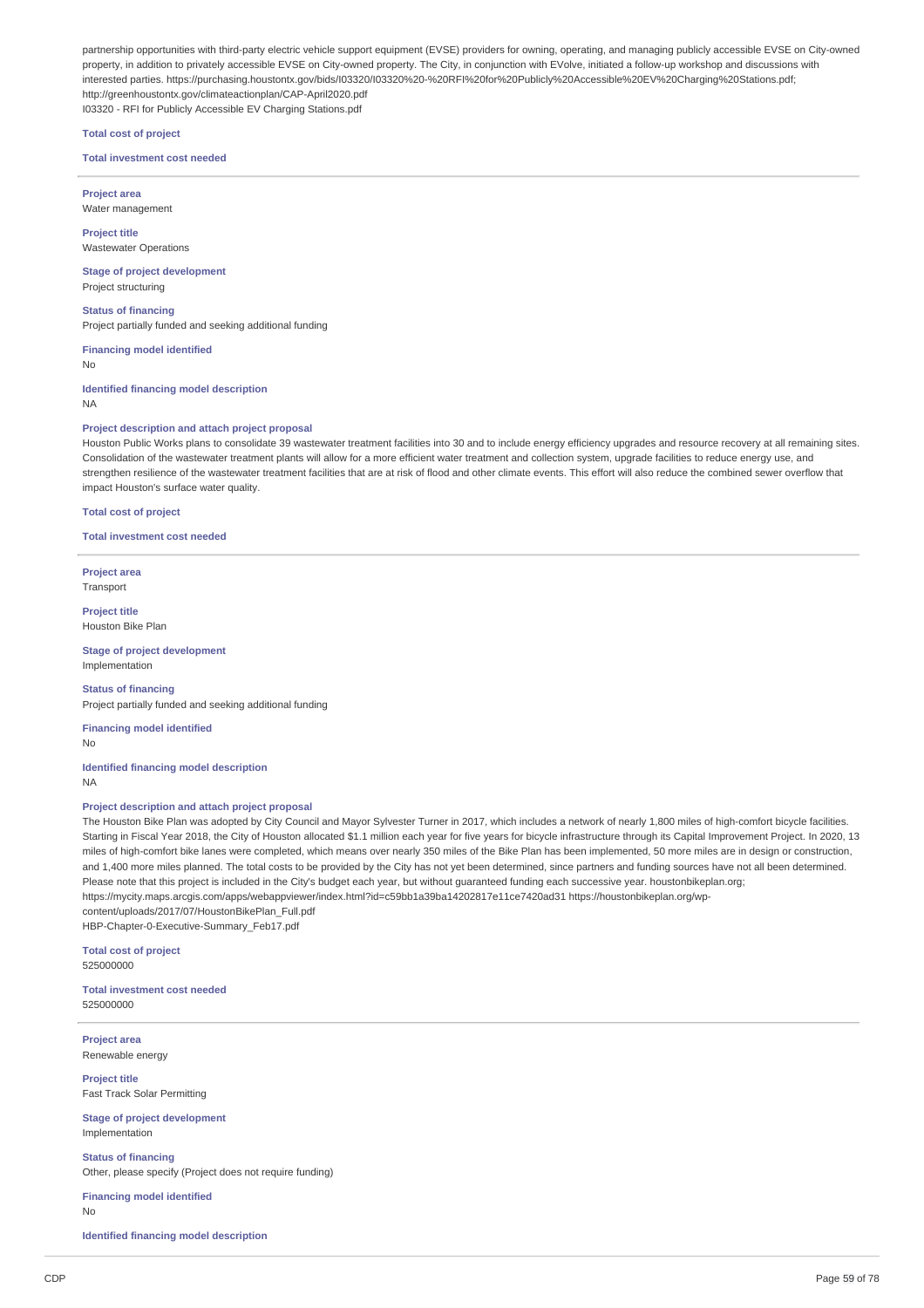partnership opportunities with third-party electric vehicle support equipment (EVSE) providers for owning, operating, and managing publicly accessible EVSE on City-owned property, in addition to privately accessible EVSE on City-owned property. The City, in conjunction with EVolve, initiated a follow-up workshop and discussions with interested parties. https://purchasing.houstontx.gov/bids/I03320/I03320%20-%20RFI%20for%20Publicly%20Accessible%20EV%20Charging%20Stations.pdf; http://greenhoustontx.gov/climateactionplan/CAP-April2020.pdf
I03320 - RFI for Publicly Accessible EV Charging Stations.pdf

**Total cost of project**

**Total investment cost needed**

---

**Project area**
Water management

**Project title**
Wastewater Operations

**Stage of project development**
Project structuring

**Status of financing**
Project partially funded and seeking additional funding

**Financing model identified**
No

**Identified financing model description**
NA

**Project description and attach project proposal**
Houston Public Works plans to consolidate 39 wastewater treatment facilities into 30 and to include energy efficiency upgrades and resource recovery at all remaining sites. Consolidation of the wastewater treatment plants will allow for a more efficient water treatment and collection system, upgrade facilities to reduce energy use, and strengthen resilience of the wastewater treatment facilities that are at risk of flood and other climate events. This effort will also reduce the combined sewer overflow that impact Houston's surface water quality.

**Total cost of project**

**Total investment cost needed**

---

**Project area**
Transport

**Project title**
Houston Bike Plan

**Stage of project development**
Implementation

**Status of financing**
Project partially funded and seeking additional funding

**Financing model identified**
No

**Identified financing model description**
NA

**Project description and attach project proposal**
The Houston Bike Plan was adopted by City Council and Mayor Sylvester Turner in 2017, which includes a network of nearly 1,800 miles of high-comfort bicycle facilities. Starting in Fiscal Year 2018, the City of Houston allocated $1.1 million each year for five years for bicycle infrastructure through its Capital Improvement Project. In 2020, 13 miles of high-comfort bike lanes were completed, which means over nearly 350 miles of the Bike Plan has been implemented, 50 more miles are in design or construction, and 1,400 more miles planned. The total costs to be provided by the City has not yet been determined, since partners and funding sources have not all been determined. Please note that this project is included in the City's budget each year, but without guaranteed funding each successive year. houstonbikeplan.org; https://mycity.maps.arcgis.com/apps/webappviewer/index.html?id=c59bb1a39ba14202817e11ce7420ad31 https://houstonbikeplan.org/wp-content/uploads/2017/07/HoustonBikePlan_Full.pdf
HBP-Chapter-0-Executive-Summary_Feb17.pdf

**Total cost of project**
525000000

**Total investment cost needed**
525000000

---

**Project area**
Renewable energy

**Project title**
Fast Track Solar Permitting

**Stage of project development**
Implementation

**Status of financing**
Other, please specify (Project does not require funding)

**Financing model identified**
No

**Identified financing model description**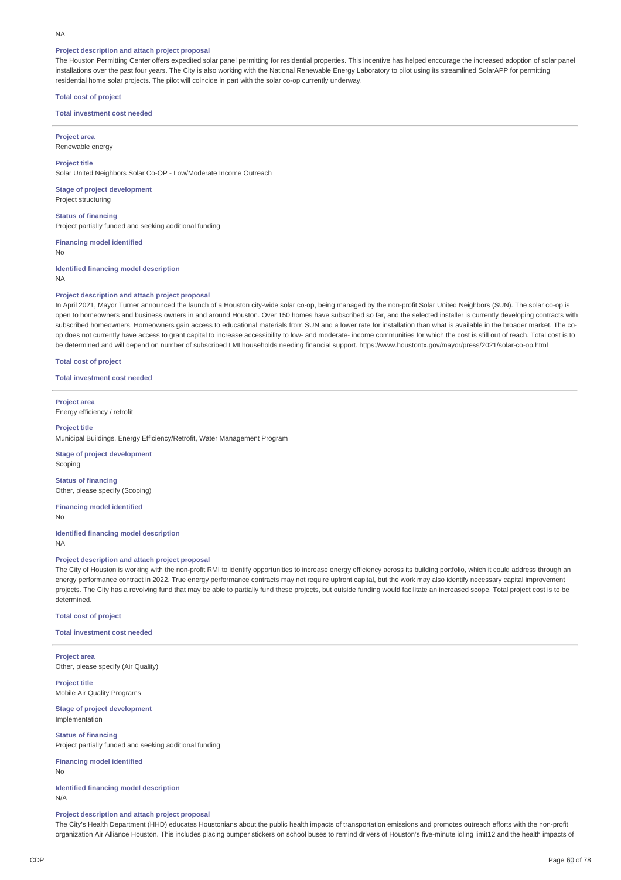NA

**Project description and attach project proposal**

The Houston Permitting Center offers expedited solar panel permitting for residential properties. This incentive has helped encourage the increased adoption of solar panel installations over the past four years. The City is also working with the National Renewable Energy Laboratory to pilot using its streamlined SolarAPP for permitting residential home solar projects. The pilot will coincide in part with the solar co-op currently underway.

**Total cost of project**

**Total investment cost needed**

---

**Project area**

Renewable energy

**Project title**

Solar United Neighbors Solar Co-OP - Low/Moderate Income Outreach

**Stage of project development**

Project structuring

**Status of financing**

Project partially funded and seeking additional funding

**Financing model identified**

No

**Identified financing model description**

NA

**Project description and attach project proposal**

In April 2021, Mayor Turner announced the launch of a Houston city-wide solar co-op, being managed by the non-profit Solar United Neighbors (SUN). The solar co-op is open to homeowners and business owners in and around Houston. Over 150 homes have subscribed so far, and the selected installer is currently developing contracts with subscribed homeowners. Homeowners gain access to educational materials from SUN and a lower rate for installation than what is available in the broader market. The co-op does not currently have access to grant capital to increase accessibility to low- and moderate- income communities for which the cost is still out of reach. Total cost is to be determined and will depend on number of subscribed LMI households needing financial support. https://www.houstontx.gov/mayor/press/2021/solar-co-op.html

**Total cost of project**

**Total investment cost needed**

---

**Project area**

Energy efficiency / retrofit

**Project title**

Municipal Buildings, Energy Efficiency/Retrofit, Water Management Program

**Stage of project development**

Scoping

**Status of financing**

Other, please specify (Scoping)

**Financing model identified**

No

**Identified financing model description**

NA

**Project description and attach project proposal**

The City of Houston is working with the non-profit RMI to identify opportunities to increase energy efficiency across its building portfolio, which it could address through an energy performance contract in 2022. True energy performance contracts may not require upfront capital, but the work may also identify necessary capital improvement projects. The City has a revolving fund that may be able to partially fund these projects, but outside funding would facilitate an increased scope. Total project cost is to be determined.

**Total cost of project**

**Total investment cost needed**

---

**Project area**

Other, please specify (Air Quality)

**Project title**

Mobile Air Quality Programs

**Stage of project development**

Implementation

**Status of financing**

Project partially funded and seeking additional funding

**Financing model identified**

No

**Identified financing model description**

N/A

**Project description and attach project proposal**

The City's Health Department (HHD) educates Houstonians about the public health impacts of transportation emissions and promotes outreach efforts with the non-profit organization Air Alliance Houston. This includes placing bumper stickers on school buses to remind drivers of Houston's five-minute idling limit12 and the health impacts of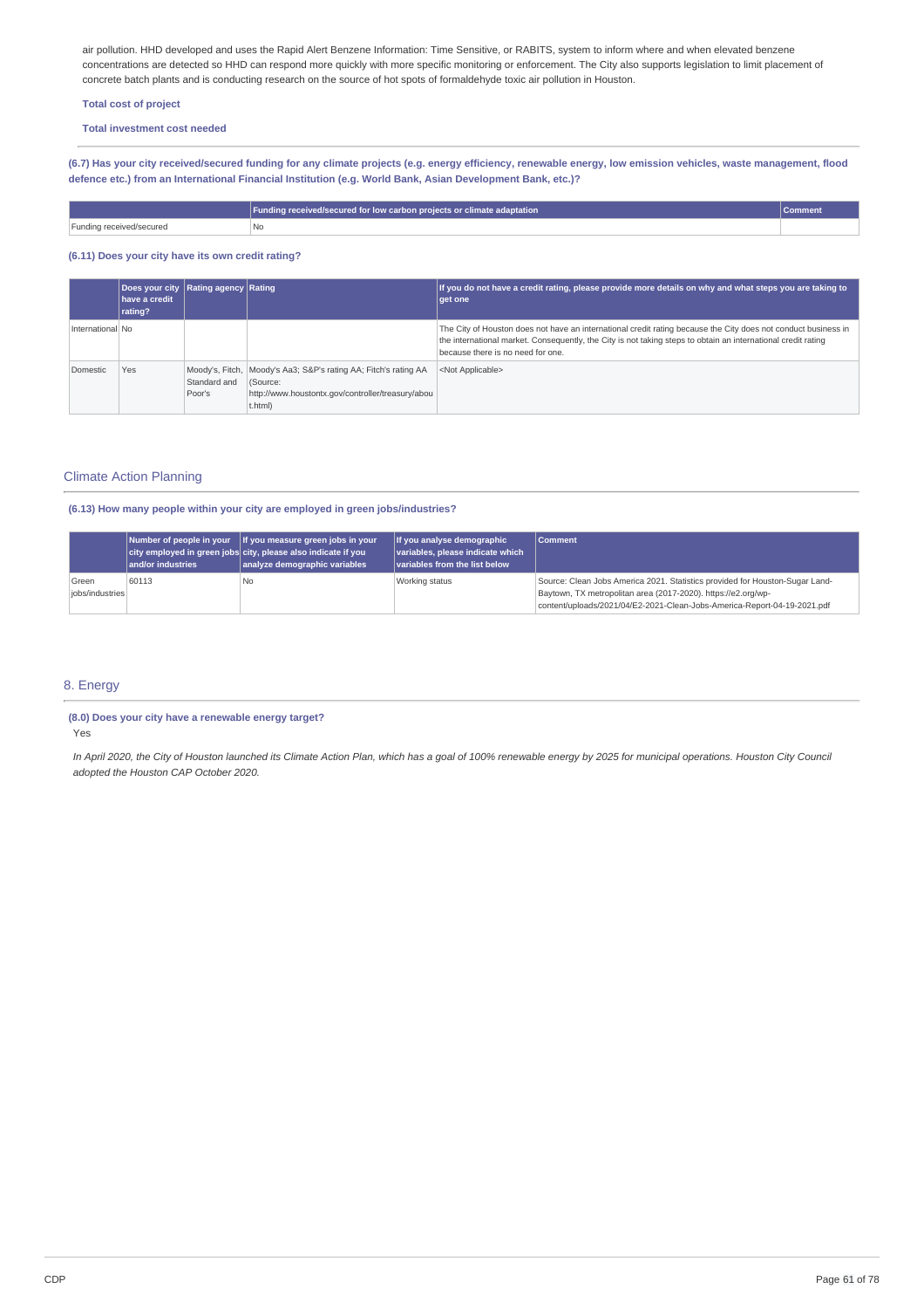air pollution. HHD developed and uses the Rapid Alert Benzene Information: Time Sensitive, or RABITS, system to inform where and when elevated benzene concentrations are detected so HHD can respond more quickly with more specific monitoring or enforcement. The City also supports legislation to limit placement of concrete batch plants and is conducting research on the source of hot spots of formaldehyde toxic air pollution in Houston.

**Total cost of project**

**Total investment cost needed**

**(6.7) Has your city received/secured funding for any climate projects (e.g. energy efficiency, renewable energy, low emission vehicles, waste management, flood defence etc.) from an International Financial Institution (e.g. World Bank, Asian Development Bank, etc.)?**

| | Funding received/secured for low carbon projects or climate adaptation | Comment |
|---|---|---|
| Funding received/secured | No | |

**(6.11) Does your city have its own credit rating?**

| | Does your city have a credit rating? | Rating agency | Rating | If you do not have a credit rating, please provide more details on why and what steps you are taking to get one |
|---|---|---|---|---|
| International | No | | | The City of Houston does not have an international credit rating because the City does not conduct business in the international market. Consequently, the City is not taking steps to obtain an international credit rating because there is no need for one. |
| Domestic | Yes | Moody's, Fitch, Standard and Poor's | Moody's Aa3; S&P's rating AA; Fitch's rating AA (Source: http://www.houstontx.gov/controller/treasury/about.html) | <Not Applicable> |

## Climate Action Planning

**(6.13) How many people within your city are employed in green jobs/industries?**

| | Number of people in your city employed in green jobs and/or industries | If you measure green jobs in your city, please also indicate if you analyze demographic variables | If you analyse demographic variables, please indicate which variables from the list below | Comment |
|---|---|---|---|---|
| Green jobs/industries | 60113 | No | Working status | Source: Clean Jobs America 2021. Statistics provided for Houston-Sugar Land-Baytown, TX metropolitan area (2017-2020). https://e2.org/wp-content/uploads/2021/04/E2-2021-Clean-Jobs-America-Report-04-19-2021.pdf |

## 8. Energy

**(8.0) Does your city have a renewable energy target?**

Yes

*In April 2020, the City of Houston launched its Climate Action Plan, which has a goal of 100% renewable energy by 2025 for municipal operations. Houston City Council adopted the Houston CAP October 2020.*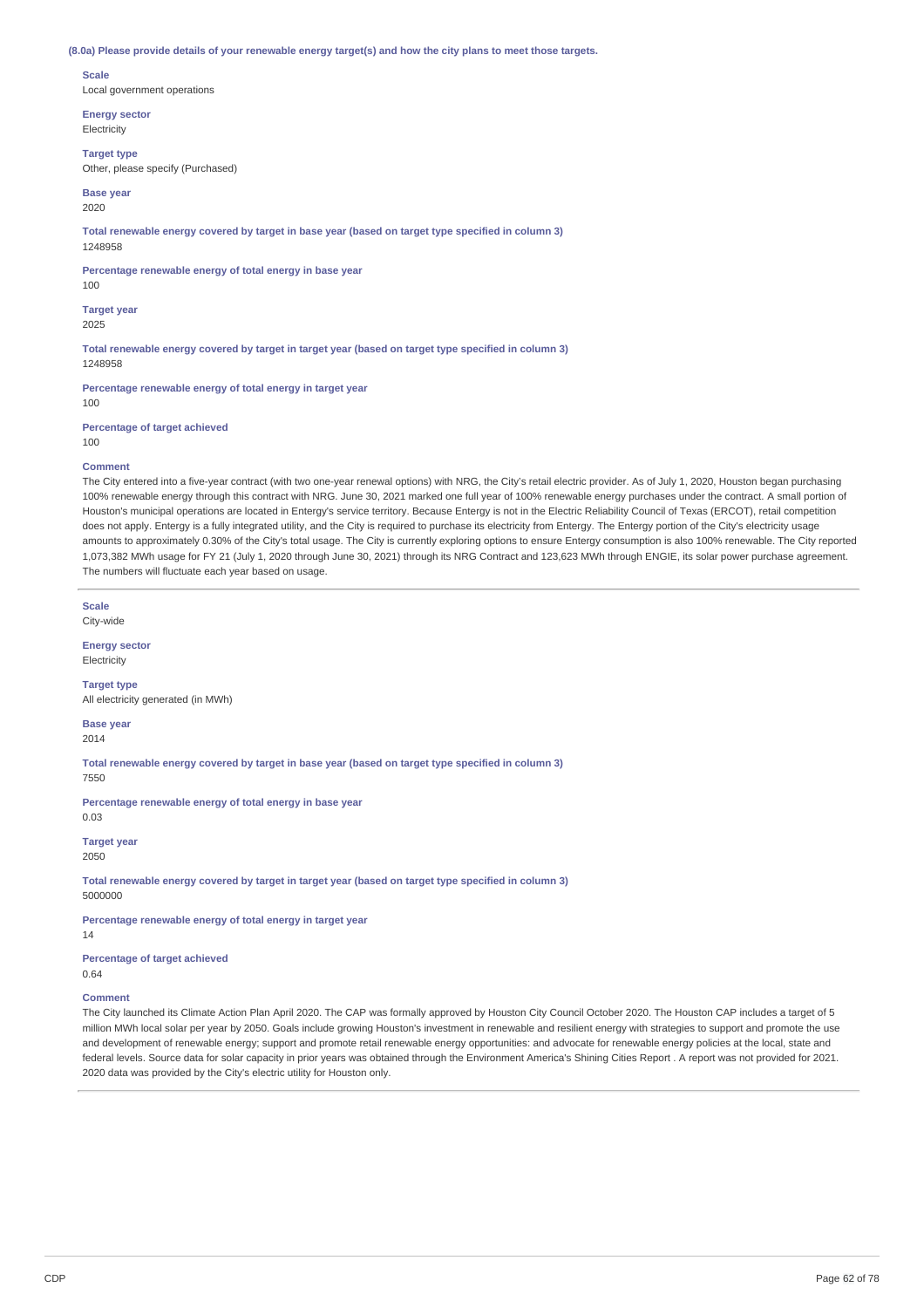**(8.0a) Please provide details of your renewable energy target(s) and how the city plans to meet those targets.**

**Scale**
Local government operations

**Energy sector**
Electricity

**Target type**
Other, please specify (Purchased)

**Base year**
2020

**Total renewable energy covered by target in base year (based on target type specified in column 3)**
1248958

**Percentage renewable energy of total energy in base year**
100

**Target year**
2025

**Total renewable energy covered by target in target year (based on target type specified in column 3)**
1248958

**Percentage renewable energy of total energy in target year**
100

**Percentage of target achieved**
100

**Comment**
The City entered into a five-year contract (with two one-year renewal options) with NRG, the City's retail electric provider. As of July 1, 2020, Houston began purchasing 100% renewable energy through this contract with NRG. June 30, 2021 marked one full year of 100% renewable energy purchases under the contract. A small portion of Houston's municipal operations are located in Entergy's service territory. Because Entergy is not in the Electric Reliability Council of Texas (ERCOT), retail competition does not apply. Entergy is a fully integrated utility, and the City is required to purchase its electricity from Entergy. The Entergy portion of the City's electricity usage amounts to approximately 0.30% of the City's total usage. The City is currently exploring options to ensure Entergy consumption is also 100% renewable. The City reported 1,073,382 MWh usage for FY 21 (July 1, 2020 through June 30, 2021) through its NRG Contract and 123,623 MWh through ENGIE, its solar power purchase agreement. The numbers will fluctuate each year based on usage.

---

**Scale**
City-wide

**Energy sector**
Electricity

**Target type**
All electricity generated (in MWh)

**Base year**
2014

**Total renewable energy covered by target in base year (based on target type specified in column 3)**
7550

**Percentage renewable energy of total energy in base year**
0.03

**Target year**
2050

**Total renewable energy covered by target in target year (based on target type specified in column 3)**
5000000

**Percentage renewable energy of total energy in target year**
14

**Percentage of target achieved**
0.64

**Comment**
The City launched its Climate Action Plan April 2020. The CAP was formally approved by Houston City Council October 2020. The Houston CAP includes a target of 5 million MWh local solar per year by 2050. Goals include growing Houston's investment in renewable and resilient energy with strategies to support and promote the use and development of renewable energy; support and promote retail renewable energy opportunities: and advocate for renewable energy policies at the local, state and federal levels. Source data for solar capacity in prior years was obtained through the Environment America's Shining Cities Report . A report was not provided for 2021. 2020 data was provided by the City's electric utility for Houston only.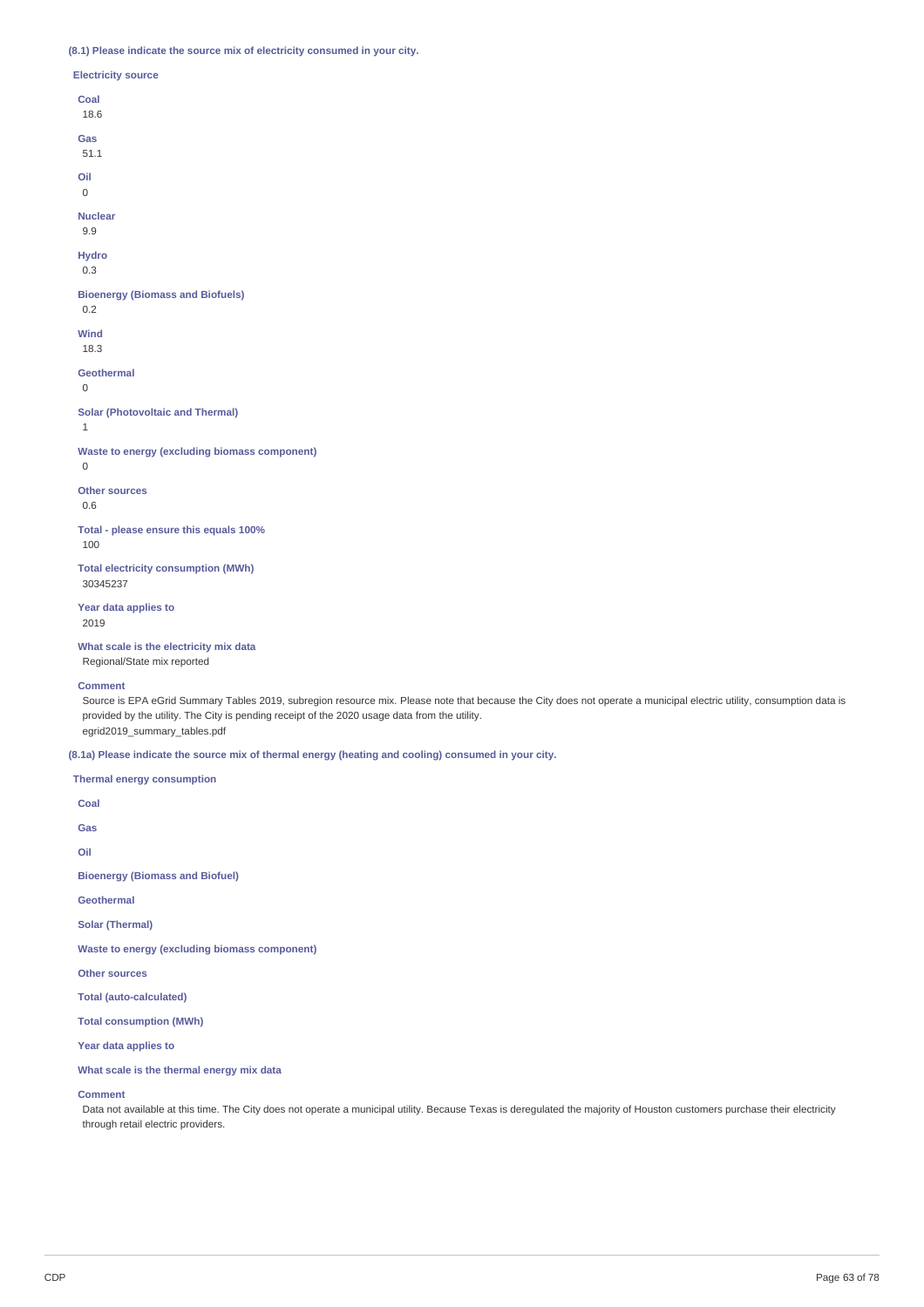**(8.1) Please indicate the source mix of electricity consumed in your city.**

**Electricity source**

**Coal**
18.6

**Gas**
51.1

**Oil**
0

**Nuclear**
9.9

**Hydro**
0.3

**Bioenergy (Biomass and Biofuels)**
0.2

**Wind**
18.3

**Geothermal**
0

**Solar (Photovoltaic and Thermal)**
1

**Waste to energy (excluding biomass component)**
0

**Other sources**
0.6

**Total - please ensure this equals 100%**
100

**Total electricity consumption (MWh)**
30345237

**Year data applies to**
2019

**What scale is the electricity mix data**
Regional/State mix reported

**Comment**
Source is EPA eGrid Summary Tables 2019, subregion resource mix. Please note that because the City does not operate a municipal electric utility, consumption data is provided by the utility. The City is pending receipt of the 2020 usage data from the utility.
egrid2019_summary_tables.pdf

**(8.1a) Please indicate the source mix of thermal energy (heating and cooling) consumed in your city.**

**Thermal energy consumption**

**Coal**

**Gas**

**Oil**

**Bioenergy (Biomass and Biofuel)**

**Geothermal**

**Solar (Thermal)**

**Waste to energy (excluding biomass component)**

**Other sources**

**Total (auto-calculated)**

**Total consumption (MWh)**

**Year data applies to**

**What scale is the thermal energy mix data**

**Comment**
Data not available at this time. The City does not operate a municipal utility. Because Texas is deregulated the majority of Houston customers purchase their electricity through retail electric providers.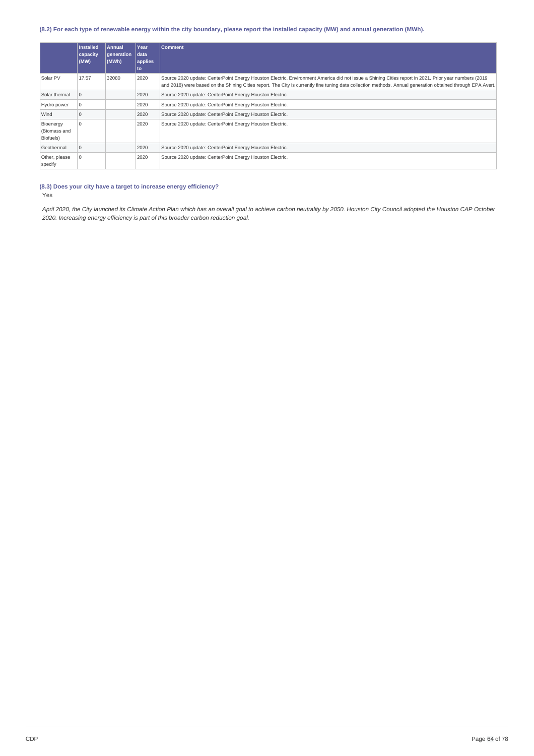### (8.2) For each type of renewable energy within the city boundary, please report the installed capacity (MW) and annual generation (MWh).

| | Installed capacity (MW) | Annual generation (MWh) | Year data applies to | Comment |
|---|---|---|---|---|
| Solar PV | 17.57 | 32080 | 2020 | Source 2020 update: CenterPoint Energy Houston Electric. Environment America did not issue a Shining Cities report in 2021. Prior year numbers (2019 and 2018) were based on the Shining Cities report. The City is currently fine tuning data collection methods. Annual generation obtained through EPA Avert. |
| Solar thermal | 0 | | 2020 | Source 2020 update: CenterPoint Energy Houston Electric. |
| Hydro power | 0 | | 2020 | Source 2020 update: CenterPoint Energy Houston Electric. |
| Wind | 0 | | 2020 | Source 2020 update: CenterPoint Energy Houston Electric. |
| Bioenergy (Biomass and Biofuels) | 0 | | 2020 | Source 2020 update: CenterPoint Energy Houston Electric. |
| Geothermal | 0 | | 2020 | Source 2020 update: CenterPoint Energy Houston Electric. |
| Other, please specify | 0 | | 2020 | Source 2020 update: CenterPoint Energy Houston Electric. |

### (8.3) Does your city have a target to increase energy efficiency?

Yes

*April 2020, the City launched its Climate Action Plan which has an overall goal to achieve carbon neutrality by 2050. Houston City Council adopted the Houston CAP October 2020. Increasing energy efficiency is part of this broader carbon reduction goal.*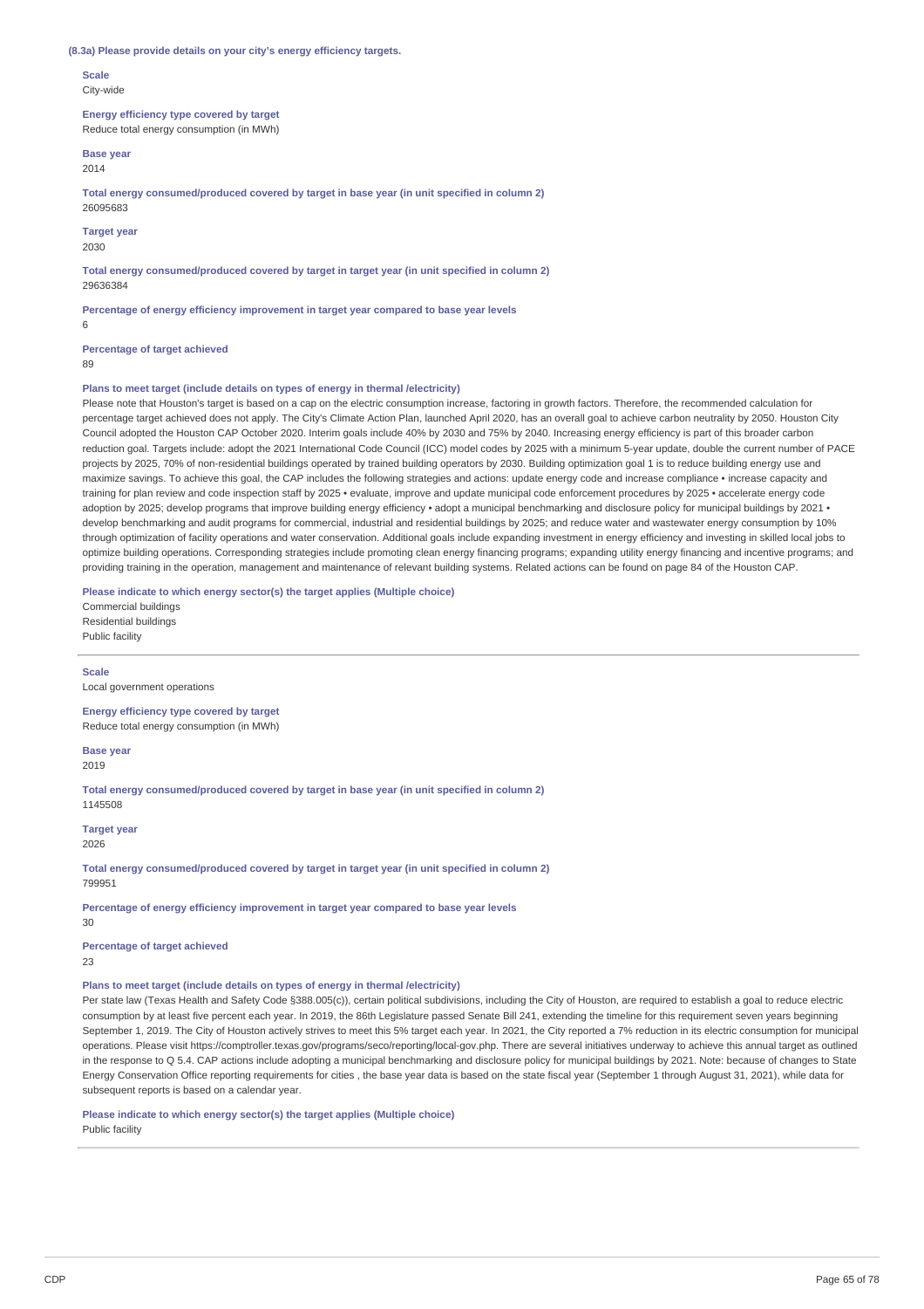**(8.3a) Please provide details on your city's energy efficiency targets.**

**Scale**
City-wide

**Energy efficiency type covered by target**
Reduce total energy consumption (in MWh)

**Base year**
2014

**Total energy consumed/produced covered by target in base year (in unit specified in column 2)**
26095683

**Target year**
2030

**Total energy consumed/produced covered by target in target year (in unit specified in column 2)**
29636384

**Percentage of energy efficiency improvement in target year compared to base year levels**
6

**Percentage of target achieved**
89

**Plans to meet target (include details on types of energy in thermal /electricity)**
Please note that Houston's target is based on a cap on the electric consumption increase, factoring in growth factors. Therefore, the recommended calculation for percentage target achieved does not apply. The City's Climate Action Plan, launched April 2020, has an overall goal to achieve carbon neutrality by 2050. Houston City Council adopted the Houston CAP October 2020. Interim goals include 40% by 2030 and 75% by 2040. Increasing energy efficiency is part of this broader carbon reduction goal. Targets include: adopt the 2021 International Code Council (ICC) model codes by 2025 with a minimum 5-year update, double the current number of PACE projects by 2025, 70% of non-residential buildings operated by trained building operators by 2030. Building optimization goal 1 is to reduce building energy use and maximize savings. To achieve this goal, the CAP includes the following strategies and actions: update energy code and increase compliance • increase capacity and training for plan review and code inspection staff by 2025 • evaluate, improve and update municipal code enforcement procedures by 2025 • accelerate energy code adoption by 2025; develop programs that improve building energy efficiency • adopt a municipal benchmarking and disclosure policy for municipal buildings by 2021 • develop benchmarking and audit programs for commercial, industrial and residential buildings by 2025; and reduce water and wastewater energy consumption by 10% through optimization of facility operations and water conservation. Additional goals include expanding investment in energy efficiency and investing in skilled local jobs to optimize building operations. Corresponding strategies include promoting clean energy financing programs; expanding utility energy financing and incentive programs; and providing training in the operation, management and maintenance of relevant building systems. Related actions can be found on page 84 of the Houston CAP.

**Please indicate to which energy sector(s) the target applies (Multiple choice)**
Commercial buildings
Residential buildings
Public facility

---

**Scale**
Local government operations

**Energy efficiency type covered by target**
Reduce total energy consumption (in MWh)

**Base year**
2019

**Total energy consumed/produced covered by target in base year (in unit specified in column 2)**
1145508

**Target year**
2026

**Total energy consumed/produced covered by target in target year (in unit specified in column 2)**
799951

**Percentage of energy efficiency improvement in target year compared to base year levels**
30

**Percentage of target achieved**
23

**Plans to meet target (include details on types of energy in thermal /electricity)**
Per state law (Texas Health and Safety Code §388.005(c)), certain political subdivisions, including the City of Houston, are required to establish a goal to reduce electric consumption by at least five percent each year. In 2019, the 86th Legislature passed Senate Bill 241, extending the timeline for this requirement seven years beginning September 1, 2019. The City of Houston actively strives to meet this 5% target each year. In 2021, the City reported a 7% reduction in its electric consumption for municipal operations. Please visit https://comptroller.texas.gov/programs/seco/reporting/local-gov.php. There are several initiatives underway to achieve this annual target as outlined in the response to Q 5.4. CAP actions include adopting a municipal benchmarking and disclosure policy for municipal buildings by 2021. Note: because of changes to State Energy Conservation Office reporting requirements for cities , the base year data is based on the state fiscal year (September 1 through August 31, 2021), while data for subsequent reports is based on a calendar year.

**Please indicate to which energy sector(s) the target applies (Multiple choice)**
Public facility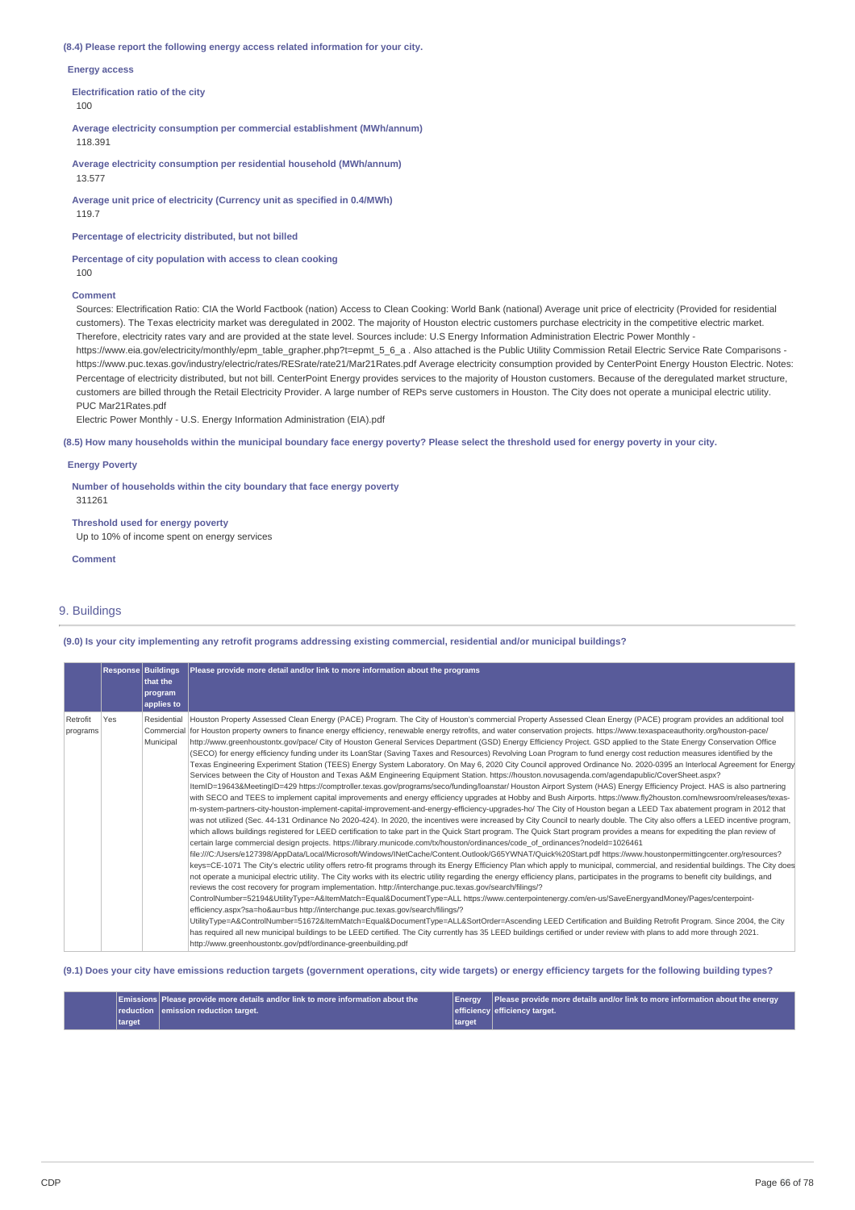**(8.4) Please report the following energy access related information for your city.**

**Energy access**

**Electrification ratio of the city**
100

**Average electricity consumption per commercial establishment (MWh/annum)**
118.391

**Average electricity consumption per residential household (MWh/annum)**
13.577

**Average unit price of electricity (Currency unit as specified in 0.4/MWh)**
119.7

**Percentage of electricity distributed, but not billed**

**Percentage of city population with access to clean cooking**
100

**Comment**

Sources: Electrification Ratio: CIA the World Factbook (nation) Access to Clean Cooking: World Bank (national) Average unit price of electricity (Provided for residential customers). The Texas electricity market was deregulated in 2002. The majority of Houston electric customers purchase electricity in the competitive electric market. Therefore, electricity rates vary and are provided at the state level. Sources include: U.S Energy Information Administration Electric Power Monthly - https://www.eia.gov/electricity/monthly/epm_table_grapher.php?t=epmt_5_6_a . Also attached is the Public Utility Commission Retail Electric Service Rate Comparisons - https://www.puc.texas.gov/industry/electric/rates/RESrate/rate21/Mar21Rates.pdf Average electricity consumption provided by CenterPoint Energy Houston Electric. Notes: Percentage of electricity distributed, but not bill. CenterPoint Energy provides services to the majority of Houston customers. Because of the deregulated market structure, customers are billed through the Retail Electricity Provider. A large number of REPs serve customers in Houston. The City does not operate a municipal electric utility.
PUC Mar21Rates.pdf
Electric Power Monthly - U.S. Energy Information Administration (EIA).pdf

**(8.5) How many households within the municipal boundary face energy poverty? Please select the threshold used for energy poverty in your city.**

**Energy Poverty**

**Number of households within the city boundary that face energy poverty**
311261

**Threshold used for energy poverty**
Up to 10% of income spent on energy services

**Comment**

## 9. Buildings

**(9.0) Is your city implementing any retrofit programs addressing existing commercial, residential and/or municipal buildings?**

| | Response | Buildings that the program applies to | Please provide more detail and/or link to more information about the programs |
|---|---|---|---|
| Retrofit programs | Yes | Residential Commercial Municipal | Houston Property Assessed Clean Energy (PACE) Program. The City of Houston's commercial Property Assessed Clean Energy (PACE) program provides an additional tool for Houston property owners to finance energy efficiency, renewable energy retrofits, and water conservation projects. https://www.texaspaceauthority.org/houston-pace/ http://www.greenhoustontx.gov/pace/ City of Houston General Services Department (GSD) Energy Efficiency Project. GSD applied to the State Energy Conservation Office (SECO) for energy efficiency funding under its LoanStar (Saving Taxes and Resources) Revolving Loan Program to fund energy cost reduction measures identified by the Texas Engineering Experiment Station (TEES) Energy System Laboratory. On May 6, 2020 City Council approved Ordinance No. 2020-0395 an Interlocal Agreement for Energy Services between the City of Houston and Texas A&M Engineering Equipment Station. https://houston.novusagenda.com/agendapublic/CoverSheet.aspx?ItemID=19643&MeetingID=429 https://comptroller.texas.gov/programs/seco/funding/loanstar/ Houston Airport System (HAS) Energy Efficiency Project. HAS is also partnering with SECO and TEES to implement capital improvements and energy efficiency upgrades at Hobby and Bush Airports. https://www.fly2houston.com/newsroom/releases/texas-m-system-partners-city-houston-implement-capital-improvement-and-energy-efficiency-upgrades-ho/ The City of Houston began a LEED Tax abatement program in 2012 that was not utilized (Sec. 44-131 Ordinance No 2020-424). In 2020, the incentives were increased by City Council to nearly double. The City also offers a LEED incentive program, which allows buildings registered for LEED certification to take part in the Quick Start program. The Quick Start program provides a means for expediting the plan review of certain large commercial design projects. https://library.municode.com/tx/houston/ordinances/code_of_ordinances?nodeId=1026461 file:///C:/Users/e127398/AppData/Local/Microsoft/Windows/INetCache/Content.Outlook/G65YWNAT/Quick%20Start.pdf https://www.houstonpermittingcenter.org/resources?keys=CE-1071 The City's electric utility offers retro-fit programs through its Energy Efficiency Plan which apply to municipal, commercial, and residential buildings. The City does not operate a municipal electric utility. The City works with its electric utility regarding the energy efficiency plans, participates in the programs to benefit city buildings, and reviews the cost recovery for program implementation. http://interchange.puc.texas.gov/search/filings/?ControlNumber=52194&UtilityType=A&ItemMatch=Equal&DocumentType=ALL https://www.centerpointenergy.com/en-us/SaveEnergyandMoney/Pages/centerpoint-efficiency.aspx?sa=ho&au=bus http://interchange.puc.texas.gov/search/filings/?UtilityType=A&ControlNumber=51672&ItemMatch=Equal&DocumentType=ALL&SortOrder=Ascending LEED Certification and Building Retrofit Program. Since 2004, the City has required all new municipal buildings to be LEED certified. The City currently has 35 LEED buildings certified or under review with plans to add more through 2021. http://www.greenhoustontx.gov/pdf/ordinance-greenbuilding.pdf |

**(9.1) Does your city have emissions reduction targets (government operations, city wide targets) or energy efficiency targets for the following building types?**

| | Emissions reduction target | Please provide more details and/or link to more information about the emission reduction target. | Energy efficiency target | Please provide more details and/or link to more information about the energy efficiency target. |
|---|---|---|---|---|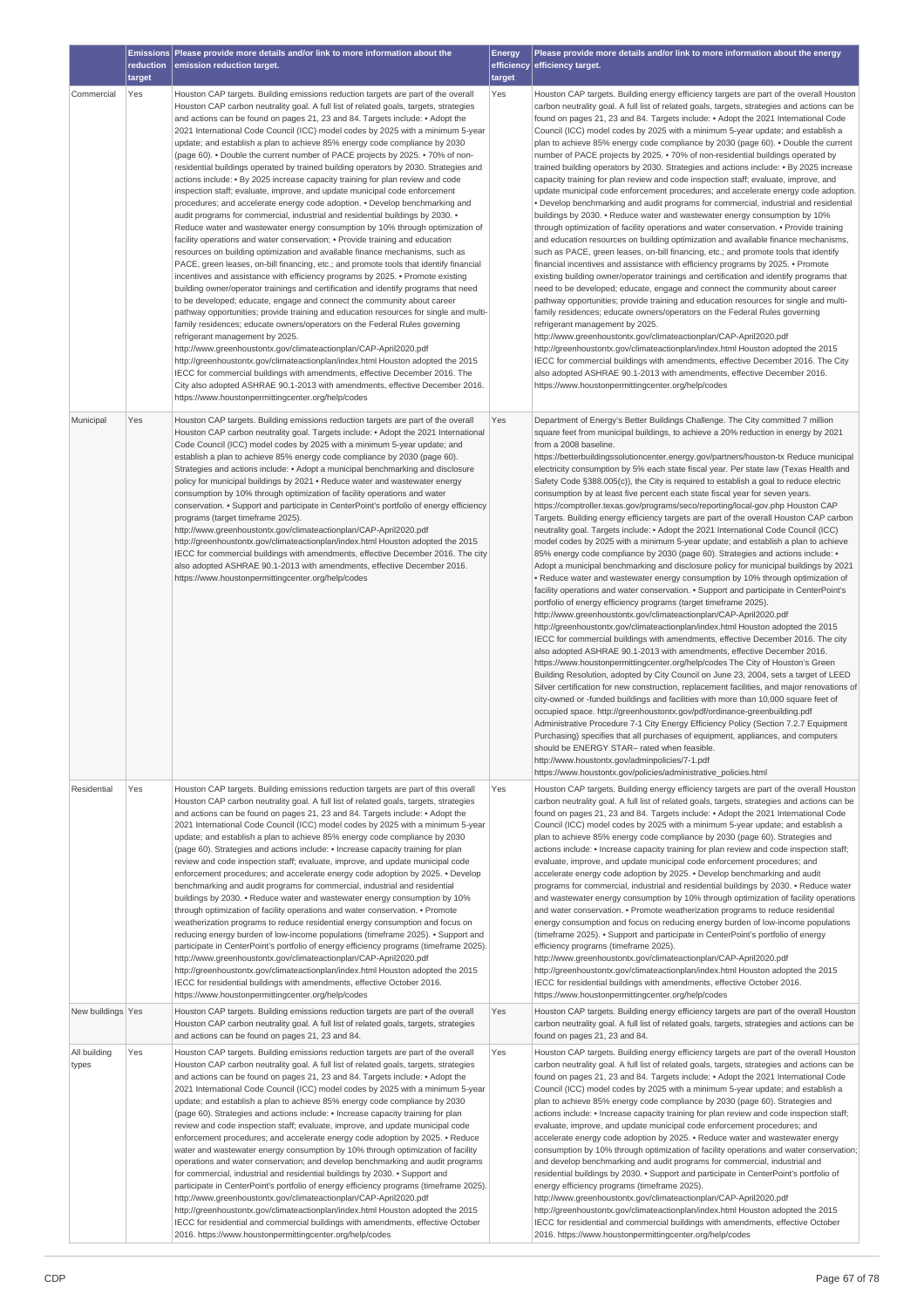| | Emissions reduction target | Please provide more details and/or link to more information about the emission reduction target. | Energy efficiency target | Please provide more details and/or link to more information about the energy efficiency target. |
|---|---|---|---|---|
| Commercial | Yes | Houston CAP targets. Building emissions reduction targets are part of the overall Houston CAP carbon neutrality goal. A full list of related goals, targets, strategies and actions can be found on pages 21, 23 and 84. Targets include: • Adopt the 2021 International Code Council (ICC) model codes by 2025 with a minimum 5-year update; and establish a plan to achieve 85% energy code compliance by 2030 (page 60). • Double the current number of PACE projects by 2025. • 70% of non-residential buildings operated by trained building operators by 2030. Strategies and actions include: • By 2025 increase capacity training for plan review and code inspection staff; evaluate, improve, and update municipal code enforcement procedures; and accelerate energy code adoption. • Develop benchmarking and audit programs for commercial, industrial and residential buildings by 2030. • Reduce water and wastewater energy consumption by 10% through optimization of facility operations and water conservation; • Provide training and education resources on building optimization and available finance mechanisms, such as PACE, green leases, on-bill financing, etc.; and promote tools that identify financial incentives and assistance with efficiency programs by 2025. • Promote existing building owner/operator trainings and certification and identify programs that need to be developed; educate, engage and connect the community about career pathway opportunities; provide training and education resources for single and multi-family residences; educate owners/operators on the Federal Rules governing refrigerant management by 2025. http://www.greenhoustontx.gov/climateactionplan/CAP-April2020.pdf http://greenhoustontx.gov/climateactionplan/index.html Houston adopted the 2015 IECC for commercial buildings with amendments, effective December 2016. The City also adopted ASHRAE 90.1-2013 with amendments, effective December 2016. https://www.houstonpermittingcenter.org/help/codes | Yes | Houston CAP targets. Building energy efficiency targets are part of the overall Houston carbon neutrality goal. A full list of related goals, targets, strategies and actions can be found on pages 21, 23 and 84. Targets include: • Adopt the 2021 International Code Council (ICC) model codes by 2025 with a minimum 5-year update; and establish a plan to achieve 85% energy code compliance by 2030 (page 60). • Double the current number of PACE projects by 2025. • 70% of non-residential buildings operated by trained building operators by 2030. Strategies and actions include: • By 2025 increase capacity training for plan review and code inspection staff; evaluate, improve, and update municipal code enforcement procedures; and accelerate energy code adoption. • Develop benchmarking and audit programs for commercial, industrial and residential buildings by 2030. • Reduce water and wastewater energy consumption by 10% through optimization of facility operations and water conservation. • Provide training and education resources on building optimization and available finance mechanisms, such as PACE, green leases, on-bill financing, etc.; and promote tools that identify financial incentives and assistance with efficiency programs by 2025. • Promote existing building owner/operator trainings and certification and identify programs that need to be developed; educate, engage and connect the community about career pathway opportunities; provide training and education resources for single and multi-family residences; educate owners/operators on the Federal Rules governing refrigerant management by 2025. http://www.greenhoustontx.gov/climateactionplan/CAP-April2020.pdf http://greenhoustontx.gov/climateactionplan/index.html Houston adopted the 2015 IECC for commercial buildings with amendments, effective December 2016. The City also adopted ASHRAE 90.1-2013 with amendments, effective December 2016. https://www.houstonpermittingcenter.org/help/codes |
| Municipal | Yes | Houston CAP targets. Building emissions reduction targets are part of the overall Houston CAP carbon neutrality goal. Targets include: • Adopt the 2021 International Code Council (ICC) model codes by 2025 with a minimum 5-year update; and establish a plan to achieve 85% energy code compliance by 2030 (page 60). Strategies and actions include: • Adopt a municipal benchmarking and disclosure policy for municipal buildings by 2021 • Reduce water and wastewater energy consumption by 10% through optimization of facility operations and water conservation. • Support and participate in CenterPoint's portfolio of energy efficiency programs (target timeframe 2025). http://www.greenhoustontx.gov/climateactionplan/CAP-April2020.pdf http://greenhoustontx.gov/climateactionplan/index.html Houston adopted the 2015 IECC for commercial buildings with amendments, effective December 2016. The city also adopted ASHRAE 90.1-2013 with amendments, effective December 2016. https://www.houstonpermittingcenter.org/help/codes | Yes | Department of Energy's Better Buildings Challenge. The City committed 7 million square feet from municipal buildings, to achieve a 20% reduction in energy by 2021 from a 2008 baseline. https://betterbuildingssolutioncenter.energy.gov/partners/houston-tx Reduce municipal electricity consumption by 5% each state fiscal year. Per state law (Texas Health and Safety Code §388.005(c)), the City is required to establish a goal to reduce electric consumption by at least five percent each state fiscal year for seven years. https://comptroller.texas.gov/programs/seco/reporting/local-gov.php Houston CAP Targets. Building energy efficiency targets are part of the overall Houston CAP carbon neutrality goal. Targets include: • Adopt the 2021 International Code Council (ICC) model codes by 2025 with a minimum 5-year update; and establish a plan to achieve 85% energy code compliance by 2030 (page 60). Strategies and actions include: • Adopt a municipal benchmarking and disclosure policy for municipal buildings by 2021 • Reduce water and wastewater energy consumption by 10% through optimization of facility operations and water conservation. • Support and participate in CenterPoint's portfolio of energy efficiency programs (target timeframe 2025). http://www.greenhoustontx.gov/climateactionplan/CAP-April2020.pdf http://greenhoustontx.gov/climateactionplan/index.html Houston adopted the 2015 IECC for commercial buildings with amendments, effective December 2016. The city also adopted ASHRAE 90.1-2013 with amendments, effective December 2016. https://www.houstonpermittingcenter.org/help/codes The City of Houston's Green Building Resolution, adopted by City Council on June 23, 2004, sets a target of LEED Silver certification for new construction, replacement facilities, and major renovations of city-owned or -funded buildings and facilities with more than 10,000 square feet of occupied space. http://greenhoustontx.gov/pdf/ordinance-greenbuilding.pdf Administrative Procedure 7-1 City Energy Efficiency Policy (Section 7.2.7 Equipment Purchasing) specifies that all purchases of equipment, appliances, and computers should be ENERGY STAR– rated when feasible. http://www.houstontx.gov/adminpolicies/7-1.pdf https://www.houstontx.gov/policies/administrative_policies.html |
| Residential | Yes | Houston CAP targets. Building emissions reduction targets are part of this overall Houston CAP carbon neutrality goal. A full list of related goals, targets, strategies and actions can be found on pages 21, 23 and 84. Targets include: • Adopt the 2021 International Code Council (ICC) model codes by 2025 with a minimum 5-year update; and establish a plan to achieve 85% energy code compliance by 2030 (page 60). Strategies and actions include: • Increase capacity training for plan review and code inspection staff; evaluate, improve, and update municipal code enforcement procedures; and accelerate energy code adoption by 2025. • Develop benchmarking and audit programs for commercial, industrial and residential buildings by 2030. • Reduce water and wastewater energy consumption by 10% through optimization of facility operations and water conservation. • Promote weatherization programs to reduce residential energy consumption and focus on reducing energy burden of low-income populations (timeframe 2025). • Support and participate in CenterPoint's portfolio of energy efficiency programs (timeframe 2025). http://www.greenhoustontx.gov/climateactionplan/CAP-April2020.pdf http://greenhoustontx.gov/climateactionplan/index.html Houston adopted the 2015 IECC for residential buildings with amendments, effective October 2016. https://www.houstonpermittingcenter.org/help/codes | Yes | Houston CAP targets. Building energy efficiency targets are part of the overall Houston carbon neutrality goal. A full list of related goals, targets, strategies and actions can be found on pages 21, 23 and 84. Targets include: • Adopt the 2021 International Code Council (ICC) model codes by 2025 with a minimum 5-year update; and establish a plan to achieve 85% energy code compliance by 2030 (page 60). Strategies and actions include: • Increase capacity training for plan review and code inspection staff; evaluate, improve, and update municipal code enforcement procedures; and accelerate energy code adoption by 2025. • Develop benchmarking and audit programs for commercial, industrial and residential buildings by 2030. • Reduce water and wastewater energy consumption by 10% through optimization of facility operations and water conservation. • Promote weatherization programs to reduce residential energy consumption and focus on reducing energy burden of low-income populations (timeframe 2025). • Support and participate in CenterPoint's portfolio of energy efficiency programs (timeframe 2025). http://www.greenhoustontx.gov/climateactionplan/CAP-April2020.pdf http://greenhoustontx.gov/climateactionplan/index.html Houston adopted the 2015 IECC for residential buildings with amendments, effective October 2016. https://www.houstonpermittingcenter.org/help/codes |
| New buildings | Yes | Houston CAP targets. Building emissions reduction targets are part of the overall Houston CAP carbon neutrality goal. A full list of related goals, targets, strategies and actions can be found on pages 21, 23 and 84. | Yes | Houston CAP targets. Building energy efficiency targets are part of the overall Houston carbon neutrality goal. A full list of related goals, targets, strategies and actions can be found on pages 21, 23 and 84. |
| All building types | Yes | Houston CAP targets. Building emissions reduction targets are part of the overall Houston CAP carbon neutrality goal. A full list of related goals, targets, strategies and actions can be found on pages 21, 23 and 84. Targets include: • Adopt the 2021 International Code Council (ICC) model codes by 2025 with a minimum 5-year update; and establish a plan to achieve 85% energy code compliance by 2030 (page 60). Strategies and actions include: • Increase capacity training for plan review and code inspection staff; evaluate, improve, and update municipal code enforcement procedures; and accelerate energy code adoption by 2025. • Reduce water and wastewater energy consumption by 10% through optimization of facility operations and water conservation; and develop benchmarking and audit programs for commercial, industrial and residential buildings by 2030. • Support and participate in CenterPoint's portfolio of energy efficiency programs (timeframe 2025). http://www.greenhoustontx.gov/climateactionplan/CAP-April2020.pdf http://greenhoustontx.gov/climateactionplan/index.html Houston adopted the 2015 IECC for residential and commercial buildings with amendments, effective October 2016. https://www.houstonpermittingcenter.org/help/codes | Yes | Houston CAP targets. Building energy efficiency targets are part of the overall Houston carbon neutrality goal. A full list of related goals, targets, strategies and actions can be found on pages 21, 23 and 84. Targets include: • Adopt the 2021 International Code Council (ICC) model codes by 2025 with a minimum 5-year update; and establish a plan to achieve 85% energy code compliance by 2030 (page 60). Strategies and actions include: • Increase capacity training for plan review and code inspection staff; evaluate, improve, and update municipal code enforcement procedures; and accelerate energy code adoption by 2025. • Reduce water and wastewater energy consumption by 10% through optimization of facility operations and water conservation; and develop benchmarking and audit programs for commercial, industrial and residential buildings by 2030. • Support and participate in CenterPoint's portfolio of energy efficiency programs (timeframe 2025). http://www.greenhoustontx.gov/climateactionplan/CAP-April2020.pdf http://greenhoustontx.gov/climateactionplan/index.html Houston adopted the 2015 IECC for residential and commercial buildings with amendments, effective October 2016. https://www.houstonpermittingcenter.org/help/codes |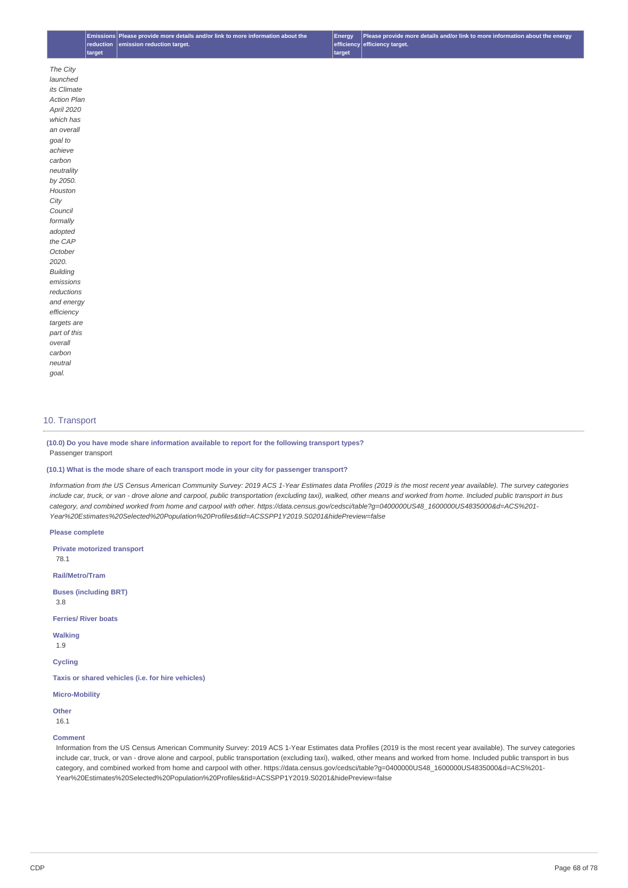| | Emissions reduction target | Please provide more details and/or link to more information about the emission reduction target. | Energy efficiency target | Please provide more details and/or link to more information about the energy efficiency target. |
|---|---|---|---|---|
| *The City launched its Climate Action Plan April 2020 which has an overall goal to achieve carbon neutrality by 2050. Houston City Council formally adopted the CAP October 2020. Building emissions reductions and energy efficiency targets are part of this overall carbon neutral goal.* | | | | |

## 10. Transport

**(10.0) Do you have mode share information available to report for the following transport types?**

Passenger transport

**(10.1) What is the mode share of each transport mode in your city for passenger transport?**

*Information from the US Census American Community Survey: 2019 ACS 1-Year Estimates data Profiles (2019 is the most recent year available). The survey categories include car, truck, or van - drove alone and carpool, public transportation (excluding taxi), walked, other means and worked from home. Included public transport in bus category, and combined worked from home and carpool with other. https://data.census.gov/cedsci/table?g=0400000US48_1600000US4835000&d=ACS%201-Year%20Estimates%20Selected%20Population%20Profiles&tid=ACSSPP1Y2019.S0201&hidePreview=false*

**Please complete**

**Private motorized transport**

78.1

**Rail/Metro/Tram**

**Buses (including BRT)**

3.8

**Ferries/ River boats**

**Walking**

1.9

**Cycling**

**Taxis or shared vehicles (i.e. for hire vehicles)**

**Micro-Mobility**

**Other**

16.1

**Comment**

Information from the US Census American Community Survey: 2019 ACS 1-Year Estimates data Profiles (2019 is the most recent year available). The survey categories include car, truck, or van - drove alone and carpool, public transportation (excluding taxi), walked, other means and worked from home. Included public transport in bus category, and combined worked from home and carpool with other. https://data.census.gov/cedsci/table?g=0400000US48_1600000US4835000&d=ACS%201-Year%20Estimates%20Selected%20Population%20Profiles&tid=ACSSPP1Y2019.S0201&hidePreview=false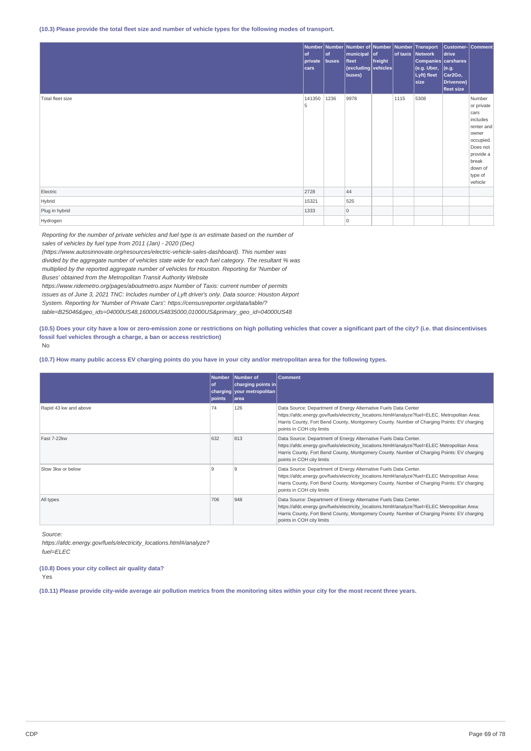**(10.3) Please provide the total fleet size and number of vehicle types for the following modes of transport.**

| | Number of private cars | Number of buses | Number of municipal fleet (excluding buses) | Number of freight vehicles | Number of taxis | Transport Network Companies (e.g. Uber, Lyft) fleet size | Customer-drive carshares (e.g. Car2Go, Drivenow) fleet size | Comment |
|---|---|---|---|---|---|---|---|---|
| Total fleet size | 1413505 | 1236 | 9978 | | 1115 | 5308 | | Number or private cars includes renter and owner occupied. Does not provide a break down of type of vehicle |
| Electric | 2728 | | 44 | | | | | |
| Hybrid | 15321 | | 525 | | | | | |
| Plug in hybrid | 1333 | | 0 | | | | | |
| Hydrogen | | | 0 | | | | | |

*Reporting for the number of private vehicles and fuel type is an estimate based on the number of sales of vehicles by fuel type from 2011 (Jan) - 2020 (Dec) (https://www.autosinnovate.org/resources/electric-vehicle-sales-dashboard). This number was divided by the aggregate number of vehicles state wide for each fuel category. The resultant % was multiplied by the reported aggregate number of vehicles for Houston. Reporting for 'Number of Buses' obtained from the Metropolitan Transit Authority Website https://www.ridemetro.org/pages/aboutmetro.aspx Number of Taxis: current number of permits issues as of June 3, 2021 TNC: Includes number of Lyft driver's only. Data source: Houston Airport System. Reporting for 'Number of Private Cars': https://censusreporter.org/data/table/?table=B25046&geo_ids=04000US48,16000US4835000,01000US&primary_geo_id=04000US48*

**(10.5) Does your city have a low or zero-emission zone or restrictions on high polluting vehicles that cover a significant part of the city? (i.e. that disincentivises fossil fuel vehicles through a charge, a ban or access restriction)**

No

**(10.7) How many public access EV charging points do you have in your city and/or metropolitan area for the following types.**

| | Number of charging points | Number of charging points in your metropolitan area | Comment |
|---|---|---|---|
| Rapid 43 kw and above | 74 | 126 | Data Source: Department of Energy Alternative Fuels Data Center https://afdc.energy.gov/fuels/electricity_locations.html#/analyze?fuel=ELEC. Metropolitan Area: Harris County, Fort Bend County, Montgomery County. Number of Charging Points: EV charging points in COH city limits |
| Fast 7-22kw | 632 | 813 | Data Source: Department of Energy Alternative Fuels Data Center. https://afdc.energy.gov/fuels/electricity_locations.html#/analyze?fuel=ELEC Metropolitan Area: Harris County, Fort Bend County, Montgomery County. Number of Charging Points: EV charging points in COH city limits |
| Slow 3kw or below | 9 | 9 | Data Source: Department of Energy Alternative Fuels Data Center. https://afdc.energy.gov/fuels/electricity_locations.html#/analyze?fuel=ELEC Metropolitan Area: Harris County, Fort Bend County, Montgomery County. Number of Charging Points: EV charging points in COH city limits |
| All types | 706 | 948 | Data Source: Department of Energy Alternative Fuels Data Center. https://afdc.energy.gov/fuels/electricity_locations.html#/analyze?fuel=ELEC Metropolitan Area: Harris County, Fort Bend County, Montgomery County. Number of Charging Points: EV charging points in COH city limits |

*Source:*
*https://afdc.energy.gov/fuels/electricity_locations.html#/analyze?fuel=ELEC*

**(10.8) Does your city collect air quality data?**

Yes

**(10.11) Please provide city-wide average air pollution metrics from the monitoring sites within your city for the most recent three years.**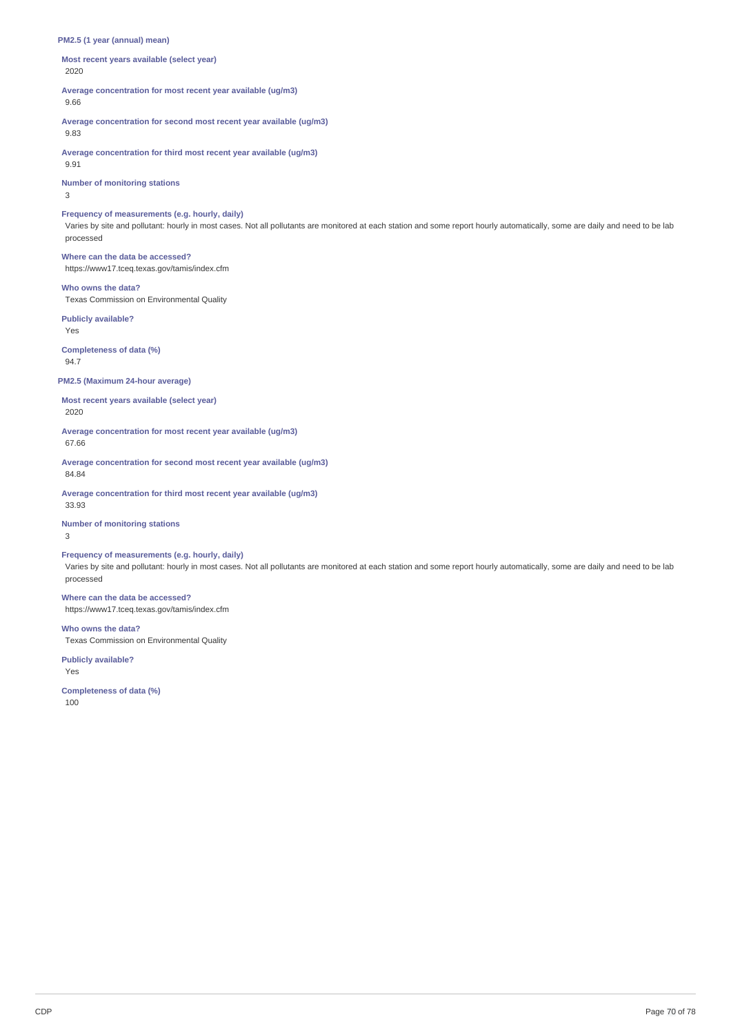**PM2.5 (1 year (annual) mean)**

**Most recent years available (select year)**
2020

**Average concentration for most recent year available (ug/m3)**
9.66

**Average concentration for second most recent year available (ug/m3)**
9.83

**Average concentration for third most recent year available (ug/m3)**
9.91

**Number of monitoring stations**
3

**Frequency of measurements (e.g. hourly, daily)**
Varies by site and pollutant: hourly in most cases. Not all pollutants are monitored at each station and some report hourly automatically, some are daily and need to be lab processed

**Where can the data be accessed?**
https://www17.tceq.texas.gov/tamis/index.cfm

**Who owns the data?**
Texas Commission on Environmental Quality

**Publicly available?**
Yes

**Completeness of data (%)**
94.7

**PM2.5 (Maximum 24-hour average)**

**Most recent years available (select year)**
2020

**Average concentration for most recent year available (ug/m3)**
67.66

**Average concentration for second most recent year available (ug/m3)**
84.84

**Average concentration for third most recent year available (ug/m3)**
33.93

**Number of monitoring stations**
3

**Frequency of measurements (e.g. hourly, daily)**
Varies by site and pollutant: hourly in most cases. Not all pollutants are monitored at each station and some report hourly automatically, some are daily and need to be lab processed

**Where can the data be accessed?**
https://www17.tceq.texas.gov/tamis/index.cfm

**Who owns the data?**
Texas Commission on Environmental Quality

**Publicly available?**
Yes

**Completeness of data (%)**
100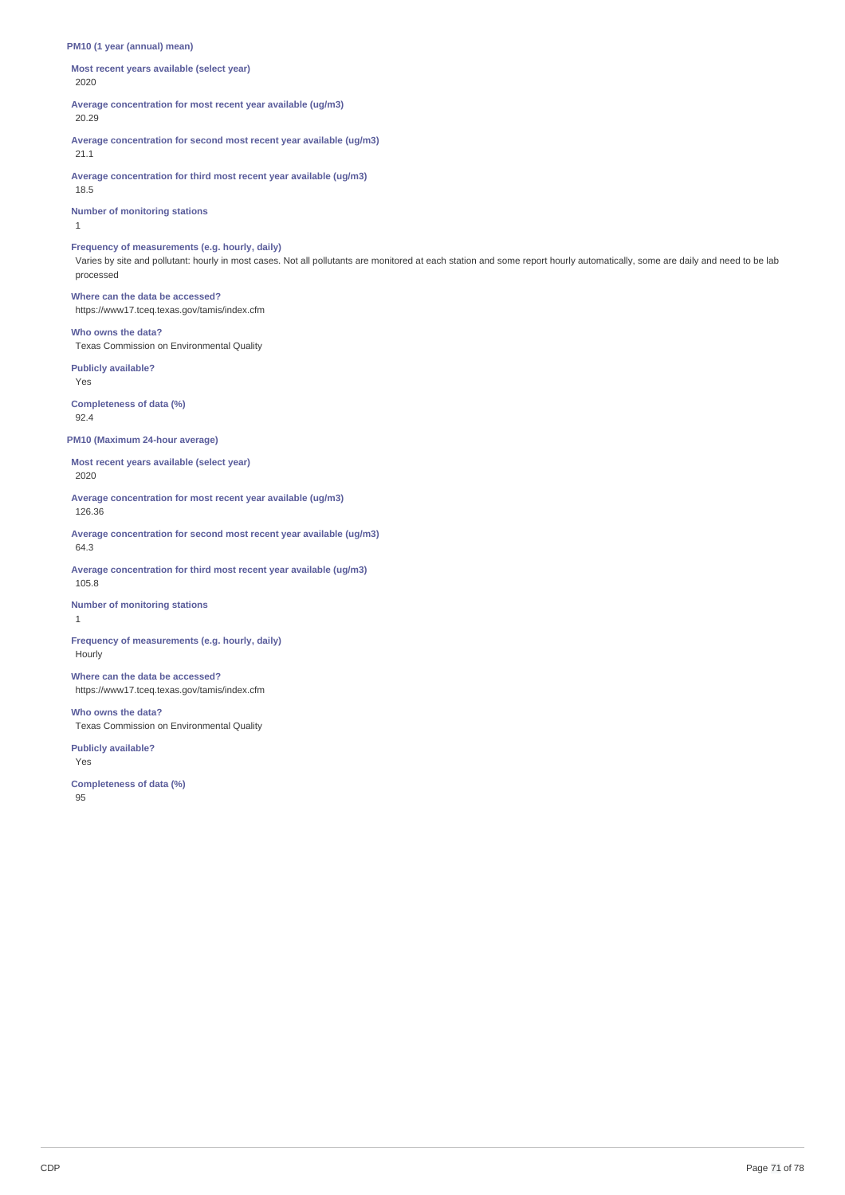**PM10 (1 year (annual) mean)**

**Most recent years available (select year)**
2020

**Average concentration for most recent year available (ug/m3)**
20.29

**Average concentration for second most recent year available (ug/m3)**
21.1

**Average concentration for third most recent year available (ug/m3)**
18.5

**Number of monitoring stations**
1

**Frequency of measurements (e.g. hourly, daily)**
Varies by site and pollutant: hourly in most cases. Not all pollutants are monitored at each station and some report hourly automatically, some are daily and need to be lab processed

**Where can the data be accessed?**
https://www17.tceq.texas.gov/tamis/index.cfm

**Who owns the data?**
Texas Commission on Environmental Quality

**Publicly available?**
Yes

**Completeness of data (%)**
92.4

**PM10 (Maximum 24-hour average)**

**Most recent years available (select year)**
2020

**Average concentration for most recent year available (ug/m3)**
126.36

**Average concentration for second most recent year available (ug/m3)**
64.3

**Average concentration for third most recent year available (ug/m3)**
105.8

**Number of monitoring stations**
1

**Frequency of measurements (e.g. hourly, daily)**
Hourly

**Where can the data be accessed?**
https://www17.tceq.texas.gov/tamis/index.cfm

**Who owns the data?**
Texas Commission on Environmental Quality

**Publicly available?**
Yes

**Completeness of data (%)**
95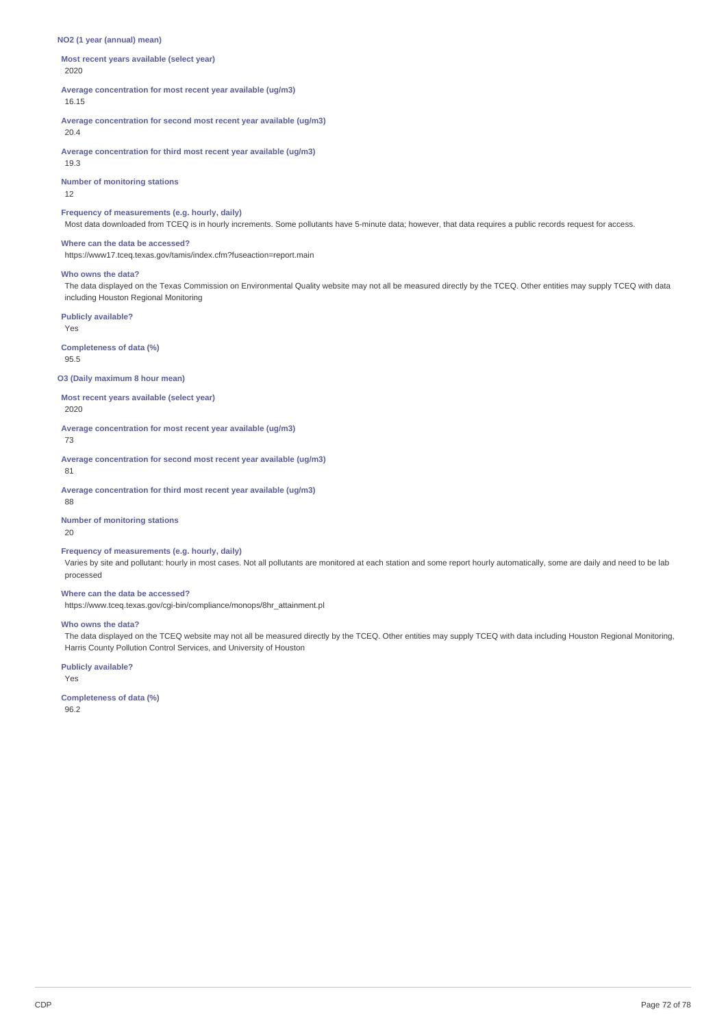**$NO_2$ (1 year (annual) mean)**

**Most recent years available (select year)**
2020

**Average concentration for most recent year available (ug/m3)**
16.15

**Average concentration for second most recent year available (ug/m3)**
20.4

**Average concentration for third most recent year available (ug/m3)**
19.3

**Number of monitoring stations**
12

**Frequency of measurements (e.g. hourly, daily)**
Most data downloaded from TCEQ is in hourly increments. Some pollutants have 5-minute data; however, that data requires a public records request for access.

**Where can the data be accessed?**
https://www17.tceq.texas.gov/tamis/index.cfm?fuseaction=report.main

**Who owns the data?**
The data displayed on the Texas Commission on Environmental Quality website may not all be measured directly by the TCEQ. Other entities may supply TCEQ with data including Houston Regional Monitoring

**Publicly available?**
Yes

**Completeness of data (%)**
95.5

**$O_3$ (Daily maximum 8 hour mean)**

**Most recent years available (select year)**
2020

**Average concentration for most recent year available (ug/m3)**
73

**Average concentration for second most recent year available (ug/m3)**
81

**Average concentration for third most recent year available (ug/m3)**
88

**Number of monitoring stations**
20

**Frequency of measurements (e.g. hourly, daily)**
Varies by site and pollutant: hourly in most cases. Not all pollutants are monitored at each station and some report hourly automatically, some are daily and need to be lab processed

**Where can the data be accessed?**
https://www.tceq.texas.gov/cgi-bin/compliance/monops/8hr_attainment.pl

**Who owns the data?**
The data displayed on the TCEQ website may not all be measured directly by the TCEQ. Other entities may supply TCEQ with data including Houston Regional Monitoring, Harris County Pollution Control Services, and University of Houston

**Publicly available?**
Yes

**Completeness of data (%)**
96.2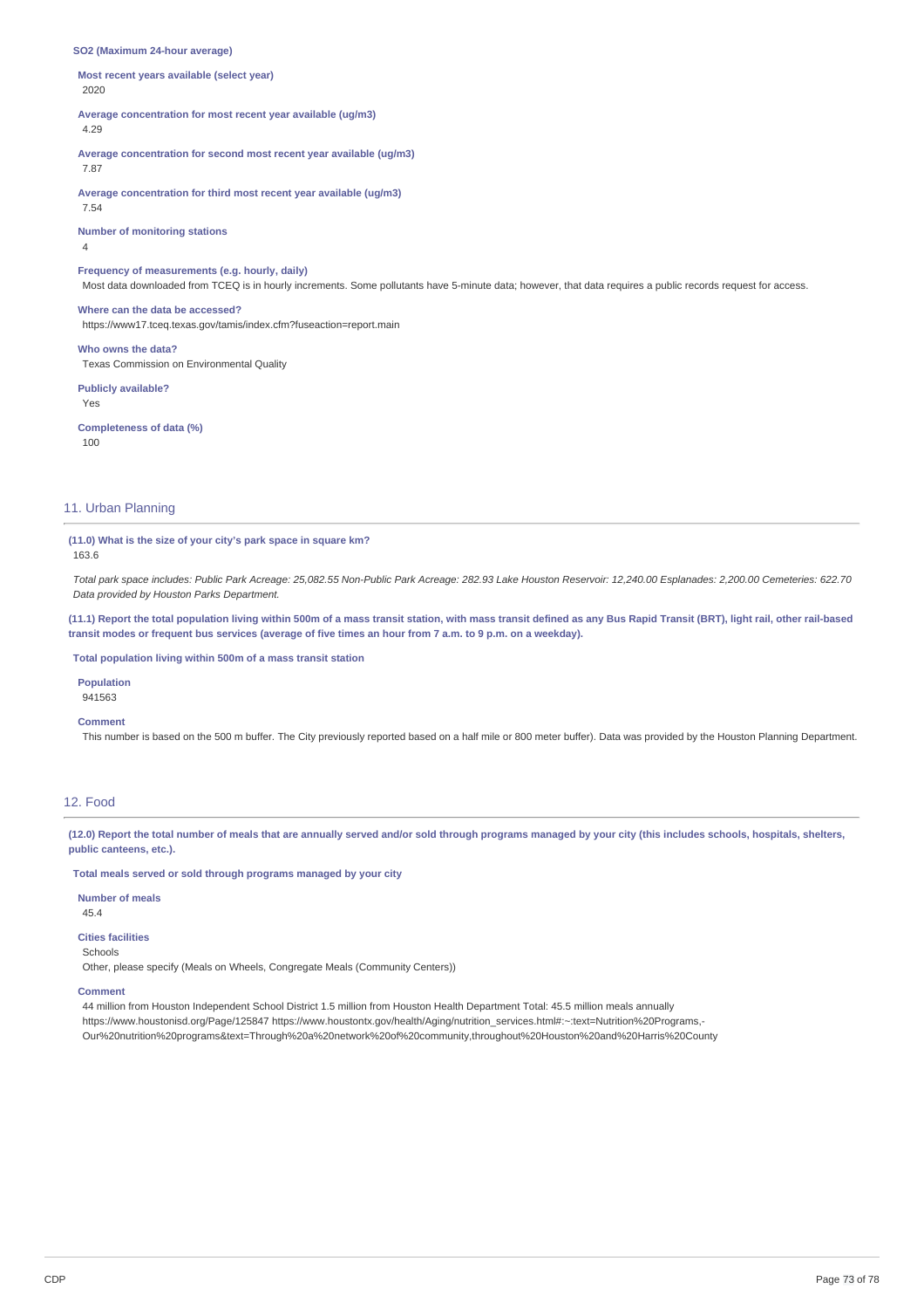**SO2 (Maximum 24-hour average)**

**Most recent years available (select year)**
2020

**Average concentration for most recent year available (ug/m3)**
4.29

**Average concentration for second most recent year available (ug/m3)**
7.87

**Average concentration for third most recent year available (ug/m3)**
7.54

**Number of monitoring stations**
4

**Frequency of measurements (e.g. hourly, daily)**
Most data downloaded from TCEQ is in hourly increments. Some pollutants have 5-minute data; however, that data requires a public records request for access.

**Where can the data be accessed?**
https://www17.tceq.texas.gov/tamis/index.cfm?fuseaction=report.main

**Who owns the data?**
Texas Commission on Environmental Quality

**Publicly available?**
Yes

**Completeness of data (%)**
100

## 11. Urban Planning

**(11.0) What is the size of your city's park space in square km?**
163.6

*Total park space includes: Public Park Acreage: 25,082.55 Non-Public Park Acreage: 282.93 Lake Houston Reservoir: 12,240.00 Esplanades: 2,200.00 Cemeteries: 622.70 Data provided by Houston Parks Department.*

**(11.1) Report the total population living within 500m of a mass transit station, with mass transit defined as any Bus Rapid Transit (BRT), light rail, other rail-based transit modes or frequent bus services (average of five times an hour from 7 a.m. to 9 p.m. on a weekday).**

**Total population living within 500m of a mass transit station**

**Population**
941563

**Comment**
This number is based on the 500 m buffer. The City previously reported based on a half mile or 800 meter buffer). Data was provided by the Houston Planning Department.

## 12. Food

**(12.0) Report the total number of meals that are annually served and/or sold through programs managed by your city (this includes schools, hospitals, shelters, public canteens, etc.).**

**Total meals served or sold through programs managed by your city**

**Number of meals**
45.4

**Cities facilities**
Schools
Other, please specify (Meals on Wheels, Congregate Meals (Community Centers))

**Comment**
44 million from Houston Independent School District 1.5 million from Houston Health Department Total: 45.5 million meals annually
https://www.houstonisd.org/Page/125847 https://www.houstontx.gov/health/Aging/nutrition_services.html#:~:text=Nutrition%20Programs,-Our%20nutrition%20programs&text=Through%20a%20network%20of%20community,throughout%20Houston%20and%20Harris%20County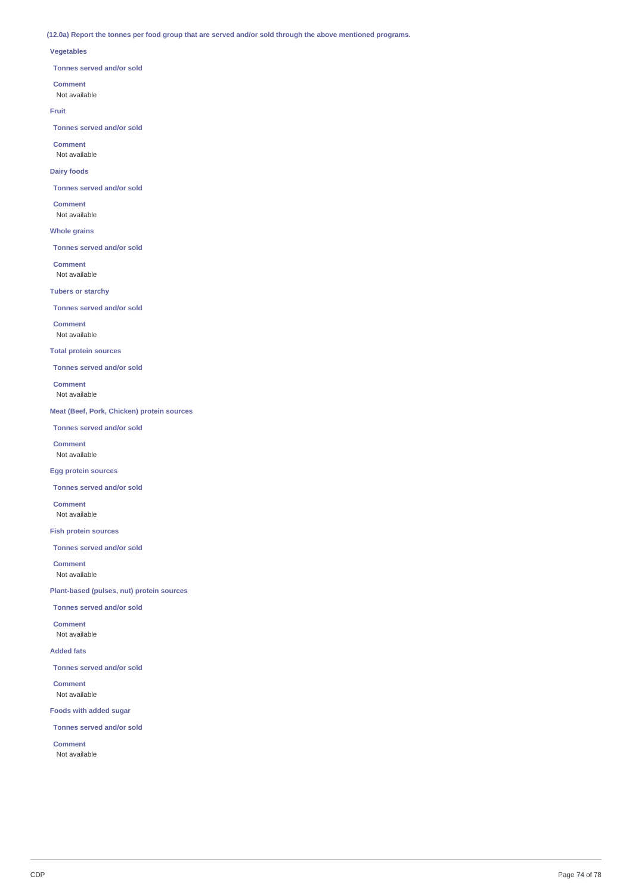**(12.0a) Report the tonnes per food group that are served and/or sold through the above mentioned programs.**

**Vegetables**

**Tonnes served and/or sold**

**Comment**

Not available

**Fruit**

**Tonnes served and/or sold**

**Comment**

Not available

**Dairy foods**

**Tonnes served and/or sold**

**Comment**

Not available

**Whole grains**

**Tonnes served and/or sold**

**Comment**

Not available

**Tubers or starchy**

**Tonnes served and/or sold**

**Comment**

Not available

**Total protein sources**

**Tonnes served and/or sold**

**Comment**

Not available

**Meat (Beef, Pork, Chicken) protein sources**

**Tonnes served and/or sold**

**Comment**

Not available

**Egg protein sources**

**Tonnes served and/or sold**

**Comment**

Not available

**Fish protein sources**

**Tonnes served and/or sold**

**Comment**

Not available

**Plant-based (pulses, nut) protein sources**

**Tonnes served and/or sold**

**Comment**

Not available

**Added fats**

**Tonnes served and/or sold**

**Comment**

Not available

**Foods with added sugar**

**Tonnes served and/or sold**

**Comment**

Not available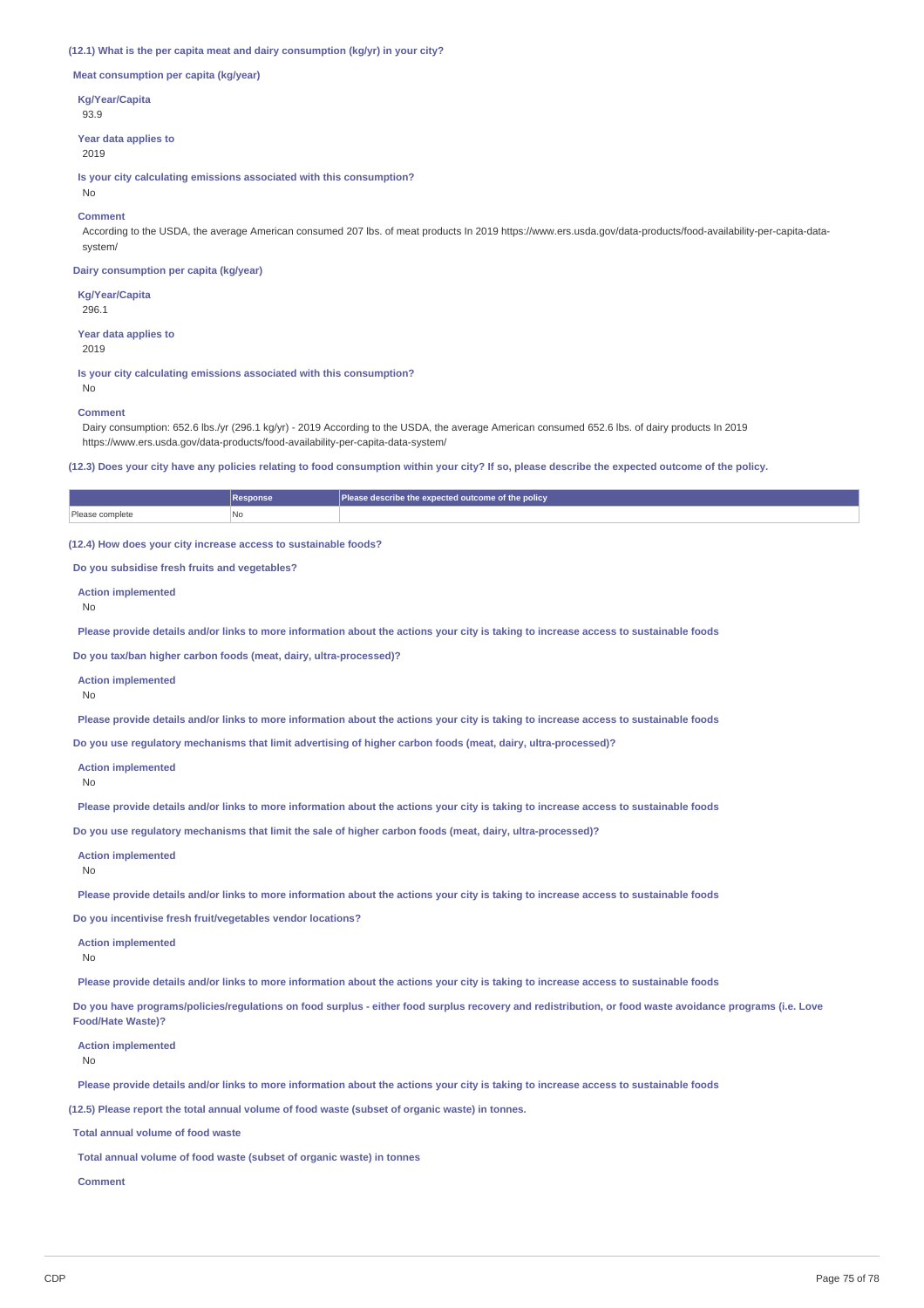### (12.1) What is the per capita meat and dairy consumption (kg/yr) in your city?

**Meat consumption per capita (kg/year)**

**Kg/Year/Capita**
93.9

**Year data applies to**
2019

**Is your city calculating emissions associated with this consumption?**
No

**Comment**
According to the USDA, the average American consumed 207 lbs. of meat products In 2019 https://www.ers.usda.gov/data-products/food-availability-per-capita-data-system/

**Dairy consumption per capita (kg/year)**

**Kg/Year/Capita**
296.1

**Year data applies to**
2019

**Is your city calculating emissions associated with this consumption?**
No

**Comment**
Dairy consumption: 652.6 lbs./yr (296.1 kg/yr) - 2019 According to the USDA, the average American consumed 652.6 lbs. of dairy products In 2019 https://www.ers.usda.gov/data-products/food-availability-per-capita-data-system/

### (12.3) Does your city have any policies relating to food consumption within your city? If so, please describe the expected outcome of the policy.

| | Response | Please describe the expected outcome of the policy |
|---|---|---|
| Please complete | No | |

### (12.4) How does your city increase access to sustainable foods?

**Do you subsidise fresh fruits and vegetables?**

**Action implemented**
No

**Please provide details and/or links to more information about the actions your city is taking to increase access to sustainable foods**

**Do you tax/ban higher carbon foods (meat, dairy, ultra-processed)?**

**Action implemented**
No

**Please provide details and/or links to more information about the actions your city is taking to increase access to sustainable foods**

**Do you use regulatory mechanisms that limit advertising of higher carbon foods (meat, dairy, ultra-processed)?**

**Action implemented**
No

**Please provide details and/or links to more information about the actions your city is taking to increase access to sustainable foods**

**Do you use regulatory mechanisms that limit the sale of higher carbon foods (meat, dairy, ultra-processed)?**

**Action implemented**
No

**Please provide details and/or links to more information about the actions your city is taking to increase access to sustainable foods**

**Do you incentivise fresh fruit/vegetables vendor locations?**

**Action implemented**
No

**Please provide details and/or links to more information about the actions your city is taking to increase access to sustainable foods**

**Do you have programs/policies/regulations on food surplus - either food surplus recovery and redistribution, or food waste avoidance programs (i.e. Love Food/Hate Waste)?**

**Action implemented**
No

**Please provide details and/or links to more information about the actions your city is taking to increase access to sustainable foods**

### (12.5) Please report the total annual volume of food waste (subset of organic waste) in tonnes.

**Total annual volume of food waste**

**Total annual volume of food waste (subset of organic waste) in tonnes**

**Comment**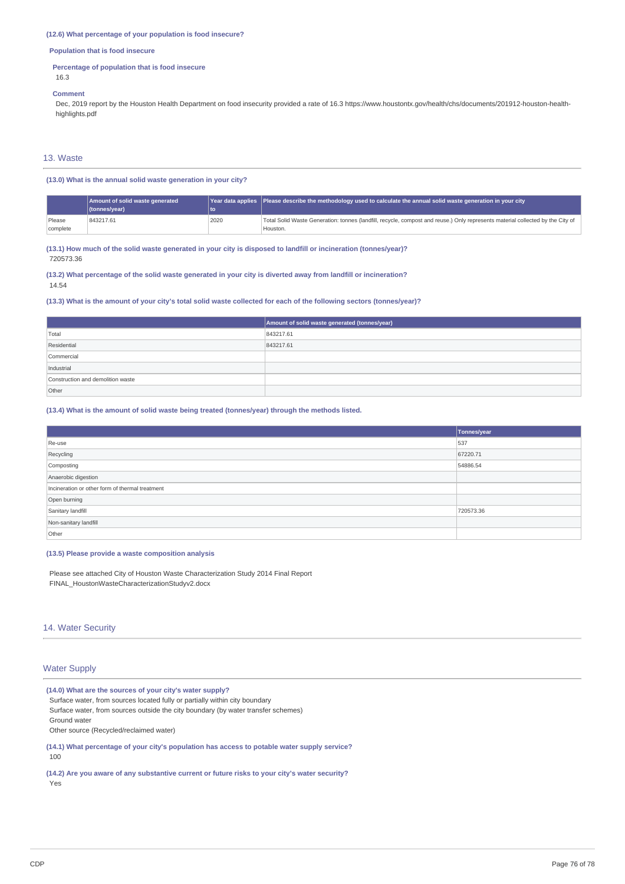### (12.6) What percentage of your population is food insecure?

**Population that is food insecure**

**Percentage of population that is food insecure**

16.3

**Comment**

Dec, 2019 report by the Houston Health Department on food insecurity provided a rate of 16.3 https://www.houstontx.gov/health/chs/documents/201912-houston-health-highlights.pdf

## 13. Waste

### (13.0) What is the annual solid waste generation in your city?

| | Amount of solid waste generated (tonnes/year) | Year data applies to | Please describe the methodology used to calculate the annual solid waste generation in your city |
|---|---|---|---|
| Please complete | 843217.61 | 2020 | Total Solid Waste Generation: tonnes (landfill, recycle, compost and reuse.) Only represents material collected by the City of Houston. |

### (13.1) How much of the solid waste generated in your city is disposed to landfill or incineration (tonnes/year)?

720573.36

### (13.2) What percentage of the solid waste generated in your city is diverted away from landfill or incineration?

14.54

### (13.3) What is the amount of your city's total solid waste collected for each of the following sectors (tonnes/year)?

| | Amount of solid waste generated (tonnes/year) |
|---|---|
| Total | 843217.61 |
| Residential | 843217.61 |
| Commercial | |
| Industrial | |
| Construction and demolition waste | |
| Other | |

### (13.4) What is the amount of solid waste being treated (tonnes/year) through the methods listed.

| | Tonnes/year |
|---|---|
| Re-use | 537 |
| Recycling | 67220.71 |
| Composting | 54886.54 |
| Anaerobic digestion | |
| Incineration or other form of thermal treatment | |
| Open burning | |
| Sanitary landfill | 720573.36 |
| Non-sanitary landfill | |
| Other | |

### (13.5) Please provide a waste composition analysis

Please see attached City of Houston Waste Characterization Study 2014 Final Report
FINAL_HoustonWasteCharacterizationStudyv2.docx

## 14. Water Security

## Water Supply

### (14.0) What are the sources of your city's water supply?

Surface water, from sources located fully or partially within city boundary
Surface water, from sources outside the city boundary (by water transfer schemes)
Ground water
Other source (Recycled/reclaimed water)

### (14.1) What percentage of your city's population has access to potable water supply service?

100

### (14.2) Are you aware of any substantive current or future risks to your city's water security?

Yes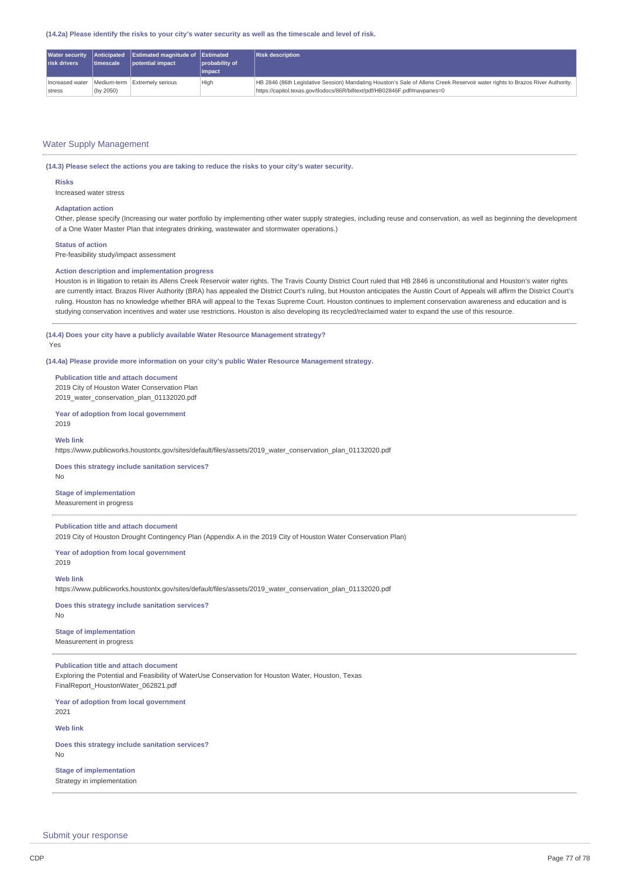**(14.2a) Please identify the risks to your city's water security as well as the timescale and level of risk.**

| Water security risk drivers | Anticipated timescale | Estimated magnitude of potential impact | Estimated probability of impact | Risk description |
|---|---|---|---|---|
| Increased water stress | Medium-term (by 2050) | Extremely serious | High | HB 2846 (86th Legislative Session) Mandating Houston's Sale of Allens Creek Reservoir water rights to Brazos River Authority. https://capitol.texas.gov/tlodocs/86R/billtext/pdf/HB02846F.pdf#navpanes=0 |

## Water Supply Management

**(14.3) Please select the actions you are taking to reduce the risks to your city's water security.**

**Risks**
Increased water stress

**Adaptation action**
Other, please specify (Increasing our water portfolio by implementing other water supply strategies, including reuse and conservation, as well as beginning the development of a One Water Master Plan that integrates drinking, wastewater and stormwater operations.)

**Status of action**
Pre-feasibility study/impact assessment

**Action description and implementation progress**
Houston is in litigation to retain its Allens Creek Reservoir water rights. The Travis County District Court ruled that HB 2846 is unconstitutional and Houston's water rights are currently intact. Brazos River Authority (BRA) has appealed the District Court's ruling, but Houston anticipates the Austin Court of Appeals will affirm the District Court's ruling. Houston has no knowledge whether BRA will appeal to the Texas Supreme Court. Houston continues to implement conservation awareness and education and is studying conservation incentives and water use restrictions. Houston is also developing its recycled/reclaimed water to expand the use of this resource.

---

**(14.4) Does your city have a publicly available Water Resource Management strategy?**
Yes

**(14.4a) Please provide more information on your city's public Water Resource Management strategy.**

**Publication title and attach document**
2019 City of Houston Water Conservation Plan
2019_water_conservation_plan_01132020.pdf

**Year of adoption from local government**
2019

**Web link**
https://www.publicworks.houstontx.gov/sites/default/files/assets/2019_water_conservation_plan_01132020.pdf

**Does this strategy include sanitation services?**
No

**Stage of implementation**
Measurement in progress

---

**Publication title and attach document**
2019 City of Houston Drought Contingency Plan (Appendix A in the 2019 City of Houston Water Conservation Plan)

**Year of adoption from local government**
2019

**Web link**
https://www.publicworks.houstontx.gov/sites/default/files/assets/2019_water_conservation_plan_01132020.pdf

**Does this strategy include sanitation services?**
No

**Stage of implementation**
Measurement in progress

---

**Publication title and attach document**
Exploring the Potential and Feasibility of WaterUse Conservation for Houston Water, Houston, Texas
FinalReport_HoustonWater_062821.pdf

**Year of adoption from local government**
2021

**Web link**

**Does this strategy include sanitation services?**
No

**Stage of implementation**
Strategy in implementation

---

## Submit your response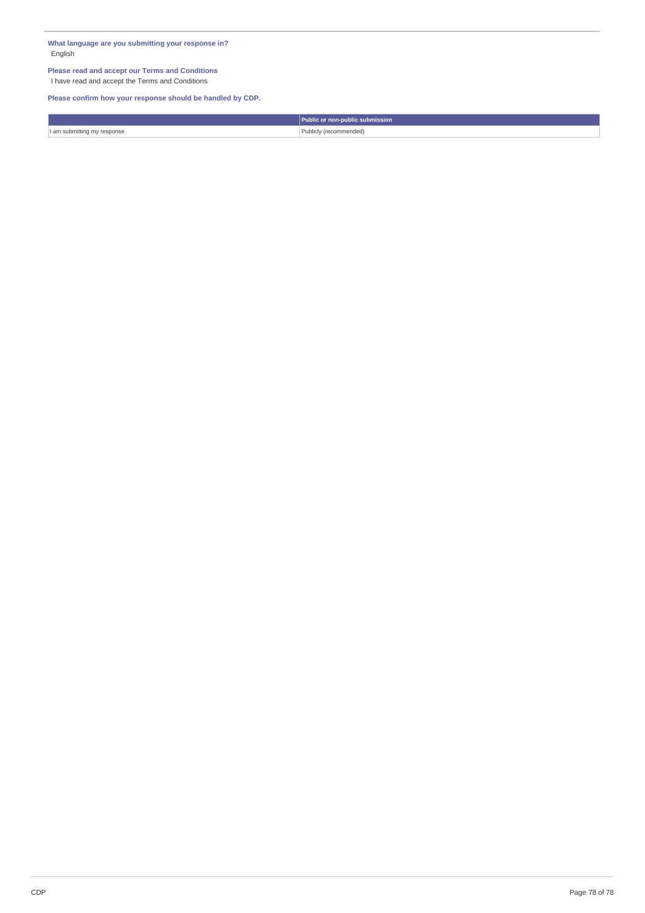**What language are you submitting your response in?**

English

**Please read and accept our Terms and Conditions**

I have read and accept the Terms and Conditions

**Please confirm how your response should be handled by CDP.**

| | Public or non-public submission |
|---|---|
| I am submitting my response | Publicly (recommended) |